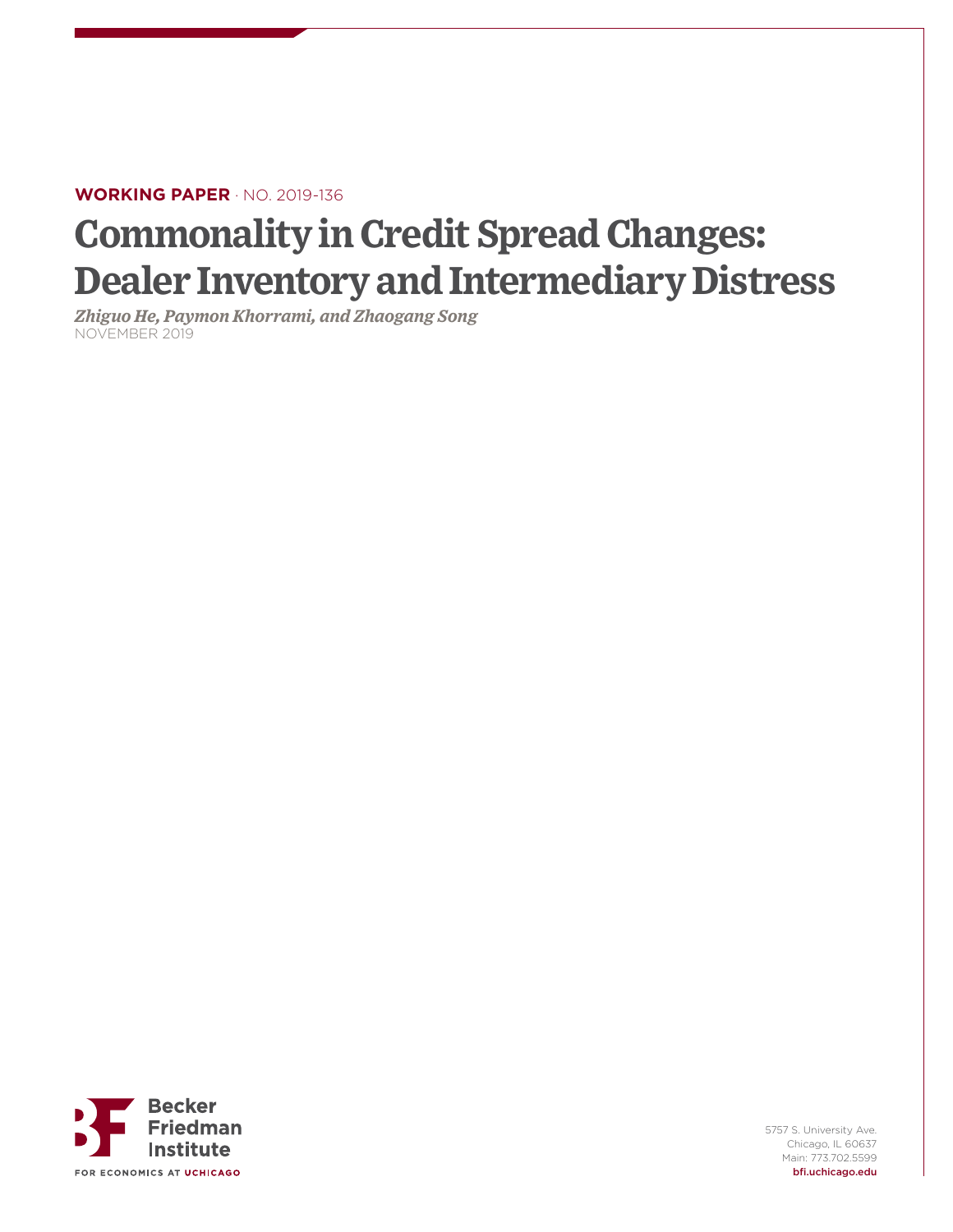**WORKING PAPER** · NO. 2019-136

# Commonality in Credit Spread Changes: Dealer Inventory and Intermediary Distress

*Zhiguo He, Paymon Khorrami, and Zhaogang Song*

NOVEMBER 2019

Becker Friedman Institute

FOR ECONOMICS AT UCHICAGO

5757 S. University Ave.
Chicago, IL 60637
Main: 773.702.5599
bfi.uchicago.edu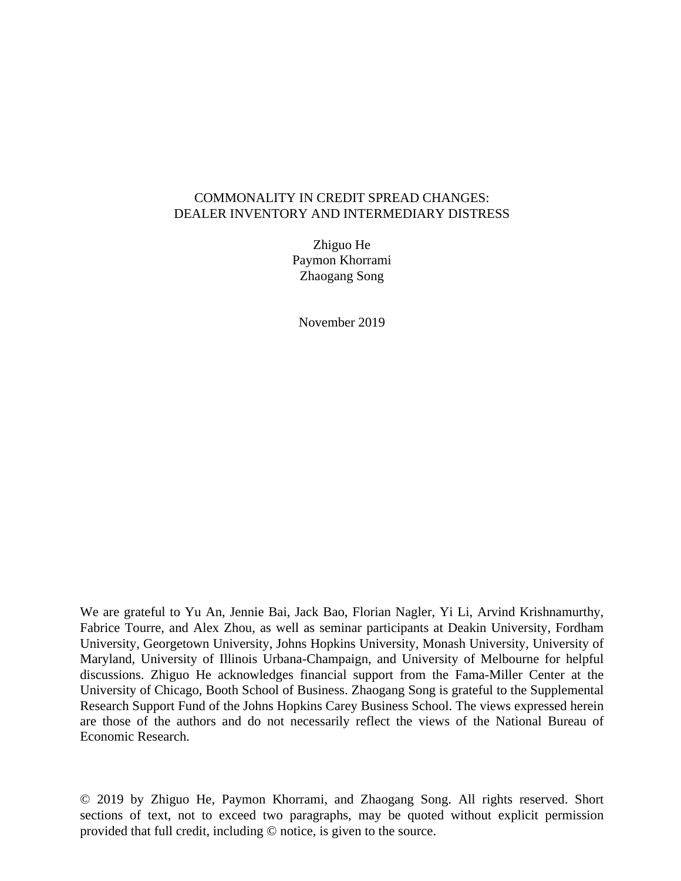# COMMONALITY IN CREDIT SPREAD CHANGES: DEALER INVENTORY AND INTERMEDIARY DISTRESS

Zhiguo He
Paymon Khorrami
Zhaogang Song

November 2019

We are grateful to Yu An, Jennie Bai, Jack Bao, Florian Nagler, Yi Li, Arvind Krishnamurthy, Fabrice Tourre, and Alex Zhou, as well as seminar participants at Deakin University, Fordham University, Georgetown University, Johns Hopkins University, Monash University, University of Maryland, University of Illinois Urbana-Champaign, and University of Melbourne for helpful discussions. Zhiguo He acknowledges financial support from the Fama-Miller Center at the University of Chicago, Booth School of Business. Zhaogang Song is grateful to the Supplemental Research Support Fund of the Johns Hopkins Carey Business School. The views expressed herein are those of the authors and do not necessarily reflect the views of the National Bureau of Economic Research.

© 2019 by Zhiguo He, Paymon Khorrami, and Zhaogang Song. All rights reserved. Short sections of text, not to exceed two paragraphs, may be quoted without explicit permission provided that full credit, including © notice, is given to the source.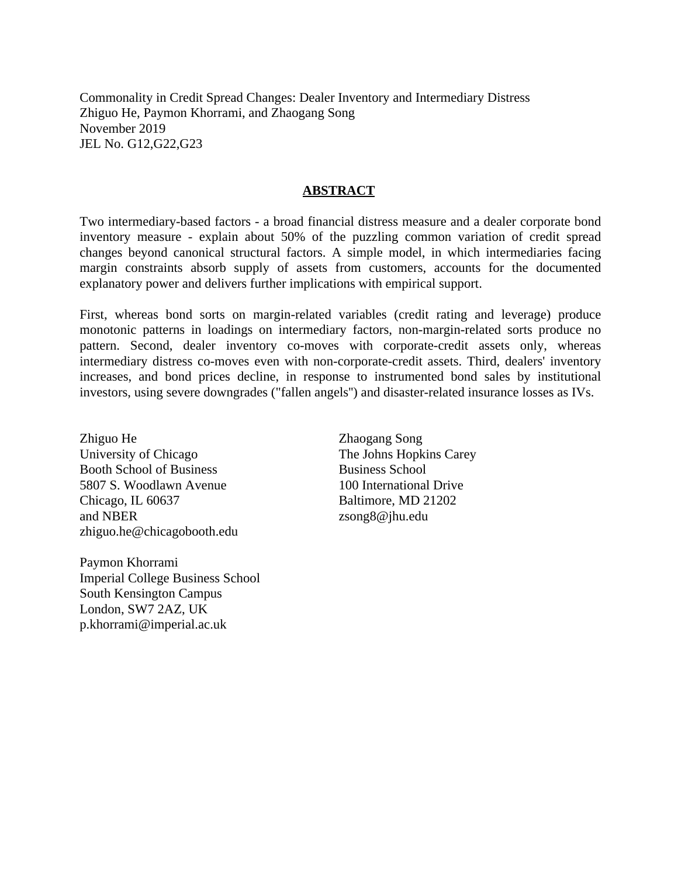Commonality in Credit Spread Changes: Dealer Inventory and Intermediary Distress
Zhiguo He, Paymon Khorrami, and Zhaogang Song
November 2019
JEL No. G12,G22,G23

## ABSTRACT

Two intermediary-based factors - a broad financial distress measure and a dealer corporate bond inventory measure - explain about 50% of the puzzling common variation of credit spread changes beyond canonical structural factors. A simple model, in which intermediaries facing margin constraints absorb supply of assets from customers, accounts for the documented explanatory power and delivers further implications with empirical support.

First, whereas bond sorts on margin-related variables (credit rating and leverage) produce monotonic patterns in loadings on intermediary factors, non-margin-related sorts produce no pattern. Second, dealer inventory co-moves with corporate-credit assets only, whereas intermediary distress co-moves even with non-corporate-credit assets. Third, dealers' inventory increases, and bond prices decline, in response to instrumented bond sales by institutional investors, using severe downgrades ("fallen angels") and disaster-related insurance losses as IVs.

Zhiguo He
University of Chicago
Booth School of Business
5807 S. Woodlawn Avenue
Chicago, IL 60637
and NBER
zhiguo.he@chicagobooth.edu

Paymon Khorrami
Imperial College Business School
South Kensington Campus
London, SW7 2AZ, UK
p.khorrami@imperial.ac.uk

Zhaogang Song
The Johns Hopkins Carey
Business School
100 International Drive
Baltimore, MD 21202
zsong8@jhu.edu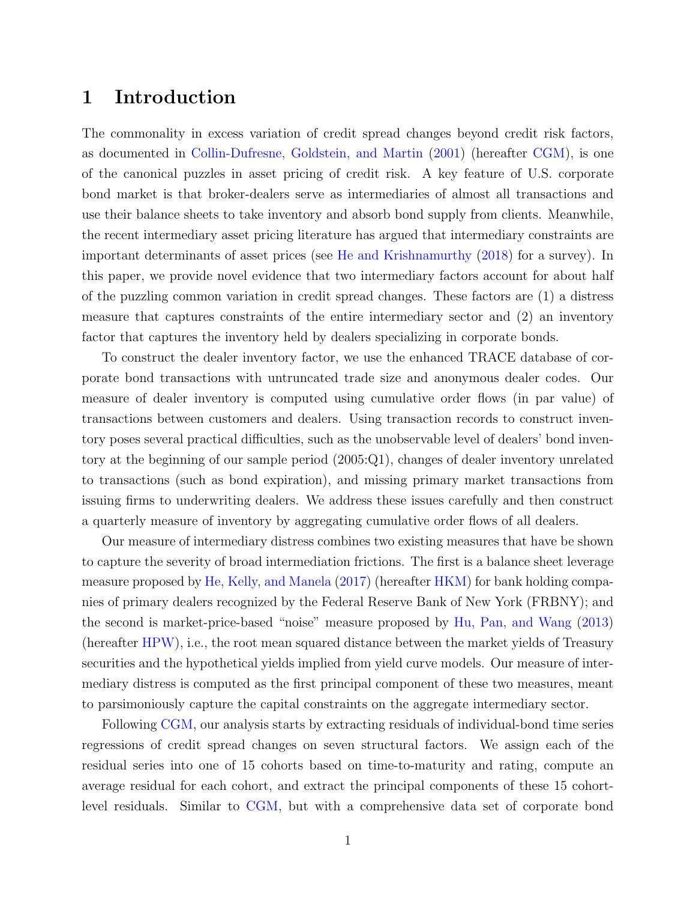# 1 Introduction

The commonality in excess variation of credit spread changes beyond credit risk factors, as documented in Collin-Dufresne, Goldstein, and Martin (2001) (hereafter CGM), is one of the canonical puzzles in asset pricing of credit risk. A key feature of U.S. corporate bond market is that broker-dealers serve as intermediaries of almost all transactions and use their balance sheets to take inventory and absorb bond supply from clients. Meanwhile, the recent intermediary asset pricing literature has argued that intermediary constraints are important determinants of asset prices (see He and Krishnamurthy (2018) for a survey). In this paper, we provide novel evidence that two intermediary factors account for about half of the puzzling common variation in credit spread changes. These factors are (1) a distress measure that captures constraints of the entire intermediary sector and (2) an inventory factor that captures the inventory held by dealers specializing in corporate bonds.

To construct the dealer inventory factor, we use the enhanced TRACE database of corporate bond transactions with untruncated trade size and anonymous dealer codes. Our measure of dealer inventory is computed using cumulative order flows (in par value) of transactions between customers and dealers. Using transaction records to construct inventory poses several practical difficulties, such as the unobservable level of dealers' bond inventory at the beginning of our sample period (2005:Q1), changes of dealer inventory unrelated to transactions (such as bond expiration), and missing primary market transactions from issuing firms to underwriting dealers. We address these issues carefully and then construct a quarterly measure of inventory by aggregating cumulative order flows of all dealers.

Our measure of intermediary distress combines two existing measures that have be shown to capture the severity of broad intermediation frictions. The first is a balance sheet leverage measure proposed by He, Kelly, and Manela (2017) (hereafter HKM) for bank holding companies of primary dealers recognized by the Federal Reserve Bank of New York (FRBNY); and the second is market-price-based "noise" measure proposed by Hu, Pan, and Wang (2013) (hereafter HPW), i.e., the root mean squared distance between the market yields of Treasury securities and the hypothetical yields implied from yield curve models. Our measure of intermediary distress is computed as the first principal component of these two measures, meant to parsimoniously capture the capital constraints on the aggregate intermediary sector.

Following CGM, our analysis starts by extracting residuals of individual-bond time series regressions of credit spread changes on seven structural factors. We assign each of the residual series into one of 15 cohorts based on time-to-maturity and rating, compute an average residual for each cohort, and extract the principal components of these 15 cohort-level residuals. Similar to CGM, but with a comprehensive data set of corporate bond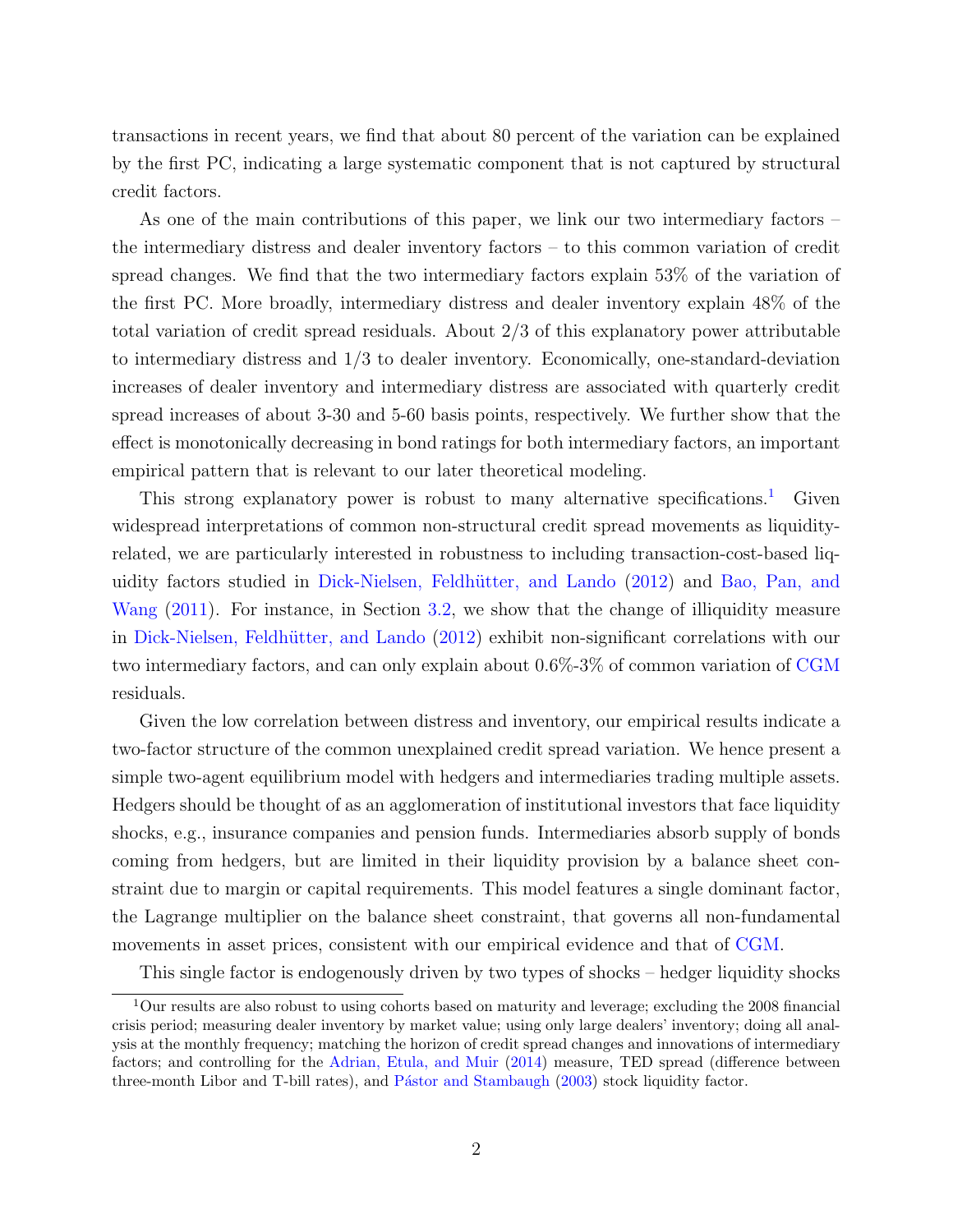transactions in recent years, we find that about 80 percent of the variation can be explained by the first PC, indicating a large systematic component that is not captured by structural credit factors.

As one of the main contributions of this paper, we link our two intermediary factors – the intermediary distress and dealer inventory factors – to this common variation of credit spread changes. We find that the two intermediary factors explain 53% of the variation of the first PC. More broadly, intermediary distress and dealer inventory explain 48% of the total variation of credit spread residuals. About 2/3 of this explanatory power attributable to intermediary distress and 1/3 to dealer inventory. Economically, one-standard-deviation increases of dealer inventory and intermediary distress are associated with quarterly credit spread increases of about 3-30 and 5-60 basis points, respectively. We further show that the effect is monotonically decreasing in bond ratings for both intermediary factors, an important empirical pattern that is relevant to our later theoretical modeling.

This strong explanatory power is robust to many alternative specifications.[1] Given widespread interpretations of common non-structural credit spread movements as liquidity-related, we are particularly interested in robustness to including transaction-cost-based liquidity factors studied in Dick-Nielsen, Feldhütter, and Lando (2012) and Bao, Pan, and Wang (2011). For instance, in Section 3.2, we show that the change of illiquidity measure in Dick-Nielsen, Feldhütter, and Lando (2012) exhibit non-significant correlations with our two intermediary factors, and can only explain about 0.6%-3% of common variation of CGM residuals.

Given the low correlation between distress and inventory, our empirical results indicate a two-factor structure of the common unexplained credit spread variation. We hence present a simple two-agent equilibrium model with hedgers and intermediaries trading multiple assets. Hedgers should be thought of as an agglomeration of institutional investors that face liquidity shocks, e.g., insurance companies and pension funds. Intermediaries absorb supply of bonds coming from hedgers, but are limited in their liquidity provision by a balance sheet constraint due to margin or capital requirements. This model features a single dominant factor, the Lagrange multiplier on the balance sheet constraint, that governs all non-fundamental movements in asset prices, consistent with our empirical evidence and that of CGM.

This single factor is endogenously driven by two types of shocks – hedger liquidity shocks

[1] Our results are also robust to using cohorts based on maturity and leverage; excluding the 2008 financial crisis period; measuring dealer inventory by market value; using only large dealers' inventory; doing all analysis at the monthly frequency; matching the horizon of credit spread changes and innovations of intermediary factors; and controlling for the Adrian, Etula, and Muir (2014) measure, TED spread (difference between three-month Libor and T-bill rates), and Pástor and Stambaugh (2003) stock liquidity factor.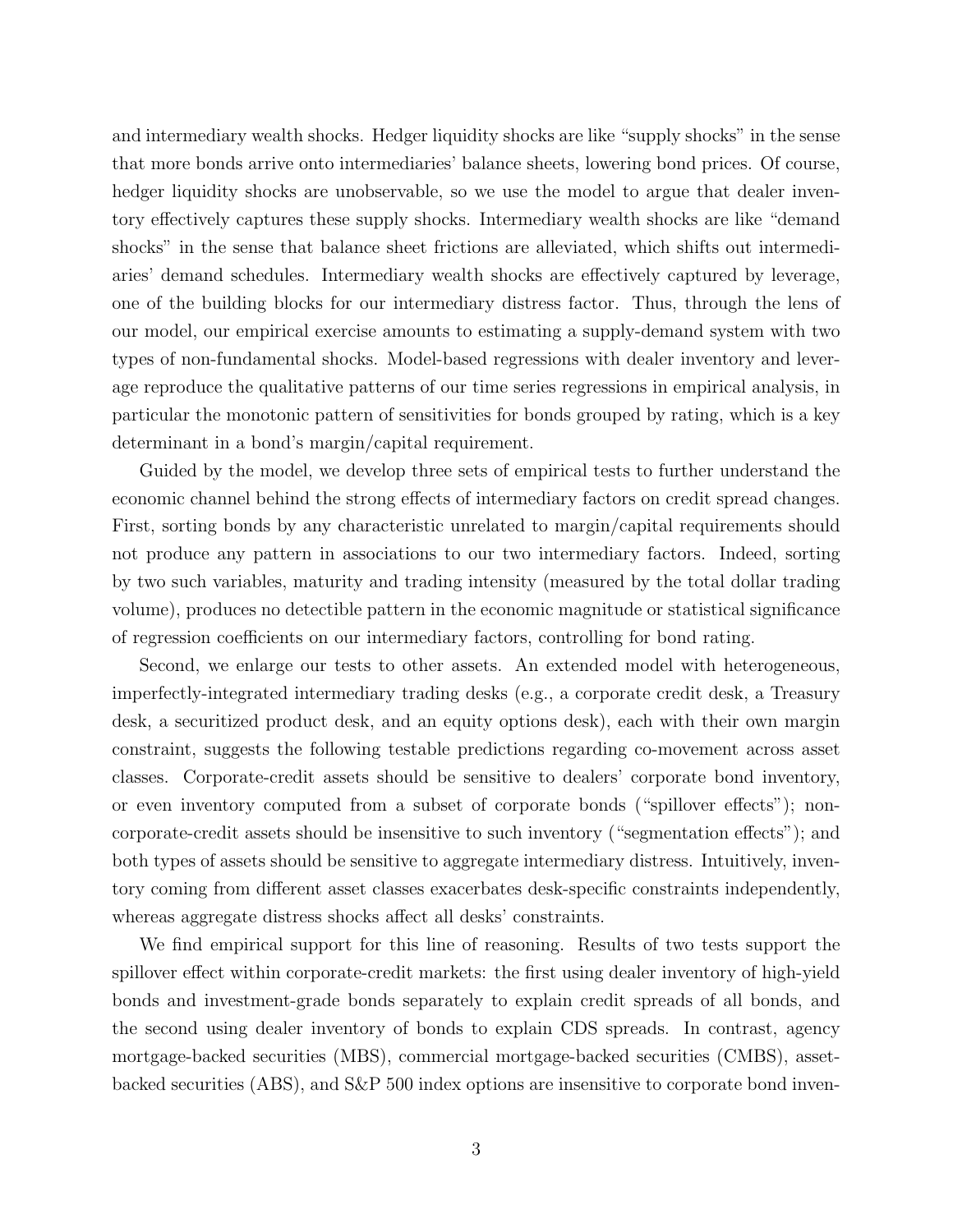and intermediary wealth shocks. Hedger liquidity shocks are like "supply shocks" in the sense that more bonds arrive onto intermediaries' balance sheets, lowering bond prices. Of course, hedger liquidity shocks are unobservable, so we use the model to argue that dealer inventory effectively captures these supply shocks. Intermediary wealth shocks are like "demand shocks" in the sense that balance sheet frictions are alleviated, which shifts out intermediaries' demand schedules. Intermediary wealth shocks are effectively captured by leverage, one of the building blocks for our intermediary distress factor. Thus, through the lens of our model, our empirical exercise amounts to estimating a supply-demand system with two types of non-fundamental shocks. Model-based regressions with dealer inventory and leverage reproduce the qualitative patterns of our time series regressions in empirical analysis, in particular the monotonic pattern of sensitivities for bonds grouped by rating, which is a key determinant in a bond's margin/capital requirement.

Guided by the model, we develop three sets of empirical tests to further understand the economic channel behind the strong effects of intermediary factors on credit spread changes. First, sorting bonds by any characteristic unrelated to margin/capital requirements should not produce any pattern in associations to our two intermediary factors. Indeed, sorting by two such variables, maturity and trading intensity (measured by the total dollar trading volume), produces no detectible pattern in the economic magnitude or statistical significance of regression coefficients on our intermediary factors, controlling for bond rating.

Second, we enlarge our tests to other assets. An extended model with heterogeneous, imperfectly-integrated intermediary trading desks (e.g., a corporate credit desk, a Treasury desk, a securitized product desk, and an equity options desk), each with their own margin constraint, suggests the following testable predictions regarding co-movement across asset classes. Corporate-credit assets should be sensitive to dealers' corporate bond inventory, or even inventory computed from a subset of corporate bonds ("spillover effects"); non-corporate-credit assets should be insensitive to such inventory ("segmentation effects"); and both types of assets should be sensitive to aggregate intermediary distress. Intuitively, inventory coming from different asset classes exacerbates desk-specific constraints independently, whereas aggregate distress shocks affect all desks' constraints.

We find empirical support for this line of reasoning. Results of two tests support the spillover effect within corporate-credit markets: the first using dealer inventory of high-yield bonds and investment-grade bonds separately to explain credit spreads of all bonds, and the second using dealer inventory of bonds to explain CDS spreads. In contrast, agency mortgage-backed securities (MBS), commercial mortgage-backed securities (CMBS), asset-backed securities (ABS), and S&P 500 index options are insensitive to corporate bond inven-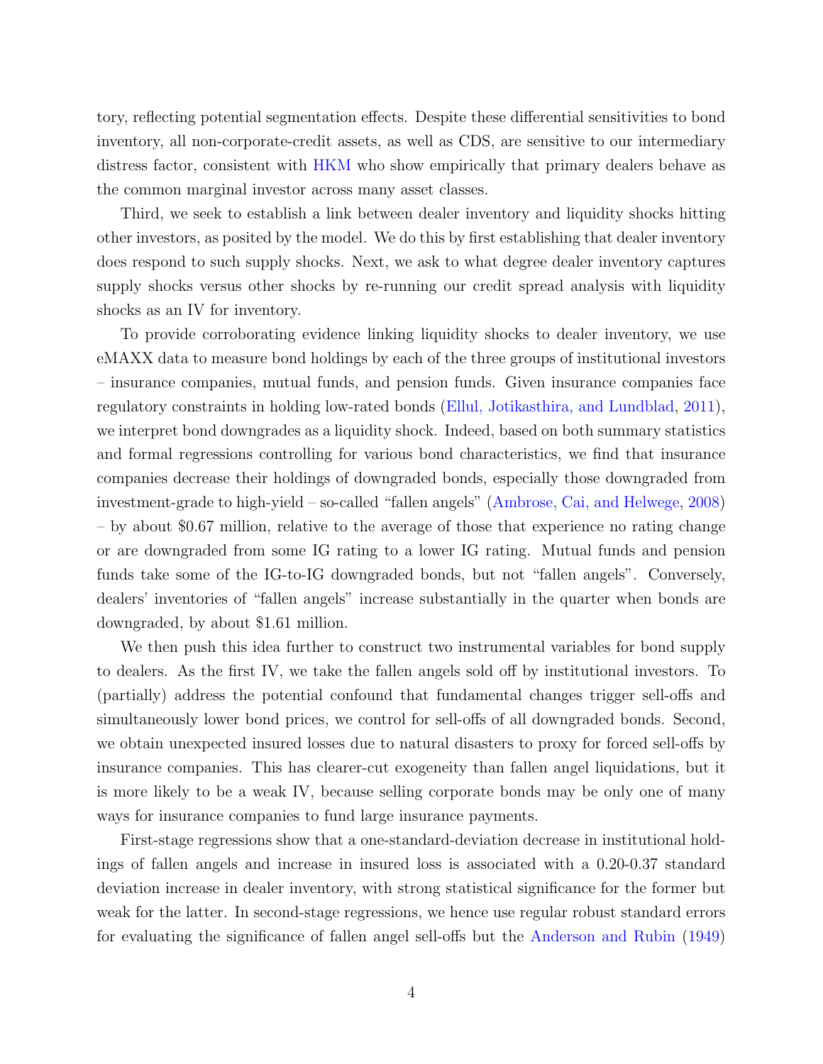tory, reflecting potential segmentation effects. Despite these differential sensitivities to bond inventory, all non-corporate-credit assets, as well as CDS, are sensitive to our intermediary distress factor, consistent with HKM who show empirically that primary dealers behave as the common marginal investor across many asset classes.

Third, we seek to establish a link between dealer inventory and liquidity shocks hitting other investors, as posited by the model. We do this by first establishing that dealer inventory does respond to such supply shocks. Next, we ask to what degree dealer inventory captures supply shocks versus other shocks by re-running our credit spread analysis with liquidity shocks as an IV for inventory.

To provide corroborating evidence linking liquidity shocks to dealer inventory, we use eMAXX data to measure bond holdings by each of the three groups of institutional investors – insurance companies, mutual funds, and pension funds. Given insurance companies face regulatory constraints in holding low-rated bonds (Ellul, Jotikasthira, and Lundblad, 2011), we interpret bond downgrades as a liquidity shock. Indeed, based on both summary statistics and formal regressions controlling for various bond characteristics, we find that insurance companies decrease their holdings of downgraded bonds, especially those downgraded from investment-grade to high-yield – so-called "fallen angels" (Ambrose, Cai, and Helwege, 2008) – by about \$0.67 million, relative to the average of those that experience no rating change or are downgraded from some IG rating to a lower IG rating. Mutual funds and pension funds take some of the IG-to-IG downgraded bonds, but not "fallen angels". Conversely, dealers' inventories of "fallen angels" increase substantially in the quarter when bonds are downgraded, by about \$1.61 million.

We then push this idea further to construct two instrumental variables for bond supply to dealers. As the first IV, we take the fallen angels sold off by institutional investors. To (partially) address the potential confound that fundamental changes trigger sell-offs and simultaneously lower bond prices, we control for sell-offs of all downgraded bonds. Second, we obtain unexpected insured losses due to natural disasters to proxy for forced sell-offs by insurance companies. This has clearer-cut exogeneity than fallen angel liquidations, but it is more likely to be a weak IV, because selling corporate bonds may be only one of many ways for insurance companies to fund large insurance payments.

First-stage regressions show that a one-standard-deviation decrease in institutional holdings of fallen angels and increase in insured loss is associated with a 0.20-0.37 standard deviation increase in dealer inventory, with strong statistical significance for the former but weak for the latter. In second-stage regressions, we hence use regular robust standard errors for evaluating the significance of fallen angel sell-offs but the Anderson and Rubin (1949)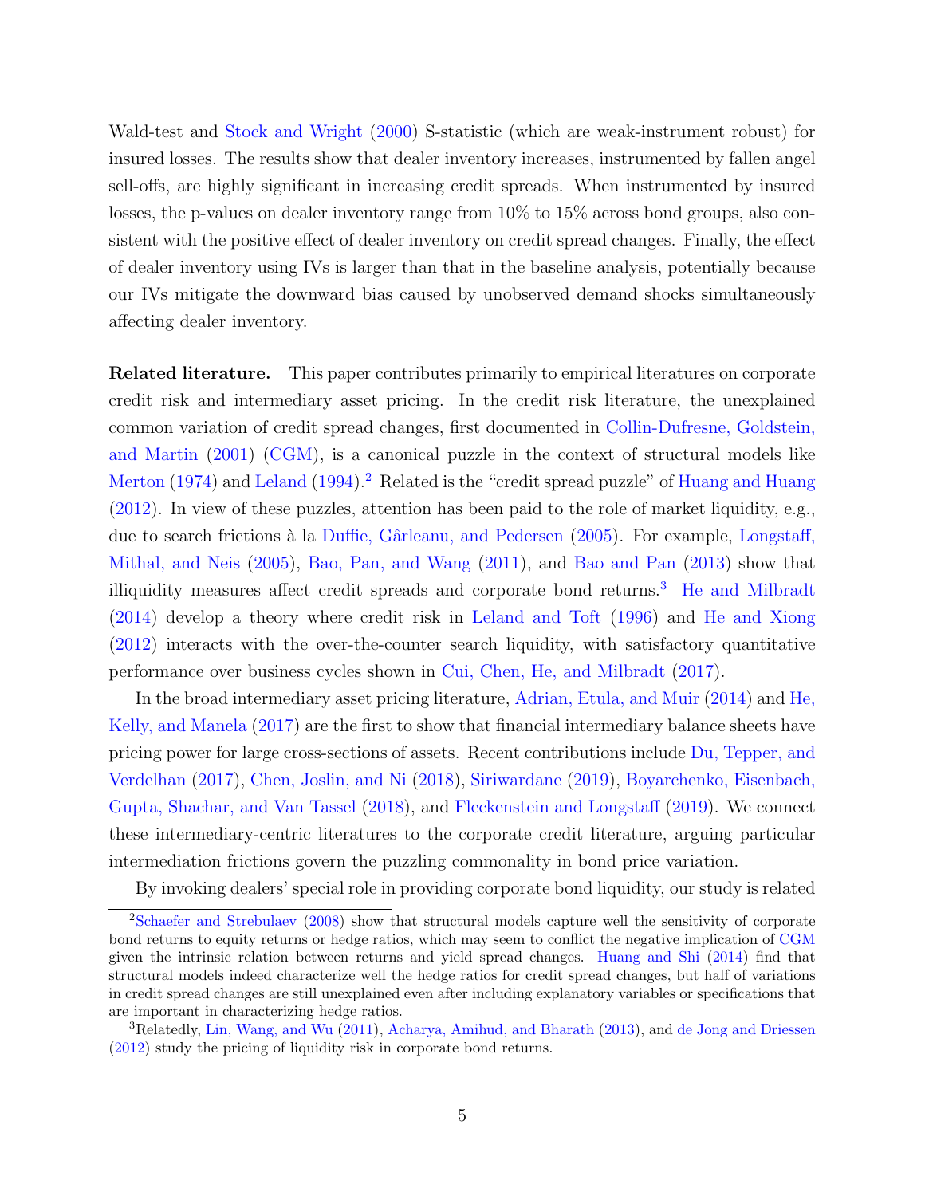Wald-test and Stock and Wright (2000) S-statistic (which are weak-instrument robust) for insured losses. The results show that dealer inventory increases, instrumented by fallen angel sell-offs, are highly significant in increasing credit spreads. When instrumented by insured losses, the p-values on dealer inventory range from 10% to 15% across bond groups, also consistent with the positive effect of dealer inventory on credit spread changes. Finally, the effect of dealer inventory using IVs is larger than that in the baseline analysis, potentially because our IVs mitigate the downward bias caused by unobserved demand shocks simultaneously affecting dealer inventory.

**Related literature.** This paper contributes primarily to empirical literatures on corporate credit risk and intermediary asset pricing. In the credit risk literature, the unexplained common variation of credit spread changes, first documented in Collin-Dufresne, Goldstein, and Martin (2001) (CGM), is a canonical puzzle in the context of structural models like Merton (1974) and Leland (1994).[2] Related is the "credit spread puzzle" of Huang and Huang (2012). In view of these puzzles, attention has been paid to the role of market liquidity, e.g., due to search frictions à la Duffie, Gârleanu, and Pedersen (2005). For example, Longstaff, Mithal, and Neis (2005), Bao, Pan, and Wang (2011), and Bao and Pan (2013) show that illiquidity measures affect credit spreads and corporate bond returns.[3] He and Milbradt (2014) develop a theory where credit risk in Leland and Toft (1996) and He and Xiong (2012) interacts with the over-the-counter search liquidity, with satisfactory quantitative performance over business cycles shown in Cui, Chen, He, and Milbradt (2017).

In the broad intermediary asset pricing literature, Adrian, Etula, and Muir (2014) and He, Kelly, and Manela (2017) are the first to show that financial intermediary balance sheets have pricing power for large cross-sections of assets. Recent contributions include Du, Tepper, and Verdelhan (2017), Chen, Joslin, and Ni (2018), Siriwardane (2019), Boyarchenko, Eisenbach, Gupta, Shachar, and Van Tassel (2018), and Fleckenstein and Longstaff (2019). We connect these intermediary-centric literatures to the corporate credit literature, arguing particular intermediation frictions govern the puzzling commonality in bond price variation.

By invoking dealers' special role in providing corporate bond liquidity, our study is related

[2] Schaefer and Strebulaev (2008) show that structural models capture well the sensitivity of corporate bond returns to equity returns or hedge ratios, which may seem to conflict the negative implication of CGM given the intrinsic relation between returns and yield spread changes. Huang and Shi (2014) find that structural models indeed characterize well the hedge ratios for credit spread changes, but half of variations in credit spread changes are still unexplained even after including explanatory variables or specifications that are important in characterizing hedge ratios.

[3] Relatedly, Lin, Wang, and Wu (2011), Acharya, Amihud, and Bharath (2013), and de Jong and Driessen (2012) study the pricing of liquidity risk in corporate bond returns.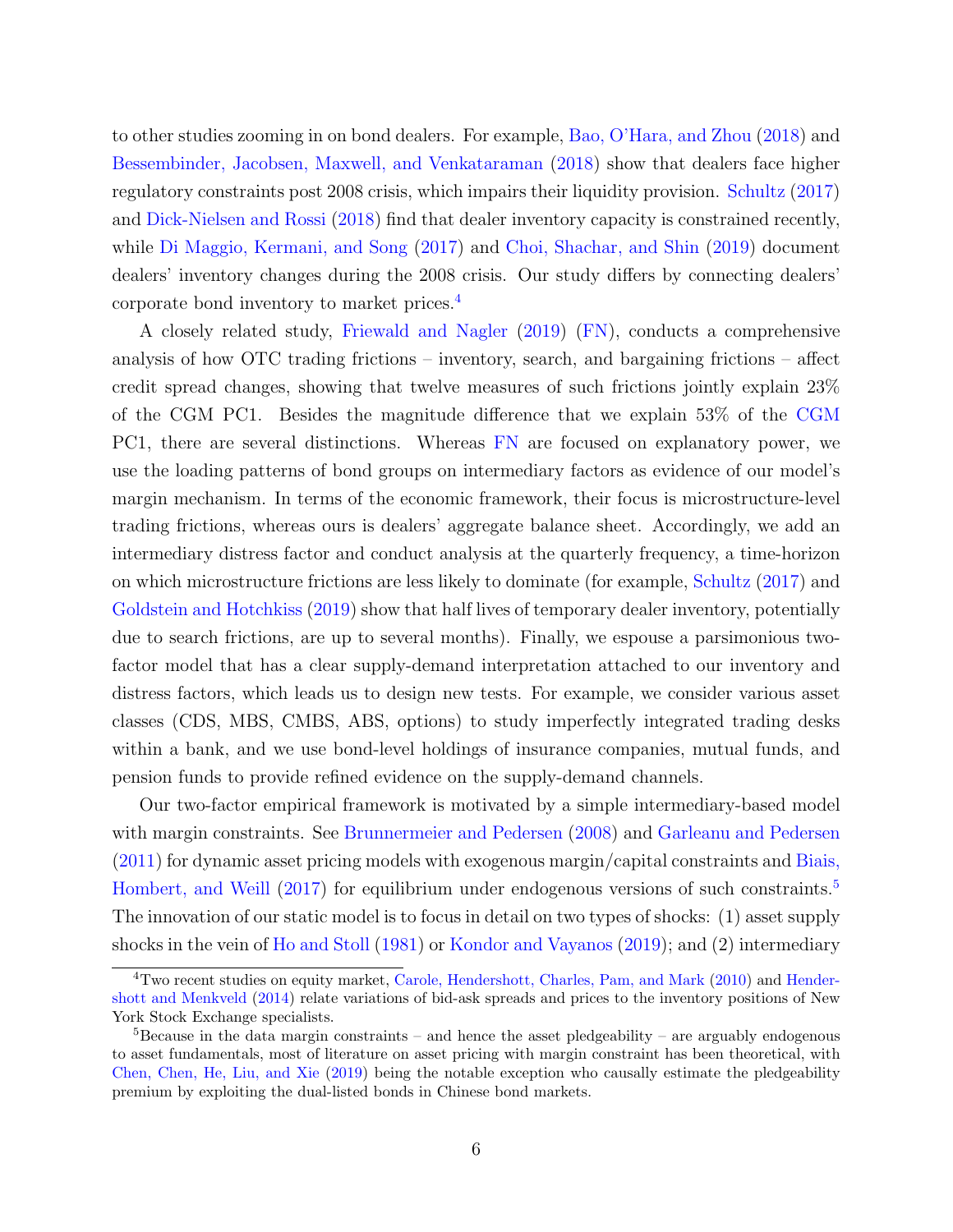to other studies zooming in on bond dealers. For example, Bao, O'Hara, and Zhou (2018) and Bessembinder, Jacobsen, Maxwell, and Venkataraman (2018) show that dealers face higher regulatory constraints post 2008 crisis, which impairs their liquidity provision. Schultz (2017) and Dick-Nielsen and Rossi (2018) find that dealer inventory capacity is constrained recently, while Di Maggio, Kermani, and Song (2017) and Choi, Shachar, and Shin (2019) document dealers' inventory changes during the 2008 crisis. Our study differs by connecting dealers' corporate bond inventory to market prices.[4]

A closely related study, Friewald and Nagler (2019) (FN), conducts a comprehensive analysis of how OTC trading frictions – inventory, search, and bargaining frictions – affect credit spread changes, showing that twelve measures of such frictions jointly explain 23% of the CGM PC1. Besides the magnitude difference that we explain 53% of the CGM PC1, there are several distinctions. Whereas FN are focused on explanatory power, we use the loading patterns of bond groups on intermediary factors as evidence of our model's margin mechanism. In terms of the economic framework, their focus is microstructure-level trading frictions, whereas ours is dealers' aggregate balance sheet. Accordingly, we add an intermediary distress factor and conduct analysis at the quarterly frequency, a time-horizon on which microstructure frictions are less likely to dominate (for example, Schultz (2017) and Goldstein and Hotchkiss (2019) show that half lives of temporary dealer inventory, potentially due to search frictions, are up to several months). Finally, we espouse a parsimonious two-factor model that has a clear supply-demand interpretation attached to our inventory and distress factors, which leads us to design new tests. For example, we consider various asset classes (CDS, MBS, CMBS, ABS, options) to study imperfectly integrated trading desks within a bank, and we use bond-level holdings of insurance companies, mutual funds, and pension funds to provide refined evidence on the supply-demand channels.

Our two-factor empirical framework is motivated by a simple intermediary-based model with margin constraints. See Brunnermeier and Pedersen (2008) and Garleanu and Pedersen (2011) for dynamic asset pricing models with exogenous margin/capital constraints and Biais, Hombert, and Weill (2017) for equilibrium under endogenous versions of such constraints.[5] The innovation of our static model is to focus in detail on two types of shocks: (1) asset supply shocks in the vein of Ho and Stoll (1981) or Kondor and Vayanos (2019); and (2) intermediary

[4] Two recent studies on equity market, Carole, Hendershott, Charles, Pam, and Mark (2010) and Hendershott and Menkveld (2014) relate variations of bid-ask spreads and prices to the inventory positions of New York Stock Exchange specialists.

[5] Because in the data margin constraints – and hence the asset pledgeability – are arguably endogenous to asset fundamentals, most of literature on asset pricing with margin constraint has been theoretical, with Chen, Chen, He, Liu, and Xie (2019) being the notable exception who causally estimate the pledgeability premium by exploiting the dual-listed bonds in Chinese bond markets.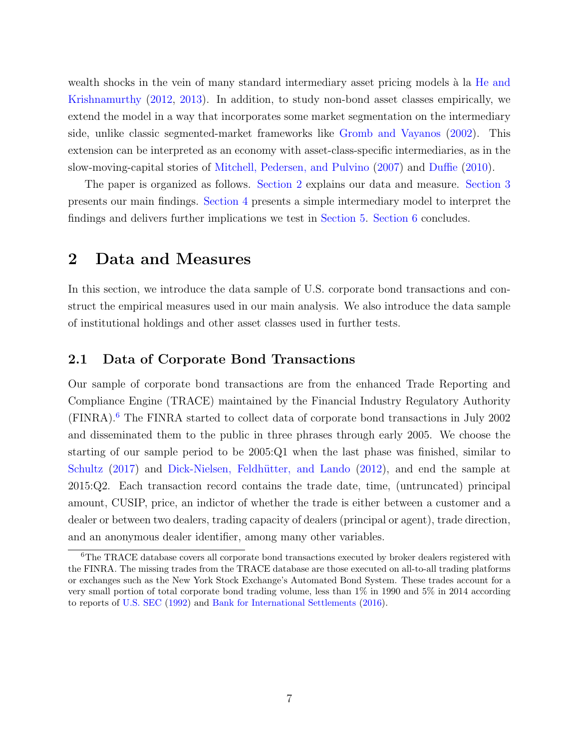wealth shocks in the vein of many standard intermediary asset pricing models à la He and Krishnamurthy (2012, 2013). In addition, to study non-bond asset classes empirically, we extend the model in a way that incorporates some market segmentation on the intermediary side, unlike classic segmented-market frameworks like Gromb and Vayanos (2002). This extension can be interpreted as an economy with asset-class-specific intermediaries, as in the slow-moving-capital stories of Mitchell, Pedersen, and Pulvino (2007) and Duffie (2010).

The paper is organized as follows. Section 2 explains our data and measure. Section 3 presents our main findings. Section 4 presents a simple intermediary model to interpret the findings and delivers further implications we test in Section 5. Section 6 concludes.

# 2 Data and Measures

In this section, we introduce the data sample of U.S. corporate bond transactions and construct the empirical measures used in our main analysis. We also introduce the data sample of institutional holdings and other asset classes used in further tests.

## 2.1 Data of Corporate Bond Transactions

Our sample of corporate bond transactions are from the enhanced Trade Reporting and Compliance Engine (TRACE) maintained by the Financial Industry Regulatory Authority (FINRA).[6] The FINRA started to collect data of corporate bond transactions in July 2002 and disseminated them to the public in three phrases through early 2005. We choose the starting of our sample period to be 2005:Q1 when the last phase was finished, similar to Schultz (2017) and Dick-Nielsen, Feldhütter, and Lando (2012), and end the sample at 2015:Q2. Each transaction record contains the trade date, time, (untruncated) principal amount, CUSIP, price, an indictor of whether the trade is either between a customer and a dealer or between two dealers, trading capacity of dealers (principal or agent), trade direction, and an anonymous dealer identifier, among many other variables.

[6] The TRACE database covers all corporate bond transactions executed by broker dealers registered with the FINRA. The missing trades from the TRACE database are those executed on all-to-all trading platforms or exchanges such as the New York Stock Exchange's Automated Bond System. These trades account for a very small portion of total corporate bond trading volume, less than 1% in 1990 and 5% in 2014 according to reports of U.S. SEC (1992) and Bank for International Settlements (2016).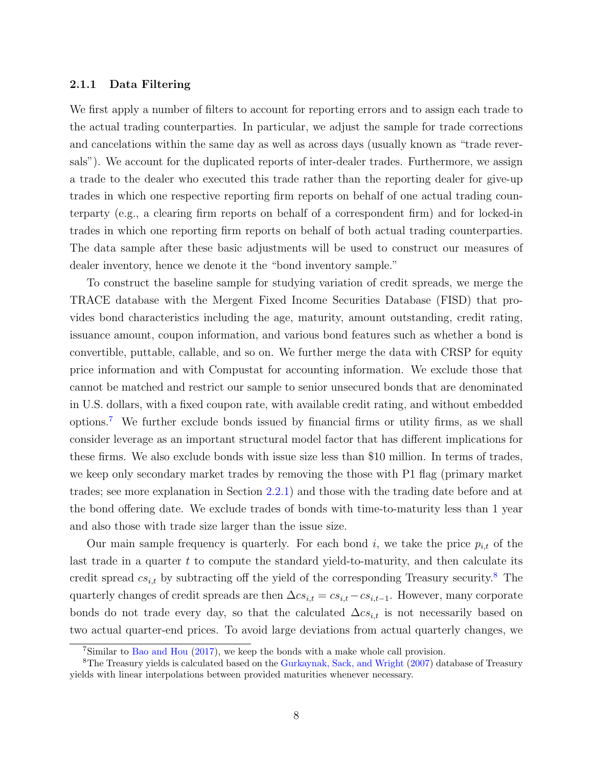### 2.1.1 Data Filtering

We first apply a number of filters to account for reporting errors and to assign each trade to the actual trading counterparties. In particular, we adjust the sample for trade corrections and cancelations within the same day as well as across days (usually known as "trade reversals"). We account for the duplicated reports of inter-dealer trades. Furthermore, we assign a trade to the dealer who executed this trade rather than the reporting dealer for give-up trades in which one respective reporting firm reports on behalf of one actual trading counterparty (e.g., a clearing firm reports on behalf of a correspondent firm) and for locked-in trades in which one reporting firm reports on behalf of both actual trading counterparties. The data sample after these basic adjustments will be used to construct our measures of dealer inventory, hence we denote it the "bond inventory sample."

To construct the baseline sample for studying variation of credit spreads, we merge the TRACE database with the Mergent Fixed Income Securities Database (FISD) that provides bond characteristics including the age, maturity, amount outstanding, credit rating, issuance amount, coupon information, and various bond features such as whether a bond is convertible, puttable, callable, and so on. We further merge the data with CRSP for equity price information and with Compustat for accounting information. We exclude those that cannot be matched and restrict our sample to senior unsecured bonds that are denominated in U.S. dollars, with a fixed coupon rate, with available credit rating, and without embedded options.[7] We further exclude bonds issued by financial firms or utility firms, as we shall consider leverage as an important structural model factor that has different implications for these firms. We also exclude bonds with issue size less than $10 million. In terms of trades, we keep only secondary market trades by removing the those with P1 flag (primary market trades; see more explanation in Section 2.2.1) and those with the trading date before and at the bond offering date. We exclude trades of bonds with time-to-maturity less than 1 year and also those with trade size larger than the issue size.

Our main sample frequency is quarterly. For each bond $i$, we take the price $p_{i,t}$ of the last trade in a quarter $t$ to compute the standard yield-to-maturity, and then calculate its credit spread $cs_{i,t}$ by subtracting off the yield of the corresponding Treasury security.[8] The quarterly changes of credit spreads are then $\Delta cs_{i,t} = cs_{i,t} - cs_{i,t-1}$. However, many corporate bonds do not trade every day, so that the calculated $\Delta cs_{i,t}$ is not necessarily based on two actual quarter-end prices. To avoid large deviations from actual quarterly changes, we

[7] Similar to Bao and Hou (2017), we keep the bonds with a make whole call provision.

[8] The Treasury yields is calculated based on the Gurkaynak, Sack, and Wright (2007) database of Treasury yields with linear interpolations between provided maturities whenever necessary.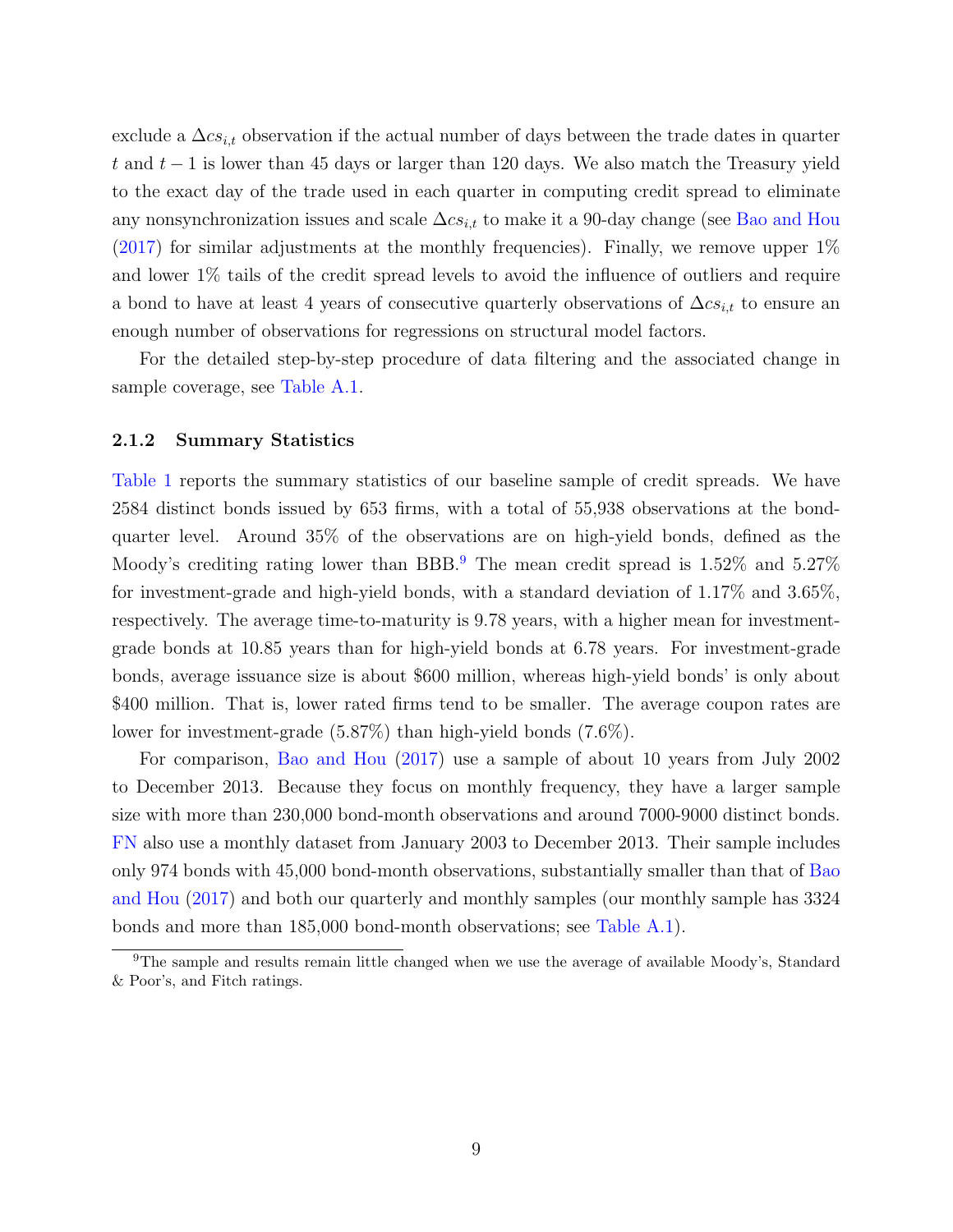exclude a $\Delta cs_{i,t}$ observation if the actual number of days between the trade dates in quarter $t$ and $t-1$ is lower than 45 days or larger than 120 days. We also match the Treasury yield to the exact day of the trade used in each quarter in computing credit spread to eliminate any nonsynchronization issues and scale $\Delta cs_{i,t}$ to make it a 90-day change (see Bao and Hou (2017) for similar adjustments at the monthly frequencies). Finally, we remove upper 1% and lower 1% tails of the credit spread levels to avoid the influence of outliers and require a bond to have at least 4 years of consecutive quarterly observations of $\Delta cs_{i,t}$ to ensure an enough number of observations for regressions on structural model factors.

For the detailed step-by-step procedure of data filtering and the associated change in sample coverage, see Table A.1.

### 2.1.2 Summary Statistics

Table 1 reports the summary statistics of our baseline sample of credit spreads. We have 2584 distinct bonds issued by 653 firms, with a total of 55,938 observations at the bond-quarter level. Around 35% of the observations are on high-yield bonds, defined as the Moody's crediting rating lower than BBB.[9] The mean credit spread is 1.52% and 5.27% for investment-grade and high-yield bonds, with a standard deviation of 1.17% and 3.65%, respectively. The average time-to-maturity is 9.78 years, with a higher mean for investment-grade bonds at 10.85 years than for high-yield bonds at 6.78 years. For investment-grade bonds, average issuance size is about $600 million, whereas high-yield bonds' is only about $400 million. That is, lower rated firms tend to be smaller. The average coupon rates are lower for investment-grade (5.87%) than high-yield bonds (7.6%).

For comparison, Bao and Hou (2017) use a sample of about 10 years from July 2002 to December 2013. Because they focus on monthly frequency, they have a larger sample size with more than 230,000 bond-month observations and around 7000-9000 distinct bonds. FN also use a monthly dataset from January 2003 to December 2013. Their sample includes only 974 bonds with 45,000 bond-month observations, substantially smaller than that of Bao and Hou (2017) and both our quarterly and monthly samples (our monthly sample has 3324 bonds and more than 185,000 bond-month observations; see Table A.1).

[9] The sample and results remain little changed when we use the average of available Moody's, Standard & Poor's, and Fitch ratings.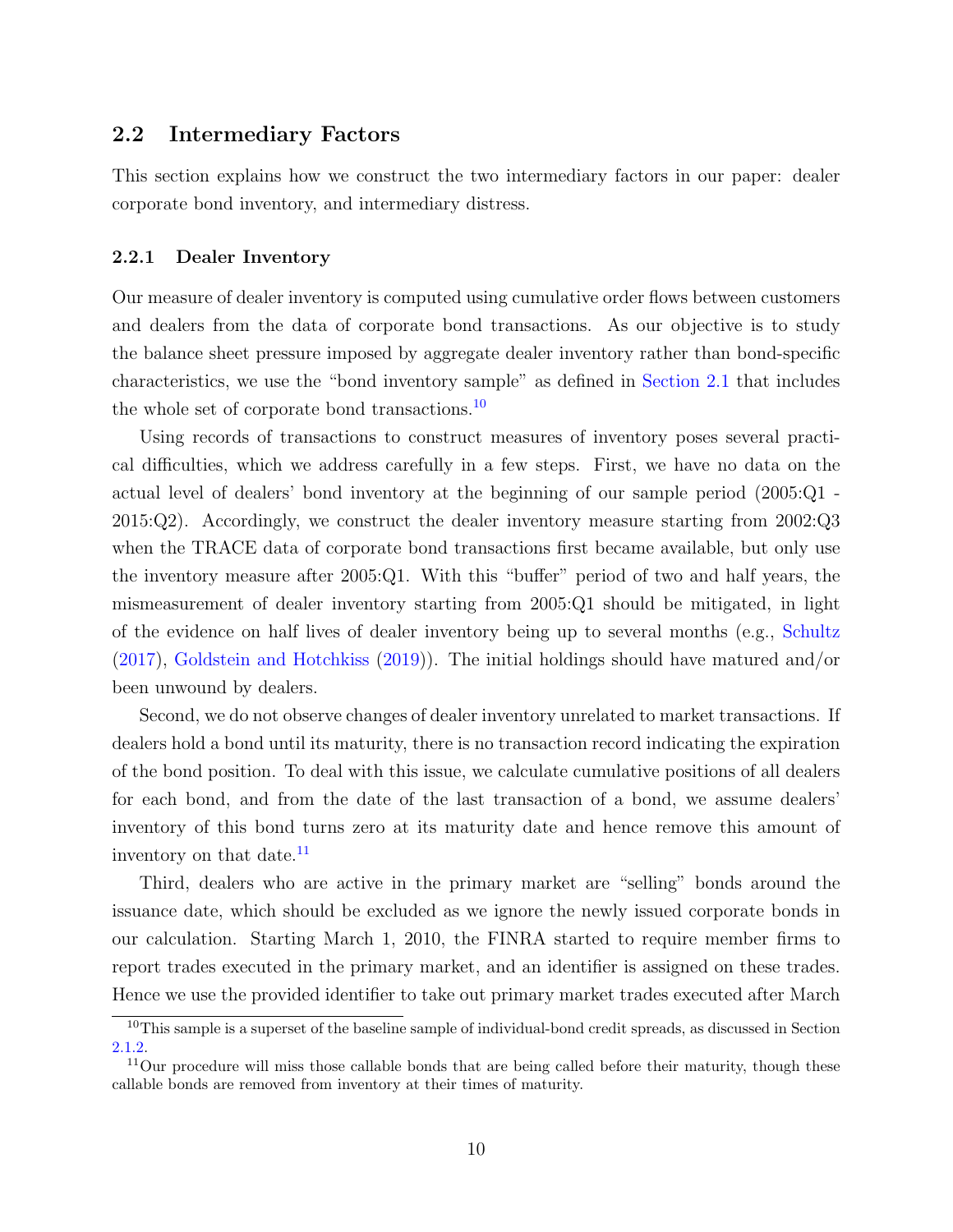## 2.2 Intermediary Factors

This section explains how we construct the two intermediary factors in our paper: dealer corporate bond inventory, and intermediary distress.

### 2.2.1 Dealer Inventory

Our measure of dealer inventory is computed using cumulative order flows between customers and dealers from the data of corporate bond transactions. As our objective is to study the balance sheet pressure imposed by aggregate dealer inventory rather than bond-specific characteristics, we use the "bond inventory sample" as defined in Section 2.1 that includes the whole set of corporate bond transactions.[10]

Using records of transactions to construct measures of inventory poses several practical difficulties, which we address carefully in a few steps. First, we have no data on the actual level of dealers' bond inventory at the beginning of our sample period (2005:Q1 - 2015:Q2). Accordingly, we construct the dealer inventory measure starting from 2002:Q3 when the TRACE data of corporate bond transactions first became available, but only use the inventory measure after 2005:Q1. With this "buffer" period of two and half years, the mismeasurement of dealer inventory starting from 2005:Q1 should be mitigated, in light of the evidence on half lives of dealer inventory being up to several months (e.g., Schultz (2017), Goldstein and Hotchkiss (2019)). The initial holdings should have matured and/or been unwound by dealers.

Second, we do not observe changes of dealer inventory unrelated to market transactions. If dealers hold a bond until its maturity, there is no transaction record indicating the expiration of the bond position. To deal with this issue, we calculate cumulative positions of all dealers for each bond, and from the date of the last transaction of a bond, we assume dealers' inventory of this bond turns zero at its maturity date and hence remove this amount of inventory on that date.[11]

Third, dealers who are active in the primary market are "selling" bonds around the issuance date, which should be excluded as we ignore the newly issued corporate bonds in our calculation. Starting March 1, 2010, the FINRA started to require member firms to report trades executed in the primary market, and an identifier is assigned on these trades. Hence we use the provided identifier to take out primary market trades executed after March

[10] This sample is a superset of the baseline sample of individual-bond credit spreads, as discussed in Section 2.1.2.

[11] Our procedure will miss those callable bonds that are being called before their maturity, though these callable bonds are removed from inventory at their times of maturity.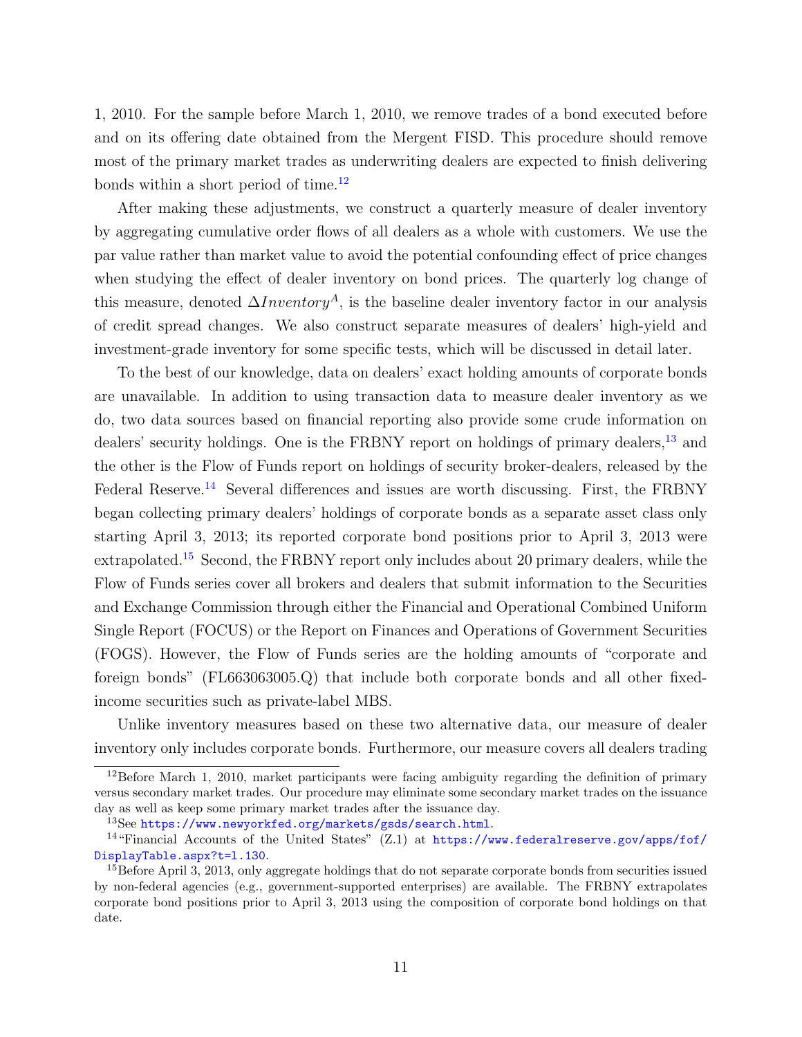1, 2010. For the sample before March 1, 2010, we remove trades of a bond executed before and on its offering date obtained from the Mergent FISD. This procedure should remove most of the primary market trades as underwriting dealers are expected to finish delivering bonds within a short period of time.[12]

After making these adjustments, we construct a quarterly measure of dealer inventory by aggregating cumulative order flows of all dealers as a whole with customers. We use the par value rather than market value to avoid the potential confounding effect of price changes when studying the effect of dealer inventory on bond prices. The quarterly log change of this measure, denoted $\Delta Inventory^A$, is the baseline dealer inventory factor in our analysis of credit spread changes. We also construct separate measures of dealers' high-yield and investment-grade inventory for some specific tests, which will be discussed in detail later.

To the best of our knowledge, data on dealers' exact holding amounts of corporate bonds are unavailable. In addition to using transaction data to measure dealer inventory as we do, two data sources based on financial reporting also provide some crude information on dealers' security holdings. One is the FRBNY report on holdings of primary dealers,[13] and the other is the Flow of Funds report on holdings of security broker-dealers, released by the Federal Reserve.[14] Several differences and issues are worth discussing. First, the FRBNY began collecting primary dealers' holdings of corporate bonds as a separate asset class only starting April 3, 2013; its reported corporate bond positions prior to April 3, 2013 were extrapolated.[15] Second, the FRBNY report only includes about 20 primary dealers, while the Flow of Funds series cover all brokers and dealers that submit information to the Securities and Exchange Commission through either the Financial and Operational Combined Uniform Single Report (FOCUS) or the Report on Finances and Operations of Government Securities (FOGS). However, the Flow of Funds series are the holding amounts of "corporate and foreign bonds" (FL663063005.Q) that include both corporate bonds and all other fixed-income securities such as private-label MBS.

Unlike inventory measures based on these two alternative data, our measure of dealer inventory only includes corporate bonds. Furthermore, our measure covers all dealers trading

---

[12] Before March 1, 2010, market participants were facing ambiguity regarding the definition of primary versus secondary market trades. Our procedure may eliminate some secondary market trades on the issuance day as well as keep some primary market trades after the issuance day.

[13] See https://www.newyorkfed.org/markets/gsds/search.html.

[14] "Financial Accounts of the United States" (Z.1) at https://www.federalreserve.gov/apps/fof/DisplayTable.aspx?t=l.130.

[15] Before April 3, 2013, only aggregate holdings that do not separate corporate bonds from securities issued by non-federal agencies (e.g., government-supported enterprises) are available. The FRBNY extrapolates corporate bond positions prior to April 3, 2013 using the composition of corporate bond holdings on that date.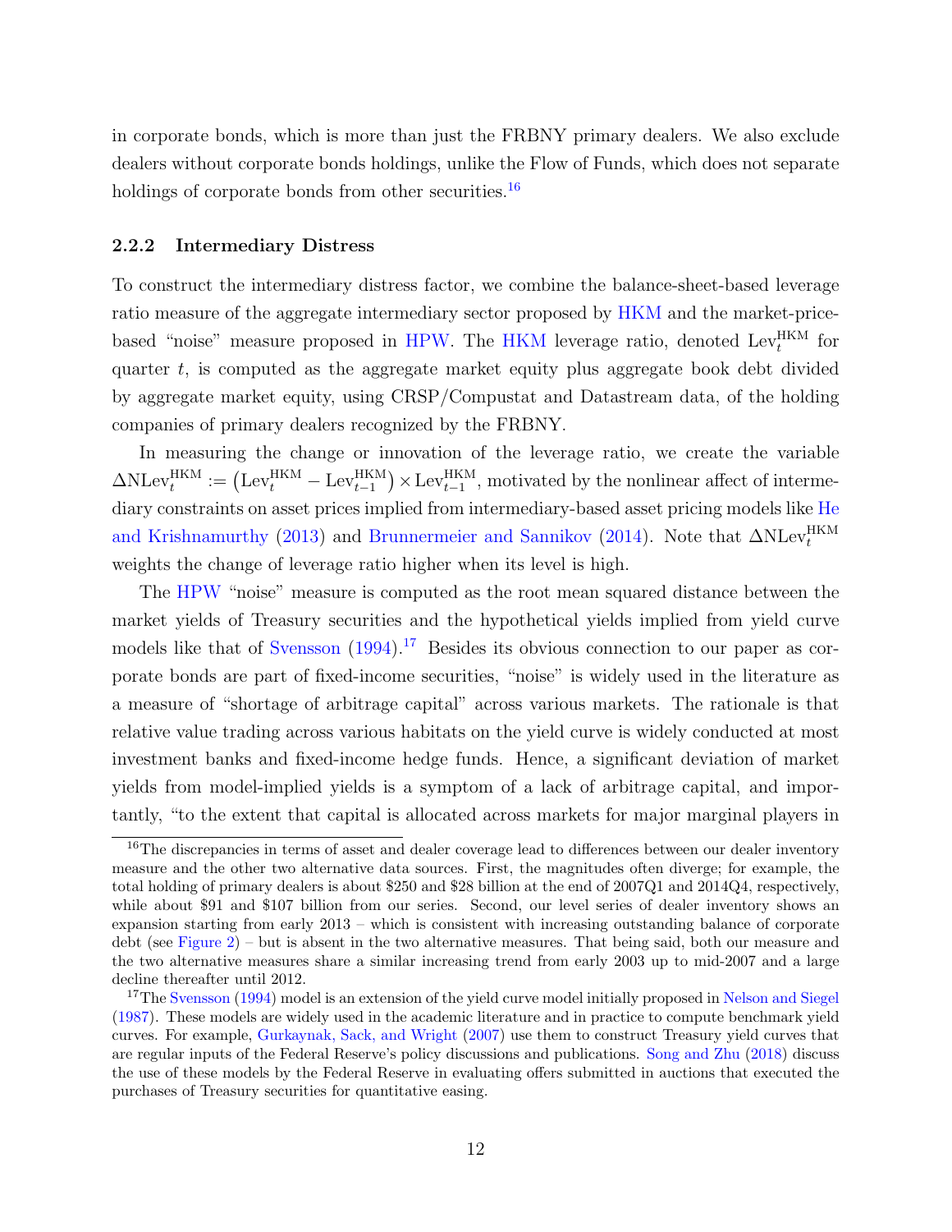in corporate bonds, which is more than just the FRBNY primary dealers. We also exclude dealers without corporate bonds holdings, unlike the Flow of Funds, which does not separate holdings of corporate bonds from other securities.[16]

### 2.2.2 Intermediary Distress

To construct the intermediary distress factor, we combine the balance-sheet-based leverage ratio measure of the aggregate intermediary sector proposed by HKM and the market-price-based "noise" measure proposed in HPW. The HKM leverage ratio, denoted $\text{Lev}_t^{\text{HKM}}$ for quarter $t$, is computed as the aggregate market equity plus aggregate book debt divided by aggregate market equity, using CRSP/Compustat and Datastream data, of the holding companies of primary dealers recognized by the FRBNY.

In measuring the change or innovation of the leverage ratio, we create the variable $\Delta\text{NLev}_t^{\text{HKM}} := \left(\text{Lev}_t^{\text{HKM}} - \text{Lev}_{t-1}^{\text{HKM}}\right) \times \text{Lev}_{t-1}^{\text{HKM}}$, motivated by the nonlinear affect of intermediary constraints on asset prices implied from intermediary-based asset pricing models like He and Krishnamurthy (2013) and Brunnermeier and Sannikov (2014). Note that $\Delta\text{NLev}_t^{\text{HKM}}$ weights the change of leverage ratio higher when its level is high.

The HPW "noise" measure is computed as the root mean squared distance between the market yields of Treasury securities and the hypothetical yields implied from yield curve models like that of Svensson (1994).[17] Besides its obvious connection to our paper as corporate bonds are part of fixed-income securities, "noise" is widely used in the literature as a measure of "shortage of arbitrage capital" across various markets. The rationale is that relative value trading across various habitats on the yield curve is widely conducted at most investment banks and fixed-income hedge funds. Hence, a significant deviation of market yields from model-implied yields is a symptom of a lack of arbitrage capital, and importantly, "to the extent that capital is allocated across markets for major marginal players in

---

[16] The discrepancies in terms of asset and dealer coverage lead to differences between our dealer inventory measure and the other two alternative data sources. First, the magnitudes often diverge; for example, the total holding of primary dealers is about \$250 and \$28 billion at the end of 2007Q1 and 2014Q4, respectively, while about \$91 and \$107 billion from our series. Second, our level series of dealer inventory shows an expansion starting from early 2013 – which is consistent with increasing outstanding balance of corporate debt (see Figure 2) – but is absent in the two alternative measures. That being said, both our measure and the two alternative measures share a similar increasing trend from early 2003 up to mid-2007 and a large decline thereafter until 2012.

[17] The Svensson (1994) model is an extension of the yield curve model initially proposed in Nelson and Siegel (1987). These models are widely used in the academic literature and in practice to compute benchmark yield curves. For example, Gurkaynak, Sack, and Wright (2007) use them to construct Treasury yield curves that are regular inputs of the Federal Reserve's policy discussions and publications. Song and Zhu (2018) discuss the use of these models by the Federal Reserve in evaluating offers submitted in auctions that executed the purchases of Treasury securities for quantitative easing.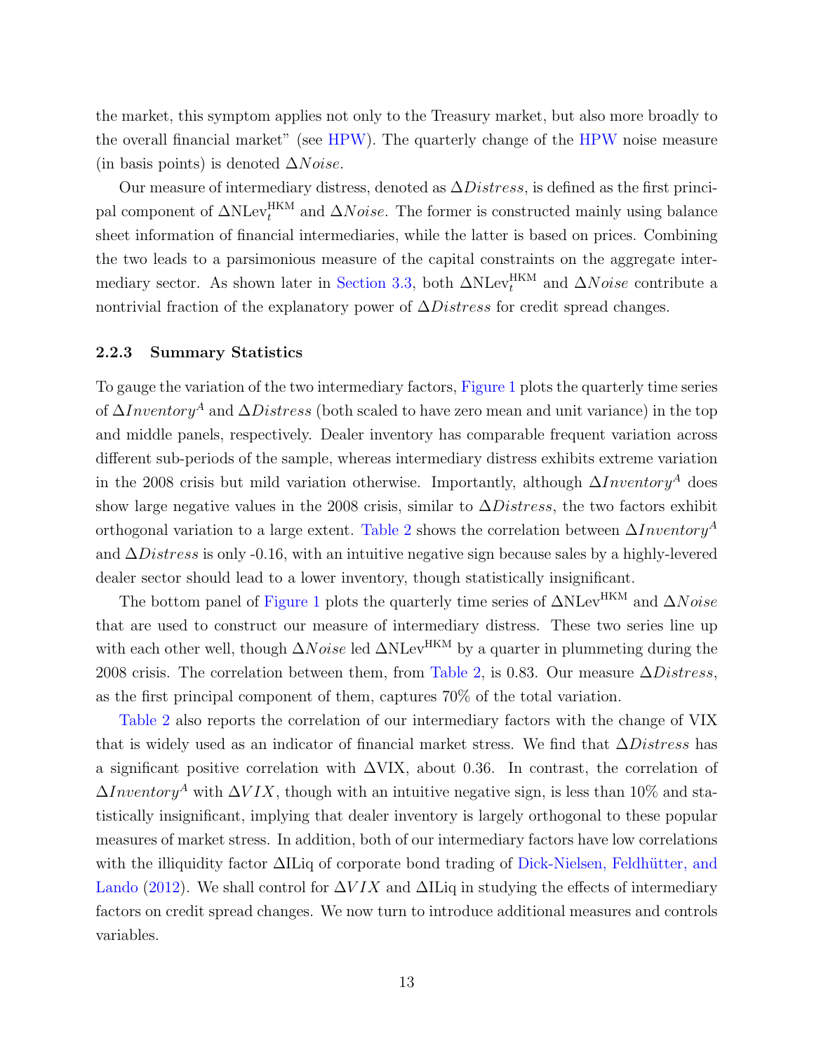the market, this symptom applies not only to the Treasury market, but also more broadly to the overall financial market" (see HPW). The quarterly change of the HPW noise measure (in basis points) is denoted $\Delta Noise$.

Our measure of intermediary distress, denoted as $\Delta Distress$, is defined as the first principal component of $\Delta \text{NLev}_t^{\text{HKM}}$ and $\Delta Noise$. The former is constructed mainly using balance sheet information of financial intermediaries, while the latter is based on prices. Combining the two leads to a parsimonious measure of the capital constraints on the aggregate intermediary sector. As shown later in Section 3.3, both $\Delta \text{NLev}_t^{\text{HKM}}$ and $\Delta Noise$ contribute a nontrivial fraction of the explanatory power of $\Delta Distress$ for credit spread changes.

### 2.2.3 Summary Statistics

To gauge the variation of the two intermediary factors, Figure 1 plots the quarterly time series of $\Delta Inventory^A$ and $\Delta Distress$ (both scaled to have zero mean and unit variance) in the top and middle panels, respectively. Dealer inventory has comparable frequent variation across different sub-periods of the sample, whereas intermediary distress exhibits extreme variation in the 2008 crisis but mild variation otherwise. Importantly, although $\Delta Inventory^A$ does show large negative values in the 2008 crisis, similar to $\Delta Distress$, the two factors exhibit orthogonal variation to a large extent. Table 2 shows the correlation between $\Delta Inventory^A$ and $\Delta Distress$ is only -0.16, with an intuitive negative sign because sales by a highly-levered dealer sector should lead to a lower inventory, though statistically insignificant.

The bottom panel of Figure 1 plots the quarterly time series of $\Delta \text{NLev}^{\text{HKM}}$ and $\Delta Noise$ that are used to construct our measure of intermediary distress. These two series line up with each other well, though $\Delta Noise$ led $\Delta \text{NLev}^{\text{HKM}}$ by a quarter in plummeting during the 2008 crisis. The correlation between them, from Table 2, is 0.83. Our measure $\Delta Distress$, as the first principal component of them, captures 70% of the total variation.

Table 2 also reports the correlation of our intermediary factors with the change of VIX that is widely used as an indicator of financial market stress. We find that $\Delta Distress$ has a significant positive correlation with $\Delta$VIX, about 0.36. In contrast, the correlation of $\Delta Inventory^A$ with $\Delta VIX$, though with an intuitive negative sign, is less than 10% and statistically insignificant, implying that dealer inventory is largely orthogonal to these popular measures of market stress. In addition, both of our intermediary factors have low correlations with the illiquidity factor $\Delta$ILiq of corporate bond trading of Dick-Nielsen, Feldhütter, and Lando (2012). We shall control for $\Delta VIX$ and $\Delta$ILiq in studying the effects of intermediary factors on credit spread changes. We now turn to introduce additional measures and controls variables.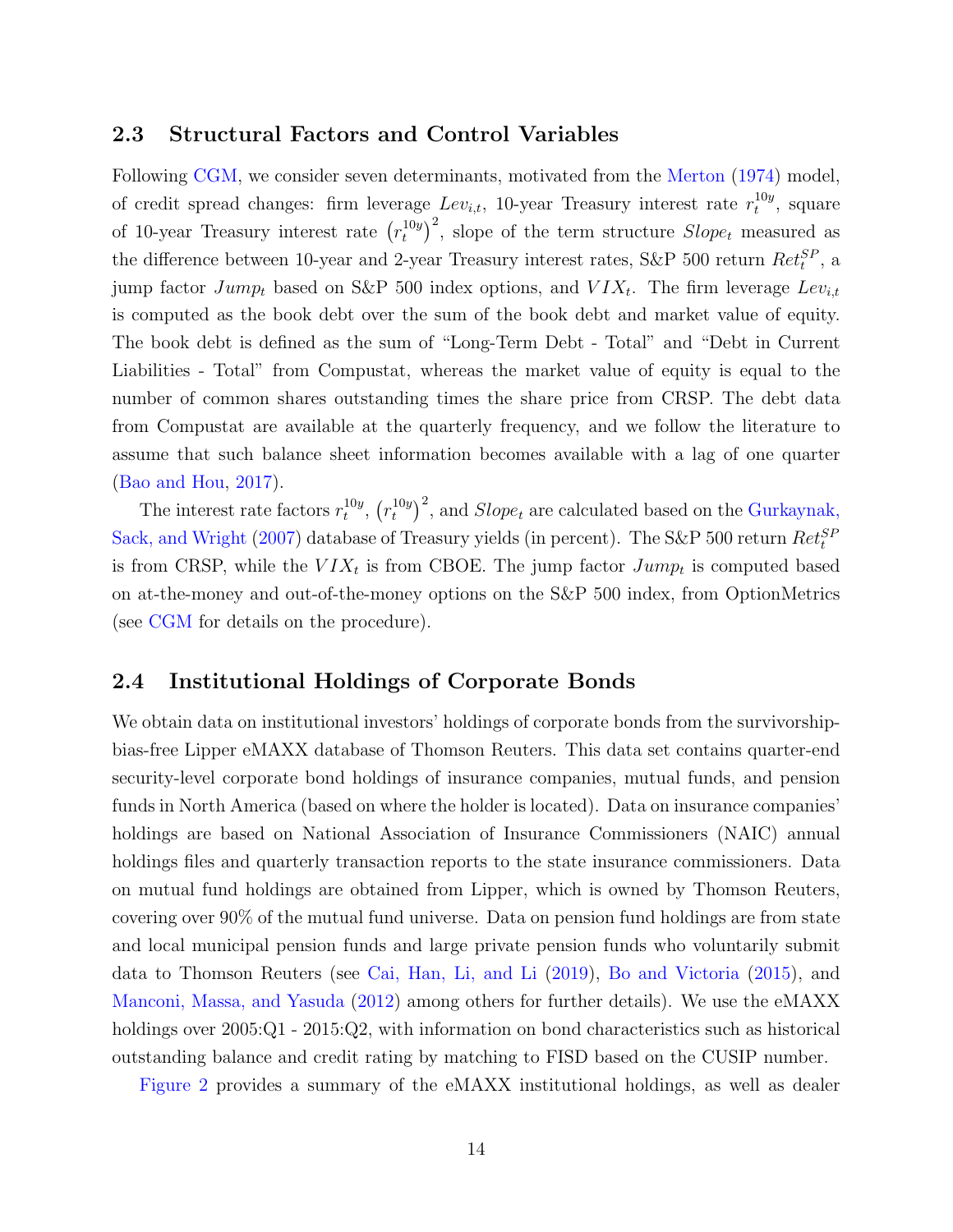## 2.3 Structural Factors and Control Variables

Following CGM, we consider seven determinants, motivated from the Merton (1974) model, of credit spread changes: firm leverage $Lev_{i,t}$, 10-year Treasury interest rate $r_t^{10y}$, square of 10-year Treasury interest rate $\left(r_t^{10y}\right)^2$, slope of the term structure $Slope_t$ measured as the difference between 10-year and 2-year Treasury interest rates, S&P 500 return $Ret_t^{SP}$, a jump factor $Jump_t$ based on S&P 500 index options, and $VIX_t$. The firm leverage $Lev_{i,t}$ is computed as the book debt over the sum of the book debt and market value of equity. The book debt is defined as the sum of "Long-Term Debt - Total" and "Debt in Current Liabilities - Total" from Compustat, whereas the market value of equity is equal to the number of common shares outstanding times the share price from CRSP. The debt data from Compustat are available at the quarterly frequency, and we follow the literature to assume that such balance sheet information becomes available with a lag of one quarter (Bao and Hou, 2017).

The interest rate factors $r_t^{10y}$, $\left(r_t^{10y}\right)^2$, and $Slope_t$ are calculated based on the Gurkaynak, Sack, and Wright (2007) database of Treasury yields (in percent). The S&P 500 return $Ret_t^{SP}$ is from CRSP, while the $VIX_t$ is from CBOE. The jump factor $Jump_t$ is computed based on at-the-money and out-of-the-money options on the S&P 500 index, from OptionMetrics (see CGM for details on the procedure).

## 2.4 Institutional Holdings of Corporate Bonds

We obtain data on institutional investors' holdings of corporate bonds from the survivorship-bias-free Lipper eMAXX database of Thomson Reuters. This data set contains quarter-end security-level corporate bond holdings of insurance companies, mutual funds, and pension funds in North America (based on where the holder is located). Data on insurance companies' holdings are based on National Association of Insurance Commissioners (NAIC) annual holdings files and quarterly transaction reports to the state insurance commissioners. Data on mutual fund holdings are obtained from Lipper, which is owned by Thomson Reuters, covering over 90% of the mutual fund universe. Data on pension fund holdings are from state and local municipal pension funds and large private pension funds who voluntarily submit data to Thomson Reuters (see Cai, Han, Li, and Li (2019), Bo and Victoria (2015), and Manconi, Massa, and Yasuda (2012) among others for further details). We use the eMAXX holdings over 2005:Q1 - 2015:Q2, with information on bond characteristics such as historical outstanding balance and credit rating by matching to FISD based on the CUSIP number.

Figure 2 provides a summary of the eMAXX institutional holdings, as well as dealer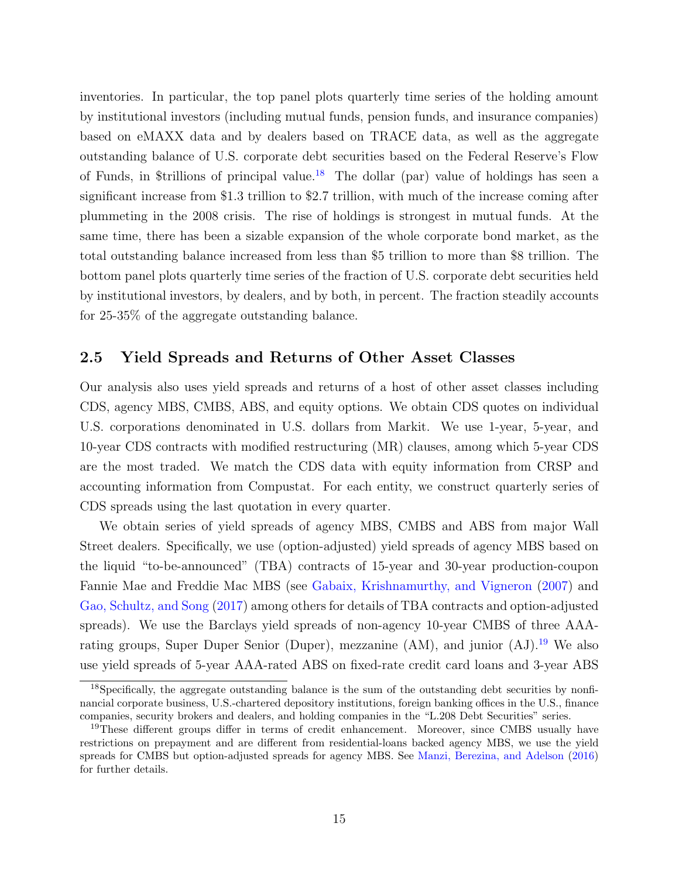inventories. In particular, the top panel plots quarterly time series of the holding amount by institutional investors (including mutual funds, pension funds, and insurance companies) based on eMAXX data and by dealers based on TRACE data, as well as the aggregate outstanding balance of U.S. corporate debt securities based on the Federal Reserve's Flow of Funds, in $trillions of principal value.[18] The dollar (par) value of holdings has seen a significant increase from $1.3 trillion to $2.7 trillion, with much of the increase coming after plummeting in the 2008 crisis. The rise of holdings is strongest in mutual funds. At the same time, there has been a sizable expansion of the whole corporate bond market, as the total outstanding balance increased from less than $5 trillion to more than $8 trillion. The bottom panel plots quarterly time series of the fraction of U.S. corporate debt securities held by institutional investors, by dealers, and by both, in percent. The fraction steadily accounts for 25-35% of the aggregate outstanding balance.

## 2.5 Yield Spreads and Returns of Other Asset Classes

Our analysis also uses yield spreads and returns of a host of other asset classes including CDS, agency MBS, CMBS, ABS, and equity options. We obtain CDS quotes on individual U.S. corporations denominated in U.S. dollars from Markit. We use 1-year, 5-year, and 10-year CDS contracts with modified restructuring (MR) clauses, among which 5-year CDS are the most traded. We match the CDS data with equity information from CRSP and accounting information from Compustat. For each entity, we construct quarterly series of CDS spreads using the last quotation in every quarter.

We obtain series of yield spreads of agency MBS, CMBS and ABS from major Wall Street dealers. Specifically, we use (option-adjusted) yield spreads of agency MBS based on the liquid "to-be-announced" (TBA) contracts of 15-year and 30-year production-coupon Fannie Mae and Freddie Mac MBS (see Gabaix, Krishnamurthy, and Vigneron (2007) and Gao, Schultz, and Song (2017) among others for details of TBA contracts and option-adjusted spreads). We use the Barclays yield spreads of non-agency 10-year CMBS of three AAA-rating groups, Super Duper Senior (Duper), mezzanine (AM), and junior (AJ).[19] We also use yield spreads of 5-year AAA-rated ABS on fixed-rate credit card loans and 3-year ABS

[18] Specifically, the aggregate outstanding balance is the sum of the outstanding debt securities by nonfinancial corporate business, U.S.-chartered depository institutions, foreign banking offices in the U.S., finance companies, security brokers and dealers, and holding companies in the "L.208 Debt Securities" series.

[19] These different groups differ in terms of credit enhancement. Moreover, since CMBS usually have restrictions on prepayment and are different from residential-loans backed agency MBS, we use the yield spreads for CMBS but option-adjusted spreads for agency MBS. See Manzi, Berezina, and Adelson (2016) for further details.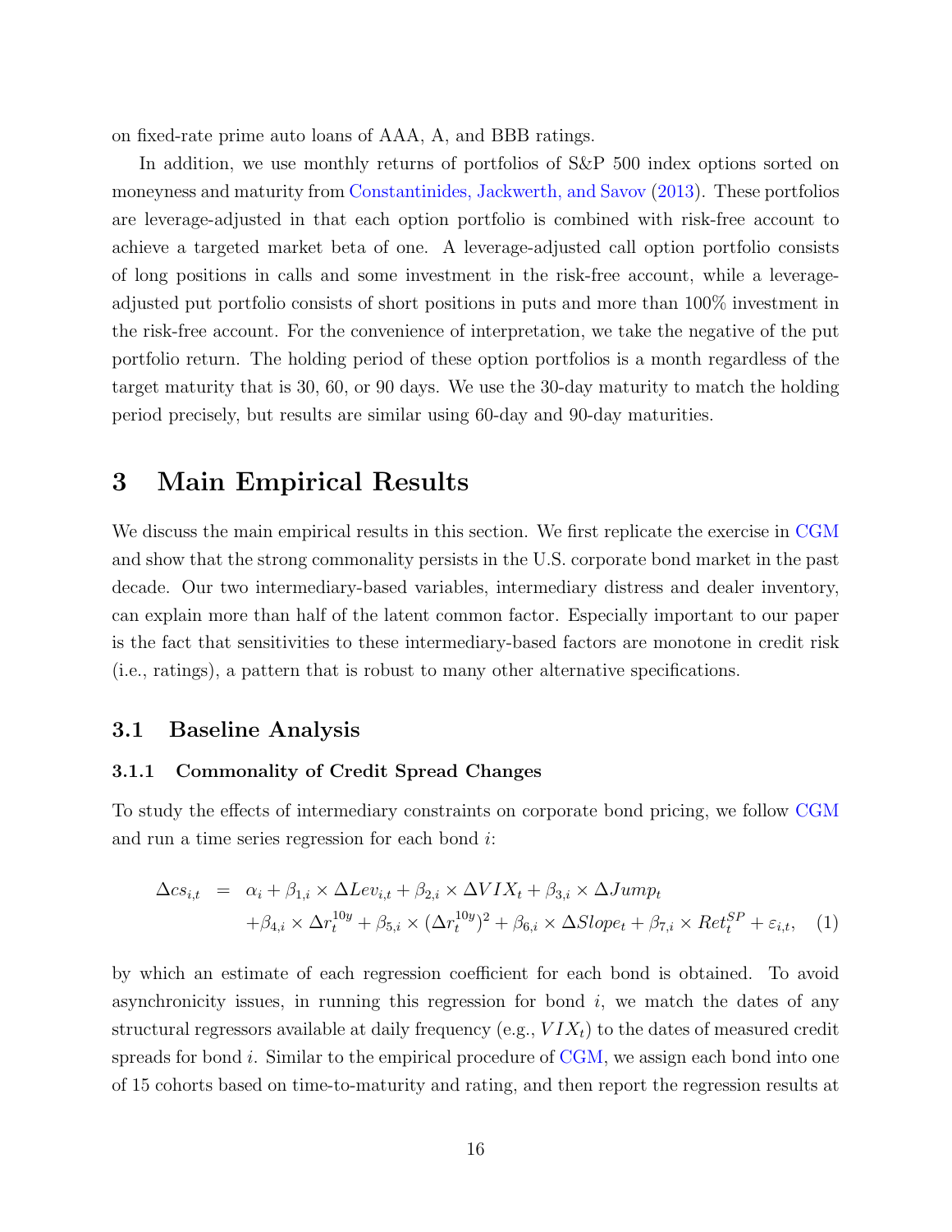on fixed-rate prime auto loans of AAA, A, and BBB ratings.

In addition, we use monthly returns of portfolios of S&P 500 index options sorted on moneyness and maturity from Constantinides, Jackwerth, and Savov (2013). These portfolios are leverage-adjusted in that each option portfolio is combined with risk-free account to achieve a targeted market beta of one. A leverage-adjusted call option portfolio consists of long positions in calls and some investment in the risk-free account, while a leverage-adjusted put portfolio consists of short positions in puts and more than 100% investment in the risk-free account. For the convenience of interpretation, we take the negative of the put portfolio return. The holding period of these option portfolios is a month regardless of the target maturity that is 30, 60, or 90 days. We use the 30-day maturity to match the holding period precisely, but results are similar using 60-day and 90-day maturities.

# 3 Main Empirical Results

We discuss the main empirical results in this section. We first replicate the exercise in CGM and show that the strong commonality persists in the U.S. corporate bond market in the past decade. Our two intermediary-based variables, intermediary distress and dealer inventory, can explain more than half of the latent common factor. Especially important to our paper is the fact that sensitivities to these intermediary-based factors are monotone in credit risk (i.e., ratings), a pattern that is robust to many other alternative specifications.

## 3.1 Baseline Analysis

### 3.1.1 Commonality of Credit Spread Changes

To study the effects of intermediary constraints on corporate bond pricing, we follow CGM and run a time series regression for each bond $i$:

$$
\begin{aligned}
\Delta cs_{i,t} \;\; = \;\; & \alpha_i + \beta_{1,i} \times \Delta Lev_{i,t} + \beta_{2,i} \times \Delta VIX_t + \beta_{3,i} \times \Delta Jump_t \\
& + \beta_{4,i} \times \Delta r_t^{10y} + \beta_{5,i} \times (\Delta r_t^{10y})^2 + \beta_{6,i} \times \Delta Slope_t + \beta_{7,i} \times Ret_t^{SP} + \varepsilon_{i,t}, \quad (1)
\end{aligned}
$$

by which an estimate of each regression coefficient for each bond is obtained. To avoid asynchronicity issues, in running this regression for bond $i$, we match the dates of any structural regressors available at daily frequency (e.g., $VIX_t$) to the dates of measured credit spreads for bond $i$. Similar to the empirical procedure of CGM, we assign each bond into one of 15 cohorts based on time-to-maturity and rating, and then report the regression results at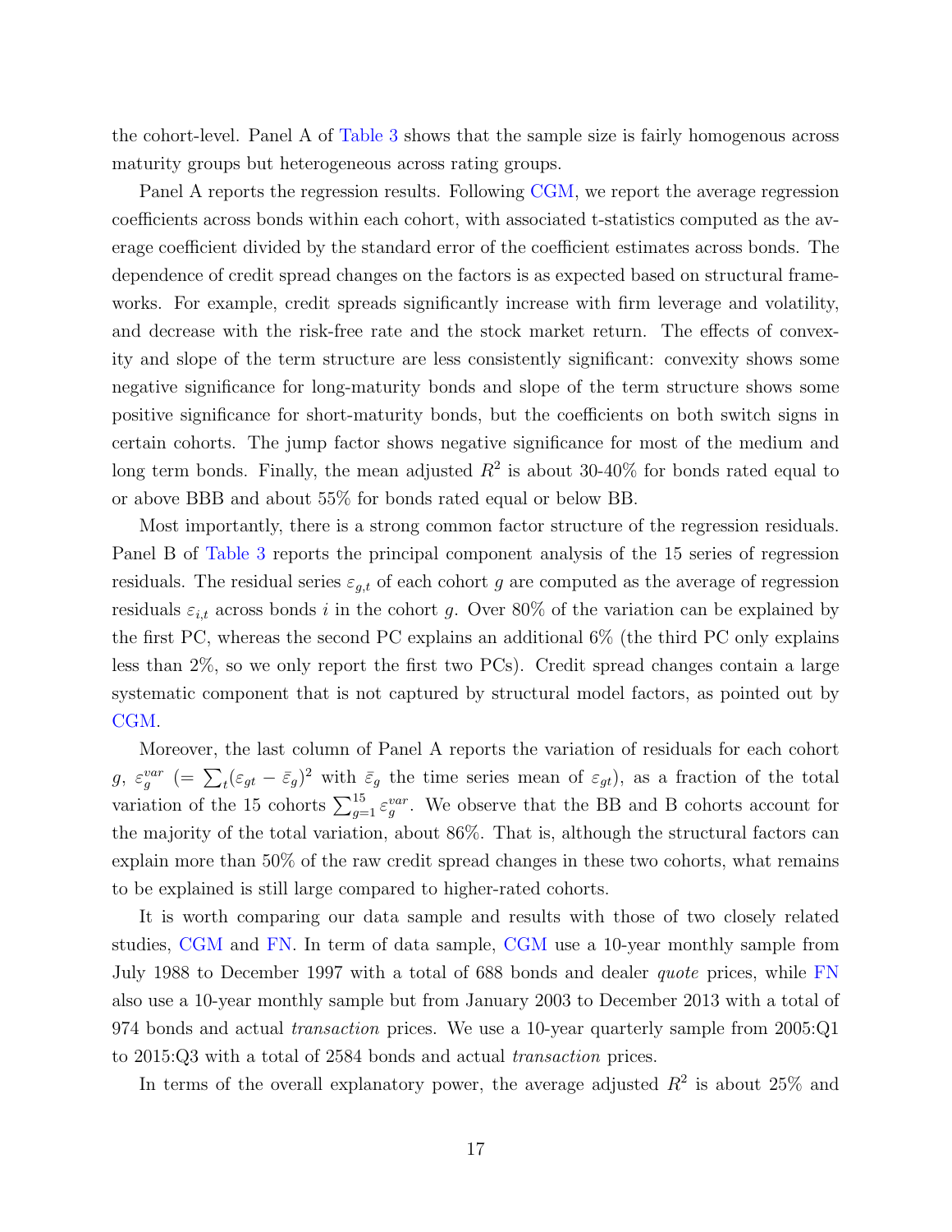the cohort-level. Panel A of Table 3 shows that the sample size is fairly homogenous across maturity groups but heterogeneous across rating groups.

Panel A reports the regression results. Following CGM, we report the average regression coefficients across bonds within each cohort, with associated t-statistics computed as the average coefficient divided by the standard error of the coefficient estimates across bonds. The dependence of credit spread changes on the factors is as expected based on structural frameworks. For example, credit spreads significantly increase with firm leverage and volatility, and decrease with the risk-free rate and the stock market return. The effects of convexity and slope of the term structure are less consistently significant: convexity shows some negative significance for long-maturity bonds and slope of the term structure shows some positive significance for short-maturity bonds, but the coefficients on both switch signs in certain cohorts. The jump factor shows negative significance for most of the medium and long term bonds. Finally, the mean adjusted $R^2$ is about 30-40% for bonds rated equal to or above BBB and about 55% for bonds rated equal or below BB.

Most importantly, there is a strong common factor structure of the regression residuals. Panel B of Table 3 reports the principal component analysis of the 15 series of regression residuals. The residual series $\varepsilon_{g,t}$ of each cohort $g$ are computed as the average of regression residuals $\varepsilon_{i,t}$ across bonds $i$ in the cohort $g$. Over 80% of the variation can be explained by the first PC, whereas the second PC explains an additional 6% (the third PC only explains less than 2%, so we only report the first two PCs). Credit spread changes contain a large systematic component that is not captured by structural model factors, as pointed out by CGM.

Moreover, the last column of Panel A reports the variation of residuals for each cohort $g$, $\varepsilon_g^{var}$ $(= \sum_t (\varepsilon_{gt} - \bar{\varepsilon}_g)^2$ with $\bar{\varepsilon}_g$ the time series mean of $\varepsilon_{gt})$, as a fraction of the total variation of the 15 cohorts $\sum_{g=1}^{15} \varepsilon_g^{var}$. We observe that the BB and B cohorts account for the majority of the total variation, about 86%. That is, although the structural factors can explain more than 50% of the raw credit spread changes in these two cohorts, what remains to be explained is still large compared to higher-rated cohorts.

It is worth comparing our data sample and results with those of two closely related studies, CGM and FN. In term of data sample, CGM use a 10-year monthly sample from July 1988 to December 1997 with a total of 688 bonds and dealer *quote* prices, while FN also use a 10-year monthly sample but from January 2003 to December 2013 with a total of 974 bonds and actual *transaction* prices. We use a 10-year quarterly sample from 2005:Q1 to 2015:Q3 with a total of 2584 bonds and actual *transaction* prices.

In terms of the overall explanatory power, the average adjusted $R^2$ is about 25% and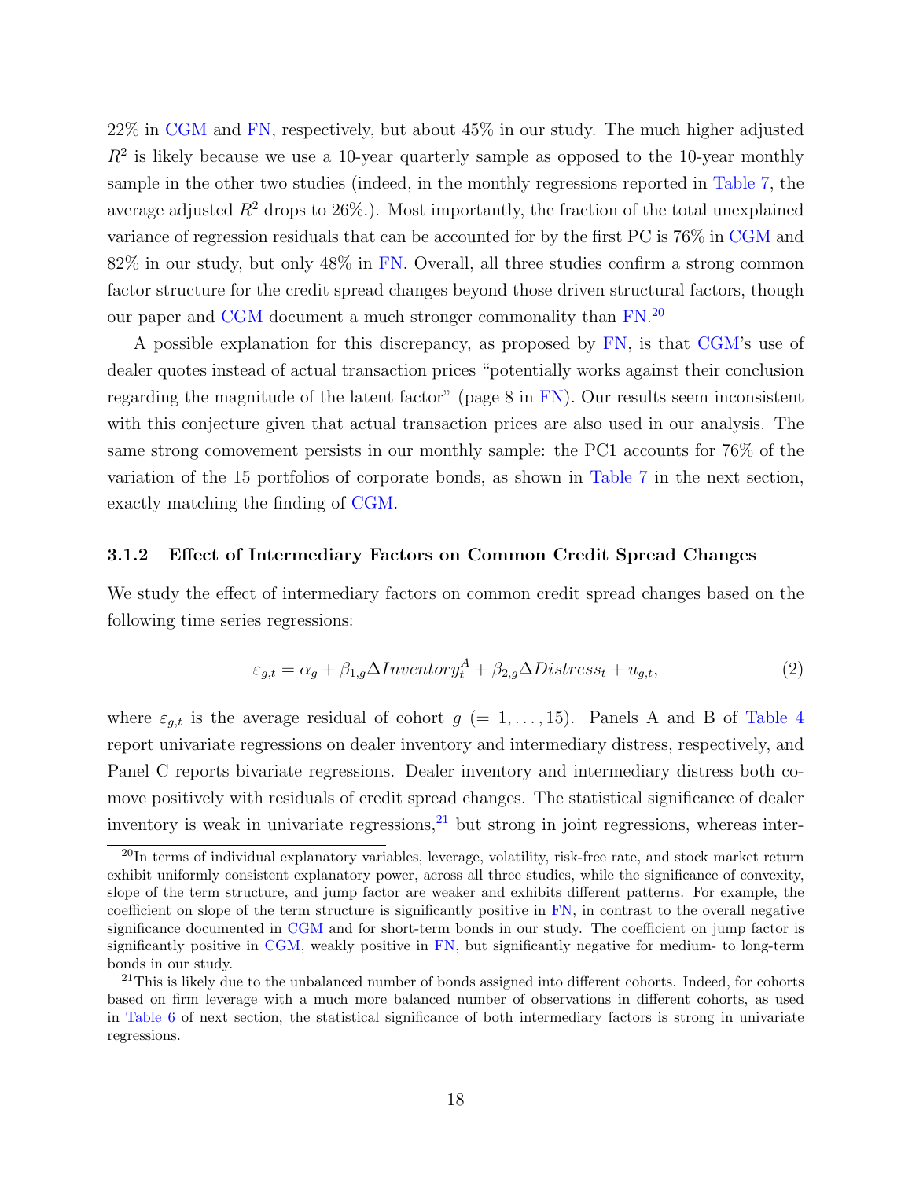22% in CGM and FN, respectively, but about 45% in our study. The much higher adjusted $R^2$ is likely because we use a 10-year quarterly sample as opposed to the 10-year monthly sample in the other two studies (indeed, in the monthly regressions reported in Table 7, the average adjusted $R^2$ drops to 26%.). Most importantly, the fraction of the total unexplained variance of regression residuals that can be accounted for by the first PC is 76% in CGM and 82% in our study, but only 48% in FN. Overall, all three studies confirm a strong common factor structure for the credit spread changes beyond those driven structural factors, though our paper and CGM document a much stronger commonality than FN.[20]

A possible explanation for this discrepancy, as proposed by FN, is that CGM's use of dealer quotes instead of actual transaction prices "potentially works against their conclusion regarding the magnitude of the latent factor" (page 8 in FN). Our results seem inconsistent with this conjecture given that actual transaction prices are also used in our analysis. The same strong comovement persists in our monthly sample: the PC1 accounts for 76% of the variation of the 15 portfolios of corporate bonds, as shown in Table 7 in the next section, exactly matching the finding of CGM.

### 3.1.2 Effect of Intermediary Factors on Common Credit Spread Changes

We study the effect of intermediary factors on common credit spread changes based on the following time series regressions:

$$\varepsilon_{g,t} = \alpha_g + \beta_{1,g}\Delta Inventory_t^A + \beta_{2,g}\Delta Distress_t + u_{g,t}, \tag{2}$$

where $\varepsilon_{g,t}$ is the average residual of cohort $g$ $(= 1, \ldots, 15)$. Panels A and B of Table 4 report univariate regressions on dealer inventory and intermediary distress, respectively, and Panel C reports bivariate regressions. Dealer inventory and intermediary distress both co-move positively with residuals of credit spread changes. The statistical significance of dealer inventory is weak in univariate regressions,[21] but strong in joint regressions, whereas inter-

[20]In terms of individual explanatory variables, leverage, volatility, risk-free rate, and stock market return exhibit uniformly consistent explanatory power, across all three studies, while the significance of convexity, slope of the term structure, and jump factor are weaker and exhibits different patterns. For example, the coefficient on slope of the term structure is significantly positive in FN, in contrast to the overall negative significance documented in CGM and for short-term bonds in our study. The coefficient on jump factor is significantly positive in CGM, weakly positive in FN, but significantly negative for medium- to long-term bonds in our study.

[21]This is likely due to the unbalanced number of bonds assigned into different cohorts. Indeed, for cohorts based on firm leverage with a much more balanced number of observations in different cohorts, as used in Table 6 of next section, the statistical significance of both intermediary factors is strong in univariate regressions.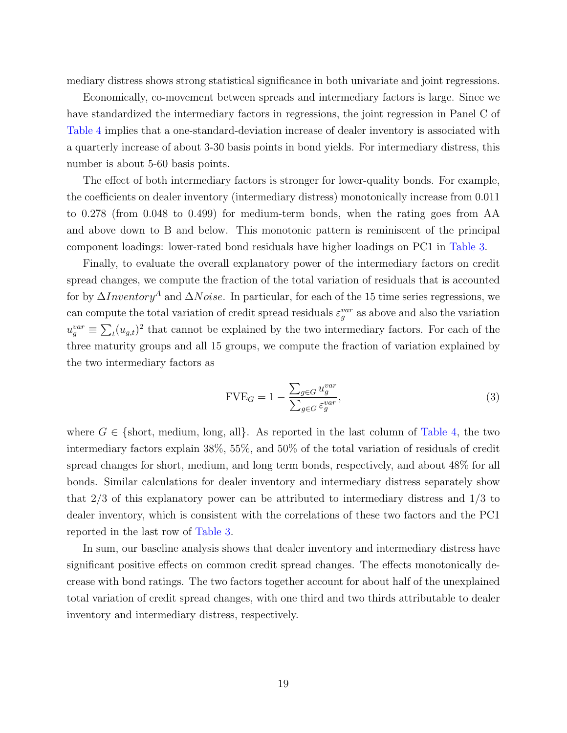mediary distress shows strong statistical significance in both univariate and joint regressions.

Economically, co-movement between spreads and intermediary factors is large. Since we have standardized the intermediary factors in regressions, the joint regression in Panel C of Table 4 implies that a one-standard-deviation increase of dealer inventory is associated with a quarterly increase of about 3-30 basis points in bond yields. For intermediary distress, this number is about 5-60 basis points.

The effect of both intermediary factors is stronger for lower-quality bonds. For example, the coefficients on dealer inventory (intermediary distress) monotonically increase from 0.011 to 0.278 (from 0.048 to 0.499) for medium-term bonds, when the rating goes from AA and above down to B and below. This monotonic pattern is reminiscent of the principal component loadings: lower-rated bond residuals have higher loadings on PC1 in Table 3.

Finally, to evaluate the overall explanatory power of the intermediary factors on credit spread changes, we compute the fraction of the total variation of residuals that is accounted for by $\Delta Inventory^A$ and $\Delta Noise$. In particular, for each of the 15 time series regressions, we can compute the total variation of credit spread residuals $\varepsilon_g^{var}$ as above and also the variation $u_g^{var} \equiv \sum_t (u_{g,t})^2$ that cannot be explained by the two intermediary factors. For each of the three maturity groups and all 15 groups, we compute the fraction of variation explained by the two intermediary factors as

$$\text{FVE}_G = 1 - \frac{\sum_{g \in G} u_g^{var}}{\sum_{g \in G} \varepsilon_g^{var}}, \tag{3}$$

where $G \in \{\text{short, medium, long, all}\}$. As reported in the last column of Table 4, the two intermediary factors explain 38%, 55%, and 50% of the total variation of residuals of credit spread changes for short, medium, and long term bonds, respectively, and about 48% for all bonds. Similar calculations for dealer inventory and intermediary distress separately show that 2/3 of this explanatory power can be attributed to intermediary distress and 1/3 to dealer inventory, which is consistent with the correlations of these two factors and the PC1 reported in the last row of Table 3.

In sum, our baseline analysis shows that dealer inventory and intermediary distress have significant positive effects on common credit spread changes. The effects monotonically decrease with bond ratings. The two factors together account for about half of the unexplained total variation of credit spread changes, with one third and two thirds attributable to dealer inventory and intermediary distress, respectively.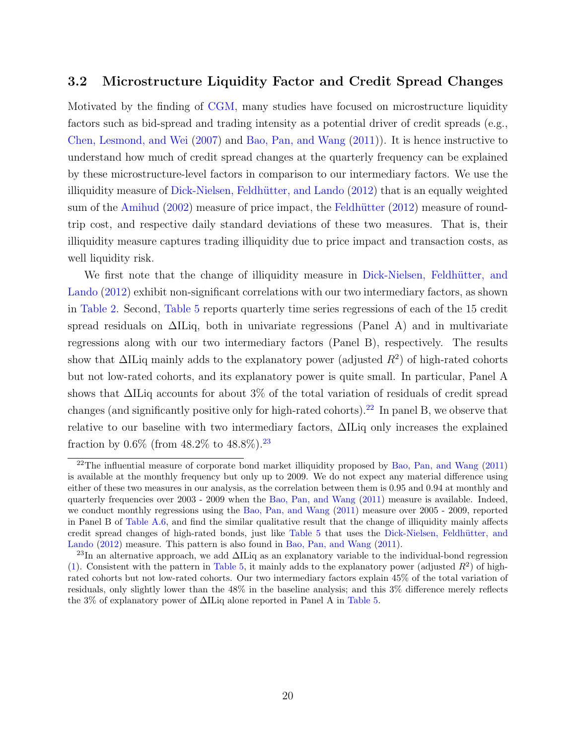### 3.2 Microstructure Liquidity Factor and Credit Spread Changes

Motivated by the finding of CGM, many studies have focused on microstructure liquidity factors such as bid-spread and trading intensity as a potential driver of credit spreads (e.g., Chen, Lesmond, and Wei (2007) and Bao, Pan, and Wang (2011)). It is hence instructive to understand how much of credit spread changes at the quarterly frequency can be explained by these microstructure-level factors in comparison to our intermediary factors. We use the illiquidity measure of Dick-Nielsen, Feldhütter, and Lando (2012) that is an equally weighted sum of the Amihud (2002) measure of price impact, the Feldhütter (2012) measure of round-trip cost, and respective daily standard deviations of these two measures. That is, their illiquidity measure captures trading illiquidity due to price impact and transaction costs, as well liquidity risk.

We first note that the change of illiquidity measure in Dick-Nielsen, Feldhütter, and Lando (2012) exhibit non-significant correlations with our two intermediary factors, as shown in Table 2. Second, Table 5 reports quarterly time series regressions of each of the 15 credit spread residuals on $\Delta$ILiq, both in univariate regressions (Panel A) and in multivariate regressions along with our two intermediary factors (Panel B), respectively. The results show that $\Delta$ILiq mainly adds to the explanatory power (adjusted $R^2$) of high-rated cohorts but not low-rated cohorts, and its explanatory power is quite small. In particular, Panel A shows that $\Delta$ILiq accounts for about 3% of the total variation of residuals of credit spread changes (and significantly positive only for high-rated cohorts).[22] In panel B, we observe that relative to our baseline with two intermediary factors, $\Delta$ILiq only increases the explained fraction by 0.6% (from 48.2% to 48.8%).[23]

[22] The influential measure of corporate bond market illiquidity proposed by Bao, Pan, and Wang (2011) is available at the monthly frequency but only up to 2009. We do not expect any material difference using either of these two measures in our analysis, as the correlation between them is 0.95 and 0.94 at monthly and quarterly frequencies over 2003 - 2009 when the Bao, Pan, and Wang (2011) measure is available. Indeed, we conduct monthly regressions using the Bao, Pan, and Wang (2011) measure over 2005 - 2009, reported in Panel B of Table A.6, and find the similar qualitative result that the change of illiquidity mainly affects credit spread changes of high-rated bonds, just like Table 5 that uses the Dick-Nielsen, Feldhütter, and Lando (2012) measure. This pattern is also found in Bao, Pan, and Wang (2011).

[23] In an alternative approach, we add $\Delta$ILiq as an explanatory variable to the individual-bond regression (1). Consistent with the pattern in Table 5, it mainly adds to the explanatory power (adjusted $R^2$) of high-rated cohorts but not low-rated cohorts. Our two intermediary factors explain 45% of the total variation of residuals, only slightly lower than the 48% in the baseline analysis; and this 3% difference merely reflects the 3% of explanatory power of $\Delta$ILiq alone reported in Panel A in Table 5.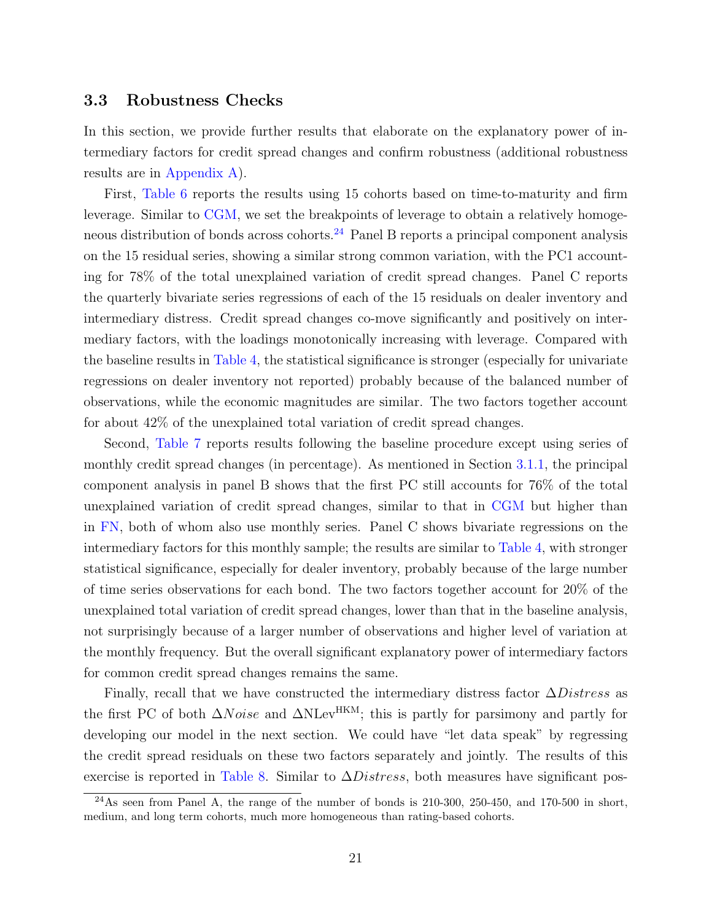### 3.3 Robustness Checks

In this section, we provide further results that elaborate on the explanatory power of intermediary factors for credit spread changes and confirm robustness (additional robustness results are in Appendix A).

First, Table 6 reports the results using 15 cohorts based on time-to-maturity and firm leverage. Similar to CGM, we set the breakpoints of leverage to obtain a relatively homogeneous distribution of bonds across cohorts.[24] Panel B reports a principal component analysis on the 15 residual series, showing a similar strong common variation, with the PC1 accounting for 78% of the total unexplained variation of credit spread changes. Panel C reports the quarterly bivariate series regressions of each of the 15 residuals on dealer inventory and intermediary distress. Credit spread changes co-move significantly and positively on intermediary factors, with the loadings monotonically increasing with leverage. Compared with the baseline results in Table 4, the statistical significance is stronger (especially for univariate regressions on dealer inventory not reported) probably because of the balanced number of observations, while the economic magnitudes are similar. The two factors together account for about 42% of the unexplained total variation of credit spread changes.

Second, Table 7 reports results following the baseline procedure except using series of monthly credit spread changes (in percentage). As mentioned in Section 3.1.1, the principal component analysis in panel B shows that the first PC still accounts for 76% of the total unexplained variation of credit spread changes, similar to that in CGM but higher than in FN, both of whom also use monthly series. Panel C shows bivariate regressions on the intermediary factors for this monthly sample; the results are similar to Table 4, with stronger statistical significance, especially for dealer inventory, probably because of the large number of time series observations for each bond. The two factors together account for 20% of the unexplained total variation of credit spread changes, lower than that in the baseline analysis, not surprisingly because of a larger number of observations and higher level of variation at the monthly frequency. But the overall significant explanatory power of intermediary factors for common credit spread changes remains the same.

Finally, recall that we have constructed the intermediary distress factor $\Delta Distress$ as the first PC of both $\Delta Noise$ and $\Delta \text{NLev}^{\text{HKM}}$; this is partly for parsimony and partly for developing our model in the next section. We could have "let data speak" by regressing the credit spread residuals on these two factors separately and jointly. The results of this exercise is reported in Table 8. Similar to $\Delta Distress$, both measures have significant pos-

[24] As seen from Panel A, the range of the number of bonds is 210-300, 250-450, and 170-500 in short, medium, and long term cohorts, much more homogeneous than rating-based cohorts.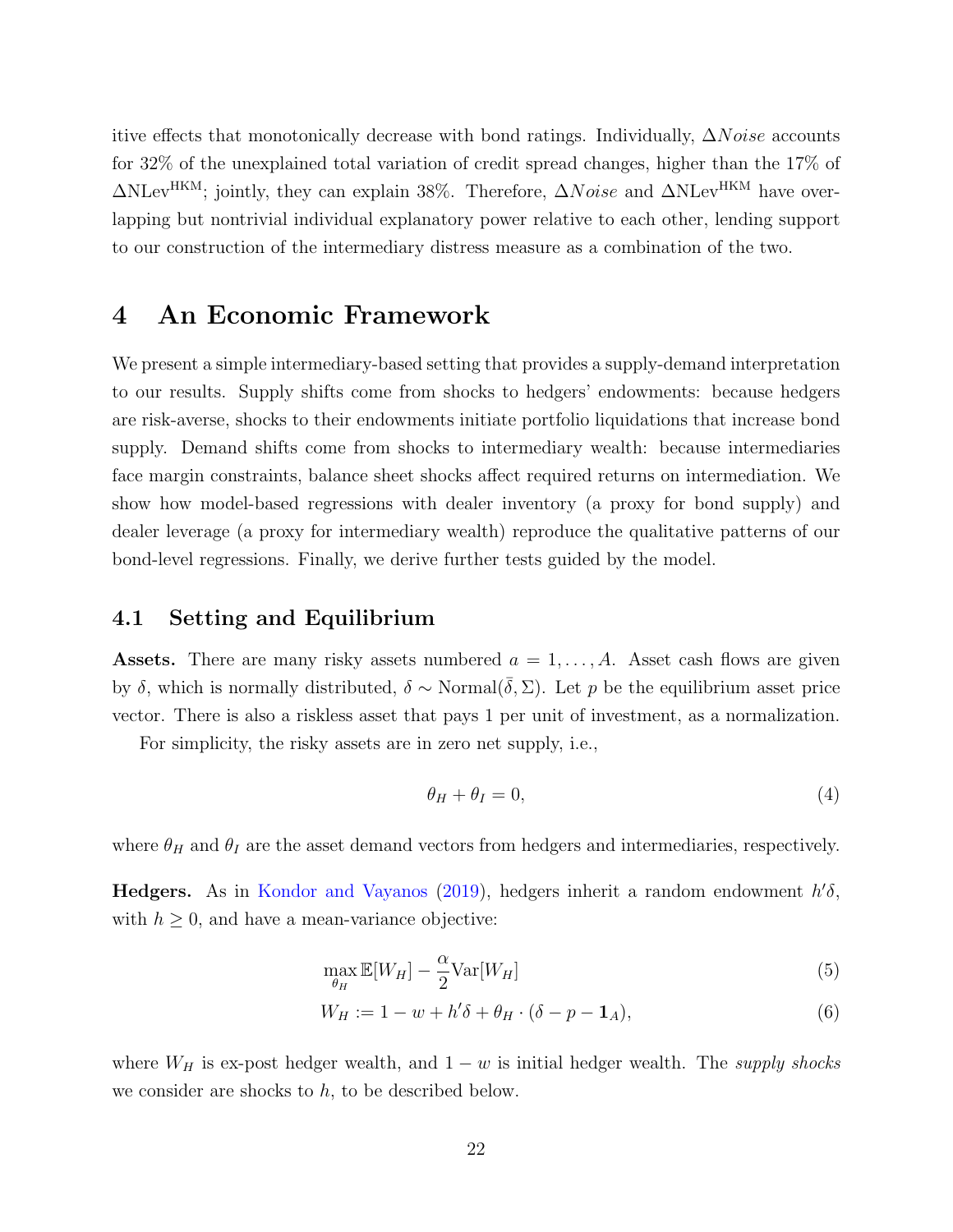itive effects that monotonically decrease with bond ratings. Individually, $\Delta Noise$ accounts for 32% of the unexplained total variation of credit spread changes, higher than the 17% of $\Delta \text{NLev}^{\text{HKM}}$; jointly, they can explain 38%. Therefore, $\Delta Noise$ and $\Delta \text{NLev}^{\text{HKM}}$ have overlapping but nontrivial individual explanatory power relative to each other, lending support to our construction of the intermediary distress measure as a combination of the two.

# 4 An Economic Framework

We present a simple intermediary-based setting that provides a supply-demand interpretation to our results. Supply shifts come from shocks to hedgers' endowments: because hedgers are risk-averse, shocks to their endowments initiate portfolio liquidations that increase bond supply. Demand shifts come from shocks to intermediary wealth: because intermediaries face margin constraints, balance sheet shocks affect required returns on intermediation. We show how model-based regressions with dealer inventory (a proxy for bond supply) and dealer leverage (a proxy for intermediary wealth) reproduce the qualitative patterns of our bond-level regressions. Finally, we derive further tests guided by the model.

## 4.1 Setting and Equilibrium

**Assets.** There are many risky assets numbered $a = 1, \ldots, A$. Asset cash flows are given by $\delta$, which is normally distributed, $\delta \sim \text{Normal}(\bar{\delta}, \Sigma)$. Let $p$ be the equilibrium asset price vector. There is also a riskless asset that pays 1 per unit of investment, as a normalization.

For simplicity, the risky assets are in zero net supply, i.e.,

$$\theta_H + \theta_I = 0, \tag{4}$$

where $\theta_H$ and $\theta_I$ are the asset demand vectors from hedgers and intermediaries, respectively.

**Hedgers.** As in Kondor and Vayanos (2019), hedgers inherit a random endowment $h'\delta$, with $h \geq 0$, and have a mean-variance objective:

$$\max_{\theta_H} \mathbb{E}[W_H] - \frac{\alpha}{2}\text{Var}[W_H] \tag{5}$$

$$W_H := 1 - w + h'\delta + \theta_H \cdot (\delta - p - \mathbf{1}_A), \tag{6}$$

where $W_H$ is ex-post hedger wealth, and $1 - w$ is initial hedger wealth. The *supply shocks* we consider are shocks to $h$, to be described below.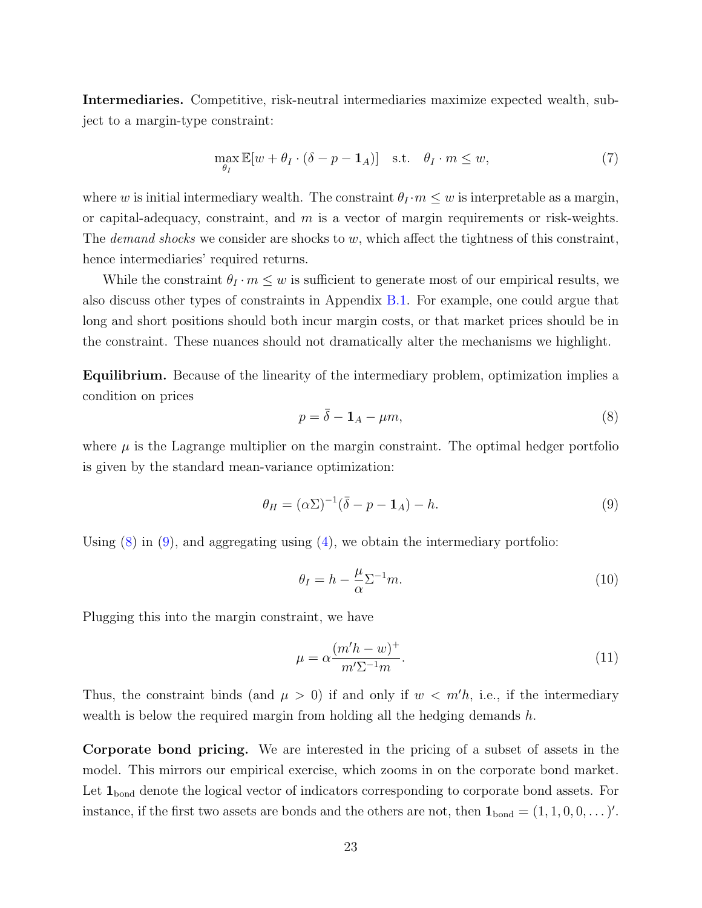**Intermediaries.** Competitive, risk-neutral intermediaries maximize expected wealth, subject to a margin-type constraint:

$$\max_{\theta_I} \mathbb{E}[w + \theta_I \cdot (\delta - p - \mathbf{1}_A)] \quad \text{s.t.} \quad \theta_I \cdot m \leq w, \tag{7}$$

where $w$ is initial intermediary wealth. The constraint $\theta_I \cdot m \leq w$ is interpretable as a margin, or capital-adequacy, constraint, and $m$ is a vector of margin requirements or risk-weights. The *demand shocks* we consider are shocks to $w$, which affect the tightness of this constraint, hence intermediaries' required returns.

While the constraint $\theta_I \cdot m \leq w$ is sufficient to generate most of our empirical results, we also discuss other types of constraints in Appendix B.1. For example, one could argue that long and short positions should both incur margin costs, or that market prices should be in the constraint. These nuances should not dramatically alter the mechanisms we highlight.

**Equilibrium.** Because of the linearity of the intermediary problem, optimization implies a condition on prices

$$p = \bar{\delta} - \mathbf{1}_A - \mu m, \tag{8}$$

where $\mu$ is the Lagrange multiplier on the margin constraint. The optimal hedger portfolio is given by the standard mean-variance optimization:

$$\theta_H = (\alpha\Sigma)^{-1}(\bar{\delta} - p - \mathbf{1}_A) - h. \tag{9}$$

Using (8) in (9), and aggregating using (4), we obtain the intermediary portfolio:

$$\theta_I = h - \frac{\mu}{\alpha}\Sigma^{-1}m. \tag{10}$$

Plugging this into the margin constraint, we have

$$\mu = \alpha \frac{(m'h - w)^+}{m'\Sigma^{-1}m}. \tag{11}$$

Thus, the constraint binds (and $\mu > 0$) if and only if $w < m'h$, i.e., if the intermediary wealth is below the required margin from holding all the hedging demands $h$.

**Corporate bond pricing.** We are interested in the pricing of a subset of assets in the model. This mirrors our empirical exercise, which zooms in on the corporate bond market. Let $\mathbf{1}_{\text{bond}}$ denote the logical vector of indicators corresponding to corporate bond assets. For instance, if the first two assets are bonds and the others are not, then $\mathbf{1}_{\text{bond}} = (1, 1, 0, 0, \dots)'$.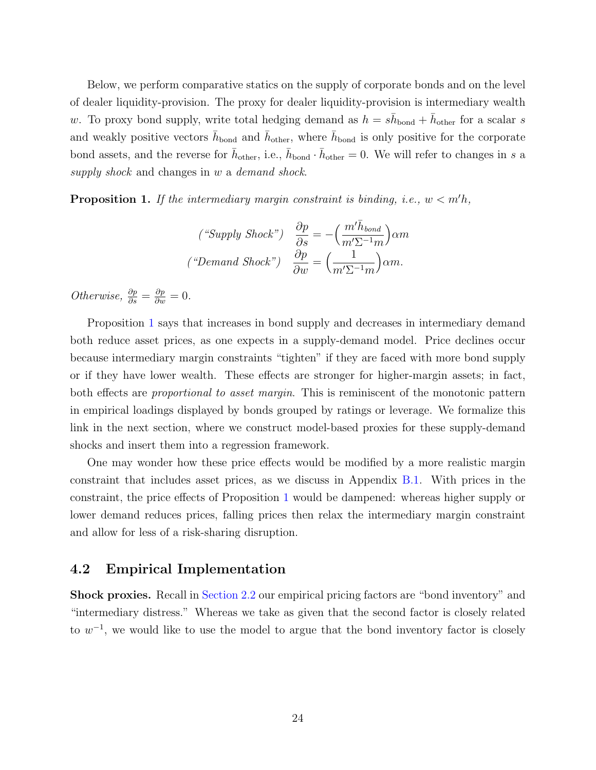Below, we perform comparative statics on the supply of corporate bonds and on the level of dealer liquidity-provision. The proxy for dealer liquidity-provision is intermediary wealth $w$. To proxy bond supply, write total hedging demand as $h = s\bar{h}_{\text{bond}} + \bar{h}_{\text{other}}$ for a scalar $s$ and weakly positive vectors $\bar{h}_{\text{bond}}$ and $\bar{h}_{\text{other}}$, where $\bar{h}_{\text{bond}}$ is only positive for the corporate bond assets, and the reverse for $\bar{h}_{\text{other}}$, i.e., $\bar{h}_{\text{bond}} \cdot \bar{h}_{\text{other}} = 0$. We will refer to changes in $s$ a *supply shock* and changes in $w$ a *demand shock*.

**Proposition 1.** *If the intermediary margin constraint is binding, i.e., $w < m'h$,*

$$\text{("Supply Shock")} \quad \frac{\partial p}{\partial s} = -\Big(\frac{m'\bar{h}_{bond}}{m'\Sigma^{-1}m}\Big)\alpha m$$

$$\text{("Demand Shock")} \quad \frac{\partial p}{\partial w} = \Big(\frac{1}{m'\Sigma^{-1}m}\Big)\alpha m.$$

*Otherwise,* $\frac{\partial p}{\partial s} = \frac{\partial p}{\partial w} = 0$.

Proposition 1 says that increases in bond supply and decreases in intermediary demand both reduce asset prices, as one expects in a supply-demand model. Price declines occur because intermediary margin constraints "tighten" if they are faced with more bond supply or if they have lower wealth. These effects are stronger for higher-margin assets; in fact, both effects are *proportional to asset margin*. This is reminiscent of the monotonic pattern in empirical loadings displayed by bonds grouped by ratings or leverage. We formalize this link in the next section, where we construct model-based proxies for these supply-demand shocks and insert them into a regression framework.

One may wonder how these price effects would be modified by a more realistic margin constraint that includes asset prices, as we discuss in Appendix B.1. With prices in the constraint, the price effects of Proposition 1 would be dampened: whereas higher supply or lower demand reduces prices, falling prices then relax the intermediary margin constraint and allow for less of a risk-sharing disruption.

## 4.2 Empirical Implementation

**Shock proxies.** Recall in Section 2.2 our empirical pricing factors are "bond inventory" and "intermediary distress." Whereas we take as given that the second factor is closely related to $w^{-1}$, we would like to use the model to argue that the bond inventory factor is closely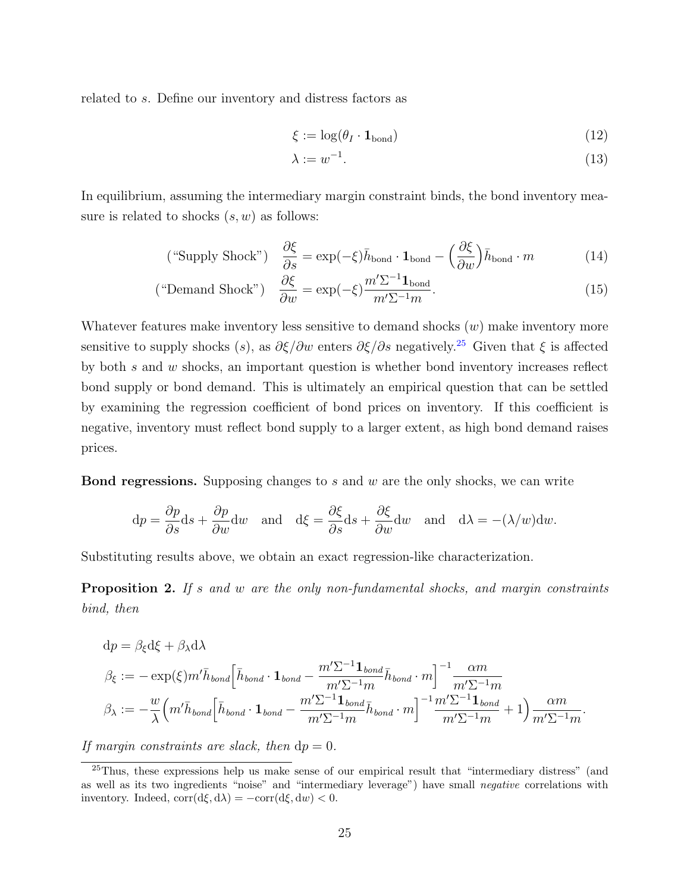related to $s$. Define our inventory and distress factors as

$$\xi := \log(\theta_I \cdot \mathbf{1}_{\text{bond}}) \tag{12}$$

$$\lambda := w^{-1}. \tag{13}$$

In equilibrium, assuming the intermediary margin constraint binds, the bond inventory measure is related to shocks $(s, w)$ as follows:

$$(\text{“Supply Shock”}) \quad \frac{\partial \xi}{\partial s} = \exp(-\xi)\bar{h}_{\text{bond}} \cdot \mathbf{1}_{\text{bond}} - \Big(\frac{\partial \xi}{\partial w}\Big)\bar{h}_{\text{bond}} \cdot m \tag{14}$$

$$(\text{“Demand Shock”}) \quad \frac{\partial \xi}{\partial w} = \exp(-\xi)\frac{m'\Sigma^{-1}\mathbf{1}_{\text{bond}}}{m'\Sigma^{-1}m}. \tag{15}$$

Whatever features make inventory less sensitive to demand shocks ($w$) make inventory more sensitive to supply shocks ($s$), as $\partial\xi/\partial w$ enters $\partial\xi/\partial s$ negatively.[25] Given that $\xi$ is affected by both $s$ and $w$ shocks, an important question is whether bond inventory increases reflect bond supply or bond demand. This is ultimately an empirical question that can be settled by examining the regression coefficient of bond prices on inventory. If this coefficient is negative, inventory must reflect bond supply to a larger extent, as high bond demand raises prices.

**Bond regressions.** Supposing changes to $s$ and $w$ are the only shocks, we can write

$$\mathrm{d}p = \frac{\partial p}{\partial s}\mathrm{d}s + \frac{\partial p}{\partial w}\mathrm{d}w \quad \text{and} \quad \mathrm{d}\xi = \frac{\partial \xi}{\partial s}\mathrm{d}s + \frac{\partial \xi}{\partial w}\mathrm{d}w \quad \text{and} \quad \mathrm{d}\lambda = -(\lambda/w)\mathrm{d}w.$$

Substituting results above, we obtain an exact regression-like characterization.

**Proposition 2.** *If $s$ and $w$ are the only non-fundamental shocks, and margin constraints bind, then*

$$\mathrm{d}p = \beta_\xi \mathrm{d}\xi + \beta_\lambda \mathrm{d}\lambda$$

$$\beta_\xi := -\exp(\xi) m'\bar{h}_{bond}\Big[\bar{h}_{bond} \cdot \mathbf{1}_{bond} - \frac{m'\Sigma^{-1}\mathbf{1}_{bond}}{m'\Sigma^{-1}m}\bar{h}_{bond} \cdot m\Big]^{-1}\frac{\alpha m}{m'\Sigma^{-1}m}$$

$$\beta_\lambda := -\frac{w}{\lambda}\Big(m'\bar{h}_{bond}\Big[\bar{h}_{bond} \cdot \mathbf{1}_{bond} - \frac{m'\Sigma^{-1}\mathbf{1}_{bond}}{m'\Sigma^{-1}m}\bar{h}_{bond} \cdot m\Big]^{-1}\frac{m'\Sigma^{-1}\mathbf{1}_{bond}}{m'\Sigma^{-1}m} + 1\Big)\frac{\alpha m}{m'\Sigma^{-1}m}.$$

*If margin constraints are slack, then* $\mathrm{d}p = 0$.

[25] Thus, these expressions help us make sense of our empirical result that “intermediary distress” (and as well as its two ingredients “noise” and “intermediary leverage”) have small *negative* correlations with inventory. Indeed, $\text{corr}(\mathrm{d}\xi, \mathrm{d}\lambda) = -\text{corr}(\mathrm{d}\xi, \mathrm{d}w) < 0$.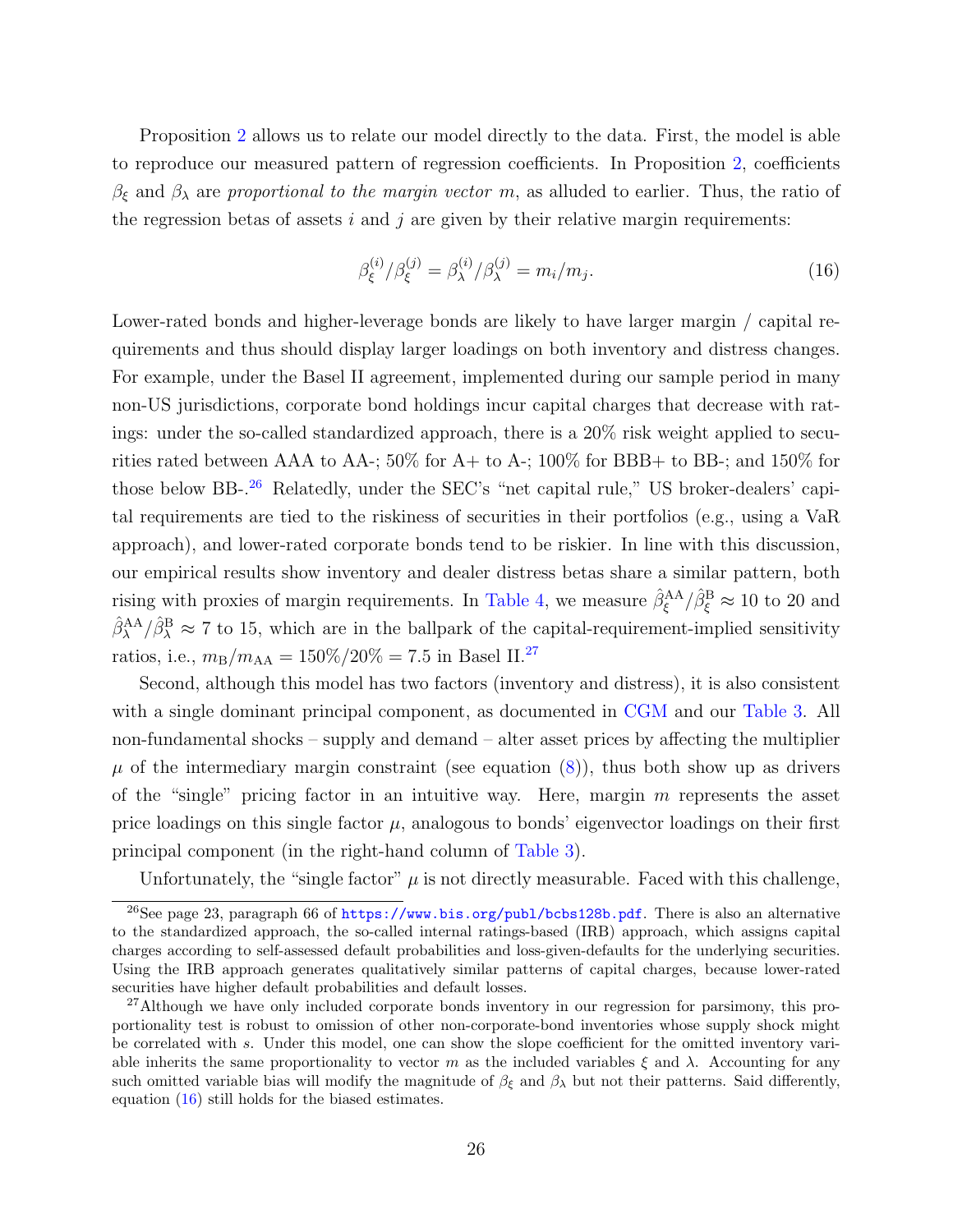Proposition 2 allows us to relate our model directly to the data. First, the model is able to reproduce our measured pattern of regression coefficients. In Proposition 2, coefficients $\beta_\xi$ and $\beta_\lambda$ are *proportional to the margin vector* $m$, as alluded to earlier. Thus, the ratio of the regression betas of assets $i$ and $j$ are given by their relative margin requirements:

$$\beta_\xi^{(i)}/\beta_\xi^{(j)} = \beta_\lambda^{(i)}/\beta_\lambda^{(j)} = m_i/m_j. \tag{16}$$

Lower-rated bonds and higher-leverage bonds are likely to have larger margin / capital requirements and thus should display larger loadings on both inventory and distress changes. For example, under the Basel II agreement, implemented during our sample period in many non-US jurisdictions, corporate bond holdings incur capital charges that decrease with ratings: under the so-called standardized approach, there is a 20% risk weight applied to securities rated between AAA to AA-; 50% for A+ to A-; 100% for BBB+ to BB-; and 150% for those below BB-.[26] Relatedly, under the SEC's "net capital rule," US broker-dealers' capital requirements are tied to the riskiness of securities in their portfolios (e.g., using a VaR approach), and lower-rated corporate bonds tend to be riskier. In line with this discussion, our empirical results show inventory and dealer distress betas share a similar pattern, both rising with proxies of margin requirements. In Table 4, we measure $\hat{\beta}_\xi^{\text{AA}}/\hat{\beta}_\xi^{\text{B}} \approx 10$ to 20 and $\hat{\beta}_\lambda^{\text{AA}}/\hat{\beta}_\lambda^{\text{B}} \approx 7$ to 15, which are in the ballpark of the capital-requirement-implied sensitivity ratios, i.e., $m_{\text{B}}/m_{\text{AA}} = 150\%/20\% = 7.5$ in Basel II.[27]

Second, although this model has two factors (inventory and distress), it is also consistent with a single dominant principal component, as documented in CGM and our Table 3. All non-fundamental shocks – supply and demand – alter asset prices by affecting the multiplier $\mu$ of the intermediary margin constraint (see equation (8)), thus both show up as drivers of the "single" pricing factor in an intuitive way. Here, margin $m$ represents the asset price loadings on this single factor $\mu$, analogous to bonds' eigenvector loadings on their first principal component (in the right-hand column of Table 3).

Unfortunately, the "single factor" $\mu$ is not directly measurable. Faced with this challenge,

[26] See page 23, paragraph 66 of https://www.bis.org/publ/bcbs128b.pdf. There is also an alternative to the standardized approach, the so-called internal ratings-based (IRB) approach, which assigns capital charges according to self-assessed default probabilities and loss-given-defaults for the underlying securities. Using the IRB approach generates qualitatively similar patterns of capital charges, because lower-rated securities have higher default probabilities and default losses.

[27] Although we have only included corporate bonds inventory in our regression for parsimony, this proportionality test is robust to omission of other non-corporate-bond inventories whose supply shock might be correlated with $s$. Under this model, one can show the slope coefficient for the omitted inventory variable inherits the same proportionality to vector $m$ as the included variables $\xi$ and $\lambda$. Accounting for any such omitted variable bias will modify the magnitude of $\beta_\xi$ and $\beta_\lambda$ but not their patterns. Said differently, equation (16) still holds for the biased estimates.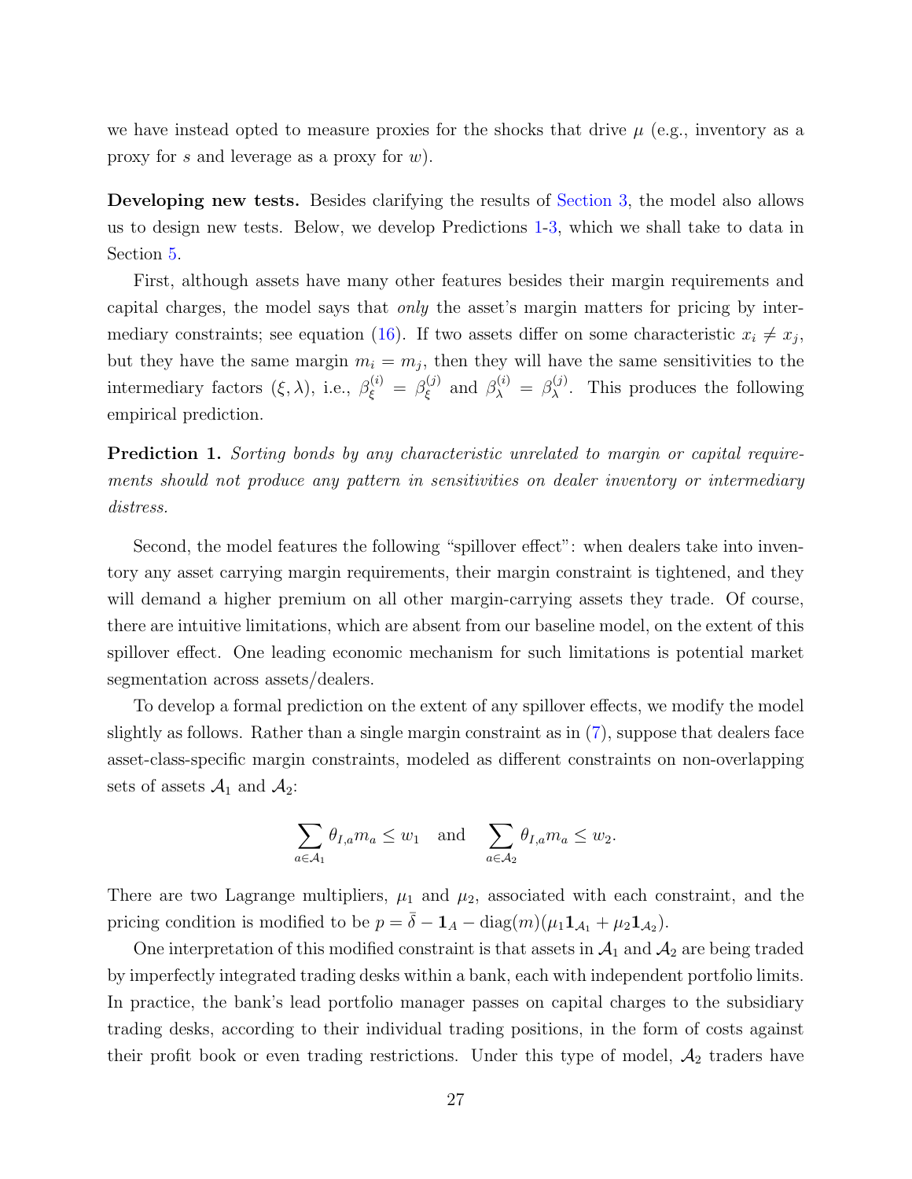we have instead opted to measure proxies for the shocks that drive $\mu$ (e.g., inventory as a proxy for $s$ and leverage as a proxy for $w$).

**Developing new tests.** Besides clarifying the results of Section 3, the model also allows us to design new tests. Below, we develop Predictions 1-3, which we shall take to data in Section 5.

First, although assets have many other features besides their margin requirements and capital charges, the model says that *only* the asset's margin matters for pricing by intermediary constraints; see equation (16). If two assets differ on some characteristic $x_i \neq x_j$, but they have the same margin $m_i = m_j$, then they will have the same sensitivities to the intermediary factors $(\xi, \lambda)$, i.e., $\beta_\xi^{(i)} = \beta_\xi^{(j)}$ and $\beta_\lambda^{(i)} = \beta_\lambda^{(j)}$. This produces the following empirical prediction.

**Prediction 1.** *Sorting bonds by any characteristic unrelated to margin or capital requirements should not produce any pattern in sensitivities on dealer inventory or intermediary distress.*

Second, the model features the following "spillover effect": when dealers take into inventory any asset carrying margin requirements, their margin constraint is tightened, and they will demand a higher premium on all other margin-carrying assets they trade. Of course, there are intuitive limitations, which are absent from our baseline model, on the extent of this spillover effect. One leading economic mechanism for such limitations is potential market segmentation across assets/dealers.

To develop a formal prediction on the extent of any spillover effects, we modify the model slightly as follows. Rather than a single margin constraint as in (7), suppose that dealers face asset-class-specific margin constraints, modeled as different constraints on non-overlapping sets of assets $\mathcal{A}_1$ and $\mathcal{A}_2$:

$$\sum_{a \in \mathcal{A}_1} \theta_{I,a} m_a \leq w_1 \quad \text{and} \quad \sum_{a \in \mathcal{A}_2} \theta_{I,a} m_a \leq w_2.$$

There are two Lagrange multipliers, $\mu_1$ and $\mu_2$, associated with each constraint, and the pricing condition is modified to be $p = \bar{\delta} - \mathbf{1}_A - \text{diag}(m)(\mu_1 \mathbf{1}_{\mathcal{A}_1} + \mu_2 \mathbf{1}_{\mathcal{A}_2})$.

One interpretation of this modified constraint is that assets in $\mathcal{A}_1$ and $\mathcal{A}_2$ are being traded by imperfectly integrated trading desks within a bank, each with independent portfolio limits. In practice, the bank's lead portfolio manager passes on capital charges to the subsidiary trading desks, according to their individual trading positions, in the form of costs against their profit book or even trading restrictions. Under this type of model, $\mathcal{A}_2$ traders have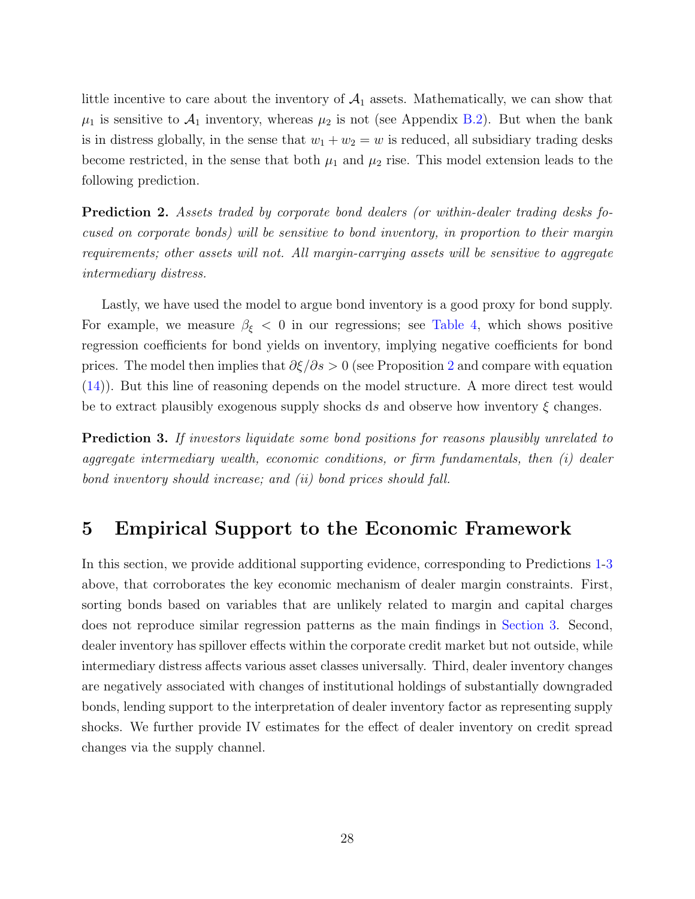little incentive to care about the inventory of $\mathcal{A}_1$ assets. Mathematically, we can show that $\mu_1$ is sensitive to $\mathcal{A}_1$ inventory, whereas $\mu_2$ is not (see Appendix B.2). But when the bank is in distress globally, in the sense that $w_1 + w_2 = w$ is reduced, all subsidiary trading desks become restricted, in the sense that both $\mu_1$ and $\mu_2$ rise. This model extension leads to the following prediction.

**Prediction 2.** *Assets traded by corporate bond dealers (or within-dealer trading desks focused on corporate bonds) will be sensitive to bond inventory, in proportion to their margin requirements; other assets will not. All margin-carrying assets will be sensitive to aggregate intermediary distress.*

Lastly, we have used the model to argue bond inventory is a good proxy for bond supply. For example, we measure $\beta_\xi < 0$ in our regressions; see Table 4, which shows positive regression coefficients for bond yields on inventory, implying negative coefficients for bond prices. The model then implies that $\partial \xi / \partial s > 0$ (see Proposition 2 and compare with equation (14)). But this line of reasoning depends on the model structure. A more direct test would be to extract plausibly exogenous supply shocks $\mathrm{d}s$ and observe how inventory $\xi$ changes.

**Prediction 3.** *If investors liquidate some bond positions for reasons plausibly unrelated to aggregate intermediary wealth, economic conditions, or firm fundamentals, then (i) dealer bond inventory should increase; and (ii) bond prices should fall.*

# 5 Empirical Support to the Economic Framework

In this section, we provide additional supporting evidence, corresponding to Predictions 1-3 above, that corroborates the key economic mechanism of dealer margin constraints. First, sorting bonds based on variables that are unlikely related to margin and capital charges does not reproduce similar regression patterns as the main findings in Section 3. Second, dealer inventory has spillover effects within the corporate credit market but not outside, while intermediary distress affects various asset classes universally. Third, dealer inventory changes are negatively associated with changes of institutional holdings of substantially downgraded bonds, lending support to the interpretation of dealer inventory factor as representing supply shocks. We further provide IV estimates for the effect of dealer inventory on credit spread changes via the supply channel.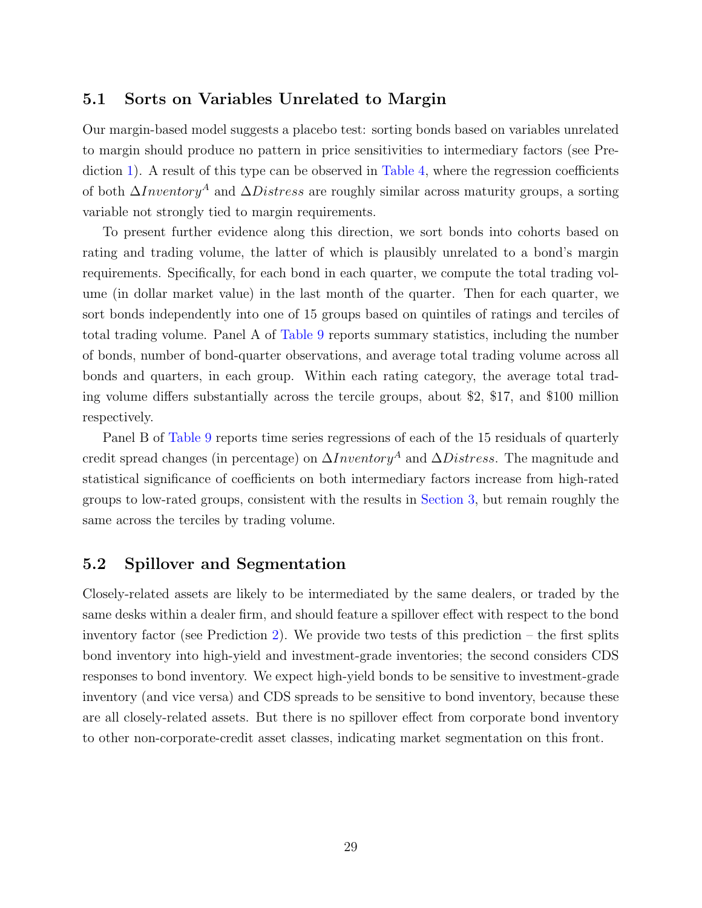### 5.1 Sorts on Variables Unrelated to Margin

Our margin-based model suggests a placebo test: sorting bonds based on variables unrelated to margin should produce no pattern in price sensitivities to intermediary factors (see Prediction 1). A result of this type can be observed in Table 4, where the regression coefficients of both $\Delta Inventory^A$ and $\Delta Distress$ are roughly similar across maturity groups, a sorting variable not strongly tied to margin requirements.

To present further evidence along this direction, we sort bonds into cohorts based on rating and trading volume, the latter of which is plausibly unrelated to a bond's margin requirements. Specifically, for each bond in each quarter, we compute the total trading volume (in dollar market value) in the last month of the quarter. Then for each quarter, we sort bonds independently into one of 15 groups based on quintiles of ratings and terciles of total trading volume. Panel A of Table 9 reports summary statistics, including the number of bonds, number of bond-quarter observations, and average total trading volume across all bonds and quarters, in each group. Within each rating category, the average total trading volume differs substantially across the tercile groups, about \$2, \$17, and \$100 million respectively.

Panel B of Table 9 reports time series regressions of each of the 15 residuals of quarterly credit spread changes (in percentage) on $\Delta Inventory^A$ and $\Delta Distress$. The magnitude and statistical significance of coefficients on both intermediary factors increase from high-rated groups to low-rated groups, consistent with the results in Section 3, but remain roughly the same across the terciles by trading volume.

### 5.2 Spillover and Segmentation

Closely-related assets are likely to be intermediated by the same dealers, or traded by the same desks within a dealer firm, and should feature a spillover effect with respect to the bond inventory factor (see Prediction 2). We provide two tests of this prediction – the first splits bond inventory into high-yield and investment-grade inventories; the second considers CDS responses to bond inventory. We expect high-yield bonds to be sensitive to investment-grade inventory (and vice versa) and CDS spreads to be sensitive to bond inventory, because these are all closely-related assets. But there is no spillover effect from corporate bond inventory to other non-corporate-credit asset classes, indicating market segmentation on this front.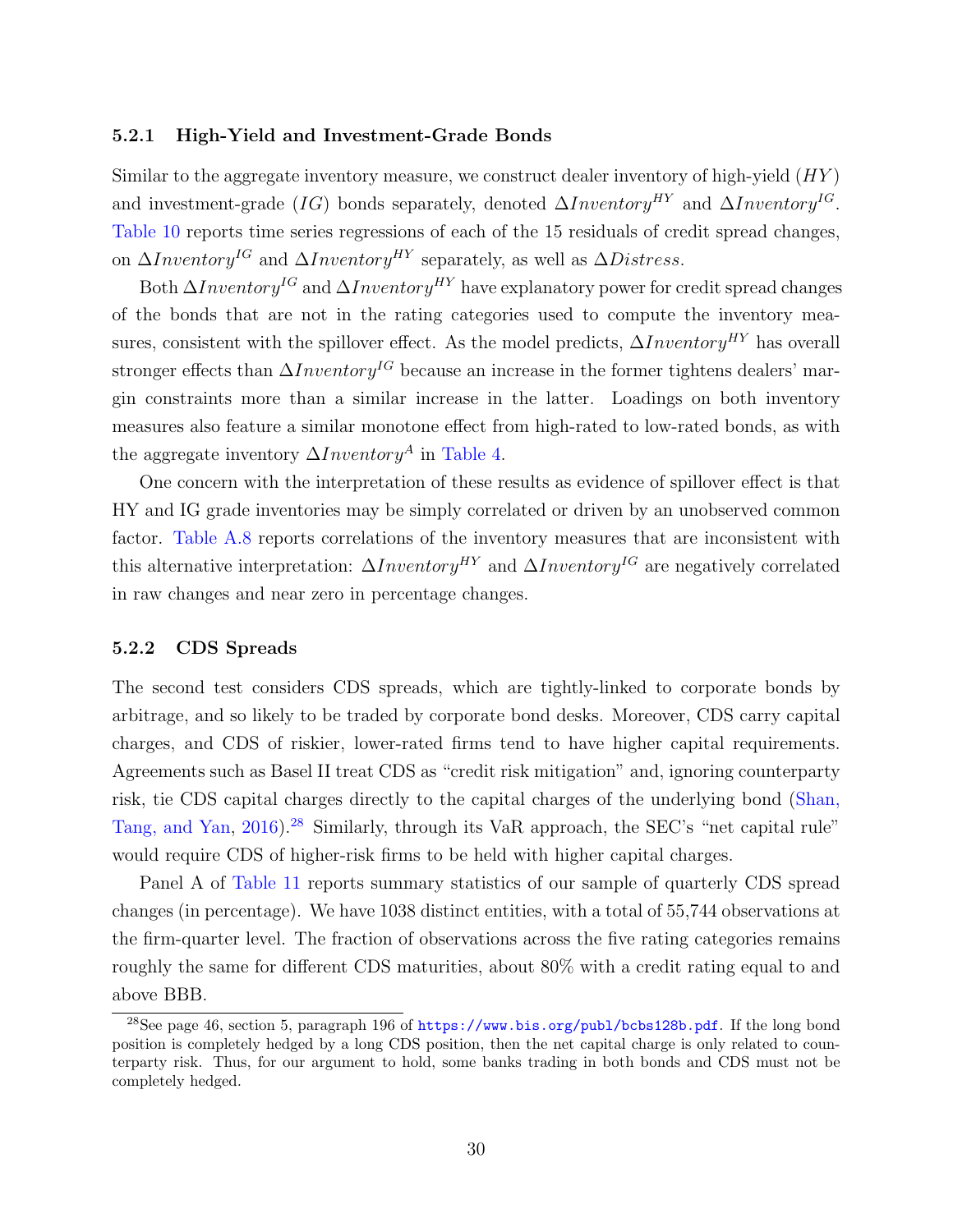### 5.2.1 High-Yield and Investment-Grade Bonds

Similar to the aggregate inventory measure, we construct dealer inventory of high-yield ($HY$) and investment-grade ($IG$) bonds separately, denoted $\Delta Inventory^{HY}$ and $\Delta Inventory^{IG}$. Table 10 reports time series regressions of each of the 15 residuals of credit spread changes, on $\Delta Inventory^{IG}$ and $\Delta Inventory^{HY}$ separately, as well as $\Delta Distress$.

Both $\Delta Inventory^{IG}$ and $\Delta Inventory^{HY}$ have explanatory power for credit spread changes of the bonds that are not in the rating categories used to compute the inventory measures, consistent with the spillover effect. As the model predicts, $\Delta Inventory^{HY}$ has overall stronger effects than $\Delta Inventory^{IG}$ because an increase in the former tightens dealers' margin constraints more than a similar increase in the latter. Loadings on both inventory measures also feature a similar monotone effect from high-rated to low-rated bonds, as with the aggregate inventory $\Delta Inventory^{A}$ in Table 4.

One concern with the interpretation of these results as evidence of spillover effect is that HY and IG grade inventories may be simply correlated or driven by an unobserved common factor. Table A.8 reports correlations of the inventory measures that are inconsistent with this alternative interpretation: $\Delta Inventory^{HY}$ and $\Delta Inventory^{IG}$ are negatively correlated in raw changes and near zero in percentage changes.

### 5.2.2 CDS Spreads

The second test considers CDS spreads, which are tightly-linked to corporate bonds by arbitrage, and so likely to be traded by corporate bond desks. Moreover, CDS carry capital charges, and CDS of riskier, lower-rated firms tend to have higher capital requirements. Agreements such as Basel II treat CDS as "credit risk mitigation" and, ignoring counterparty risk, tie CDS capital charges directly to the capital charges of the underlying bond (Shan, Tang, and Yan, 2016).[28] Similarly, through its VaR approach, the SEC's "net capital rule" would require CDS of higher-risk firms to be held with higher capital charges.

Panel A of Table 11 reports summary statistics of our sample of quarterly CDS spread changes (in percentage). We have 1038 distinct entities, with a total of 55,744 observations at the firm-quarter level. The fraction of observations across the five rating categories remains roughly the same for different CDS maturities, about 80% with a credit rating equal to and above BBB.

[28] See page 46, section 5, paragraph 196 of https://www.bis.org/publ/bcbs128b.pdf. If the long bond position is completely hedged by a long CDS position, then the net capital charge is only related to counterparty risk. Thus, for our argument to hold, some banks trading in both bonds and CDS must not be completely hedged.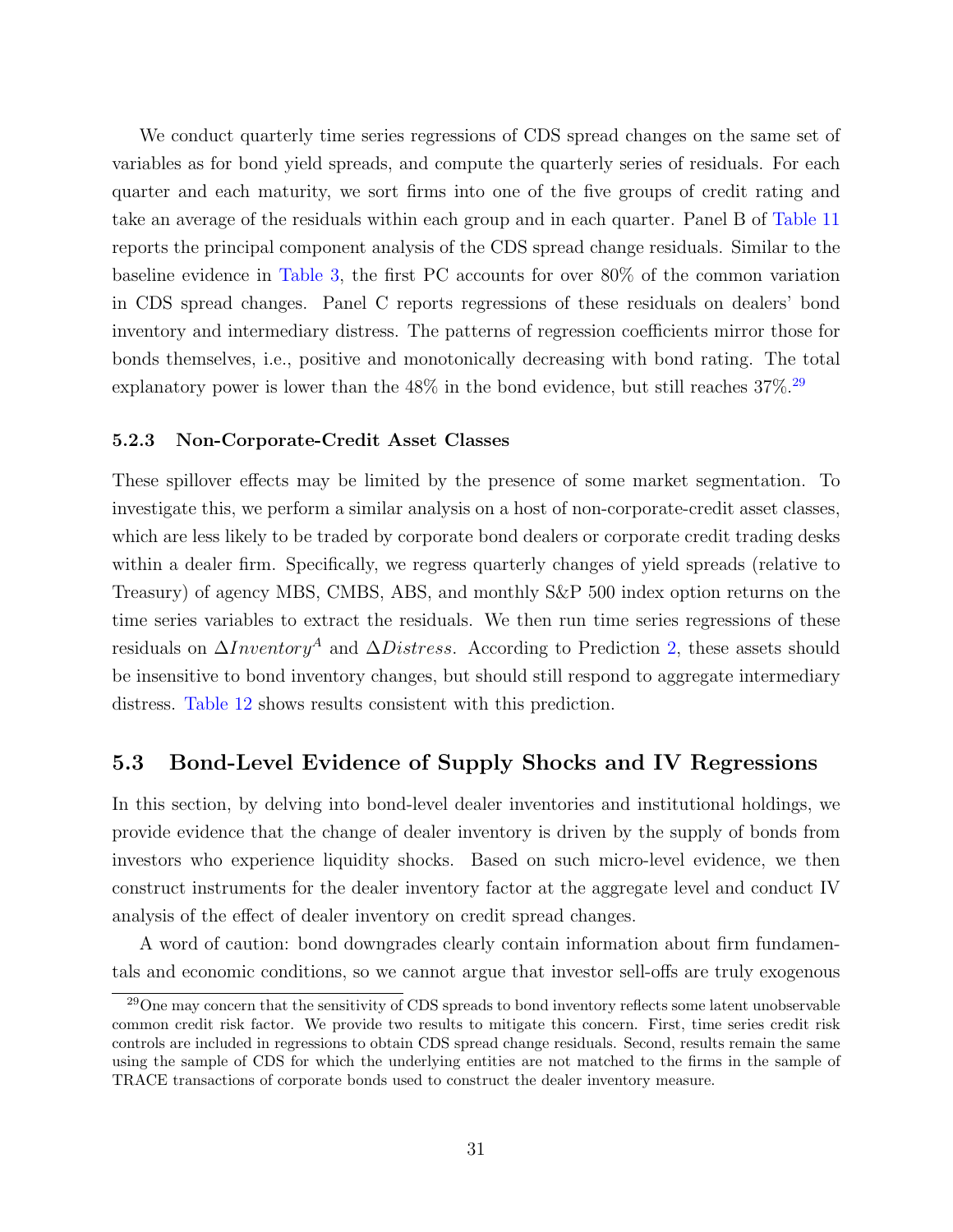We conduct quarterly time series regressions of CDS spread changes on the same set of variables as for bond yield spreads, and compute the quarterly series of residuals. For each quarter and each maturity, we sort firms into one of the five groups of credit rating and take an average of the residuals within each group and in each quarter. Panel B of Table 11 reports the principal component analysis of the CDS spread change residuals. Similar to the baseline evidence in Table 3, the first PC accounts for over 80% of the common variation in CDS spread changes. Panel C reports regressions of these residuals on dealers' bond inventory and intermediary distress. The patterns of regression coefficients mirror those for bonds themselves, i.e., positive and monotonically decreasing with bond rating. The total explanatory power is lower than the 48% in the bond evidence, but still reaches 37%.[29]

#### 5.2.3 Non-Corporate-Credit Asset Classes

These spillover effects may be limited by the presence of some market segmentation. To investigate this, we perform a similar analysis on a host of non-corporate-credit asset classes, which are less likely to be traded by corporate bond dealers or corporate credit trading desks within a dealer firm. Specifically, we regress quarterly changes of yield spreads (relative to Treasury) of agency MBS, CMBS, ABS, and monthly S&P 500 index option returns on the time series variables to extract the residuals. We then run time series regressions of these residuals on $\Delta Inventory^A$ and $\Delta Distress$. According to Prediction 2, these assets should be insensitive to bond inventory changes, but should still respond to aggregate intermediary distress. Table 12 shows results consistent with this prediction.

## 5.3 Bond-Level Evidence of Supply Shocks and IV Regressions

In this section, by delving into bond-level dealer inventories and institutional holdings, we provide evidence that the change of dealer inventory is driven by the supply of bonds from investors who experience liquidity shocks. Based on such micro-level evidence, we then construct instruments for the dealer inventory factor at the aggregate level and conduct IV analysis of the effect of dealer inventory on credit spread changes.

A word of caution: bond downgrades clearly contain information about firm fundamentals and economic conditions, so we cannot argue that investor sell-offs are truly exogenous

[29] One may concern that the sensitivity of CDS spreads to bond inventory reflects some latent unobservable common credit risk factor. We provide two results to mitigate this concern. First, time series credit risk controls are included in regressions to obtain CDS spread change residuals. Second, results remain the same using the sample of CDS for which the underlying entities are not matched to the firms in the sample of TRACE transactions of corporate bonds used to construct the dealer inventory measure.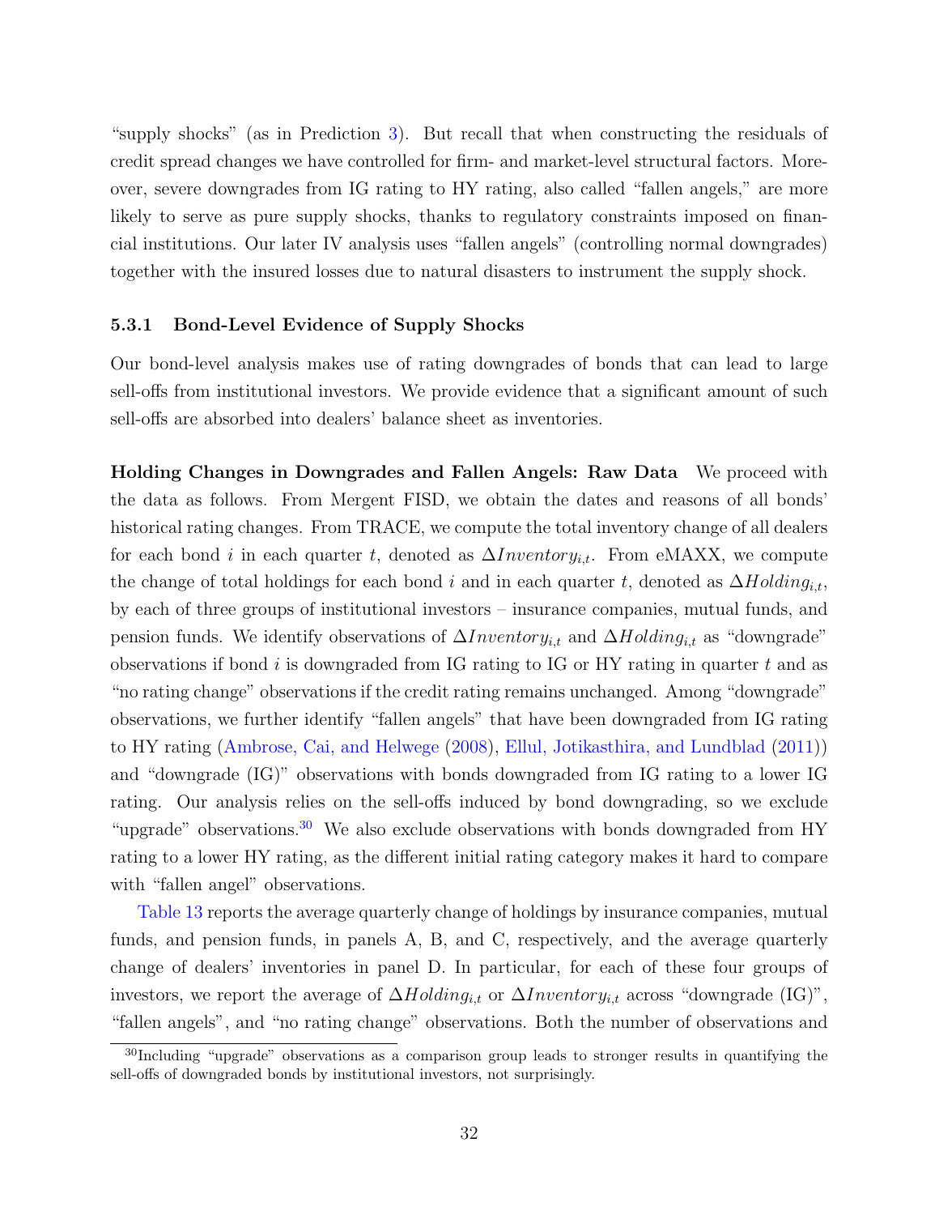"supply shocks" (as in Prediction 3). But recall that when constructing the residuals of credit spread changes we have controlled for firm- and market-level structural factors. Moreover, severe downgrades from IG rating to HY rating, also called "fallen angels," are more likely to serve as pure supply shocks, thanks to regulatory constraints imposed on financial institutions. Our later IV analysis uses "fallen angels" (controlling normal downgrades) together with the insured losses due to natural disasters to instrument the supply shock.

### 5.3.1 Bond-Level Evidence of Supply Shocks

Our bond-level analysis makes use of rating downgrades of bonds that can lead to large sell-offs from institutional investors. We provide evidence that a significant amount of such sell-offs are absorbed into dealers' balance sheet as inventories.

**Holding Changes in Downgrades and Fallen Angels: Raw Data** We proceed with the data as follows. From Mergent FISD, we obtain the dates and reasons of all bonds' historical rating changes. From TRACE, we compute the total inventory change of all dealers for each bond $i$ in each quarter $t$, denoted as $\Delta Inventory_{i,t}$. From eMAXX, we compute the change of total holdings for each bond $i$ and in each quarter $t$, denoted as $\Delta Holding_{i,t}$, by each of three groups of institutional investors – insurance companies, mutual funds, and pension funds. We identify observations of $\Delta Inventory_{i,t}$ and $\Delta Holding_{i,t}$ as "downgrade" observations if bond $i$ is downgraded from IG rating to IG or HY rating in quarter $t$ and as "no rating change" observations if the credit rating remains unchanged. Among "downgrade" observations, we further identify "fallen angels" that have been downgraded from IG rating to HY rating (Ambrose, Cai, and Helwege (2008), Ellul, Jotikasthira, and Lundblad (2011)) and "downgrade (IG)" observations with bonds downgraded from IG rating to a lower IG rating. Our analysis relies on the sell-offs induced by bond downgrading, so we exclude "upgrade" observations.[30] We also exclude observations with bonds downgraded from HY rating to a lower HY rating, as the different initial rating category makes it hard to compare with "fallen angel" observations.

Table 13 reports the average quarterly change of holdings by insurance companies, mutual funds, and pension funds, in panels A, B, and C, respectively, and the average quarterly change of dealers' inventories in panel D. In particular, for each of these four groups of investors, we report the average of $\Delta Holding_{i,t}$ or $\Delta Inventory_{i,t}$ across "downgrade (IG)", "fallen angels", and "no rating change" observations. Both the number of observations and

[30] Including "upgrade" observations as a comparison group leads to stronger results in quantifying the sell-offs of downgraded bonds by institutional investors, not surprisingly.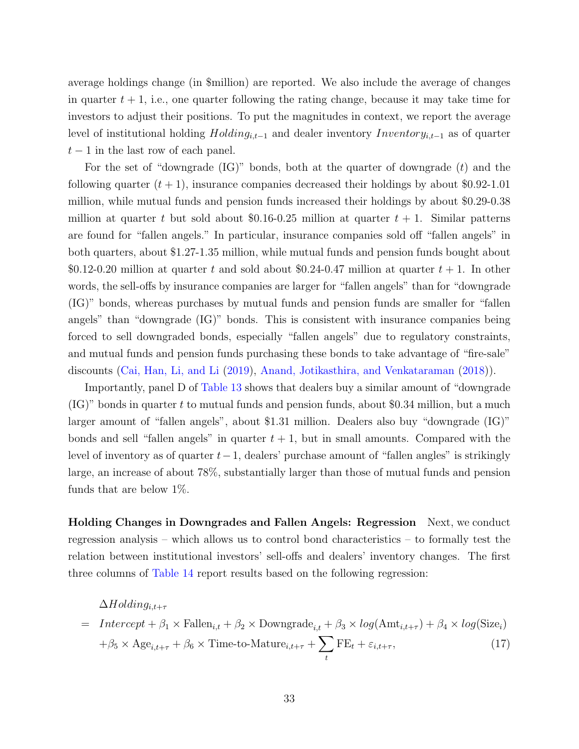average holdings change (in \$million) are reported. We also include the average of changes in quarter $t+1$, i.e., one quarter following the rating change, because it may take time for investors to adjust their positions. To put the magnitudes in context, we report the average level of institutional holding $Holding_{i,t-1}$ and dealer inventory $Inventory_{i,t-1}$ as of quarter $t-1$ in the last row of each panel.

For the set of "downgrade (IG)" bonds, both at the quarter of downgrade ($t$) and the following quarter ($t+1$), insurance companies decreased their holdings by about \$0.92-1.01 million, while mutual funds and pension funds increased their holdings by about \$0.29-0.38 million at quarter $t$ but sold about \$0.16-0.25 million at quarter $t+1$. Similar patterns are found for "fallen angels." In particular, insurance companies sold off "fallen angels" in both quarters, about \$1.27-1.35 million, while mutual funds and pension funds bought about \$0.12-0.20 million at quarter $t$ and sold about \$0.24-0.47 million at quarter $t+1$. In other words, the sell-offs by insurance companies are larger for "fallen angels" than for "downgrade (IG)" bonds, whereas purchases by mutual funds and pension funds are smaller for "fallen angels" than "downgrade (IG)" bonds. This is consistent with insurance companies being forced to sell downgraded bonds, especially "fallen angels" due to regulatory constraints, and mutual funds and pension funds purchasing these bonds to take advantage of "fire-sale" discounts (Cai, Han, Li, and Li (2019), Anand, Jotikasthira, and Venkataraman (2018)).

Importantly, panel D of Table 13 shows that dealers buy a similar amount of "downgrade (IG)" bonds in quarter $t$ to mutual funds and pension funds, about \$0.34 million, but a much larger amount of "fallen angels", about \$1.31 million. Dealers also buy "downgrade (IG)" bonds and sell "fallen angels" in quarter $t+1$, but in small amounts. Compared with the level of inventory as of quarter $t-1$, dealers' purchase amount of "fallen angles" is strikingly large, an increase of about 78%, substantially larger than those of mutual funds and pension funds that are below 1%.

**Holding Changes in Downgrades and Fallen Angels: Regression** Next, we conduct regression analysis – which allows us to control bond characteristics – to formally test the relation between institutional investors' sell-offs and dealers' inventory changes. The first three columns of Table 14 report results based on the following regression:

$$
\begin{aligned}
& \Delta Holding_{i,t+\tau} \\
= \;& Intercept + \beta_1 \times \text{Fallen}_{i,t} + \beta_2 \times \text{Downgrade}_{i,t} + \beta_3 \times log(\text{Amt}_{i,t+\tau}) + \beta_4 \times log(\text{Size}_i) \\
& + \beta_5 \times \text{Age}_{i,t+\tau} + \beta_6 \times \text{Time-to-Mature}_{i,t+\tau} + \sum_t \text{FE}_t + \varepsilon_{i,t+\tau}, \quad (17)
\end{aligned}
$$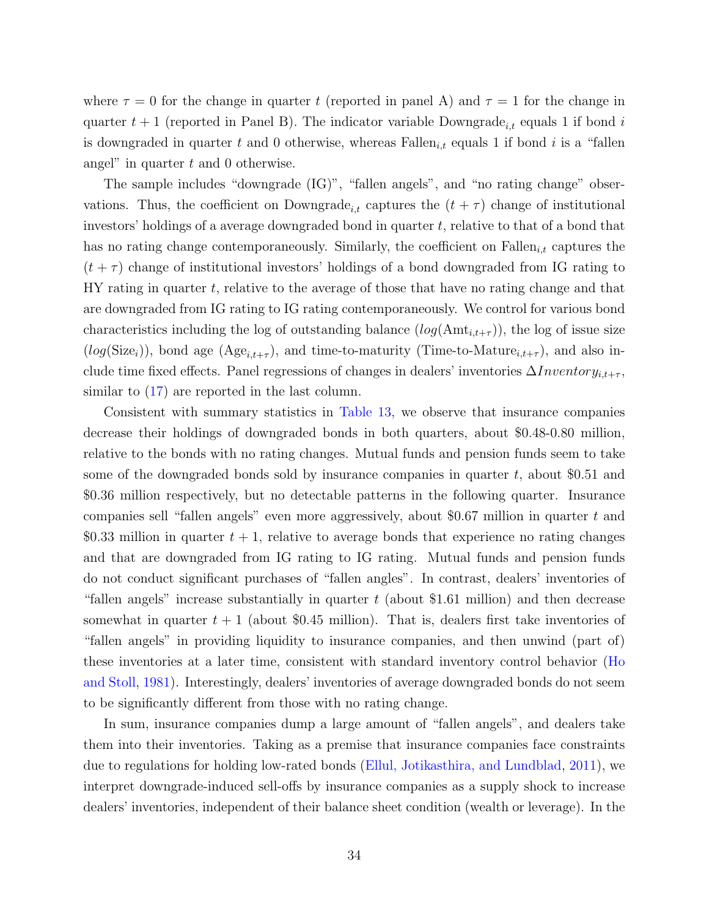where $\tau = 0$ for the change in quarter $t$ (reported in panel A) and $\tau = 1$ for the change in quarter $t+1$ (reported in Panel B). The indicator variable $\text{Downgrade}_{i,t}$ equals 1 if bond $i$ is downgraded in quarter $t$ and 0 otherwise, whereas $\text{Fallen}_{i,t}$ equals 1 if bond $i$ is a "fallen angel" in quarter $t$ and 0 otherwise.

The sample includes "downgrade (IG)", "fallen angels", and "no rating change" observations. Thus, the coefficient on $\text{Downgrade}_{i,t}$ captures the $(t + \tau)$ change of institutional investors' holdings of a average downgraded bond in quarter $t$, relative to that of a bond that has no rating change contemporaneously. Similarly, the coefficient on $\text{Fallen}_{i,t}$ captures the $(t + \tau)$ change of institutional investors' holdings of a bond downgraded from IG rating to HY rating in quarter $t$, relative to the average of those that have no rating change and that are downgraded from IG rating to IG rating contemporaneously. We control for various bond characteristics including the log of outstanding balance ($log(\text{Amt}_{i,t+\tau})$), the log of issue size ($log(\text{Size}_i)$), bond age ($\text{Age}_{i,t+\tau}$), and time-to-maturity ($\text{Time-to-Mature}_{i,t+\tau}$), and also include time fixed effects. Panel regressions of changes in dealers' inventories $\Delta Inventory_{i,t+\tau}$, similar to (17) are reported in the last column.

Consistent with summary statistics in Table 13, we observe that insurance companies decrease their holdings of downgraded bonds in both quarters, about \$0.48-0.80 million, relative to the bonds with no rating changes. Mutual funds and pension funds seem to take some of the downgraded bonds sold by insurance companies in quarter $t$, about \$0.51 and \$0.36 million respectively, but no detectable patterns in the following quarter. Insurance companies sell "fallen angels" even more aggressively, about \$0.67 million in quarter $t$ and \$0.33 million in quarter $t+1$, relative to average bonds that experience no rating changes and that are downgraded from IG rating to IG rating. Mutual funds and pension funds do not conduct significant purchases of "fallen angles". In contrast, dealers' inventories of "fallen angels" increase substantially in quarter $t$ (about \$1.61 million) and then decrease somewhat in quarter $t+1$ (about \$0.45 million). That is, dealers first take inventories of "fallen angels" in providing liquidity to insurance companies, and then unwind (part of) these inventories at a later time, consistent with standard inventory control behavior (Ho and Stoll, 1981). Interestingly, dealers' inventories of average downgraded bonds do not seem to be significantly different from those with no rating change.

In sum, insurance companies dump a large amount of "fallen angels", and dealers take them into their inventories. Taking as a premise that insurance companies face constraints due to regulations for holding low-rated bonds (Ellul, Jotikasthira, and Lundblad, 2011), we interpret downgrade-induced sell-offs by insurance companies as a supply shock to increase dealers' inventories, independent of their balance sheet condition (wealth or leverage). In the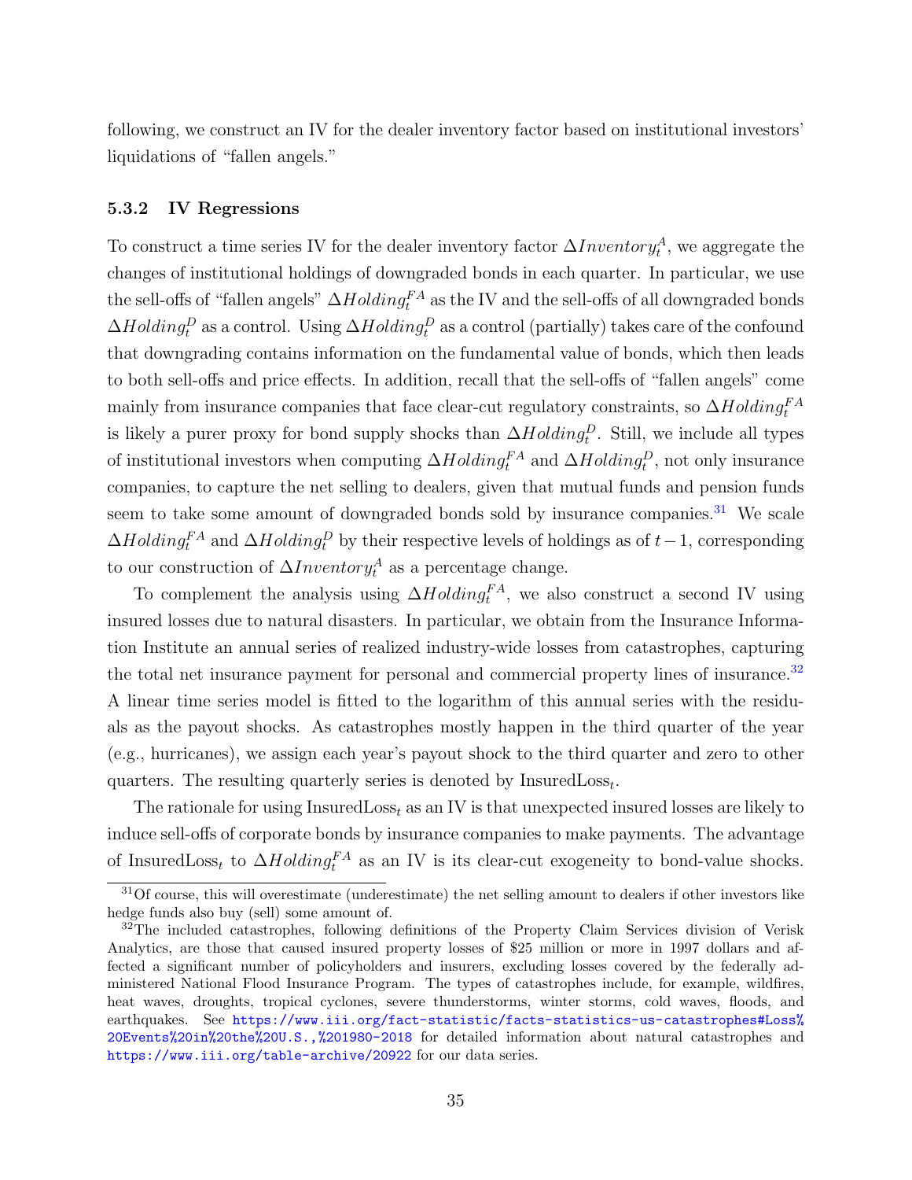following, we construct an IV for the dealer inventory factor based on institutional investors' liquidations of "fallen angels."

### 5.3.2 IV Regressions

To construct a time series IV for the dealer inventory factor $\Delta Inventory_t^A$, we aggregate the changes of institutional holdings of downgraded bonds in each quarter. In particular, we use the sell-offs of "fallen angels" $\Delta Holding_t^{FA}$ as the IV and the sell-offs of all downgraded bonds $\Delta Holding_t^{D}$ as a control. Using $\Delta Holding_t^{D}$ as a control (partially) takes care of the confound that downgrading contains information on the fundamental value of bonds, which then leads to both sell-offs and price effects. In addition, recall that the sell-offs of "fallen angels" come mainly from insurance companies that face clear-cut regulatory constraints, so $\Delta Holding_t^{FA}$ is likely a purer proxy for bond supply shocks than $\Delta Holding_t^{D}$. Still, we include all types of institutional investors when computing $\Delta Holding_t^{FA}$ and $\Delta Holding_t^{D}$, not only insurance companies, to capture the net selling to dealers, given that mutual funds and pension funds seem to take some amount of downgraded bonds sold by insurance companies.[31] We scale $\Delta Holding_t^{FA}$ and $\Delta Holding_t^{D}$ by their respective levels of holdings as of $t-1$, corresponding to our construction of $\Delta Inventory_t^A$ as a percentage change.

To complement the analysis using $\Delta Holding_t^{FA}$, we also construct a second IV using insured losses due to natural disasters. In particular, we obtain from the Insurance Information Institute an annual series of realized industry-wide losses from catastrophes, capturing the total net insurance payment for personal and commercial property lines of insurance.[32] A linear time series model is fitted to the logarithm of this annual series with the residuals as the payout shocks. As catastrophes mostly happen in the third quarter of the year (e.g., hurricanes), we assign each year's payout shock to the third quarter and zero to other quarters. The resulting quarterly series is denoted by $\text{InsuredLoss}_t$.

The rationale for using $\text{InsuredLoss}_t$ as an IV is that unexpected insured losses are likely to induce sell-offs of corporate bonds by insurance companies to make payments. The advantage of $\text{InsuredLoss}_t$ to $\Delta Holding_t^{FA}$ as an IV is its clear-cut exogeneity to bond-value shocks.

[31] Of course, this will overestimate (underestimate) the net selling amount to dealers if other investors like hedge funds also buy (sell) some amount of.

[32] The included catastrophes, following definitions of the Property Claim Services division of Verisk Analytics, are those that caused insured property losses of $25 million or more in 1997 dollars and affected a significant number of policyholders and insurers, excluding losses covered by the federally administered National Flood Insurance Program. The types of catastrophes include, for example, wildfires, heat waves, droughts, tropical cyclones, severe thunderstorms, winter storms, cold waves, floods, and earthquakes. See https://www.iii.org/fact-statistic/facts-statistics-us-catastrophes#Loss%20Events%20in%20the%20U.S.,%201980-2018 for detailed information about natural catastrophes and https://www.iii.org/table-archive/20922 for our data series.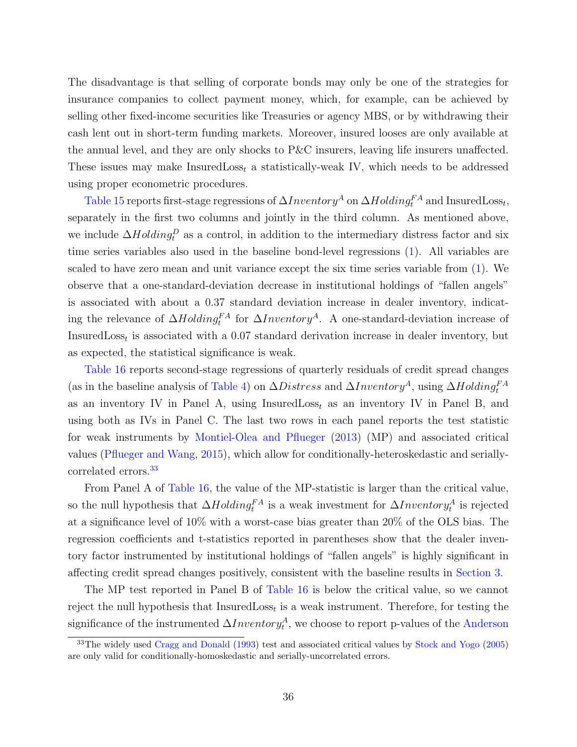The disadvantage is that selling of corporate bonds may only be one of the strategies for insurance companies to collect payment money, which, for example, can be achieved by selling other fixed-income securities like Treasuries or agency MBS, or by withdrawing their cash lent out in short-term funding markets. Moreover, insured looses are only available at the annual level, and they are only shocks to P&C insurers, leaving life insurers unaffected. These issues may make $\text{InsuredLoss}_t$ a statistically-weak IV, which needs to be addressed using proper econometric procedures.

Table 15 reports first-stage regressions of $\Delta Inventory^A$ on $\Delta Holding_t^{FA}$ and $\text{InsuredLoss}_t$, separately in the first two columns and jointly in the third column. As mentioned above, we include $\Delta Holding_t^D$ as a control, in addition to the intermediary distress factor and six time series variables also used in the baseline bond-level regressions (1). All variables are scaled to have zero mean and unit variance except the six time series variable from (1). We observe that a one-standard-deviation decrease in institutional holdings of "fallen angels" is associated with about a 0.37 standard deviation increase in dealer inventory, indicating the relevance of $\Delta Holding_t^{FA}$ for $\Delta Inventory^A$. A one-standard-deviation increase of $\text{InsuredLoss}_t$ is associated with a 0.07 standard derivation increase in dealer inventory, but as expected, the statistical significance is weak.

Table 16 reports second-stage regressions of quarterly residuals of credit spread changes (as in the baseline analysis of Table 4) on $\Delta Distress$ and $\Delta Inventory^A$, using $\Delta Holding_t^{FA}$ as an inventory IV in Panel A, using $\text{InsuredLoss}_t$ as an inventory IV in Panel B, and using both as IVs in Panel C. The last two rows in each panel reports the test statistic for weak instruments by Montiel-Olea and Pflueger (2013) (MP) and associated critical values (Pflueger and Wang, 2015), which allow for conditionally-heteroskedastic and serially-correlated errors.[33]

From Panel A of Table 16, the value of the MP-statistic is larger than the critical value, so the null hypothesis that $\Delta Holding_t^{FA}$ is a weak investment for $\Delta Inventory_t^A$ is rejected at a significance level of 10% with a worst-case bias greater than 20% of the OLS bias. The regression coefficients and t-statistics reported in parentheses show that the dealer inventory factor instrumented by institutional holdings of "fallen angels" is highly significant in affecting credit spread changes positively, consistent with the baseline results in Section 3.

The MP test reported in Panel B of Table 16 is below the critical value, so we cannot reject the null hypothesis that $\text{InsuredLoss}_t$ is a weak instrument. Therefore, for testing the significance of the instrumented $\Delta Inventory_t^A$, we choose to report p-values of the Anderson

[33]The widely used Cragg and Donald (1993) test and associated critical values by Stock and Yogo (2005) are only valid for conditionally-homoskedastic and serially-uncorrelated errors.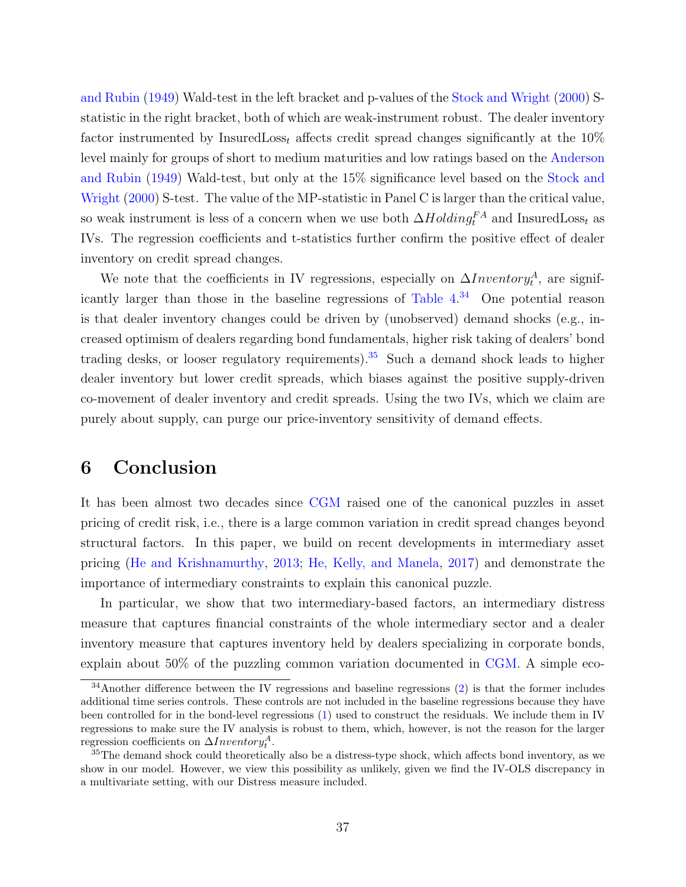and Rubin (1949) Wald-test in the left bracket and p-values of the Stock and Wright (2000) S-statistic in the right bracket, both of which are weak-instrument robust. The dealer inventory factor instrumented by $\text{InsuredLoss}_t$ affects credit spread changes significantly at the 10% level mainly for groups of short to medium maturities and low ratings based on the Anderson and Rubin (1949) Wald-test, but only at the 15% significance level based on the Stock and Wright (2000) S-test. The value of the MP-statistic in Panel C is larger than the critical value, so weak instrument is less of a concern when we use both $\Delta Holding_t^{FA}$ and $\text{InsuredLoss}_t$ as IVs. The regression coefficients and t-statistics further confirm the positive effect of dealer inventory on credit spread changes.

We note that the coefficients in IV regressions, especially on $\Delta Inventory_t^A$, are significantly larger than those in the baseline regressions of Table 4.[34] One potential reason is that dealer inventory changes could be driven by (unobserved) demand shocks (e.g., increased optimism of dealers regarding bond fundamentals, higher risk taking of dealers' bond trading desks, or looser regulatory requirements).[35] Such a demand shock leads to higher dealer inventory but lower credit spreads, which biases against the positive supply-driven co-movement of dealer inventory and credit spreads. Using the two IVs, which we claim are purely about supply, can purge our price-inventory sensitivity of demand effects.

# 6 Conclusion

It has been almost two decades since CGM raised one of the canonical puzzles in asset pricing of credit risk, i.e., there is a large common variation in credit spread changes beyond structural factors. In this paper, we build on recent developments in intermediary asset pricing (He and Krishnamurthy, 2013; He, Kelly, and Manela, 2017) and demonstrate the importance of intermediary constraints to explain this canonical puzzle.

In particular, we show that two intermediary-based factors, an intermediary distress measure that captures financial constraints of the whole intermediary sector and a dealer inventory measure that captures inventory held by dealers specializing in corporate bonds, explain about 50% of the puzzling common variation documented in CGM. A simple eco-

[34] Another difference between the IV regressions and baseline regressions (2) is that the former includes additional time series controls. These controls are not included in the baseline regressions because they have been controlled for in the bond-level regressions (1) used to construct the residuals. We include them in IV regressions to make sure the IV analysis is robust to them, which, however, is not the reason for the larger regression coefficients on $\Delta Inventory_t^A$.

[35] The demand shock could theoretically also be a distress-type shock, which affects bond inventory, as we show in our model. However, we view this possibility as unlikely, given we find the IV-OLS discrepancy in a multivariate setting, with our Distress measure included.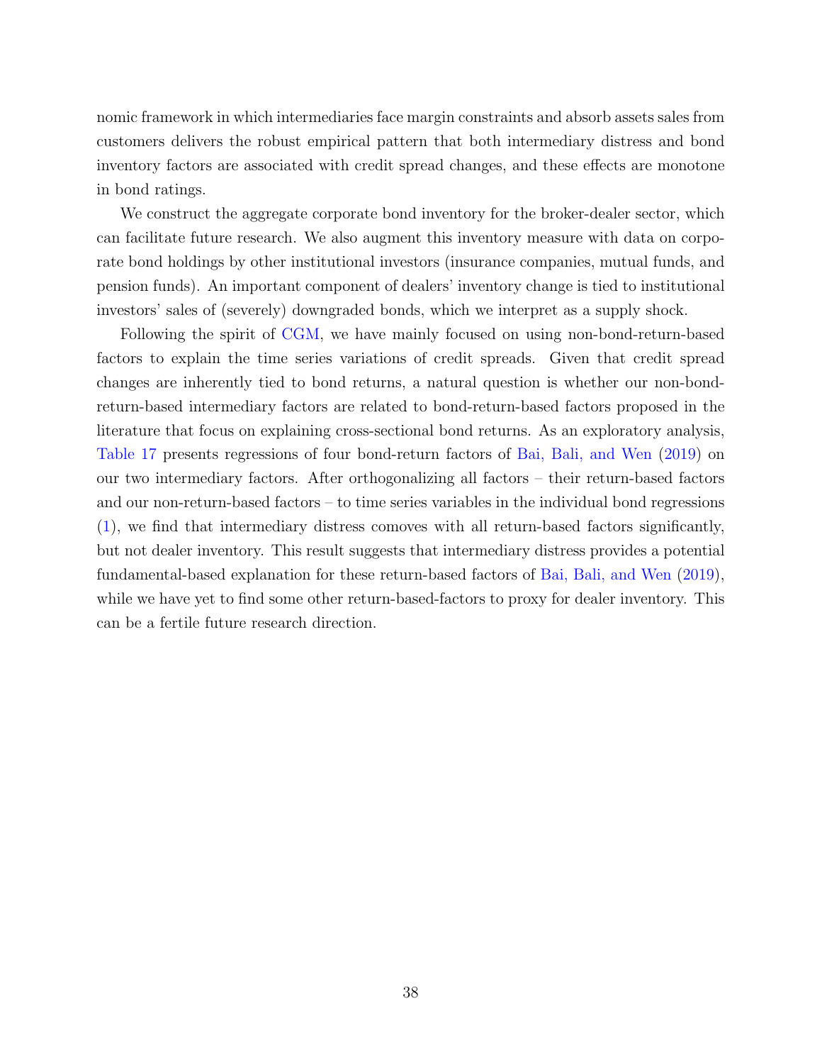nomic framework in which intermediaries face margin constraints and absorb assets sales from customers delivers the robust empirical pattern that both intermediary distress and bond inventory factors are associated with credit spread changes, and these effects are monotone in bond ratings.

We construct the aggregate corporate bond inventory for the broker-dealer sector, which can facilitate future research. We also augment this inventory measure with data on corporate bond holdings by other institutional investors (insurance companies, mutual funds, and pension funds). An important component of dealers' inventory change is tied to institutional investors' sales of (severely) downgraded bonds, which we interpret as a supply shock.

Following the spirit of CGM, we have mainly focused on using non-bond-return-based factors to explain the time series variations of credit spreads. Given that credit spread changes are inherently tied to bond returns, a natural question is whether our non-bond-return-based intermediary factors are related to bond-return-based factors proposed in the literature that focus on explaining cross-sectional bond returns. As an exploratory analysis, Table 17 presents regressions of four bond-return factors of Bai, Bali, and Wen (2019) on our two intermediary factors. After orthogonalizing all factors – their return-based factors and our non-return-based factors – to time series variables in the individual bond regressions (1), we find that intermediary distress comoves with all return-based factors significantly, but not dealer inventory. This result suggests that intermediary distress provides a potential fundamental-based explanation for these return-based factors of Bai, Bali, and Wen (2019), while we have yet to find some other return-based-factors to proxy for dealer inventory. This can be a fertile future research direction.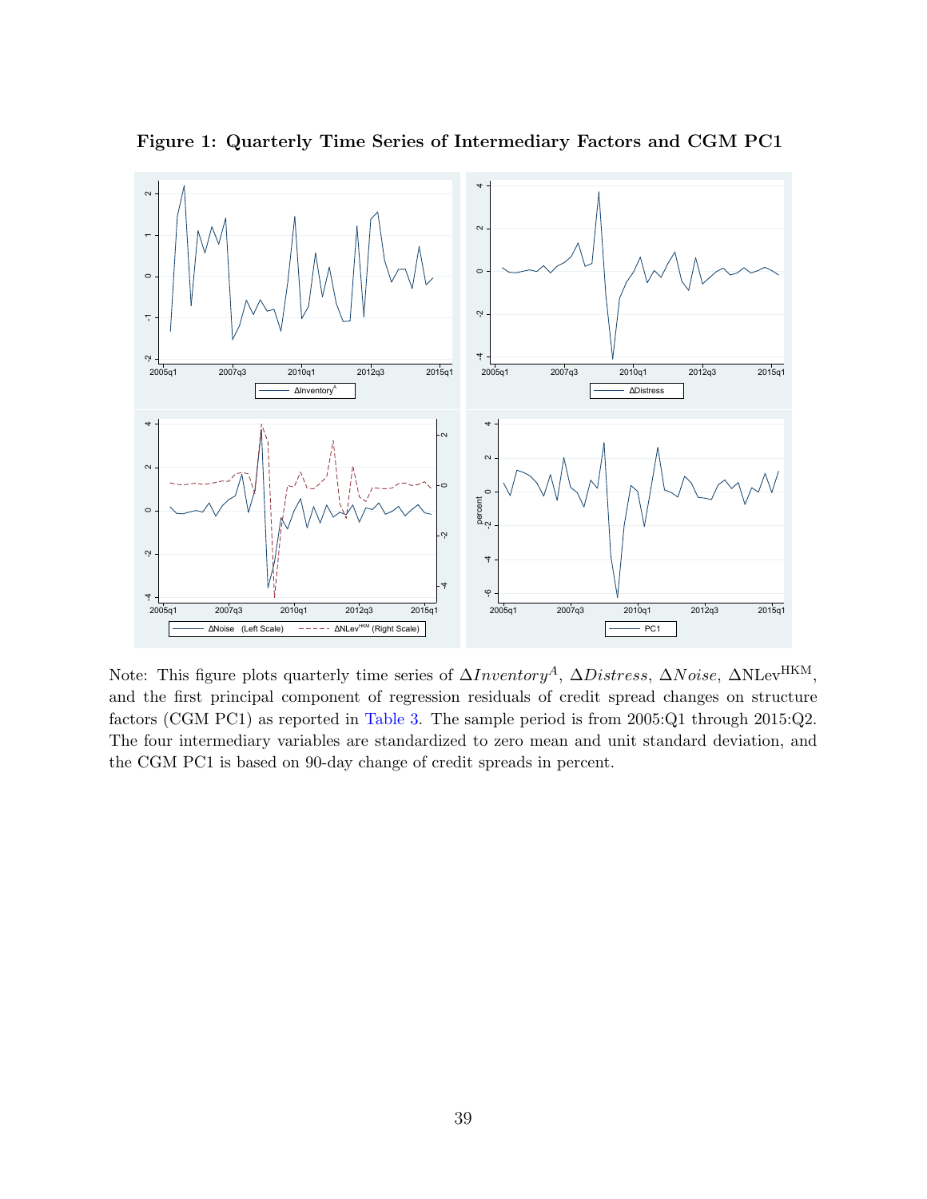**Figure 1: Quarterly Time Series of Intermediary Factors and CGM PC1**

Note: This figure plots quarterly time series of $\Delta Inventory^A$, $\Delta Distress$, $\Delta Noise$, $\Delta \text{NLev}^{\text{HKM}}$, and the first principal component of regression residuals of credit spread changes on structure factors (CGM PC1) as reported in Table 3. The sample period is from 2005:Q1 through 2015:Q2. The four intermediary variables are standardized to zero mean and unit standard deviation, and the CGM PC1 is based on 90-day change of credit spreads in percent.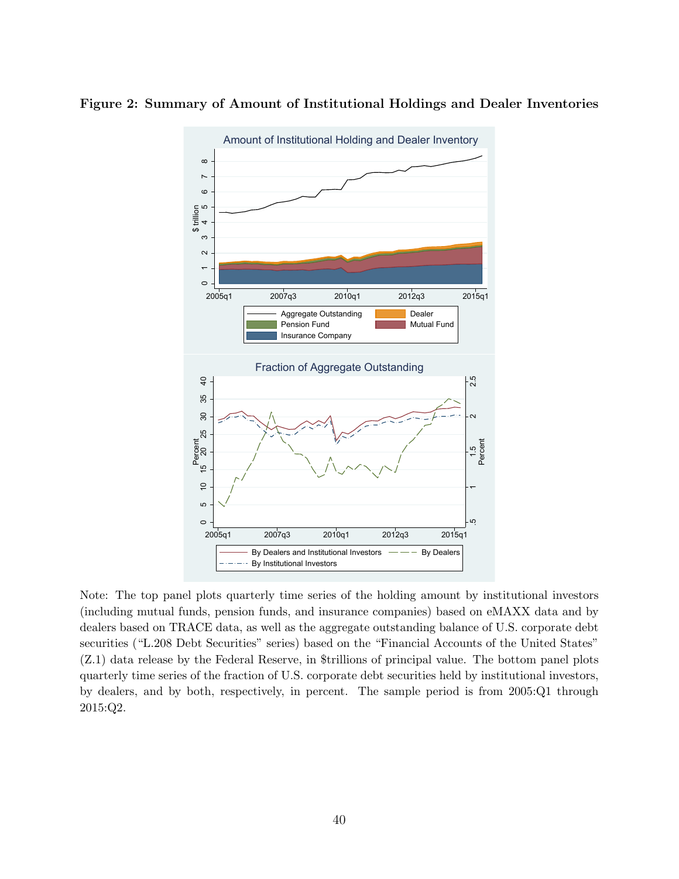**Figure 2: Summary of Amount of Institutional Holdings and Dealer Inventories**

Note: The top panel plots quarterly time series of the holding amount by institutional investors (including mutual funds, pension funds, and insurance companies) based on eMAXX data and by dealers based on TRACE data, as well as the aggregate outstanding balance of U.S. corporate debt securities ("L.208 Debt Securities" series) based on the "Financial Accounts of the United States" (Z.1) data release by the Federal Reserve, in $trillions of principal value. The bottom panel plots quarterly time series of the fraction of U.S. corporate debt securities held by institutional investors, by dealers, and by both, respectively, in percent. The sample period is from 2005:Q1 through 2015:Q2.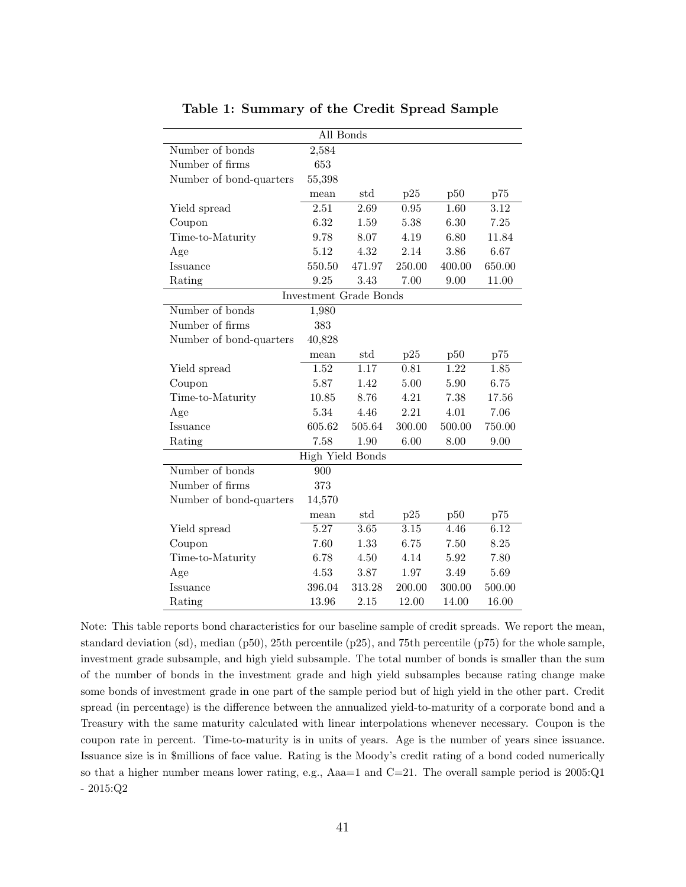**Table 1: Summary of the Credit Spread Sample**

| All Bonds | | | | | |
|---|---|---|---|---|---|
| Number of bonds | 2,584 | | | | |
| Number of firms | 653 | | | | |
| Number of bond-quarters | 55,398 | | | | |
| | mean | std | p25 | p50 | p75 |
| Yield spread | 2.51 | 2.69 | 0.95 | 1.60 | 3.12 |
| Coupon | 6.32 | 1.59 | 5.38 | 6.30 | 7.25 |
| Time-to-Maturity | 9.78 | 8.07 | 4.19 | 6.80 | 11.84 |
| Age | 5.12 | 4.32 | 2.14 | 3.86 | 6.67 |
| Issuance | 550.50 | 471.97 | 250.00 | 400.00 | 650.00 |
| Rating | 9.25 | 3.43 | 7.00 | 9.00 | 11.00 |
| **Investment Grade Bonds** | | | | | |
| Number of bonds | 1,980 | | | | |
| Number of firms | 383 | | | | |
| Number of bond-quarters | 40,828 | | | | |
| | mean | std | p25 | p50 | p75 |
| Yield spread | 1.52 | 1.17 | 0.81 | 1.22 | 1.85 |
| Coupon | 5.87 | 1.42 | 5.00 | 5.90 | 6.75 |
| Time-to-Maturity | 10.85 | 8.76 | 4.21 | 7.38 | 17.56 |
| Age | 5.34 | 4.46 | 2.21 | 4.01 | 7.06 |
| Issuance | 605.62 | 505.64 | 300.00 | 500.00 | 750.00 |
| Rating | 7.58 | 1.90 | 6.00 | 8.00 | 9.00 |
| **High Yield Bonds** | | | | | |
| Number of bonds | 900 | | | | |
| Number of firms | 373 | | | | |
| Number of bond-quarters | 14,570 | | | | |
| | mean | std | p25 | p50 | p75 |
| Yield spread | 5.27 | 3.65 | 3.15 | 4.46 | 6.12 |
| Coupon | 7.60 | 1.33 | 6.75 | 7.50 | 8.25 |
| Time-to-Maturity | 6.78 | 4.50 | 4.14 | 5.92 | 7.80 |
| Age | 4.53 | 3.87 | 1.97 | 3.49 | 5.69 |
| Issuance | 396.04 | 313.28 | 200.00 | 300.00 | 500.00 |
| Rating | 13.96 | 2.15 | 12.00 | 14.00 | 16.00 |

Note: This table reports bond characteristics for our baseline sample of credit spreads. We report the mean, standard deviation (sd), median (p50), 25th percentile (p25), and 75th percentile (p75) for the whole sample, investment grade subsample, and high yield subsample. The total number of bonds is smaller than the sum of the number of bonds in the investment grade and high yield subsamples because rating change make some bonds of investment grade in one part of the sample period but of high yield in the other part. Credit spread (in percentage) is the difference between the annualized yield-to-maturity of a corporate bond and a Treasury with the same maturity calculated with linear interpolations whenever necessary. Coupon is the coupon rate in percent. Time-to-maturity is in units of years. Age is the number of years since issuance. Issuance size is in $millions of face value. Rating is the Moody's credit rating of a bond coded numerically so that a higher number means lower rating, e.g., Aaa=1 and C=21. The overall sample period is 2005:Q1 - 2015:Q2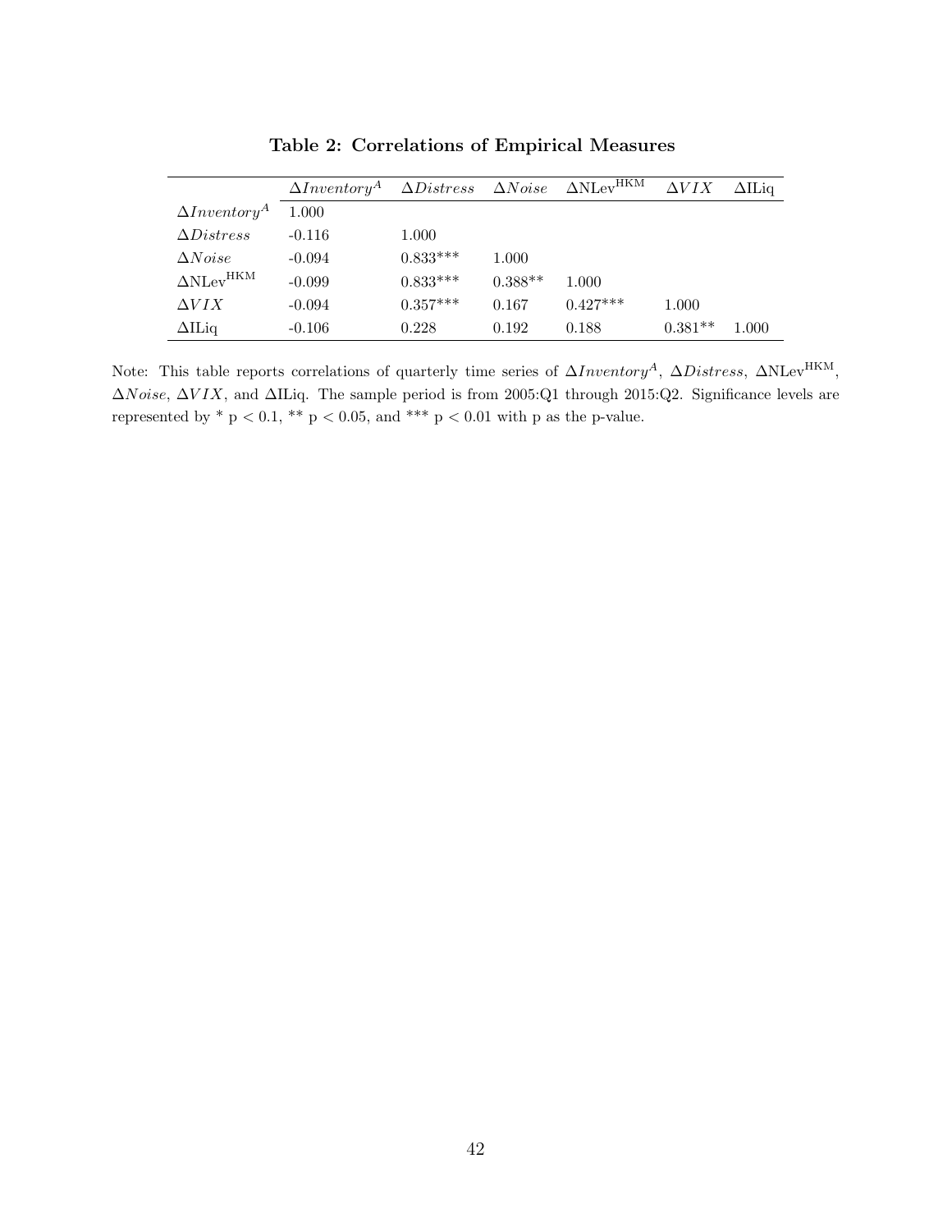**Table 2: Correlations of Empirical Measures**

| | $\Delta Inventory^A$ | $\Delta Distress$ | $\Delta Noise$ | $\Delta \text{NLev}^{\text{HKM}}$ | $\Delta VIX$ | $\Delta$ILiq |
|---|---|---|---|---|---|---|
| $\Delta Inventory^A$ | 1.000 | | | | | |
| $\Delta Distress$ | -0.116 | 1.000 | | | | |
| $\Delta Noise$ | -0.094 | 0.833*** | 1.000 | | | |
| $\Delta \text{NLev}^{\text{HKM}}$ | -0.099 | 0.833*** | 0.388** | 1.000 | | |
| $\Delta VIX$ | -0.094 | 0.357*** | 0.167 | 0.427*** | 1.000 | |
| $\Delta$ILiq | -0.106 | 0.228 | 0.192 | 0.188 | 0.381** | 1.000 |

Note: This table reports correlations of quarterly time series of $\Delta Inventory^A$, $\Delta Distress$, $\Delta \text{NLev}^{\text{HKM}}$, $\Delta Noise$, $\Delta VIX$, and $\Delta$ILiq. The sample period is from 2005:Q1 through 2015:Q2. Significance levels are represented by * $p < 0.1$, ** $p < 0.05$, and *** $p < 0.01$ with p as the p-value.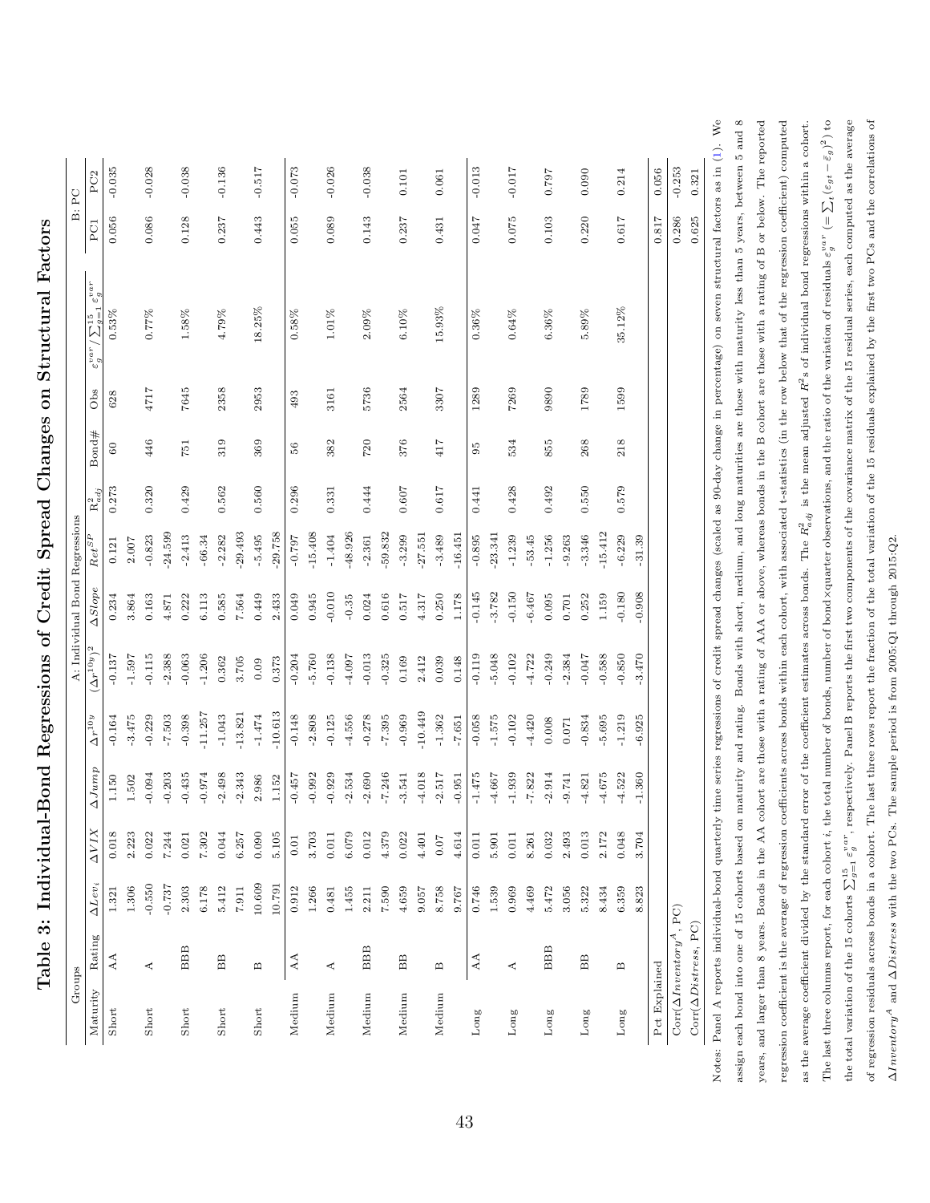# Table 3: Individual-Bond Regressions of Credit Spread Changes on Structural Factors

| Groups | | A: Individual Bond Regressions | | | | | | | | | | | B: PC | |
|---|---|---|---|---|---|---|---|---|---|---|---|---|---|---|
| Maturity | Rating | $\Delta Lev_i$ | $\Delta VIX$ | $\Delta Jump$ | $\Delta r^{10y}$ | $(\Delta r^{10y})^2$ | $\Delta Slope$ | $Ret^{SP}$ | $R^2_{adj}$ | Bond# | Obs | $\varepsilon_g^{var}/\sum_{g=1}^{15}\varepsilon_g^{var}$ | PC1 | PC2 |
| Short | AA | 1.321 | 0.018 | 1.150 | -0.164 | -0.137 | 0.234 | 0.121 | 0.273 | 60 | 628 | 0.53% | 0.056 | -0.035 |
| | | 1.306 | 2.223 | 1.502 | -3.475 | -1.597 | 3.864 | 2.007 | | | | | | |
| Short | A | -0.550 | 0.022 | -0.094 | -0.229 | -0.115 | 0.163 | -0.823 | 0.320 | 446 | 4717 | 0.77% | 0.086 | -0.028 |
| | | -0.737 | 7.244 | -0.203 | -7.503 | -2.388 | 4.871 | -24.599 | | | | | | |
| Short | BBB | 2.303 | 0.021 | -0.435 | -0.398 | -0.063 | 0.222 | -2.413 | 0.429 | 751 | 7645 | 1.58% | 0.128 | -0.038 |
| | | 6.178 | 7.302 | -0.974 | -11.257 | -1.206 | 6.113 | -66.34 | | | | | | |
| Short | BB | 5.412 | 0.044 | -2.498 | -1.043 | 0.362 | 0.585 | -2.282 | 0.562 | 319 | 2358 | 4.79% | 0.237 | -0.136 |
| | | 7.911 | 6.257 | -2.343 | -13.821 | 3.705 | 7.564 | -29.493 | | | | | | |
| Short | B | 10.609 | 0.090 | 2.986 | -1.474 | 0.09 | 0.449 | -5.495 | 0.560 | 369 | 2953 | 18.25% | 0.443 | -0.517 |
| | | 10.791 | 5.105 | 1.152 | -10.613 | 0.373 | 2.433 | -29.758 | | | | | | |
| Medium | AA | 0.912 | 0.01 | -0.457 | -0.148 | -0.204 | 0.049 | -0.797 | 0.296 | 56 | 493 | 0.58% | 0.055 | -0.073 |
| | | 1.266 | 3.703 | -0.992 | -2.808 | -5.760 | 0.945 | -15.408 | | | | | | |
| Medium | A | 0.481 | 0.011 | -0.929 | -0.125 | -0.138 | -0.010 | -1.404 | 0.331 | 382 | 3161 | 1.01% | 0.089 | -0.026 |
| | | 1.455 | 6.079 | -2.534 | -4.556 | -4.097 | -0.35 | -48.926 | | | | | | |
| Medium | BBB | 2.211 | 0.012 | -2.690 | -0.278 | -0.013 | 0.024 | -2.361 | 0.444 | 720 | 5736 | 2.09% | 0.143 | -0.038 |
| | | 7.590 | 4.379 | -7.246 | -7.395 | -0.325 | 0.616 | -59.832 | | | | | | |
| Medium | BB | 4.659 | 0.022 | -3.541 | -0.969 | 0.169 | 0.517 | -3.299 | 0.607 | 376 | 2564 | 6.10% | 0.237 | 0.101 |
| | | 9.057 | 4.401 | -4.018 | -10.449 | 2.412 | 4.317 | -27.551 | | | | | | |
| Medium | B | 8.758 | 0.07 | -2.517 | -1.362 | 0.039 | 0.250 | -3.489 | 0.617 | 417 | 3307 | 15.93% | 0.431 | 0.061 |
| | | 9.767 | 4.614 | -0.951 | -7.651 | 0.148 | 1.178 | -16.451 | | | | | | |
| Long | AA | 0.746 | 0.011 | -1.475 | -0.058 | -0.119 | -0.145 | -0.895 | 0.441 | 95 | 1289 | 0.36% | 0.047 | -0.013 |
| | | 1.539 | 5.901 | -4.667 | -1.575 | -5.048 | -3.782 | -23.341 | | | | | | |
| Long | A | 0.969 | 0.011 | -1.939 | -0.102 | -0.102 | -0.150 | -1.239 | 0.428 | 534 | 7269 | 0.64% | 0.075 | -0.017 |
| | | 4.469 | 8.261 | -7.822 | -4.420 | -4.722 | -6.467 | -53.45 | | | | | | |
| Long | BBB | 5.472 | 0.032 | -2.914 | 0.008 | -0.249 | 0.095 | -1.256 | 0.492 | 855 | 9890 | 6.36% | 0.103 | 0.797 |
| | | 3.056 | 2.493 | -9.741 | 0.071 | -2.384 | 0.701 | -9.263 | | | | | | |
| Long | BB | 5.322 | 0.013 | -4.821 | -0.834 | -0.047 | 0.252 | -3.346 | 0.550 | 268 | 1789 | 5.89% | 0.220 | 0.090 |
| | | 8.434 | 2.172 | -4.675 | -5.695 | -0.588 | 1.159 | -15.412 | | | | | | |
| Long | B | 6.359 | 0.048 | -4.522 | -1.219 | -0.850 | -0.180 | -6.229 | 0.579 | 218 | 1599 | 35.12% | 0.617 | 0.214 |
| | | 8.823 | 3.704 | -1.360 | -6.925 | -3.470 | -0.908 | -31.39 | | | | | | |
| Pct Explained | | | | | | | | | | | | | 0.817 | 0.056 |
| Corr($\Delta Inventory^A$, PC) | | | | | | | | | | | | | 0.286 | -0.253 |
| Corr($\Delta Distress$, PC) | | | | | | | | | | | | | 0.625 | 0.321 |

Notes: Panel A reports individual-bond quarterly time series regressions of credit spread changes (scaled as 90-day change in percentage) on seven structural factors as in (1). We assign each bond into one of 15 cohorts based on maturity and rating. Bonds with short, medium, and long maturities are those with maturity less than 5 years, between 5 and 8 years, and larger than 8 years. Bonds in the AA cohort are those with a rating of AAA or above, whereas bonds in the B cohort are those with a rating of B or below. The reported regression coefficient is the average of regression coefficients across bonds within each cohort, with associated t-statistics (in the row below that of the regression coefficient) computed as the average coefficient divided by the standard error of the coefficient estimates across bonds. The $R^2_{adj}$ is the mean adjusted $R^2$s of individual bond regressions within a cohort. The last three columns report, for each cohort $i$, the total number of bonds, number of bond×quarter observations, and the ratio of the variation of residuals $\varepsilon_g^{var}$ $(=\sum_t(\varepsilon_{gt}-\bar{\varepsilon}_g)^2)$ to the total variation of the 15 cohorts $\sum_{g=1}^{15}\varepsilon_g^{var}$, respectively. Panel B reports the first two components of the covariance matrix of the 15 residual series, each computed as the average of regression residuals across bonds in a cohort. The last three rows report the fraction of the total variation of the 15 residuals explained by the first two PCs and the correlations of $\Delta Inventory^A$ and $\Delta Distress$ with the two PCs. The sample period is from 2005:Q1 through 2015:Q2.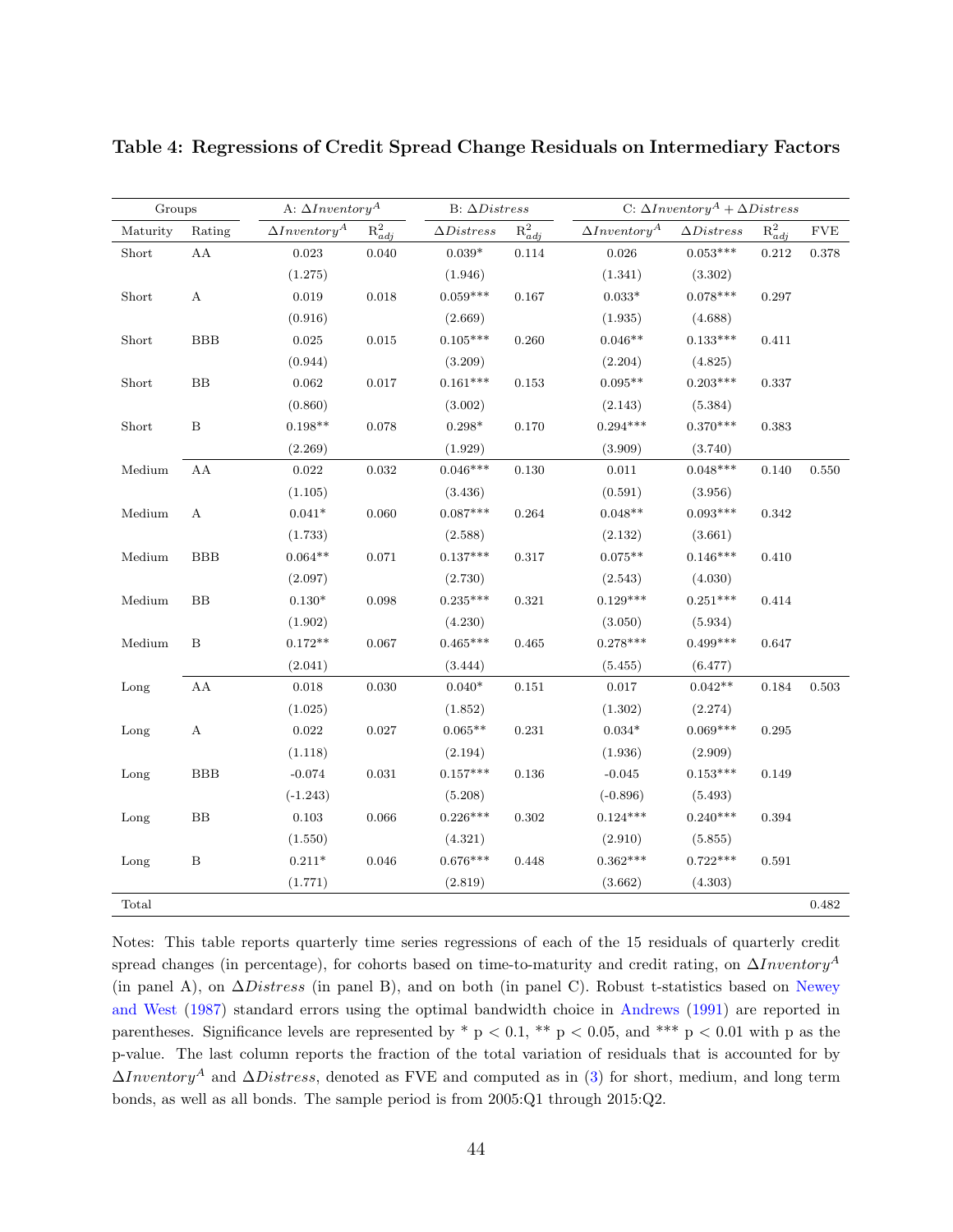**Table 4: Regressions of Credit Spread Change Residuals on Intermediary Factors**

| Groups | | A: $\Delta Inventory^A$ | | B: $\Delta Distress$ | | C: $\Delta Inventory^A + \Delta Distress$ | | | |
|---|---|---|---|---|---|---|---|---|---|
| Maturity | Rating | $\Delta Inventory^A$ | $R^2_{adj}$ | $\Delta Distress$ | $R^2_{adj}$ | $\Delta Inventory^A$ | $\Delta Distress$ | $R^2_{adj}$ | FVE |
| Short | AA | 0.023 | 0.040 | 0.039* | 0.114 | 0.026 | 0.053*** | 0.212 | 0.378 |
| | | (1.275) | | (1.946) | | (1.341) | (3.302) | | |
| Short | A | 0.019 | 0.018 | 0.059*** | 0.167 | 0.033* | 0.078*** | 0.297 | |
| | | (0.916) | | (2.669) | | (1.935) | (4.688) | | |
| Short | BBB | 0.025 | 0.015 | 0.105*** | 0.260 | 0.046** | 0.133*** | 0.411 | |
| | | (0.944) | | (3.209) | | (2.204) | (4.825) | | |
| Short | BB | 0.062 | 0.017 | 0.161*** | 0.153 | 0.095** | 0.203*** | 0.337 | |
| | | (0.860) | | (3.002) | | (2.143) | (5.384) | | |
| Short | B | 0.198** | 0.078 | 0.298* | 0.170 | 0.294*** | 0.370*** | 0.383 | |
| | | (2.269) | | (1.929) | | (3.909) | (3.740) | | |
| Medium | AA | 0.022 | 0.032 | 0.046*** | 0.130 | 0.011 | 0.048*** | 0.140 | 0.550 |
| | | (1.105) | | (3.436) | | (0.591) | (3.956) | | |
| Medium | A | 0.041* | 0.060 | 0.087*** | 0.264 | 0.048** | 0.093*** | 0.342 | |
| | | (1.733) | | (2.588) | | (2.132) | (3.661) | | |
| Medium | BBB | 0.064** | 0.071 | 0.137*** | 0.317 | 0.075** | 0.146*** | 0.410 | |
| | | (2.097) | | (2.730) | | (2.543) | (4.030) | | |
| Medium | BB | 0.130* | 0.098 | 0.235*** | 0.321 | 0.129*** | 0.251*** | 0.414 | |
| | | (1.902) | | (4.230) | | (3.050) | (5.934) | | |
| Medium | B | 0.172** | 0.067 | 0.465*** | 0.465 | 0.278*** | 0.499*** | 0.647 | |
| | | (2.041) | | (3.444) | | (5.455) | (6.477) | | |
| Long | AA | 0.018 | 0.030 | 0.040* | 0.151 | 0.017 | 0.042** | 0.184 | 0.503 |
| | | (1.025) | | (1.852) | | (1.302) | (2.274) | | |
| Long | A | 0.022 | 0.027 | 0.065** | 0.231 | 0.034* | 0.069*** | 0.295 | |
| | | (1.118) | | (2.194) | | (1.936) | (2.909) | | |
| Long | BBB | -0.074 | 0.031 | 0.157*** | 0.136 | -0.045 | 0.153*** | 0.149 | |
| | | (-1.243) | | (5.208) | | (-0.896) | (5.493) | | |
| Long | BB | 0.103 | 0.066 | 0.226*** | 0.302 | 0.124*** | 0.240*** | 0.394 | |
| | | (1.550) | | (4.321) | | (2.910) | (5.855) | | |
| Long | B | 0.211* | 0.046 | 0.676*** | 0.448 | 0.362*** | 0.722*** | 0.591 | |
| | | (1.771) | | (2.819) | | (3.662) | (4.303) | | |
| Total | | | | | | | | | 0.482 |

Notes: This table reports quarterly time series regressions of each of the 15 residuals of quarterly credit spread changes (in percentage), for cohorts based on time-to-maturity and credit rating, on $\Delta Inventory^A$ (in panel A), on $\Delta Distress$ (in panel B), and on both (in panel C). Robust t-statistics based on Newey and West (1987) standard errors using the optimal bandwidth choice in Andrews (1991) are reported in parentheses. Significance levels are represented by * p < 0.1, ** p < 0.05, and *** p < 0.01 with p as the p-value. The last column reports the fraction of the total variation of residuals that is accounted for by $\Delta Inventory^A$ and $\Delta Distress$, denoted as FVE and computed as in (3) for short, medium, and long term bonds, as well as all bonds. The sample period is from 2005:Q1 through 2015:Q2.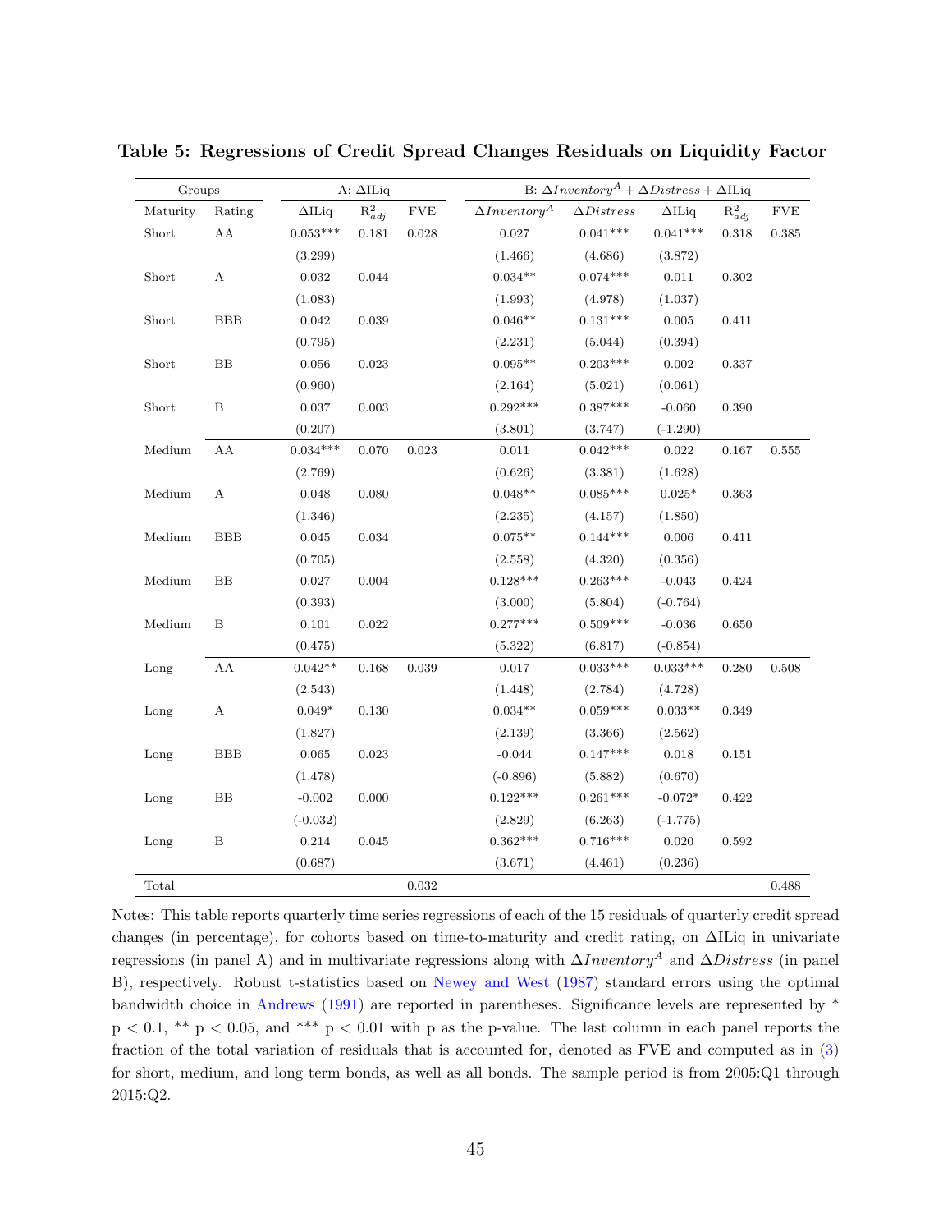**Table 5: Regressions of Credit Spread Changes Residuals on Liquidity Factor**

| Groups | | A: $\Delta$ILiq | | | B: $\Delta Inventory^A + \Delta Distress + \Delta$ILiq | | | | |
|---|---|---|---|---|---|---|---|---|---|
| Maturity | Rating | $\Delta$ILiq | $R^2_{adj}$ | FVE | $\Delta Inventory^A$ | $\Delta Distress$ | $\Delta$ILiq | $R^2_{adj}$ | FVE |
| Short | AA | 0.053*** | 0.181 | 0.028 | 0.027 | 0.041*** | 0.041*** | 0.318 | 0.385 |
| | | (3.299) | | | (1.466) | (4.686) | (3.872) | | |
| Short | A | 0.032 | 0.044 | | 0.034** | 0.074*** | 0.011 | 0.302 | |
| | | (1.083) | | | (1.993) | (4.978) | (1.037) | | |
| Short | BBB | 0.042 | 0.039 | | 0.046** | 0.131*** | 0.005 | 0.411 | |
| | | (0.795) | | | (2.231) | (5.044) | (0.394) | | |
| Short | BB | 0.056 | 0.023 | | 0.095** | 0.203*** | 0.002 | 0.337 | |
| | | (0.960) | | | (2.164) | (5.021) | (0.061) | | |
| Short | B | 0.037 | 0.003 | | 0.292*** | 0.387*** | -0.060 | 0.390 | |
| | | (0.207) | | | (3.801) | (3.747) | (-1.290) | | |
| Medium | AA | 0.034*** | 0.070 | 0.023 | 0.011 | 0.042*** | 0.022 | 0.167 | 0.555 |
| | | (2.769) | | | (0.626) | (3.381) | (1.628) | | |
| Medium | A | 0.048 | 0.080 | | 0.048** | 0.085*** | 0.025* | 0.363 | |
| | | (1.346) | | | (2.235) | (4.157) | (1.850) | | |
| Medium | BBB | 0.045 | 0.034 | | 0.075** | 0.144*** | 0.006 | 0.411 | |
| | | (0.705) | | | (2.558) | (4.320) | (0.356) | | |
| Medium | BB | 0.027 | 0.004 | | 0.128*** | 0.263*** | -0.043 | 0.424 | |
| | | (0.393) | | | (3.000) | (5.804) | (-0.764) | | |
| Medium | B | 0.101 | 0.022 | | 0.277*** | 0.509*** | -0.036 | 0.650 | |
| | | (0.475) | | | (5.322) | (6.817) | (-0.854) | | |
| Long | AA | 0.042** | 0.168 | 0.039 | 0.017 | 0.033*** | 0.033*** | 0.280 | 0.508 |
| | | (2.543) | | | (1.448) | (2.784) | (4.728) | | |
| Long | A | 0.049* | 0.130 | | 0.034** | 0.059*** | 0.033** | 0.349 | |
| | | (1.827) | | | (2.139) | (3.366) | (2.562) | | |
| Long | BBB | 0.065 | 0.023 | | -0.044 | 0.147*** | 0.018 | 0.151 | |
| | | (1.478) | | | (-0.896) | (5.882) | (0.670) | | |
| Long | BB | -0.002 | 0.000 | | 0.122*** | 0.261*** | -0.072* | 0.422 | |
| | | (-0.032) | | | (2.829) | (6.263) | (-1.775) | | |
| Long | B | 0.214 | 0.045 | | 0.362*** | 0.716*** | 0.020 | 0.592 | |
| | | (0.687) | | | (3.671) | (4.461) | (0.236) | | |
| Total | | | | 0.032 | | | | | 0.488 |

Notes: This table reports quarterly time series regressions of each of the 15 residuals of quarterly credit spread changes (in percentage), for cohorts based on time-to-maturity and credit rating, on $\Delta$ILiq in univariate regressions (in panel A) and in multivariate regressions along with $\Delta Inventory^A$ and $\Delta Distress$ (in panel B), respectively. Robust t-statistics based on Newey and West (1987) standard errors using the optimal bandwidth choice in Andrews (1991) are reported in parentheses. Significance levels are represented by * $p < 0.1$, ** $p < 0.05$, and *** $p < 0.01$ with p as the p-value. The last column in each panel reports the fraction of the total variation of residuals that is accounted for, denoted as FVE and computed as in (3) for short, medium, and long term bonds, as well as all bonds. The sample period is from 2005:Q1 through 2015:Q2.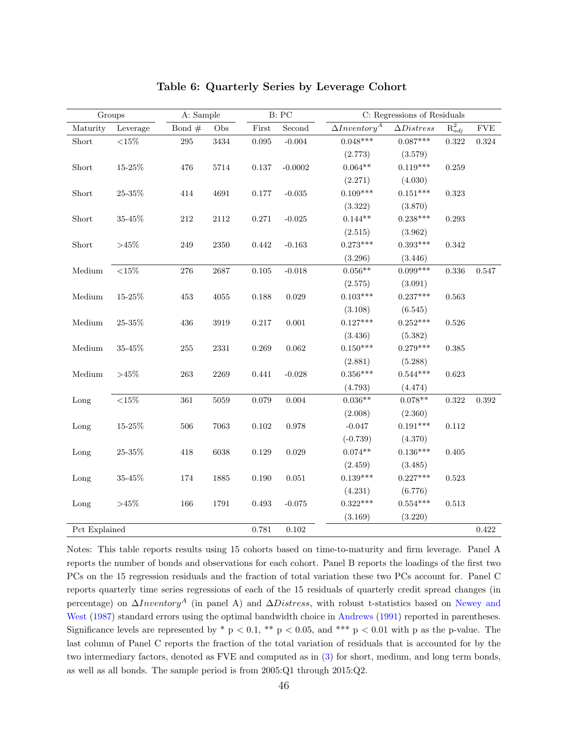# Table 6: Quarterly Series by Leverage Cohort

| Groups | | A: Sample | | B: PC | | C: Regressions of Residuals | | | |
|---|---|---|---|---|---|---|---|---|---|
| Maturity | Leverage | Bond # | Obs | First | Second | $\Delta Inventory^A$ | $\Delta Distress$ | $R^2_{adj}$ | FVE |
| Short | <15% | 295 | 3434 | 0.095 | -0.004 | 0.048*** | 0.087*** | 0.322 | 0.324 |
| | | | | | | (2.773) | (3.579) | | |
| Short | 15-25% | 476 | 5714 | 0.137 | -0.0002 | 0.064** | 0.119*** | 0.259 | |
| | | | | | | (2.271) | (4.030) | | |
| Short | 25-35% | 414 | 4691 | 0.177 | -0.035 | 0.109*** | 0.151*** | 0.323 | |
| | | | | | | (3.322) | (3.870) | | |
| Short | 35-45% | 212 | 2112 | 0.271 | -0.025 | 0.144** | 0.238*** | 0.293 | |
| | | | | | | (2.515) | (3.962) | | |
| Short | >45% | 249 | 2350 | 0.442 | -0.163 | 0.273*** | 0.393*** | 0.342 | |
| | | | | | | (3.296) | (3.446) | | |
| Medium | <15% | 276 | 2687 | 0.105 | -0.018 | 0.056** | 0.099*** | 0.336 | 0.547 |
| | | | | | | (2.575) | (3.091) | | |
| Medium | 15-25% | 453 | 4055 | 0.188 | 0.029 | 0.103*** | 0.237*** | 0.563 | |
| | | | | | | (3.108) | (6.545) | | |
| Medium | 25-35% | 436 | 3919 | 0.217 | 0.001 | 0.127*** | 0.252*** | 0.526 | |
| | | | | | | (3.436) | (5.382) | | |
| Medium | 35-45% | 255 | 2331 | 0.269 | 0.062 | 0.150*** | 0.279*** | 0.385 | |
| | | | | | | (2.881) | (5.288) | | |
| Medium | >45% | 263 | 2269 | 0.441 | -0.028 | 0.356*** | 0.544*** | 0.623 | |
| | | | | | | (4.793) | (4.474) | | |
| Long | <15% | 361 | 5059 | 0.079 | 0.004 | 0.036** | 0.078** | 0.322 | 0.392 |
| | | | | | | (2.008) | (2.360) | | |
| Long | 15-25% | 506 | 7063 | 0.102 | 0.978 | -0.047 | 0.191*** | 0.112 | |
| | | | | | | (-0.739) | (4.370) | | |
| Long | 25-35% | 418 | 6038 | 0.129 | 0.029 | 0.074** | 0.136*** | 0.405 | |
| | | | | | | (2.459) | (3.485) | | |
| Long | 35-45% | 174 | 1885 | 0.190 | 0.051 | 0.139*** | 0.227*** | 0.523 | |
| | | | | | | (4.231) | (6.776) | | |
| Long | >45% | 166 | 1791 | 0.493 | -0.075 | 0.322*** | 0.554*** | 0.513 | |
| | | | | | | (3.169) | (3.220) | | |
| Pct Explained | | | | 0.781 | 0.102 | | | | 0.422 |

Notes: This table reports results using 15 cohorts based on time-to-maturity and firm leverage. Panel A reports the number of bonds and observations for each cohort. Panel B reports the loadings of the first two PCs on the 15 regression residuals and the fraction of total variation these two PCs account for. Panel C reports quarterly time series regressions of each of the 15 residuals of quarterly credit spread changes (in percentage) on $\Delta Inventory^A$ (in panel A) and $\Delta Distress$, with robust t-statistics based on Newey and West (1987) standard errors using the optimal bandwidth choice in Andrews (1991) reported in parentheses. Significance levels are represented by * p < 0.1, ** p < 0.05, and *** p < 0.01 with p as the p-value. The last column of Panel C reports the fraction of the total variation of residuals that is accounted for by the two intermediary factors, denoted as FVE and computed as in (3) for short, medium, and long term bonds, as well as all bonds. The sample period is from 2005:Q1 through 2015:Q2.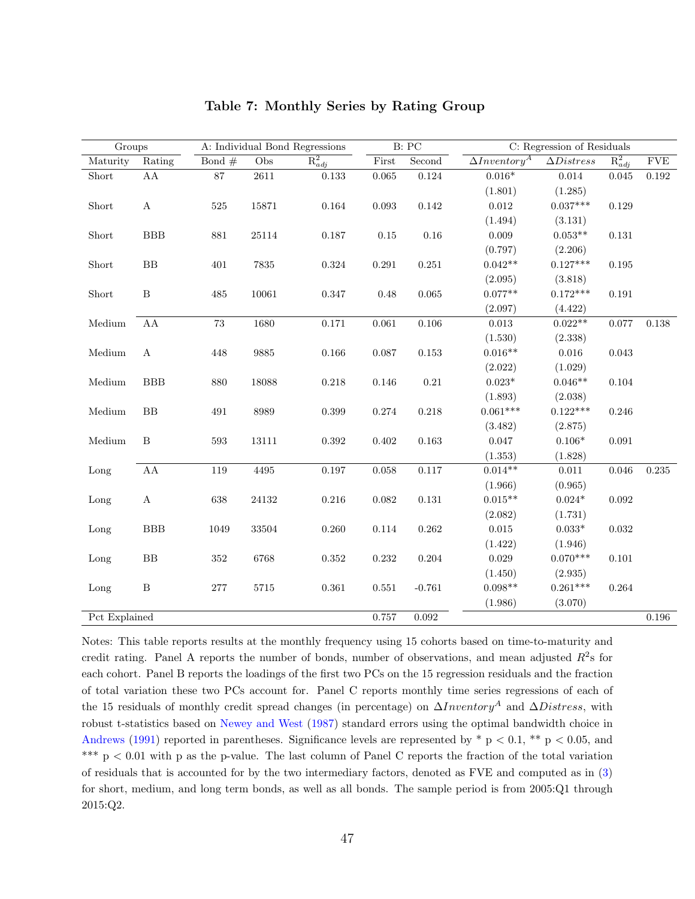**Table 7: Monthly Series by Rating Group**

| Groups | | A: Individual Bond Regressions | | | B: PC | | C: Regression of Residuals | | | |
|---|---|---|---|---|---|---|---|---|---|---|
| Maturity | Rating | Bond # | Obs | $R^2_{adj}$ | First | Second | $\Delta Inventory^A$ | $\Delta Distress$ | $R^2_{adj}$ | FVE |
| Short | AA | 87 | 2611 | 0.133 | 0.065 | 0.124 | 0.016* | 0.014 | 0.045 | 0.192 |
| | | | | | | | (1.801) | (1.285) | | |
| Short | A | 525 | 15871 | 0.164 | 0.093 | 0.142 | 0.012 | 0.037*** | 0.129 | |
| | | | | | | | (1.494) | (3.131) | | |
| Short | BBB | 881 | 25114 | 0.187 | 0.15 | 0.16 | 0.009 | 0.053** | 0.131 | |
| | | | | | | | (0.797) | (2.206) | | |
| Short | BB | 401 | 7835 | 0.324 | 0.291 | 0.251 | 0.042** | 0.127*** | 0.195 | |
| | | | | | | | (2.095) | (3.818) | | |
| Short | B | 485 | 10061 | 0.347 | 0.48 | 0.065 | 0.077** | 0.172*** | 0.191 | |
| | | | | | | | (2.097) | (4.422) | | |
| Medium | AA | 73 | 1680 | 0.171 | 0.061 | 0.106 | 0.013 | 0.022** | 0.077 | 0.138 |
| | | | | | | | (1.530) | (2.338) | | |
| Medium | A | 448 | 9885 | 0.166 | 0.087 | 0.153 | 0.016** | 0.016 | 0.043 | |
| | | | | | | | (2.022) | (1.029) | | |
| Medium | BBB | 880 | 18088 | 0.218 | 0.146 | 0.21 | 0.023* | 0.046** | 0.104 | |
| | | | | | | | (1.893) | (2.038) | | |
| Medium | BB | 491 | 8989 | 0.399 | 0.274 | 0.218 | 0.061*** | 0.122*** | 0.246 | |
| | | | | | | | (3.482) | (2.875) | | |
| Medium | B | 593 | 13111 | 0.392 | 0.402 | 0.163 | 0.047 | 0.106* | 0.091 | |
| | | | | | | | (1.353) | (1.828) | | |
| Long | AA | 119 | 4495 | 0.197 | 0.058 | 0.117 | 0.014** | 0.011 | 0.046 | 0.235 |
| | | | | | | | (1.966) | (0.965) | | |
| Long | A | 638 | 24132 | 0.216 | 0.082 | 0.131 | 0.015** | 0.024* | 0.092 | |
| | | | | | | | (2.082) | (1.731) | | |
| Long | BBB | 1049 | 33504 | 0.260 | 0.114 | 0.262 | 0.015 | 0.033* | 0.032 | |
| | | | | | | | (1.422) | (1.946) | | |
| Long | BB | 352 | 6768 | 0.352 | 0.232 | 0.204 | 0.029 | 0.070*** | 0.101 | |
| | | | | | | | (1.450) | (2.935) | | |
| Long | B | 277 | 5715 | 0.361 | 0.551 | -0.761 | 0.098** | 0.261*** | 0.264 | |
| | | | | | | | (1.986) | (3.070) | | |
| Pct Explained | | | | | 0.757 | 0.092 | | | | 0.196 |

Notes: This table reports results at the monthly frequency using 15 cohorts based on time-to-maturity and credit rating. Panel A reports the number of bonds, number of observations, and mean adjusted $R^2$s for each cohort. Panel B reports the loadings of the first two PCs on the 15 regression residuals and the fraction of total variation these two PCs account for. Panel C reports monthly time series regressions of each of the 15 residuals of monthly credit spread changes (in percentage) on $\Delta Inventory^A$ and $\Delta Distress$, with robust t-statistics based on Newey and West (1987) standard errors using the optimal bandwidth choice in Andrews (1991) reported in parentheses. Significance levels are represented by * p < 0.1, ** p < 0.05, and *** p < 0.01 with p as the p-value. The last column of Panel C reports the fraction of the total variation of residuals that is accounted for by the two intermediary factors, denoted as FVE and computed as in (3) for short, medium, and long term bonds, as well as all bonds. The sample period is from 2005:Q1 through 2015:Q2.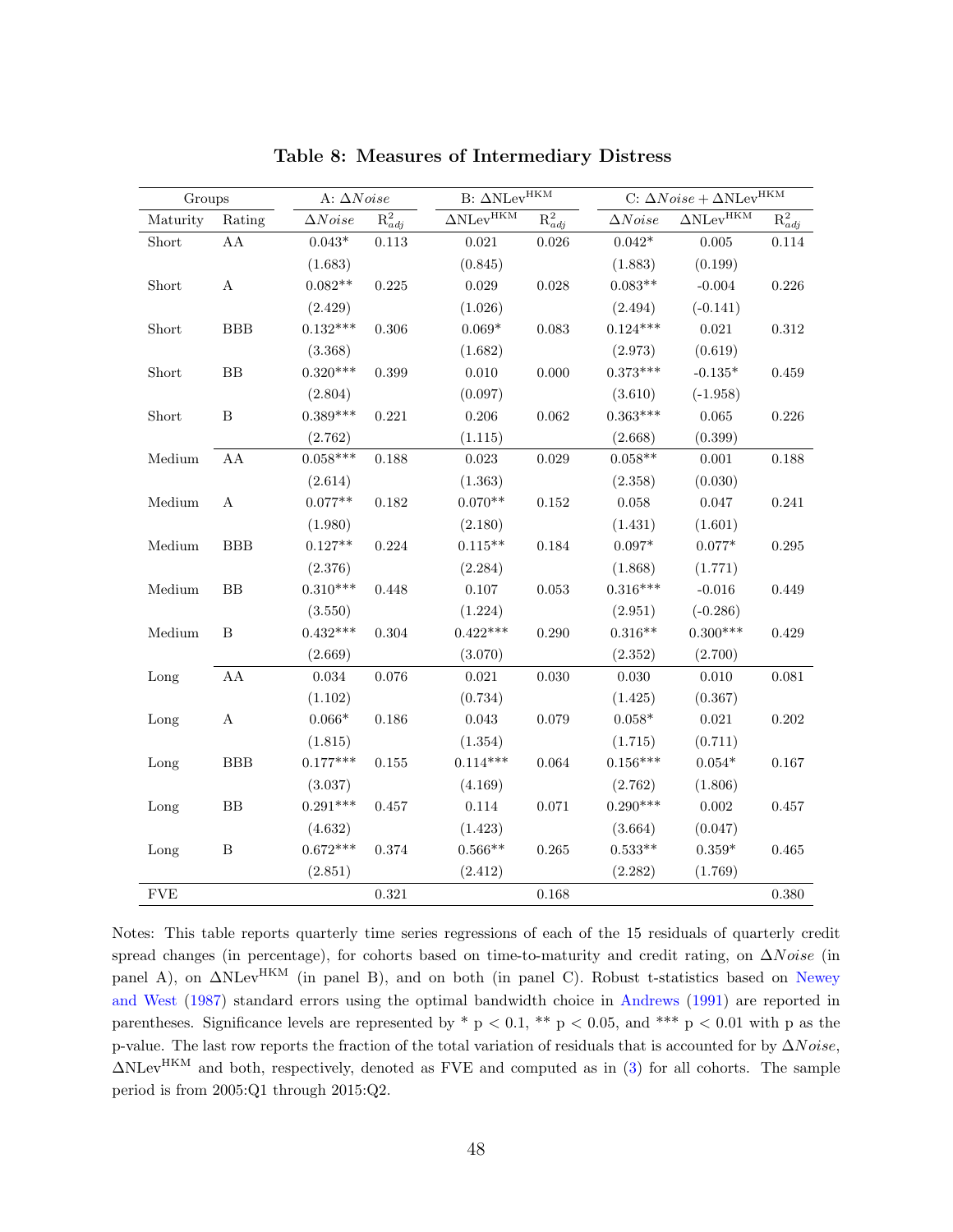**Table 8: Measures of Intermediary Distress**

| Groups | | A: $\Delta Noise$ | | B: $\Delta \text{NLev}^{\text{HKM}}$ | | C: $\Delta Noise + \Delta \text{NLev}^{\text{HKM}}$ | | |
|---|---|---|---|---|---|---|---|---|
| Maturity | Rating | $\Delta Noise$ | $R^2_{adj}$ | $\Delta \text{NLev}^{\text{HKM}}$ | $R^2_{adj}$ | $\Delta Noise$ | $\Delta \text{NLev}^{\text{HKM}}$ | $R^2_{adj}$ |
| Short | AA | 0.043* | 0.113 | 0.021 | 0.026 | 0.042* | 0.005 | 0.114 |
| | | (1.683) | | (0.845) | | (1.883) | (0.199) | |
| Short | A | 0.082** | 0.225 | 0.029 | 0.028 | 0.083** | -0.004 | 0.226 |
| | | (2.429) | | (1.026) | | (2.494) | (-0.141) | |
| Short | BBB | 0.132*** | 0.306 | 0.069* | 0.083 | 0.124*** | 0.021 | 0.312 |
| | | (3.368) | | (1.682) | | (2.973) | (0.619) | |
| Short | BB | 0.320*** | 0.399 | 0.010 | 0.000 | 0.373*** | -0.135* | 0.459 |
| | | (2.804) | | (0.097) | | (3.610) | (-1.958) | |
| Short | B | 0.389*** | 0.221 | 0.206 | 0.062 | 0.363*** | 0.065 | 0.226 |
| | | (2.762) | | (1.115) | | (2.668) | (0.399) | |
| Medium | AA | 0.058*** | 0.188 | 0.023 | 0.029 | 0.058** | 0.001 | 0.188 |
| | | (2.614) | | (1.363) | | (2.358) | (0.030) | |
| Medium | A | 0.077** | 0.182 | 0.070** | 0.152 | 0.058 | 0.047 | 0.241 |
| | | (1.980) | | (2.180) | | (1.431) | (1.601) | |
| Medium | BBB | 0.127** | 0.224 | 0.115** | 0.184 | 0.097* | 0.077* | 0.295 |
| | | (2.376) | | (2.284) | | (1.868) | (1.771) | |
| Medium | BB | 0.310*** | 0.448 | 0.107 | 0.053 | 0.316*** | -0.016 | 0.449 |
| | | (3.550) | | (1.224) | | (2.951) | (-0.286) | |
| Medium | B | 0.432*** | 0.304 | 0.422*** | 0.290 | 0.316** | 0.300*** | 0.429 |
| | | (2.669) | | (3.070) | | (2.352) | (2.700) | |
| Long | AA | 0.034 | 0.076 | 0.021 | 0.030 | 0.030 | 0.010 | 0.081 |
| | | (1.102) | | (0.734) | | (1.425) | (0.367) | |
| Long | A | 0.066* | 0.186 | 0.043 | 0.079 | 0.058* | 0.021 | 0.202 |
| | | (1.815) | | (1.354) | | (1.715) | (0.711) | |
| Long | BBB | 0.177*** | 0.155 | 0.114*** | 0.064 | 0.156*** | 0.054* | 0.167 |
| | | (3.037) | | (4.169) | | (2.762) | (1.806) | |
| Long | BB | 0.291*** | 0.457 | 0.114 | 0.071 | 0.290*** | 0.002 | 0.457 |
| | | (4.632) | | (1.423) | | (3.664) | (0.047) | |
| Long | B | 0.672*** | 0.374 | 0.566** | 0.265 | 0.533** | 0.359* | 0.465 |
| | | (2.851) | | (2.412) | | (2.282) | (1.769) | |
| FVE | | | 0.321 | | 0.168 | | | 0.380 |

Notes: This table reports quarterly time series regressions of each of the 15 residuals of quarterly credit spread changes (in percentage), for cohorts based on time-to-maturity and credit rating, on $\Delta Noise$ (in panel A), on $\Delta \text{NLev}^{\text{HKM}}$ (in panel B), and on both (in panel C). Robust t-statistics based on Newey and West (1987) standard errors using the optimal bandwidth choice in Andrews (1991) are reported in parentheses. Significance levels are represented by * $p < 0.1$, ** $p < 0.05$, and *** $p < 0.01$ with p as the p-value. The last row reports the fraction of the total variation of residuals that is accounted for by $\Delta Noise$, $\Delta \text{NLev}^{\text{HKM}}$ and both, respectively, denoted as FVE and computed as in (3) for all cohorts. The sample period is from 2005:Q1 through 2015:Q2.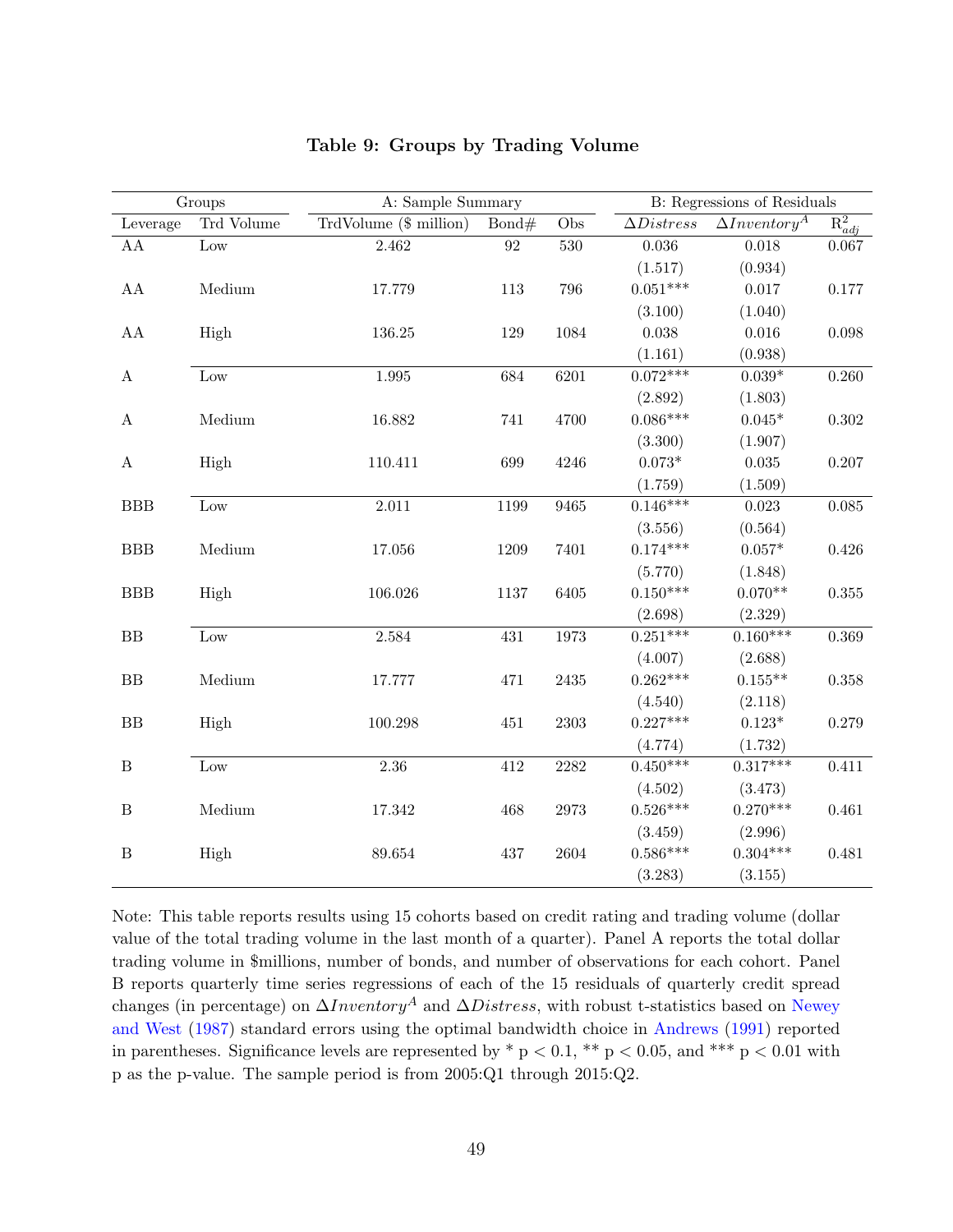# Table 9: Groups by Trading Volume

| Groups | | A: Sample Summary | | | B: Regressions of Residuals | | |
|---|---|---|---|---|---|---|---|
| Leverage | Trd Volume | TrdVolume ($ million) | Bond# | Obs | $\Delta Distress$ | $\Delta Inventory^A$ | $R^2_{adj}$ |
| AA | Low | 2.462 | 92 | 530 | 0.036 | 0.018 | 0.067 |
| | | | | | (1.517) | (0.934) | |
| AA | Medium | 17.779 | 113 | 796 | 0.051*** | 0.017 | 0.177 |
| | | | | | (3.100) | (1.040) | |
| AA | High | 136.25 | 129 | 1084 | 0.038 | 0.016 | 0.098 |
| | | | | | (1.161) | (0.938) | |
| A | Low | 1.995 | 684 | 6201 | 0.072*** | 0.039* | 0.260 |
| | | | | | (2.892) | (1.803) | |
| A | Medium | 16.882 | 741 | 4700 | 0.086*** | 0.045* | 0.302 |
| | | | | | (3.300) | (1.907) | |
| A | High | 110.411 | 699 | 4246 | 0.073* | 0.035 | 0.207 |
| | | | | | (1.759) | (1.509) | |
| BBB | Low | 2.011 | 1199 | 9465 | 0.146*** | 0.023 | 0.085 |
| | | | | | (3.556) | (0.564) | |
| BBB | Medium | 17.056 | 1209 | 7401 | 0.174*** | 0.057* | 0.426 |
| | | | | | (5.770) | (1.848) | |
| BBB | High | 106.026 | 1137 | 6405 | 0.150*** | 0.070** | 0.355 |
| | | | | | (2.698) | (2.329) | |
| BB | Low | 2.584 | 431 | 1973 | 0.251*** | 0.160*** | 0.369 |
| | | | | | (4.007) | (2.688) | |
| BB | Medium | 17.777 | 471 | 2435 | 0.262*** | 0.155** | 0.358 |
| | | | | | (4.540) | (2.118) | |
| BB | High | 100.298 | 451 | 2303 | 0.227*** | 0.123* | 0.279 |
| | | | | | (4.774) | (1.732) | |
| B | Low | 2.36 | 412 | 2282 | 0.450*** | 0.317*** | 0.411 |
| | | | | | (4.502) | (3.473) | |
| B | Medium | 17.342 | 468 | 2973 | 0.526*** | 0.270*** | 0.461 |
| | | | | | (3.459) | (2.996) | |
| B | High | 89.654 | 437 | 2604 | 0.586*** | 0.304*** | 0.481 |
| | | | | | (3.283) | (3.155) | |

Note: This table reports results using 15 cohorts based on credit rating and trading volume (dollar value of the total trading volume in the last month of a quarter). Panel A reports the total dollar trading volume in $millions, number of bonds, and number of observations for each cohort. Panel B reports quarterly time series regressions of each of the 15 residuals of quarterly credit spread changes (in percentage) on $\Delta Inventory^A$ and $\Delta Distress$, with robust t-statistics based on Newey and West (1987) standard errors using the optimal bandwidth choice in Andrews (1991) reported in parentheses. Significance levels are represented by * $p < 0.1$, ** $p < 0.05$, and *** $p < 0.01$ with p as the p-value. The sample period is from 2005:Q1 through 2015:Q2.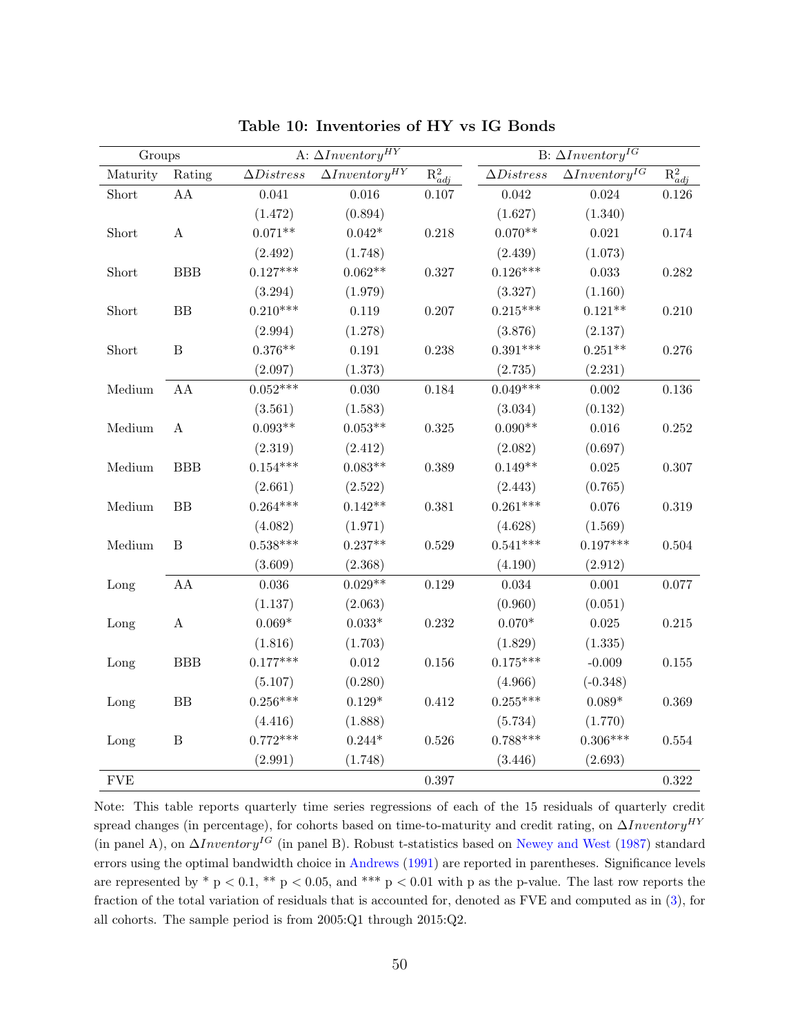**Table 10: Inventories of HY vs IG Bonds**

| Groups | | A: $\Delta Inventory^{HY}$ | | | B: $\Delta Inventory^{IG}$ | | |
|---|---|---|---|---|---|---|---|
| Maturity | Rating | $\Delta Distress$ | $\Delta Inventory^{HY}$ | $R^2_{adj}$ | $\Delta Distress$ | $\Delta Inventory^{IG}$ | $R^2_{adj}$ |
| Short | AA | 0.041 | 0.016 | 0.107 | 0.042 | 0.024 | 0.126 |
| | | (1.472) | (0.894) | | (1.627) | (1.340) | |
| Short | A | 0.071** | 0.042* | 0.218 | 0.070** | 0.021 | 0.174 |
| | | (2.492) | (1.748) | | (2.439) | (1.073) | |
| Short | BBB | 0.127*** | 0.062** | 0.327 | 0.126*** | 0.033 | 0.282 |
| | | (3.294) | (1.979) | | (3.327) | (1.160) | |
| Short | BB | 0.210*** | 0.119 | 0.207 | 0.215*** | 0.121** | 0.210 |
| | | (2.994) | (1.278) | | (3.876) | (2.137) | |
| Short | B | 0.376** | 0.191 | 0.238 | 0.391*** | 0.251** | 0.276 |
| | | (2.097) | (1.373) | | (2.735) | (2.231) | |
| Medium | AA | 0.052*** | 0.030 | 0.184 | 0.049*** | 0.002 | 0.136 |
| | | (3.561) | (1.583) | | (3.034) | (0.132) | |
| Medium | A | 0.093** | 0.053** | 0.325 | 0.090** | 0.016 | 0.252 |
| | | (2.319) | (2.412) | | (2.082) | (0.697) | |
| Medium | BBB | 0.154*** | 0.083** | 0.389 | 0.149** | 0.025 | 0.307 |
| | | (2.661) | (2.522) | | (2.443) | (0.765) | |
| Medium | BB | 0.264*** | 0.142** | 0.381 | 0.261*** | 0.076 | 0.319 |
| | | (4.082) | (1.971) | | (4.628) | (1.569) | |
| Medium | B | 0.538*** | 0.237** | 0.529 | 0.541*** | 0.197*** | 0.504 |
| | | (3.609) | (2.368) | | (4.190) | (2.912) | |
| Long | AA | 0.036 | 0.029** | 0.129 | 0.034 | 0.001 | 0.077 |
| | | (1.137) | (2.063) | | (0.960) | (0.051) | |
| Long | A | 0.069* | 0.033* | 0.232 | 0.070* | 0.025 | 0.215 |
| | | (1.816) | (1.703) | | (1.829) | (1.335) | |
| Long | BBB | 0.177*** | 0.012 | 0.156 | 0.175*** | -0.009 | 0.155 |
| | | (5.107) | (0.280) | | (4.966) | (-0.348) | |
| Long | BB | 0.256*** | 0.129* | 0.412 | 0.255*** | 0.089* | 0.369 |
| | | (4.416) | (1.888) | | (5.734) | (1.770) | |
| Long | B | 0.772*** | 0.244* | 0.526 | 0.788*** | 0.306*** | 0.554 |
| | | (2.991) | (1.748) | | (3.446) | (2.693) | |
| FVE | | | | 0.397 | | | 0.322 |

Note: This table reports quarterly time series regressions of each of the 15 residuals of quarterly credit spread changes (in percentage), for cohorts based on time-to-maturity and credit rating, on $\Delta Inventory^{HY}$ (in panel A), on $\Delta Inventory^{IG}$ (in panel B). Robust t-statistics based on Newey and West (1987) standard errors using the optimal bandwidth choice in Andrews (1991) are reported in parentheses. Significance levels are represented by * p < 0.1, ** p < 0.05, and *** p < 0.01 with p as the p-value. The last row reports the fraction of the total variation of residuals that is accounted for, denoted as FVE and computed as in (3), for all cohorts. The sample period is from 2005:Q1 through 2015:Q2.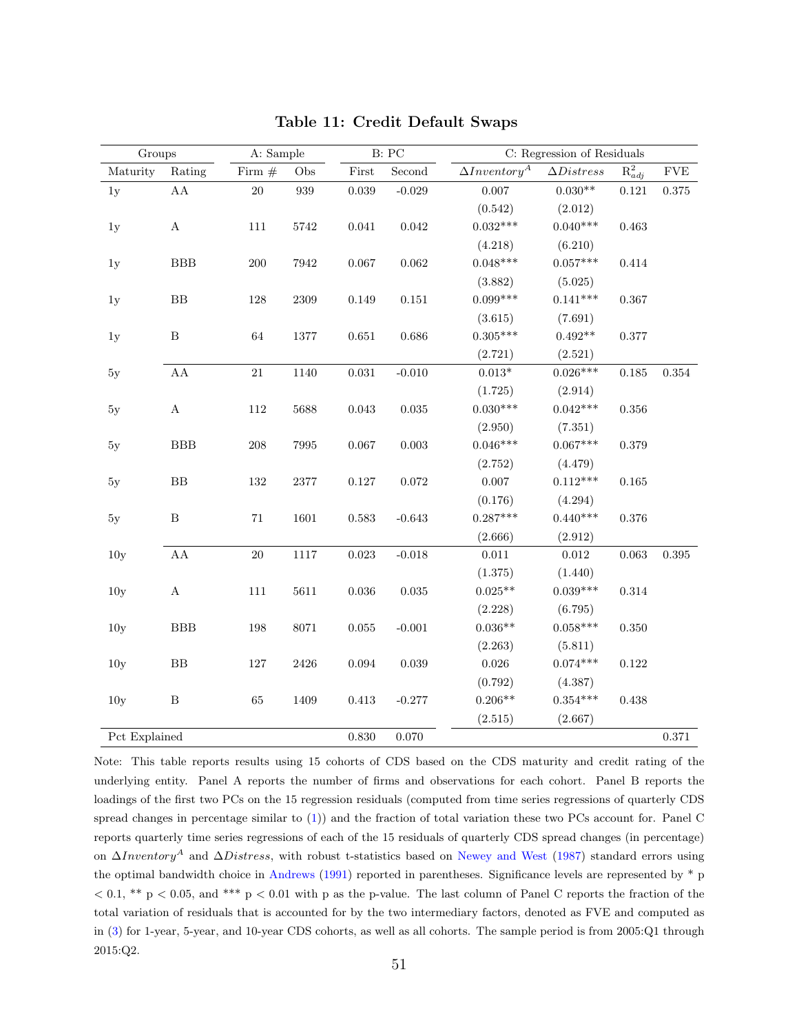# Table 11: Credit Default Swaps

| Groups | | A: Sample | | B: PC | | C: Regression of Residuals | | | |
|---|---|---|---|---|---|---|---|---|---|
| Maturity | Rating | Firm # | Obs | First | Second | $\Delta Inventory^A$ | $\Delta Distress$ | $R^2_{adj}$ | FVE |
| 1y | AA | 20 | 939 | 0.039 | -0.029 | 0.007 | 0.030** | 0.121 | 0.375 |
| | | | | | | (0.542) | (2.012) | | |
| 1y | A | 111 | 5742 | 0.041 | 0.042 | 0.032*** | 0.040*** | 0.463 | |
| | | | | | | (4.218) | (6.210) | | |
| 1y | BBB | 200 | 7942 | 0.067 | 0.062 | 0.048*** | 0.057*** | 0.414 | |
| | | | | | | (3.882) | (5.025) | | |
| 1y | BB | 128 | 2309 | 0.149 | 0.151 | 0.099*** | 0.141*** | 0.367 | |
| | | | | | | (3.615) | (7.691) | | |
| 1y | B | 64 | 1377 | 0.651 | 0.686 | 0.305*** | 0.492** | 0.377 | |
| | | | | | | (2.721) | (2.521) | | |
| 5y | AA | 21 | 1140 | 0.031 | -0.010 | 0.013* | 0.026*** | 0.185 | 0.354 |
| | | | | | | (1.725) | (2.914) | | |
| 5y | A | 112 | 5688 | 0.043 | 0.035 | 0.030*** | 0.042*** | 0.356 | |
| | | | | | | (2.950) | (7.351) | | |
| 5y | BBB | 208 | 7995 | 0.067 | 0.003 | 0.046*** | 0.067*** | 0.379 | |
| | | | | | | (2.752) | (4.479) | | |
| 5y | BB | 132 | 2377 | 0.127 | 0.072 | 0.007 | 0.112*** | 0.165 | |
| | | | | | | (0.176) | (4.294) | | |
| 5y | B | 71 | 1601 | 0.583 | -0.643 | 0.287*** | 0.440*** | 0.376 | |
| | | | | | | (2.666) | (2.912) | | |
| 10y | AA | 20 | 1117 | 0.023 | -0.018 | 0.011 | 0.012 | 0.063 | 0.395 |
| | | | | | | (1.375) | (1.440) | | |
| 10y | A | 111 | 5611 | 0.036 | 0.035 | 0.025** | 0.039*** | 0.314 | |
| | | | | | | (2.228) | (6.795) | | |
| 10y | BBB | 198 | 8071 | 0.055 | -0.001 | 0.036** | 0.058*** | 0.350 | |
| | | | | | | (2.263) | (5.811) | | |
| 10y | BB | 127 | 2426 | 0.094 | 0.039 | 0.026 | 0.074*** | 0.122 | |
| | | | | | | (0.792) | (4.387) | | |
| 10y | B | 65 | 1409 | 0.413 | -0.277 | 0.206** | 0.354*** | 0.438 | |
| | | | | | | (2.515) | (2.667) | | |
| Pct Explained | | | | 0.830 | 0.070 | | | | 0.371 |

Note: This table reports results using 15 cohorts of CDS based on the CDS maturity and credit rating of the underlying entity. Panel A reports the number of firms and observations for each cohort. Panel B reports the loadings of the first two PCs on the 15 regression residuals (computed from time series regressions of quarterly CDS spread changes in percentage similar to (1)) and the fraction of total variation these two PCs account for. Panel C reports quarterly time series regressions of each of the 15 residuals of quarterly CDS spread changes (in percentage) on $\Delta Inventory^A$ and $\Delta Distress$, with robust t-statistics based on Newey and West (1987) standard errors using the optimal bandwidth choice in Andrews (1991) reported in parentheses. Significance levels are represented by * p < 0.1, ** p < 0.05, and *** p < 0.01 with p as the p-value. The last column of Panel C reports the fraction of the total variation of residuals that is accounted for by the two intermediary factors, denoted as FVE and computed as in (3) for 1-year, 5-year, and 10-year CDS cohorts, as well as all cohorts. The sample period is from 2005:Q1 through 2015:Q2.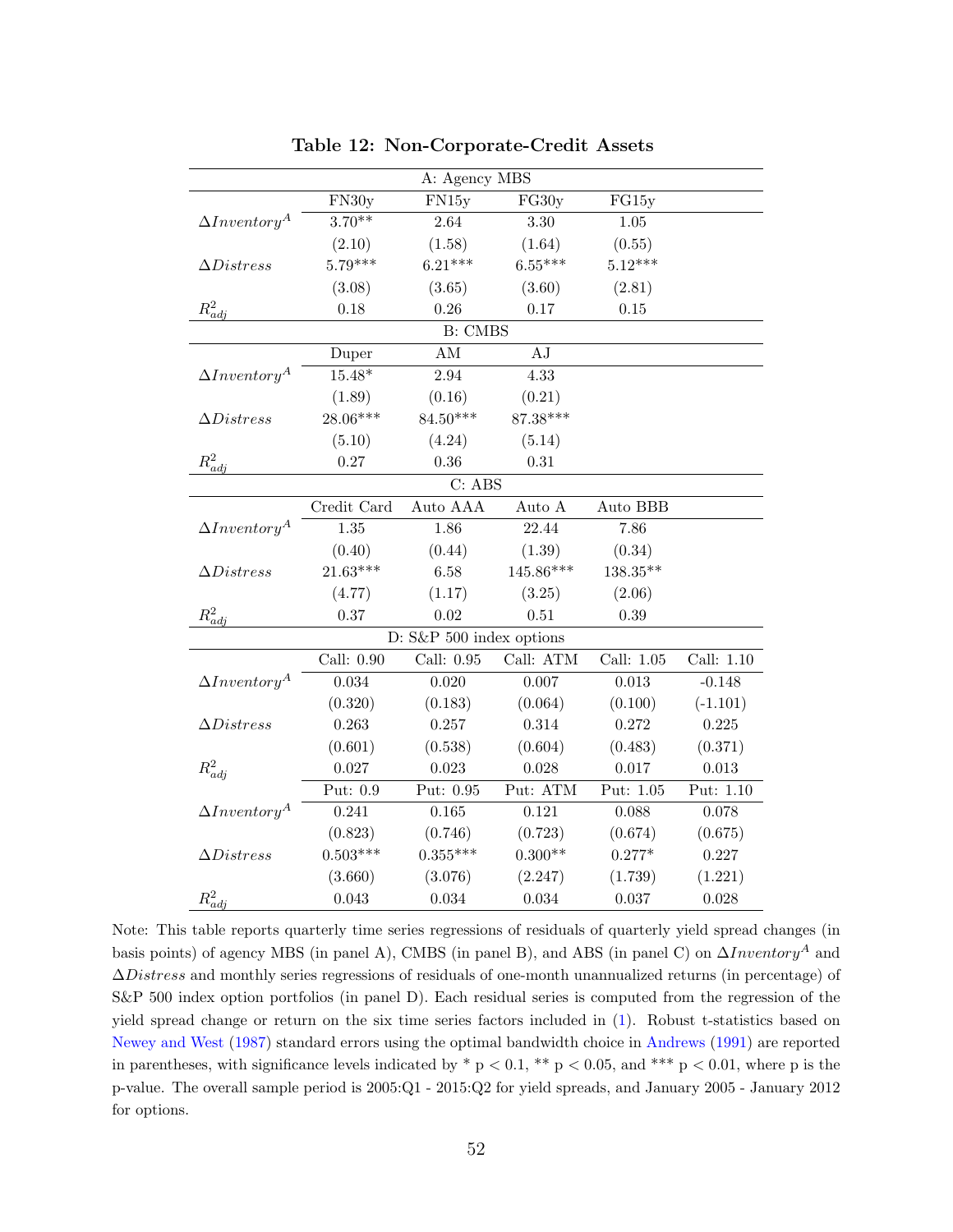**Table 12: Non-Corporate-Credit Assets**

| A: Agency MBS | | | | | |
|---|---|---|---|---|---|
| | FN30y | FN15y | FG30y | FG15y | |
| $\Delta Inventory^A$ | 3.70** | 2.64 | 3.30 | 1.05 | |
| | (2.10) | (1.58) | (1.64) | (0.55) | |
| $\Delta Distress$ | 5.79*** | 6.21*** | 6.55*** | 5.12*** | |
| | (3.08) | (3.65) | (3.60) | (2.81) | |
| $R^2_{adj}$ | 0.18 | 0.26 | 0.17 | 0.15 | |
| **B: CMBS** | | | | | |
| | Duper | AM | AJ | | |
| $\Delta Inventory^A$ | 15.48* | 2.94 | 4.33 | | |
| | (1.89) | (0.16) | (0.21) | | |
| $\Delta Distress$ | 28.06*** | 84.50*** | 87.38*** | | |
| | (5.10) | (4.24) | (5.14) | | |
| $R^2_{adj}$ | 0.27 | 0.36 | 0.31 | | |
| **C: ABS** | | | | | |
| | Credit Card | Auto AAA | Auto A | Auto BBB | |
| $\Delta Inventory^A$ | 1.35 | 1.86 | 22.44 | 7.86 | |
| | (0.40) | (0.44) | (1.39) | (0.34) | |
| $\Delta Distress$ | 21.63*** | 6.58 | 145.86*** | 138.35** | |
| | (4.77) | (1.17) | (3.25) | (2.06) | |
| $R^2_{adj}$ | 0.37 | 0.02 | 0.51 | 0.39 | |
| **D: S&P 500 index options** | | | | | |
| | Call: 0.90 | Call: 0.95 | Call: ATM | Call: 1.05 | Call: 1.10 |
| $\Delta Inventory^A$ | 0.034 | 0.020 | 0.007 | 0.013 | -0.148 |
| | (0.320) | (0.183) | (0.064) | (0.100) | (-1.101) |
| $\Delta Distress$ | 0.263 | 0.257 | 0.314 | 0.272 | 0.225 |
| | (0.601) | (0.538) | (0.604) | (0.483) | (0.371) |
| $R^2_{adj}$ | 0.027 | 0.023 | 0.028 | 0.017 | 0.013 |
| | Put: 0.9 | Put: 0.95 | Put: ATM | Put: 1.05 | Put: 1.10 |
| $\Delta Inventory^A$ | 0.241 | 0.165 | 0.121 | 0.088 | 0.078 |
| | (0.823) | (0.746) | (0.723) | (0.674) | (0.675) |
| $\Delta Distress$ | 0.503*** | 0.355*** | 0.300** | 0.277* | 0.227 |
| | (3.660) | (3.076) | (2.247) | (1.739) | (1.221) |
| $R^2_{adj}$ | 0.043 | 0.034 | 0.034 | 0.037 | 0.028 |

Note: This table reports quarterly time series regressions of residuals of quarterly yield spread changes (in basis points) of agency MBS (in panel A), CMBS (in panel B), and ABS (in panel C) on $\Delta Inventory^A$ and $\Delta Distress$ and monthly series regressions of residuals of one-month unannualized returns (in percentage) of S&P 500 index option portfolios (in panel D). Each residual series is computed from the regression of the yield spread change or return on the six time series factors included in (1). Robust t-statistics based on Newey and West (1987) standard errors using the optimal bandwidth choice in Andrews (1991) are reported in parentheses, with significance levels indicated by * $p < 0.1$, ** $p < 0.05$, and *** $p < 0.01$, where p is the p-value. The overall sample period is 2005:Q1 - 2015:Q2 for yield spreads, and January 2005 - January 2012 for options.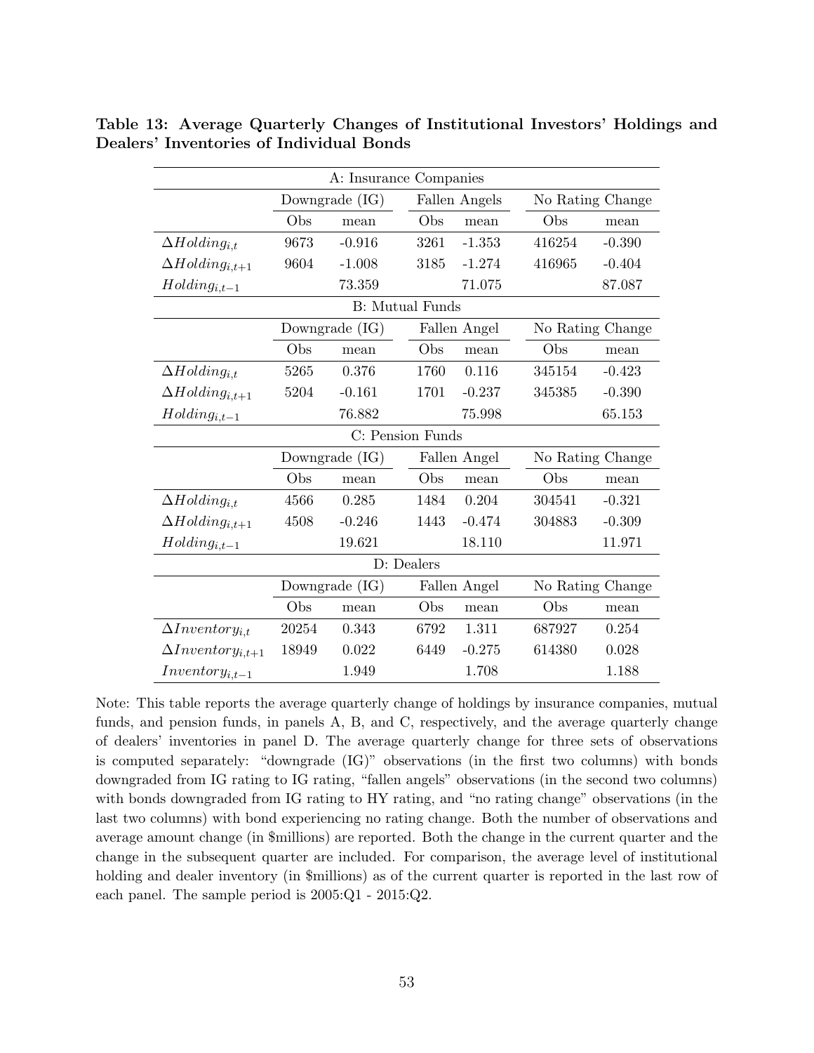**Table 13: Average Quarterly Changes of Institutional Investors' Holdings and Dealers' Inventories of Individual Bonds**

| | Downgrade (IG) | | Fallen Angels | | No Rating Change | |
|---|---|---|---|---|---|---|
| **A: Insurance Companies** | Obs | mean | Obs | mean | Obs | mean |
| $\Delta Holding_{i,t}$ | 9673 | -0.916 | 3261 | -1.353 | 416254 | -0.390 |
| $\Delta Holding_{i,t+1}$ | 9604 | -1.008 | 3185 | -1.274 | 416965 | -0.404 |
| $Holding_{i,t-1}$ | | 73.359 | | 71.075 | | 87.087 |

| | Downgrade (IG) | | Fallen Angel | | No Rating Change | |
|---|---|---|---|---|---|---|
| **B: Mutual Funds** | Obs | mean | Obs | mean | Obs | mean |
| $\Delta Holding_{i,t}$ | 5265 | 0.376 | 1760 | 0.116 | 345154 | -0.423 |
| $\Delta Holding_{i,t+1}$ | 5204 | -0.161 | 1701 | -0.237 | 345385 | -0.390 |
| $Holding_{i,t-1}$ | | 76.882 | | 75.998 | | 65.153 |

| | Downgrade (IG) | | Fallen Angel | | No Rating Change | |
|---|---|---|---|---|---|---|
| **C: Pension Funds** | Obs | mean | Obs | mean | Obs | mean |
| $\Delta Holding_{i,t}$ | 4566 | 0.285 | 1484 | 0.204 | 304541 | -0.321 |
| $\Delta Holding_{i,t+1}$ | 4508 | -0.246 | 1443 | -0.474 | 304883 | -0.309 |
| $Holding_{i,t-1}$ | | 19.621 | | 18.110 | | 11.971 |

| | Downgrade (IG) | | Fallen Angel | | No Rating Change | |
|---|---|---|---|---|---|---|
| **D: Dealers** | Obs | mean | Obs | mean | Obs | mean |
| $\Delta Inventory_{i,t}$ | 20254 | 0.343 | 6792 | 1.311 | 687927 | 0.254 |
| $\Delta Inventory_{i,t+1}$ | 18949 | 0.022 | 6449 | -0.275 | 614380 | 0.028 |
| $Inventory_{i,t-1}$ | | 1.949 | | 1.708 | | 1.188 |

Note: This table reports the average quarterly change of holdings by insurance companies, mutual funds, and pension funds, in panels A, B, and C, respectively, and the average quarterly change of dealers' inventories in panel D. The average quarterly change for three sets of observations is computed separately: "downgrade (IG)" observations (in the first two columns) with bonds downgraded from IG rating to IG rating, "fallen angels" observations (in the second two columns) with bonds downgraded from IG rating to HY rating, and "no rating change" observations (in the last two columns) with bond experiencing no rating change. Both the number of observations and average amount change (in $millions) are reported. Both the change in the current quarter and the change in the subsequent quarter are included. For comparison, the average level of institutional holding and dealer inventory (in $millions) as of the current quarter is reported in the last row of each panel. The sample period is 2005:Q1 - 2015:Q2.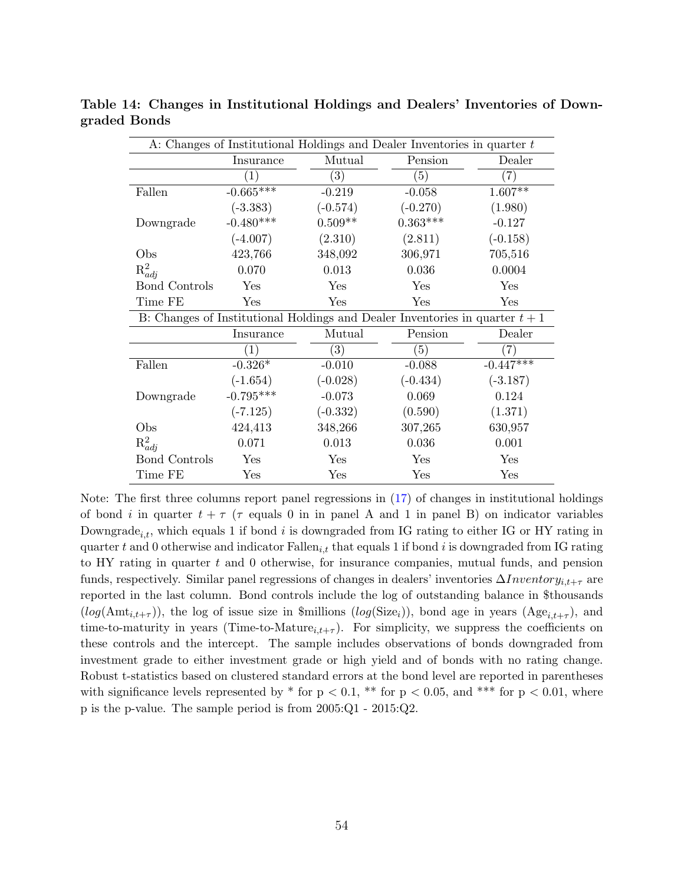**Table 14: Changes in Institutional Holdings and Dealers' Inventories of Downgraded Bonds**

| A: Changes of Institutional Holdings and Dealer Inventories in quarter $t$ | | | | |
|---|---|---|---|---|
| | Insurance | Mutual | Pension | Dealer |
| | (1) | (3) | (5) | (7) |
| Fallen | -0.665*** | -0.219 | -0.058 | 1.607** |
| | (-3.383) | (-0.574) | (-0.270) | (1.980) |
| Downgrade | -0.480*** | 0.509** | 0.363*** | -0.127 |
| | (-4.007) | (2.310) | (2.811) | (-0.158) |
| Obs | 423,766 | 348,092 | 306,971 | 705,516 |
| $R^2_{adj}$ | 0.070 | 0.013 | 0.036 | 0.0004 |
| Bond Controls | Yes | Yes | Yes | Yes |
| Time FE | Yes | Yes | Yes | Yes |
| **B: Changes of Institutional Holdings and Dealer Inventories in quarter $t+1$** | | | | |
| | Insurance | Mutual | Pension | Dealer |
| | (1) | (3) | (5) | (7) |
| Fallen | -0.326* | -0.010 | -0.088 | -0.447*** |
| | (-1.654) | (-0.028) | (-0.434) | (-3.187) |
| Downgrade | -0.795*** | -0.073 | 0.069 | 0.124 |
| | (-7.125) | (-0.332) | (0.590) | (1.371) |
| Obs | 424,413 | 348,266 | 307,265 | 630,957 |
| $R^2_{adj}$ | 0.071 | 0.013 | 0.036 | 0.001 |
| Bond Controls | Yes | Yes | Yes | Yes |
| Time FE | Yes | Yes | Yes | Yes |

Note: The first three columns report panel regressions in (17) of changes in institutional holdings of bond $i$ in quarter $t+\tau$ ($\tau$ equals 0 in in panel A and 1 in panel B) on indicator variables $\text{Downgrade}_{i,t}$, which equals 1 if bond $i$ is downgraded from IG rating to either IG or HY rating in quarter $t$ and 0 otherwise and indicator $\text{Fallen}_{i,t}$ that equals 1 if bond $i$ is downgraded from IG rating to HY rating in quarter $t$ and 0 otherwise, for insurance companies, mutual funds, and pension funds, respectively. Similar panel regressions of changes in dealers' inventories $\Delta Inventory_{i,t+\tau}$ are reported in the last column. Bond controls include the log of outstanding balance in \$thousands ($log(\text{Amt}_{i,t+\tau})$), the log of issue size in \$millions ($log(\text{Size}_i)$), bond age in years ($\text{Age}_{i,t+\tau}$), and time-to-maturity in years ($\text{Time-to-Mature}_{i,t+\tau}$). For simplicity, we suppress the coefficients on these controls and the intercept. The sample includes observations of bonds downgraded from investment grade to either investment grade or high yield and of bonds with no rating change. Robust t-statistics based on clustered standard errors at the bond level are reported in parentheses with significance levels represented by * for $p < 0.1$, ** for $p < 0.05$, and *** for $p < 0.01$, where p is the p-value. The sample period is from 2005:Q1 - 2015:Q2.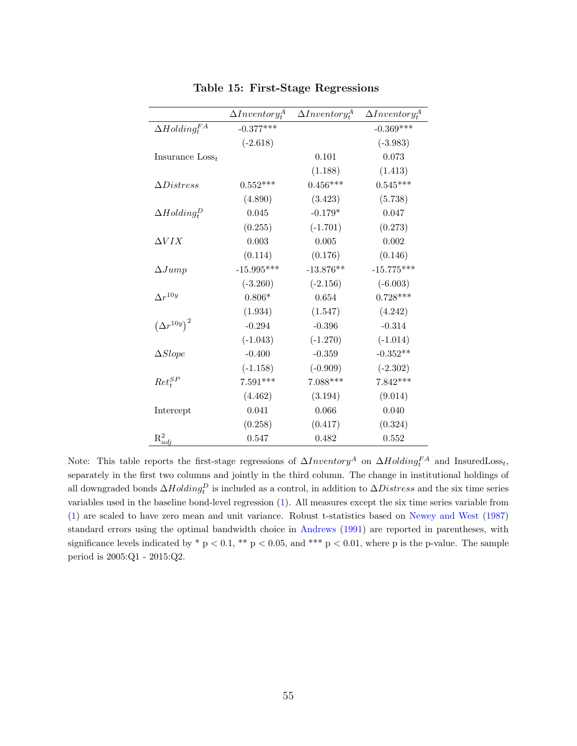**Table 15: First-Stage Regressions**

| | $\Delta Inventory_t^A$ | $\Delta Inventory_t^A$ | $\Delta Inventory_t^A$ |
|---|---|---|---|
| $\Delta Holding_t^{FA}$ | -0.377*** | | -0.369*** |
| | (-2.618) | | (-3.983) |
| Insurance $\text{Loss}_t$ | | 0.101 | 0.073 |
| | | (1.188) | (1.413) |
| $\Delta Distress$ | 0.552*** | 0.456*** | 0.545*** |
| | (4.890) | (3.423) | (5.738) |
| $\Delta Holding_t^D$ | 0.045 | -0.179* | 0.047 |
| | (0.255) | (-1.701) | (0.273) |
| $\Delta VIX$ | 0.003 | 0.005 | 0.002 |
| | (0.114) | (0.176) | (0.146) |
| $\Delta Jump$ | -15.995*** | -13.876** | -15.775*** |
| | (-3.260) | (-2.156) | (-6.003) |
| $\Delta r^{10y}$ | 0.806* | 0.654 | 0.728*** |
| | (1.934) | (1.547) | (4.242) |
| $\left(\Delta r^{10y}\right)^2$ | -0.294 | -0.396 | -0.314 |
| | (-1.043) | (-1.270) | (-1.014) |
| $\Delta Slope$ | -0.400 | -0.359 | -0.352** |
| | (-1.158) | (-0.909) | (-2.302) |
| $Ret_t^{SP}$ | 7.591*** | 7.088*** | 7.842*** |
| | (4.462) | (3.194) | (9.014) |
| Intercept | 0.041 | 0.066 | 0.040 |
| | (0.258) | (0.417) | (0.324) |
| $R^2_{adj}$ | 0.547 | 0.482 | 0.552 |

Note: This table reports the first-stage regressions of $\Delta Inventory^A$ on $\Delta Holding_t^{FA}$ and $\text{InsuredLoss}_t$, separately in the first two columns and jointly in the third column. The change in institutional holdings of all downgraded bonds $\Delta Holding_t^D$ is included as a control, in addition to $\Delta Distress$ and the six time series variables used in the baseline bond-level regression (1). All measures except the six time series variable from (1) are scaled to have zero mean and unit variance. Robust t-statistics based on Newey and West (1987) standard errors using the optimal bandwidth choice in Andrews (1991) are reported in parentheses, with significance levels indicated by * $p < 0.1$, ** $p < 0.05$, and *** $p < 0.01$, where p is the p-value. The sample period is 2005:Q1 - 2015:Q2.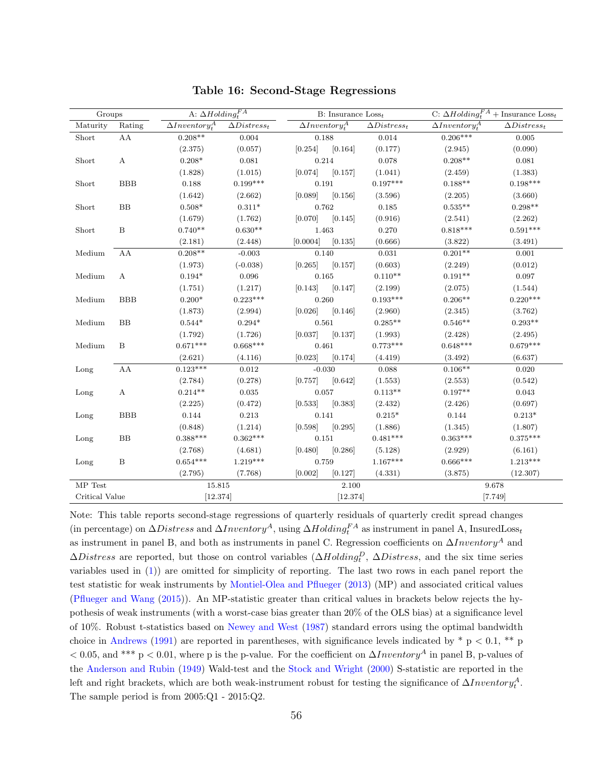## Table 16: Second-Stage Regressions

| Groups | | A: $\Delta Holding_t^{FA}$ | | B: Insurance $\text{Loss}_t$ | | C: $\Delta Holding_t^{FA}$ + Insurance $\text{Loss}_t$ | |
|---|---|---|---|---|---|---|---|
| Maturity | Rating | $\Delta Inventory_t^A$ | $\Delta Distress_t$ | $\Delta Inventory_t^A$ | $\Delta Distress_t$ | $\Delta Inventory_t^A$ | $\Delta Distress_t$ |
| Short | AA | 0.208** | 0.004 | 0.188 | 0.014 | 0.206*** | 0.005 |
| | | (2.375) | (0.057) | [0.254] [0.164] | (0.177) | (2.945) | (0.090) |
| Short | A | 0.208* | 0.081 | 0.214 | 0.078 | 0.208** | 0.081 |
| | | (1.828) | (1.015) | [0.074] [0.157] | (1.041) | (2.459) | (1.383) |
| Short | BBB | 0.188 | 0.199*** | 0.191 | 0.197*** | 0.188** | 0.198*** |
| | | (1.642) | (2.662) | [0.089] [0.156] | (3.596) | (2.205) | (3.660) |
| Short | BB | 0.508* | 0.311* | 0.762 | 0.185 | 0.535** | 0.298** |
| | | (1.679) | (1.762) | [0.070] [0.145] | (0.916) | (2.541) | (2.262) |
| Short | B | 0.740** | 0.630** | 1.463 | 0.270 | 0.818*** | 0.591*** |
| | | (2.181) | (2.448) | [0.0004] [0.135] | (0.666) | (3.822) | (3.491) |
| Medium | AA | 0.208** | -0.003 | 0.140 | 0.031 | 0.201** | 0.001 |
| | | (1.973) | (-0.038) | [0.265] [0.157] | (0.603) | (2.249) | (0.012) |
| Medium | A | 0.194* | 0.096 | 0.165 | 0.110** | 0.191** | 0.097 |
| | | (1.751) | (1.217) | [0.143] [0.147] | (2.199) | (2.075) | (1.544) |
| Medium | BBB | 0.200* | 0.223*** | 0.260 | 0.193*** | 0.206** | 0.220*** |
| | | (1.873) | (2.994) | [0.026] [0.146] | (2.960) | (2.345) | (3.762) |
| Medium | BB | 0.544* | 0.294* | 0.561 | 0.285** | 0.546** | 0.293** |
| | | (1.792) | (1.726) | [0.037] [0.137] | (1.993) | (2.428) | (2.495) |
| Medium | B | 0.671*** | 0.668*** | 0.461 | 0.773*** | 0.648*** | 0.679*** |
| | | (2.621) | (4.116) | [0.023] [0.174] | (4.419) | (3.492) | (6.637) |
| Long | AA | 0.123*** | 0.012 | -0.030 | 0.088 | 0.106** | 0.020 |
| | | (2.784) | (0.278) | [0.757] [0.642] | (1.553) | (2.553) | (0.542) |
| Long | A | 0.214** | 0.035 | 0.057 | 0.113** | 0.197** | 0.043 |
| | | (2.225) | (0.472) | [0.533] [0.383] | (2.432) | (2.426) | (0.697) |
| Long | BBB | 0.144 | 0.213 | 0.141 | 0.215* | 0.144 | 0.213* |
| | | (0.848) | (1.214) | [0.598] [0.295] | (1.886) | (1.345) | (1.807) |
| Long | BB | 0.388*** | 0.362*** | 0.151 | 0.481*** | 0.363*** | 0.375*** |
| | | (2.768) | (4.681) | [0.480] [0.286] | (5.128) | (2.929) | (6.161) |
| Long | B | 0.654*** | 1.219*** | 0.759 | 1.167*** | 0.666*** | 1.213*** |
| | | (2.795) | (7.768) | [0.002] [0.127] | (4.331) | (3.875) | (12.307) |
| MP Test | | 15.815 | | 2.100 | | 9.678 | |
| Critical Value | | [12.374] | | [12.374] | | [7.749] | |

Note: This table reports second-stage regressions of quarterly residuals of quarterly credit spread changes (in percentage) on $\Delta Distress$ and $\Delta Inventory^A$, using $\Delta Holding_t^{FA}$ as instrument in panel A, $\text{InsuredLoss}_t$ as instrument in panel B, and both as instruments in panel C. Regression coefficients on $\Delta Inventory^A$ and $\Delta Distress$ are reported, but those on control variables ($\Delta Holding_t^D$, $\Delta Distress$, and the six time series variables used in (1)) are omitted for simplicity of reporting. The last two rows in each panel report the test statistic for weak instruments by Montiel-Olea and Pflueger (2013) (MP) and associated critical values (Pflueger and Wang (2015)). An MP-statistic greater than critical values in brackets below rejects the hypothesis of weak instruments (with a worst-case bias greater than 20% of the OLS bias) at a significance level of 10%. Robust t-statistics based on Newey and West (1987) standard errors using the optimal bandwidth choice in Andrews (1991) are reported in parentheses, with significance levels indicated by * $p < 0.1$, ** $p < 0.05$, and *** $p < 0.01$, where p is the p-value. For the coefficient on $\Delta Inventory^A$ in panel B, p-values of the Anderson and Rubin (1949) Wald-test and the Stock and Wright (2000) S-statistic are reported in the left and right brackets, which are both weak-instrument robust for testing the significance of $\Delta Inventory_t^A$. The sample period is from 2005:Q1 - 2015:Q2.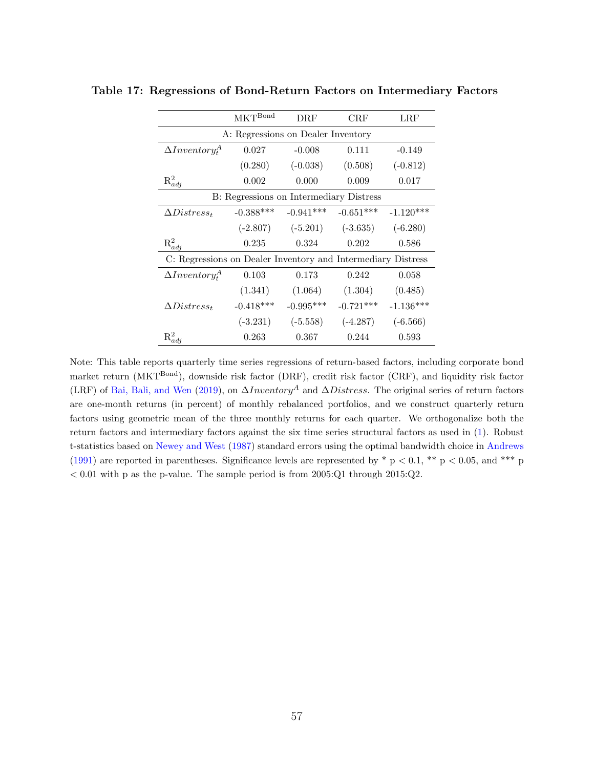**Table 17: Regressions of Bond-Return Factors on Intermediary Factors**

| | $MKT^{Bond}$ | DRF | CRF | LRF |
|---|---|---|---|---|
| A: Regressions on Dealer Inventory | | | | |
| $\Delta Inventory_t^A$ | 0.027 | -0.008 | 0.111 | -0.149 |
| | (0.280) | (-0.038) | (0.508) | (-0.812) |
| $R^2_{adj}$ | 0.002 | 0.000 | 0.009 | 0.017 |
| B: Regressions on Intermediary Distress | | | | |
| $\Delta Distress_t$ | -0.388*** | -0.941*** | -0.651*** | -1.120*** |
| | (-2.807) | (-5.201) | (-3.635) | (-6.280) |
| $R^2_{adj}$ | 0.235 | 0.324 | 0.202 | 0.586 |
| C: Regressions on Dealer Inventory and Intermediary Distress | | | | |
| $\Delta Inventory_t^A$ | 0.103 | 0.173 | 0.242 | 0.058 |
| | (1.341) | (1.064) | (1.304) | (0.485) |
| $\Delta Distress_t$ | -0.418*** | -0.995*** | -0.721*** | -1.136*** |
| | (-3.231) | (-5.558) | (-4.287) | (-6.566) |
| $R^2_{adj}$ | 0.263 | 0.367 | 0.244 | 0.593 |

Note: This table reports quarterly time series regressions of return-based factors, including corporate bond market return ($MKT^{Bond}$), downside risk factor (DRF), credit risk factor (CRF), and liquidity risk factor (LRF) of Bai, Bali, and Wen (2019), on $\Delta Inventory^A$ and $\Delta Distress$. The original series of return factors are one-month returns (in percent) of monthly rebalanced portfolios, and we construct quarterly return factors using geometric mean of the three monthly returns for each quarter. We orthogonalize both the return factors and intermediary factors against the six time series structural factors as used in (1). Robust t-statistics based on Newey and West (1987) standard errors using the optimal bandwidth choice in Andrews (1991) are reported in parentheses. Significance levels are represented by * $p < 0.1$, ** $p < 0.05$, and *** $p < 0.01$ with p as the p-value. The sample period is from 2005:Q1 through 2015:Q2.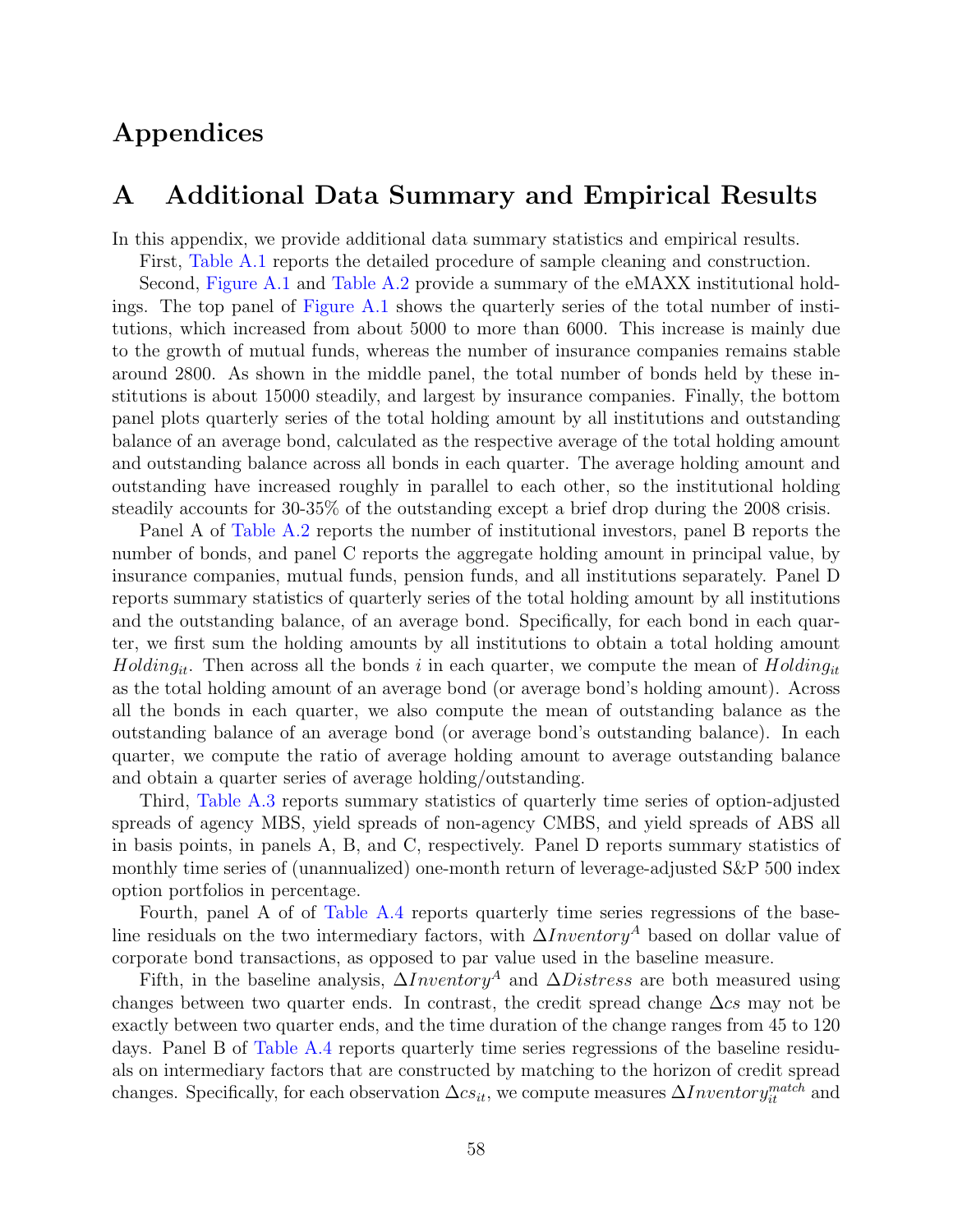# Appendices

## A Additional Data Summary and Empirical Results

In this appendix, we provide additional data summary statistics and empirical results.

First, Table A.1 reports the detailed procedure of sample cleaning and construction.

Second, Figure A.1 and Table A.2 provide a summary of the eMAXX institutional holdings. The top panel of Figure A.1 shows the quarterly series of the total number of institutions, which increased from about 5000 to more than 6000. This increase is mainly due to the growth of mutual funds, whereas the number of insurance companies remains stable around 2800. As shown in the middle panel, the total number of bonds held by these institutions is about 15000 steadily, and largest by insurance companies. Finally, the bottom panel plots quarterly series of the total holding amount by all institutions and outstanding balance of an average bond, calculated as the respective average of the total holding amount and outstanding balance across all bonds in each quarter. The average holding amount and outstanding have increased roughly in parallel to each other, so the institutional holding steadily accounts for 30-35% of the outstanding except a brief drop during the 2008 crisis.

Panel A of Table A.2 reports the number of institutional investors, panel B reports the number of bonds, and panel C reports the aggregate holding amount in principal value, by insurance companies, mutual funds, pension funds, and all institutions separately. Panel D reports summary statistics of quarterly series of the total holding amount by all institutions and the outstanding balance, of an average bond. Specifically, for each bond in each quarter, we first sum the holding amounts by all institutions to obtain a total holding amount $Holding_{it}$. Then across all the bonds $i$ in each quarter, we compute the mean of $Holding_{it}$ as the total holding amount of an average bond (or average bond's holding amount). Across all the bonds in each quarter, we also compute the mean of outstanding balance as the outstanding balance of an average bond (or average bond's outstanding balance). In each quarter, we compute the ratio of average holding amount to average outstanding balance and obtain a quarter series of average holding/outstanding.

Third, Table A.3 reports summary statistics of quarterly time series of option-adjusted spreads of agency MBS, yield spreads of non-agency CMBS, and yield spreads of ABS all in basis points, in panels A, B, and C, respectively. Panel D reports summary statistics of monthly time series of (unannualized) one-month return of leverage-adjusted S&P 500 index option portfolios in percentage.

Fourth, panel A of of Table A.4 reports quarterly time series regressions of the baseline residuals on the two intermediary factors, with $\Delta Inventory^A$ based on dollar value of corporate bond transactions, as opposed to par value used in the baseline measure.

Fifth, in the baseline analysis, $\Delta Inventory^A$ and $\Delta Distress$ are both measured using changes between two quarter ends. In contrast, the credit spread change $\Delta cs$ may not be exactly between two quarter ends, and the time duration of the change ranges from 45 to 120 days. Panel B of Table A.4 reports quarterly time series regressions of the baseline residuals on intermediary factors that are constructed by matching to the horizon of credit spread changes. Specifically, for each observation $\Delta cs_{it}$, we compute measures $\Delta Inventory_{it}^{match}$ and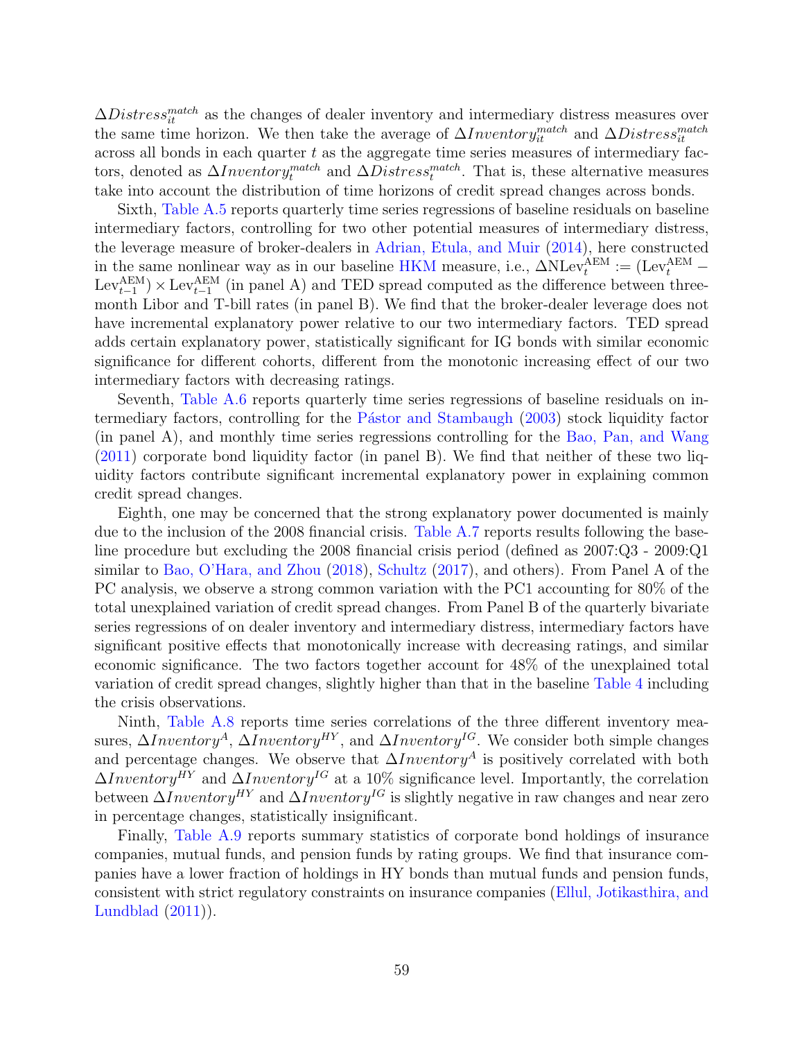$\Delta Distress_{it}^{match}$ as the changes of dealer inventory and intermediary distress measures over the same time horizon. We then take the average of $\Delta Inventory_{it}^{match}$ and $\Delta Distress_{it}^{match}$ across all bonds in each quarter $t$ as the aggregate time series measures of intermediary factors, denoted as $\Delta Inventory_{t}^{match}$ and $\Delta Distress_{t}^{match}$. That is, these alternative measures take into account the distribution of time horizons of credit spread changes across bonds.

Sixth, Table A.5 reports quarterly time series regressions of baseline residuals on baseline intermediary factors, controlling for two other potential measures of intermediary distress, the leverage measure of broker-dealers in Adrian, Etula, and Muir (2014), here constructed in the same nonlinear way as in our baseline HKM measure, i.e., $\Delta \text{NLev}_t^{\text{AEM}} := (\text{Lev}_t^{\text{AEM}} - \text{Lev}_{t-1}^{\text{AEM}}) \times \text{Lev}_{t-1}^{\text{AEM}}$ (in panel A) and TED spread computed as the difference between three-month Libor and T-bill rates (in panel B). We find that the broker-dealer leverage does not have incremental explanatory power relative to our two intermediary factors. TED spread adds certain explanatory power, statistically significant for IG bonds with similar economic significance for different cohorts, different from the monotonic increasing effect of our two intermediary factors with decreasing ratings.

Seventh, Table A.6 reports quarterly time series regressions of baseline residuals on intermediary factors, controlling for the Pástor and Stambaugh (2003) stock liquidity factor (in panel A), and monthly time series regressions controlling for the Bao, Pan, and Wang (2011) corporate bond liquidity factor (in panel B). We find that neither of these two liquidity factors contribute significant incremental explanatory power in explaining common credit spread changes.

Eighth, one may be concerned that the strong explanatory power documented is mainly due to the inclusion of the 2008 financial crisis. Table A.7 reports results following the baseline procedure but excluding the 2008 financial crisis period (defined as 2007:Q3 - 2009:Q1 similar to Bao, O'Hara, and Zhou (2018), Schultz (2017), and others). From Panel A of the PC analysis, we observe a strong common variation with the PC1 accounting for 80% of the total unexplained variation of credit spread changes. From Panel B of the quarterly bivariate series regressions of on dealer inventory and intermediary distress, intermediary factors have significant positive effects that monotonically increase with decreasing ratings, and similar economic significance. The two factors together account for 48% of the unexplained total variation of credit spread changes, slightly higher than that in the baseline Table 4 including the crisis observations.

Ninth, Table A.8 reports time series correlations of the three different inventory measures, $\Delta Inventory^{A}$, $\Delta Inventory^{HY}$, and $\Delta Inventory^{IG}$. We consider both simple changes and percentage changes. We observe that $\Delta Inventory^{A}$ is positively correlated with both $\Delta Inventory^{HY}$ and $\Delta Inventory^{IG}$ at a 10% significance level. Importantly, the correlation between $\Delta Inventory^{HY}$ and $\Delta Inventory^{IG}$ is slightly negative in raw changes and near zero in percentage changes, statistically insignificant.

Finally, Table A.9 reports summary statistics of corporate bond holdings of insurance companies, mutual funds, and pension funds by rating groups. We find that insurance companies have a lower fraction of holdings in HY bonds than mutual funds and pension funds, consistent with strict regulatory constraints on insurance companies (Ellul, Jotikasthira, and Lundblad (2011)).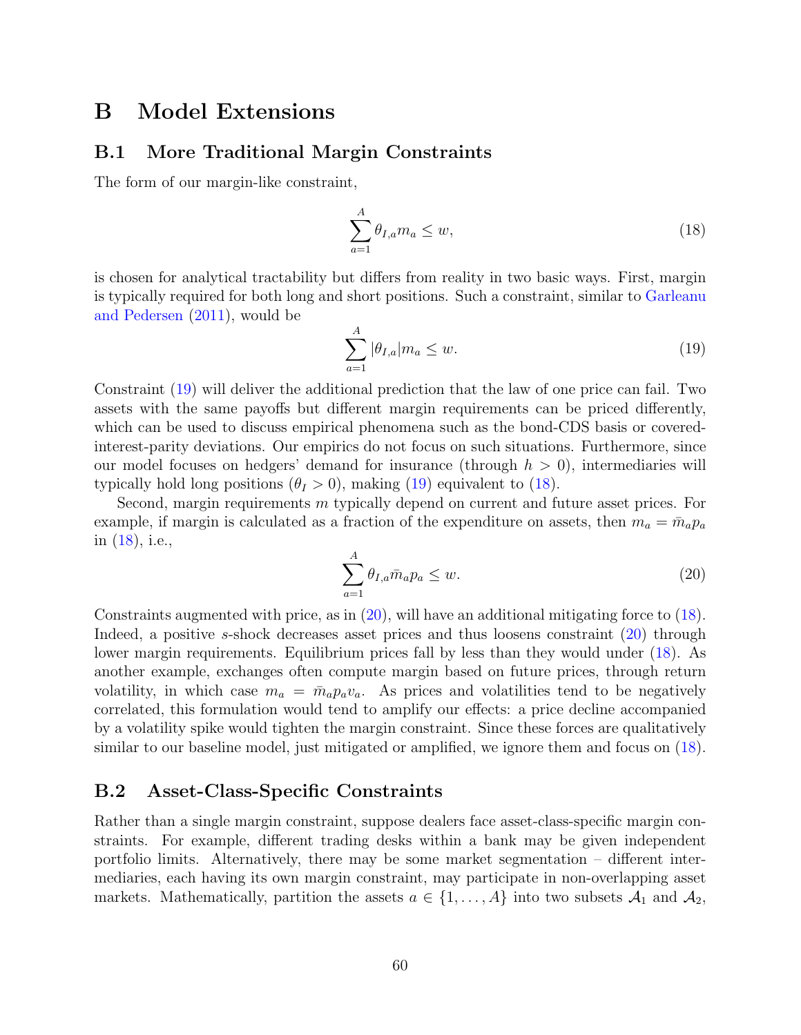# B Model Extensions

## B.1 More Traditional Margin Constraints

The form of our margin-like constraint,

$$\sum_{a=1}^{A} \theta_{I,a} m_a \leq w, \tag{18}$$

is chosen for analytical tractability but differs from reality in two basic ways. First, margin is typically required for both long and short positions. Such a constraint, similar to Garleanu and Pedersen (2011), would be

$$\sum_{a=1}^{A} |\theta_{I,a}| m_a \leq w. \tag{19}$$

Constraint (19) will deliver the additional prediction that the law of one price can fail. Two assets with the same payoffs but different margin requirements can be priced differently, which can be used to discuss empirical phenomena such as the bond-CDS basis or covered-interest-parity deviations. Our empirics do not focus on such situations. Furthermore, since our model focuses on hedgers' demand for insurance (through $h > 0$), intermediaries will typically hold long positions ($\theta_I > 0$), making (19) equivalent to (18).

Second, margin requirements $m$ typically depend on current and future asset prices. For example, if margin is calculated as a fraction of the expenditure on assets, then $m_a = \bar{m}_a p_a$ in (18), i.e.,

$$\sum_{a=1}^{A} \theta_{I,a} \bar{m}_a p_a \leq w. \tag{20}$$

Constraints augmented with price, as in (20), will have an additional mitigating force to (18). Indeed, a positive $s$-shock decreases asset prices and thus loosens constraint (20) through lower margin requirements. Equilibrium prices fall by less than they would under (18). As another example, exchanges often compute margin based on future prices, through return volatility, in which case $m_a = \bar{m}_a p_a v_a$. As prices and volatilities tend to be negatively correlated, this formulation would tend to amplify our effects: a price decline accompanied by a volatility spike would tighten the margin constraint. Since these forces are qualitatively similar to our baseline model, just mitigated or amplified, we ignore them and focus on (18).

## B.2 Asset-Class-Specific Constraints

Rather than a single margin constraint, suppose dealers face asset-class-specific margin constraints. For example, different trading desks within a bank may be given independent portfolio limits. Alternatively, there may be some market segmentation – different intermediaries, each having its own margin constraint, may participate in non-overlapping asset markets. Mathematically, partition the assets $a \in \{1, \ldots, A\}$ into two subsets $\mathcal{A}_1$ and $\mathcal{A}_2$,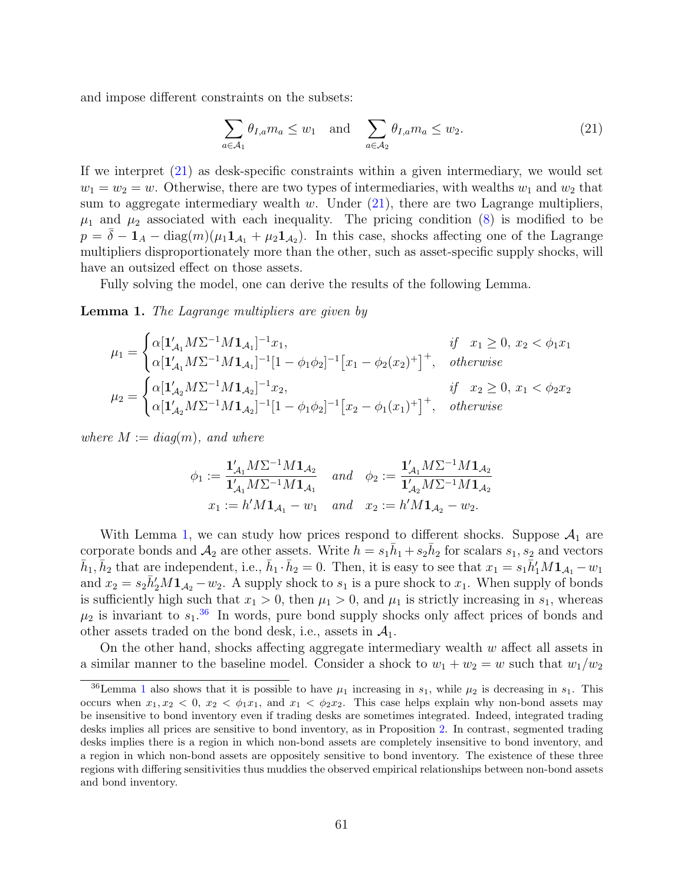and impose different constraints on the subsets:

$$\sum_{a \in \mathcal{A}_1} \theta_{I,a} m_a \leq w_1 \quad \text{and} \quad \sum_{a \in \mathcal{A}_2} \theta_{I,a} m_a \leq w_2. \tag{21}$$

If we interpret (21) as desk-specific constraints within a given intermediary, we would set $w_1 = w_2 = w$. Otherwise, there are two types of intermediaries, with wealths $w_1$ and $w_2$ that sum to aggregate intermediary wealth $w$. Under (21), there are two Lagrange multipliers, $\mu_1$ and $\mu_2$ associated with each inequality. The pricing condition (8) is modified to be $p = \bar{\delta} - \mathbf{1}_A - \text{diag}(m)(\mu_1 \mathbf{1}_{\mathcal{A}_1} + \mu_2 \mathbf{1}_{\mathcal{A}_2})$. In this case, shocks affecting one of the Lagrange multipliers disproportionately more than the other, such as asset-specific supply shocks, will have an outsized effect on those assets.

Fully solving the model, one can derive the results of the following Lemma.

**Lemma 1.** *The Lagrange multipliers are given by*

$$\mu_1 = \begin{cases} \alpha[\mathbf{1}'_{\mathcal{A}_1} M \Sigma^{-1} M \mathbf{1}_{\mathcal{A}_1}]^{-1} x_1, & \text{if} \quad x_1 \geq 0,\ x_2 < \phi_1 x_1 \\ \alpha[\mathbf{1}'_{\mathcal{A}_1} M \Sigma^{-1} M \mathbf{1}_{\mathcal{A}_1}]^{-1} [1 - \phi_1 \phi_2]^{-1} \big[x_1 - \phi_2 (x_2)^+\big]^+, & \text{otherwise} \end{cases}$$

$$\mu_2 = \begin{cases} \alpha[\mathbf{1}'_{\mathcal{A}_2} M \Sigma^{-1} M \mathbf{1}_{\mathcal{A}_2}]^{-1} x_2, & \text{if} \quad x_2 \geq 0,\ x_1 < \phi_2 x_2 \\ \alpha[\mathbf{1}'_{\mathcal{A}_2} M \Sigma^{-1} M \mathbf{1}_{\mathcal{A}_2}]^{-1} [1 - \phi_1 \phi_2]^{-1} \big[x_2 - \phi_1 (x_1)^+\big]^+, & \text{otherwise} \end{cases}$$

*where $M := diag(m)$, and where*

$$\phi_1 := \frac{\mathbf{1}'_{\mathcal{A}_1} M \Sigma^{-1} M \mathbf{1}_{\mathcal{A}_2}}{\mathbf{1}'_{\mathcal{A}_1} M \Sigma^{-1} M \mathbf{1}_{\mathcal{A}_1}} \quad \text{and} \quad \phi_2 := \frac{\mathbf{1}'_{\mathcal{A}_1} M \Sigma^{-1} M \mathbf{1}_{\mathcal{A}_2}}{\mathbf{1}'_{\mathcal{A}_2} M \Sigma^{-1} M \mathbf{1}_{\mathcal{A}_2}}$$
$$x_1 := h' M \mathbf{1}_{\mathcal{A}_1} - w_1 \quad \text{and} \quad x_2 := h' M \mathbf{1}_{\mathcal{A}_2} - w_2.$$

With Lemma 1, we can study how prices respond to different shocks. Suppose $\mathcal{A}_1$ are corporate bonds and $\mathcal{A}_2$ are other assets. Write $h = s_1 \bar{h}_1 + s_2 \bar{h}_2$ for scalars $s_1, s_2$ and vectors $\bar{h}_1, \bar{h}_2$ that are independent, i.e., $\bar{h}_1 \cdot \bar{h}_2 = 0$. Then, it is easy to see that $x_1 = s_1 \bar{h}_1' M \mathbf{1}_{\mathcal{A}_1} - w_1$ and $x_2 = s_2 \bar{h}_2' M \mathbf{1}_{\mathcal{A}_2} - w_2$. A supply shock to $s_1$ is a pure shock to $x_1$. When supply of bonds is sufficiently high such that $x_1 > 0$, then $\mu_1 > 0$, and $\mu_1$ is strictly increasing in $s_1$, whereas $\mu_2$ is invariant to $s_1$.[36] In words, pure bond supply shocks only affect prices of bonds and other assets traded on the bond desk, i.e., assets in $\mathcal{A}_1$.

On the other hand, shocks affecting aggregate intermediary wealth $w$ affect all assets in a similar manner to the baseline model. Consider a shock to $w_1 + w_2 = w$ such that $w_1/w_2$

[36] Lemma 1 also shows that it is possible to have $\mu_1$ increasing in $s_1$, while $\mu_2$ is decreasing in $s_1$. This occurs when $x_1, x_2 < 0$, $x_2 < \phi_1 x_1$, and $x_1 < \phi_2 x_2$. This case helps explain why non-bond assets may be insensitive to bond inventory even if trading desks are sometimes integrated. Indeed, integrated trading desks implies all prices are sensitive to bond inventory, as in Proposition 2. In contrast, segmented trading desks implies there is a region in which non-bond assets are completely insensitive to bond inventory, and a region in which non-bond assets are oppositely sensitive to bond inventory. The existence of these three regions with differing sensitivities thus muddies the observed empirical relationships between non-bond assets and bond inventory.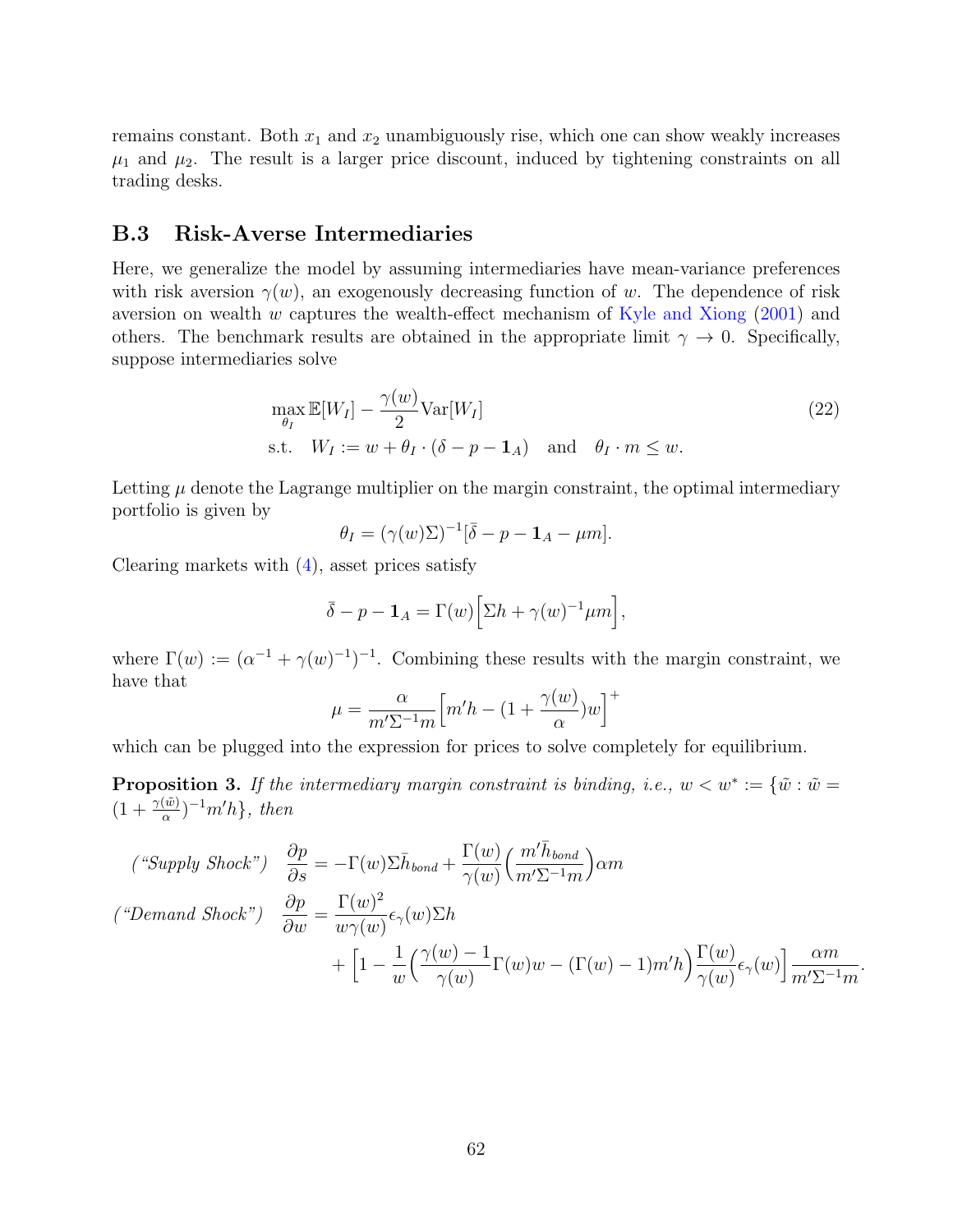remains constant. Both $x_1$ and $x_2$ unambiguously rise, which one can show weakly increases $\mu_1$ and $\mu_2$. The result is a larger price discount, induced by tightening constraints on all trading desks.

## B.3 Risk-Averse Intermediaries

Here, we generalize the model by assuming intermediaries have mean-variance preferences with risk aversion $\gamma(w)$, an exogenously decreasing function of $w$. The dependence of risk aversion on wealth $w$ captures the wealth-effect mechanism of Kyle and Xiong (2001) and others. The benchmark results are obtained in the appropriate limit $\gamma \to 0$. Specifically, suppose intermediaries solve

$$\max_{\theta_I} \mathbb{E}[W_I] - \frac{\gamma(w)}{2}\text{Var}[W_I] \qquad (22)$$
$$\text{s.t.} \quad W_I := w + \theta_I \cdot (\delta - p - \mathbf{1}_A) \quad \text{and} \quad \theta_I \cdot m \leq w.$$

Letting $\mu$ denote the Lagrange multiplier on the margin constraint, the optimal intermediary portfolio is given by

$$\theta_I = (\gamma(w)\Sigma)^{-1}[\bar{\delta} - p - \mathbf{1}_A - \mu m].$$

Clearing markets with (4), asset prices satisfy

$$\bar{\delta} - p - \mathbf{1}_A = \Gamma(w)\Big[\Sigma h + \gamma(w)^{-1}\mu m\Big],$$

where $\Gamma(w) := (\alpha^{-1} + \gamma(w)^{-1})^{-1}$. Combining these results with the margin constraint, we have that

$$\mu = \frac{\alpha}{m'\Sigma^{-1}m}\Big[m'h - (1 + \frac{\gamma(w)}{\alpha})w\Big]^+$$

which can be plugged into the expression for prices to solve completely for equilibrium.

**Proposition 3.** *If the intermediary margin constraint is binding, i.e.,* $w < w^* := \{\tilde{w} : \tilde{w} = (1 + \frac{\gamma(\tilde{w})}{\alpha})^{-1}m'h\}$, *then*

$$(\text{“Supply Shock”}) \quad \frac{\partial p}{\partial s} = -\Gamma(w)\Sigma\bar{h}_{bond} + \frac{\Gamma(w)}{\gamma(w)}\Big(\frac{m'\bar{h}_{bond}}{m'\Sigma^{-1}m}\Big)\alpha m$$

$$(\text{“Demand Shock”}) \quad \frac{\partial p}{\partial w} = \frac{\Gamma(w)^2}{w\gamma(w)}\epsilon_\gamma(w)\Sigma h + \Big[1 - \frac{1}{w}\Big(\frac{\gamma(w)-1}{\gamma(w)}\Gamma(w)w - (\Gamma(w)-1)m'h\Big)\frac{\Gamma(w)}{\gamma(w)}\epsilon_\gamma(w)\Big]\frac{\alpha m}{m'\Sigma^{-1}m}.$$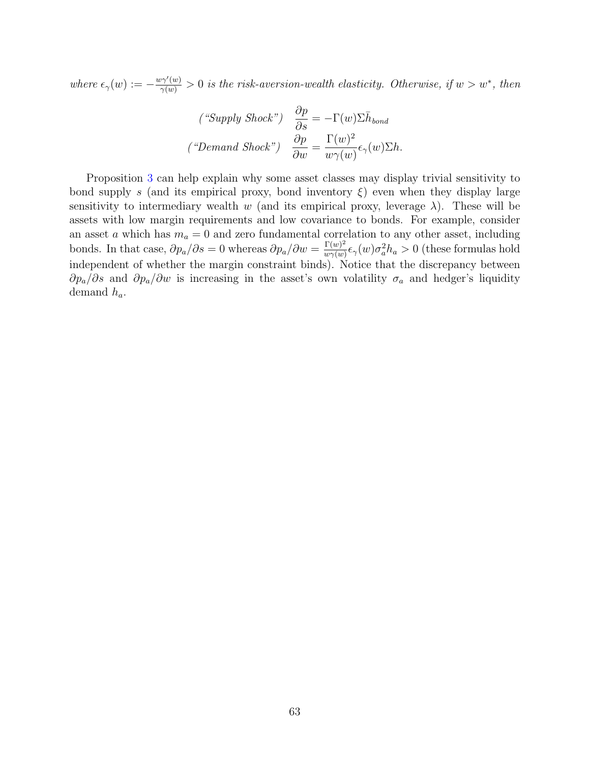*where* $\epsilon_\gamma(w) := -\frac{w\gamma'(w)}{\gamma(w)} > 0$ *is the risk-aversion-wealth elasticity. Otherwise, if* $w > w^*$*, then*

$$\text{(“Supply Shock”)} \quad \frac{\partial p}{\partial s} = -\Gamma(w)\Sigma\bar{h}_{bond}$$

$$\text{(“Demand Shock”)} \quad \frac{\partial p}{\partial w} = \frac{\Gamma(w)^2}{w\gamma(w)}\epsilon_\gamma(w)\Sigma h.$$

Proposition 3 can help explain why some asset classes may display trivial sensitivity to bond supply $s$ (and its empirical proxy, bond inventory $\xi$) even when they display large sensitivity to intermediary wealth $w$ (and its empirical proxy, leverage $\lambda$). These will be assets with low margin requirements and low covariance to bonds. For example, consider an asset $a$ which has $m_a = 0$ and zero fundamental correlation to any other asset, including bonds. In that case, $\partial p_a/\partial s = 0$ whereas $\partial p_a/\partial w = \frac{\Gamma(w)^2}{w\gamma(w)}\epsilon_\gamma(w)\sigma_a^2 h_a > 0$ (these formulas hold independent of whether the margin constraint binds). Notice that the discrepancy between $\partial p_a/\partial s$ and $\partial p_a/\partial w$ is increasing in the asset's own volatility $\sigma_a$ and hedger's liquidity demand $h_a$.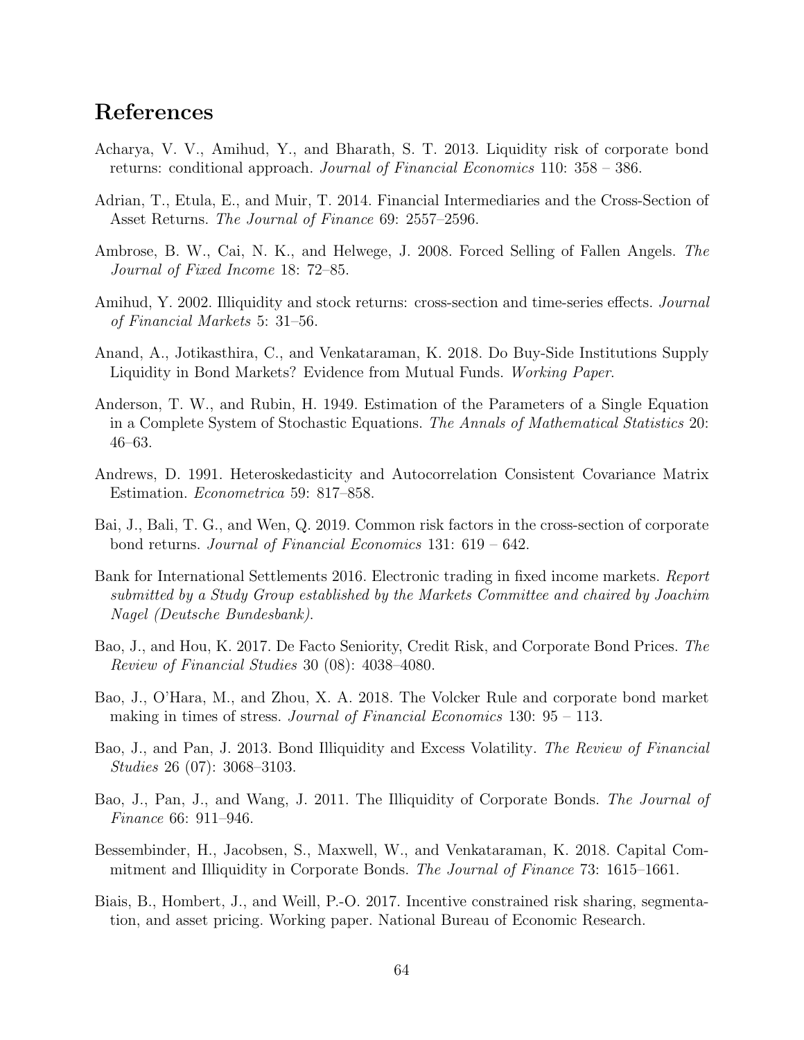# References

Acharya, V. V., Amihud, Y., and Bharath, S. T. 2013. Liquidity risk of corporate bond returns: conditional approach. *Journal of Financial Economics* 110: 358 – 386.

Adrian, T., Etula, E., and Muir, T. 2014. Financial Intermediaries and the Cross-Section of Asset Returns. *The Journal of Finance* 69: 2557–2596.

Ambrose, B. W., Cai, N. K., and Helwege, J. 2008. Forced Selling of Fallen Angels. *The Journal of Fixed Income* 18: 72–85.

Amihud, Y. 2002. Illiquidity and stock returns: cross-section and time-series effects. *Journal of Financial Markets* 5: 31–56.

Anand, A., Jotikasthira, C., and Venkataraman, K. 2018. Do Buy-Side Institutions Supply Liquidity in Bond Markets? Evidence from Mutual Funds. *Working Paper*.

Anderson, T. W., and Rubin, H. 1949. Estimation of the Parameters of a Single Equation in a Complete System of Stochastic Equations. *The Annals of Mathematical Statistics* 20: 46–63.

Andrews, D. 1991. Heteroskedasticity and Autocorrelation Consistent Covariance Matrix Estimation. *Econometrica* 59: 817–858.

Bai, J., Bali, T. G., and Wen, Q. 2019. Common risk factors in the cross-section of corporate bond returns. *Journal of Financial Economics* 131: 619 – 642.

Bank for International Settlements 2016. Electronic trading in fixed income markets. *Report submitted by a Study Group established by the Markets Committee and chaired by Joachim Nagel (Deutsche Bundesbank)*.

Bao, J., and Hou, K. 2017. De Facto Seniority, Credit Risk, and Corporate Bond Prices. *The Review of Financial Studies* 30 (08): 4038–4080.

Bao, J., O'Hara, M., and Zhou, X. A. 2018. The Volcker Rule and corporate bond market making in times of stress. *Journal of Financial Economics* 130: 95 – 113.

Bao, J., and Pan, J. 2013. Bond Illiquidity and Excess Volatility. *The Review of Financial Studies* 26 (07): 3068–3103.

Bao, J., Pan, J., and Wang, J. 2011. The Illiquidity of Corporate Bonds. *The Journal of Finance* 66: 911–946.

Bessembinder, H., Jacobsen, S., Maxwell, W., and Venkataraman, K. 2018. Capital Commitment and Illiquidity in Corporate Bonds. *The Journal of Finance* 73: 1615–1661.

Biais, B., Hombert, J., and Weill, P.-O. 2017. Incentive constrained risk sharing, segmentation, and asset pricing. Working paper. National Bureau of Economic Research.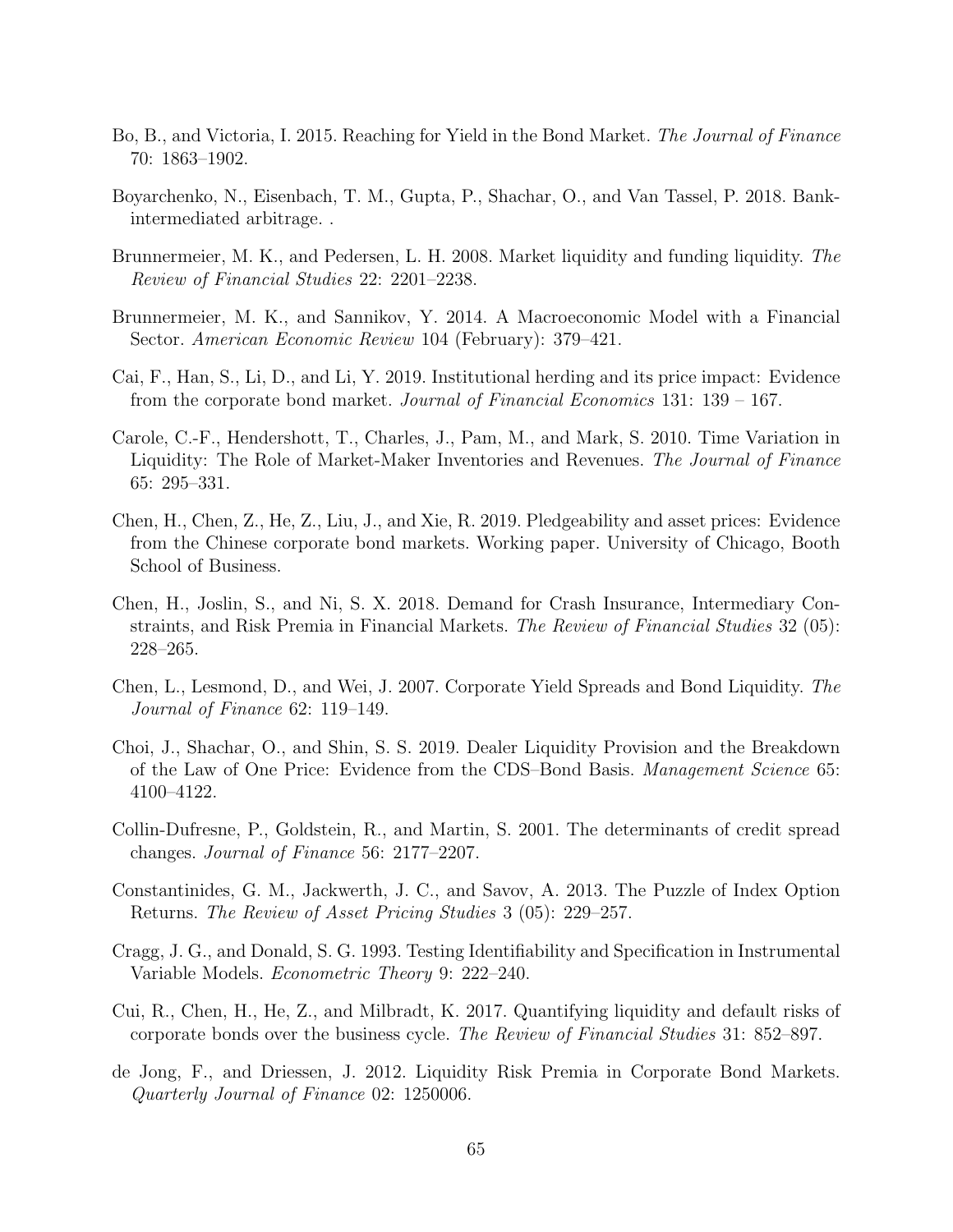Bo, B., and Victoria, I. 2015. Reaching for Yield in the Bond Market. *The Journal of Finance* 70: 1863–1902.

Boyarchenko, N., Eisenbach, T. M., Gupta, P., Shachar, O., and Van Tassel, P. 2018. Bank-intermediated arbitrage. .

Brunnermeier, M. K., and Pedersen, L. H. 2008. Market liquidity and funding liquidity. *The Review of Financial Studies* 22: 2201–2238.

Brunnermeier, M. K., and Sannikov, Y. 2014. A Macroeconomic Model with a Financial Sector. *American Economic Review* 104 (February): 379–421.

Cai, F., Han, S., Li, D., and Li, Y. 2019. Institutional herding and its price impact: Evidence from the corporate bond market. *Journal of Financial Economics* 131: 139 – 167.

Carole, C.-F., Hendershott, T., Charles, J., Pam, M., and Mark, S. 2010. Time Variation in Liquidity: The Role of Market-Maker Inventories and Revenues. *The Journal of Finance* 65: 295–331.

Chen, H., Chen, Z., He, Z., Liu, J., and Xie, R. 2019. Pledgeability and asset prices: Evidence from the Chinese corporate bond markets. Working paper. University of Chicago, Booth School of Business.

Chen, H., Joslin, S., and Ni, S. X. 2018. Demand for Crash Insurance, Intermediary Constraints, and Risk Premia in Financial Markets. *The Review of Financial Studies* 32 (05): 228–265.

Chen, L., Lesmond, D., and Wei, J. 2007. Corporate Yield Spreads and Bond Liquidity. *The Journal of Finance* 62: 119–149.

Choi, J., Shachar, O., and Shin, S. S. 2019. Dealer Liquidity Provision and the Breakdown of the Law of One Price: Evidence from the CDS–Bond Basis. *Management Science* 65: 4100–4122.

Collin-Dufresne, P., Goldstein, R., and Martin, S. 2001. The determinants of credit spread changes. *Journal of Finance* 56: 2177–2207.

Constantinides, G. M., Jackwerth, J. C., and Savov, A. 2013. The Puzzle of Index Option Returns. *The Review of Asset Pricing Studies* 3 (05): 229–257.

Cragg, J. G., and Donald, S. G. 1993. Testing Identifiability and Specification in Instrumental Variable Models. *Econometric Theory* 9: 222–240.

Cui, R., Chen, H., He, Z., and Milbradt, K. 2017. Quantifying liquidity and default risks of corporate bonds over the business cycle. *The Review of Financial Studies* 31: 852–897.

de Jong, F., and Driessen, J. 2012. Liquidity Risk Premia in Corporate Bond Markets. *Quarterly Journal of Finance* 02: 1250006.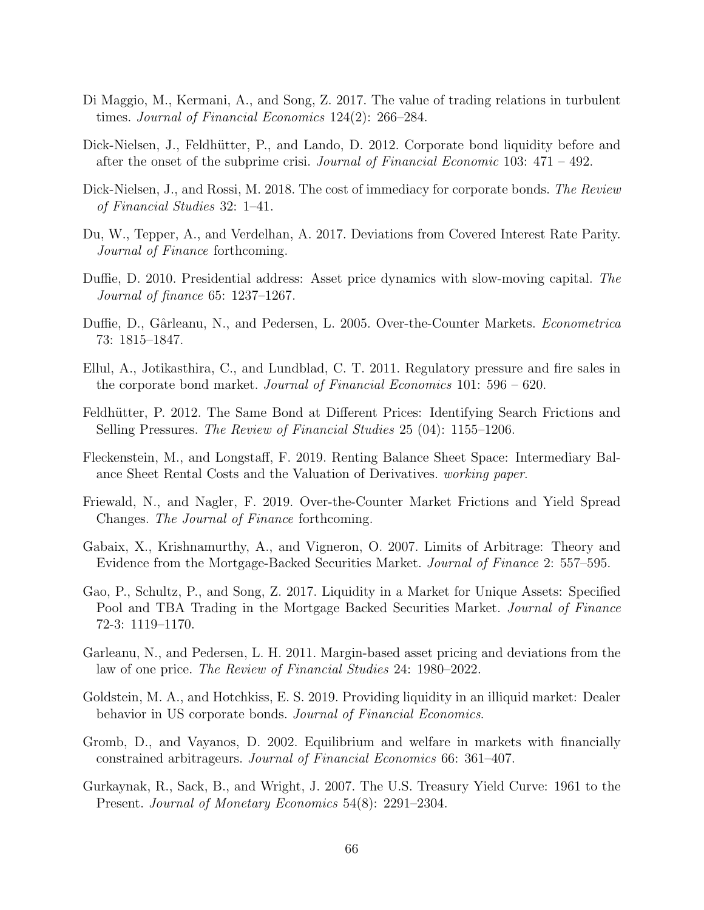Di Maggio, M., Kermani, A., and Song, Z. 2017. The value of trading relations in turbulent times. *Journal of Financial Economics* 124(2): 266–284.

Dick-Nielsen, J., Feldhütter, P., and Lando, D. 2012. Corporate bond liquidity before and after the onset of the subprime crisi. *Journal of Financial Economic* 103: 471 – 492.

Dick-Nielsen, J., and Rossi, M. 2018. The cost of immediacy for corporate bonds. *The Review of Financial Studies* 32: 1–41.

Du, W., Tepper, A., and Verdelhan, A. 2017. Deviations from Covered Interest Rate Parity. *Journal of Finance* forthcoming.

Duffie, D. 2010. Presidential address: Asset price dynamics with slow-moving capital. *The Journal of finance* 65: 1237–1267.

Duffie, D., Gârleanu, N., and Pedersen, L. 2005. Over-the-Counter Markets. *Econometrica* 73: 1815–1847.

Ellul, A., Jotikasthira, C., and Lundblad, C. T. 2011. Regulatory pressure and fire sales in the corporate bond market. *Journal of Financial Economics* 101: 596 – 620.

Feldhütter, P. 2012. The Same Bond at Different Prices: Identifying Search Frictions and Selling Pressures. *The Review of Financial Studies* 25 (04): 1155–1206.

Fleckenstein, M., and Longstaff, F. 2019. Renting Balance Sheet Space: Intermediary Balance Sheet Rental Costs and the Valuation of Derivatives. *working paper*.

Friewald, N., and Nagler, F. 2019. Over-the-Counter Market Frictions and Yield Spread Changes. *The Journal of Finance* forthcoming.

Gabaix, X., Krishnamurthy, A., and Vigneron, O. 2007. Limits of Arbitrage: Theory and Evidence from the Mortgage-Backed Securities Market. *Journal of Finance* 2: 557–595.

Gao, P., Schultz, P., and Song, Z. 2017. Liquidity in a Market for Unique Assets: Specified Pool and TBA Trading in the Mortgage Backed Securities Market. *Journal of Finance* 72-3: 1119–1170.

Garleanu, N., and Pedersen, L. H. 2011. Margin-based asset pricing and deviations from the law of one price. *The Review of Financial Studies* 24: 1980–2022.

Goldstein, M. A., and Hotchkiss, E. S. 2019. Providing liquidity in an illiquid market: Dealer behavior in US corporate bonds. *Journal of Financial Economics*.

Gromb, D., and Vayanos, D. 2002. Equilibrium and welfare in markets with financially constrained arbitrageurs. *Journal of Financial Economics* 66: 361–407.

Gurkaynak, R., Sack, B., and Wright, J. 2007. The U.S. Treasury Yield Curve: 1961 to the Present. *Journal of Monetary Economics* 54(8): 2291–2304.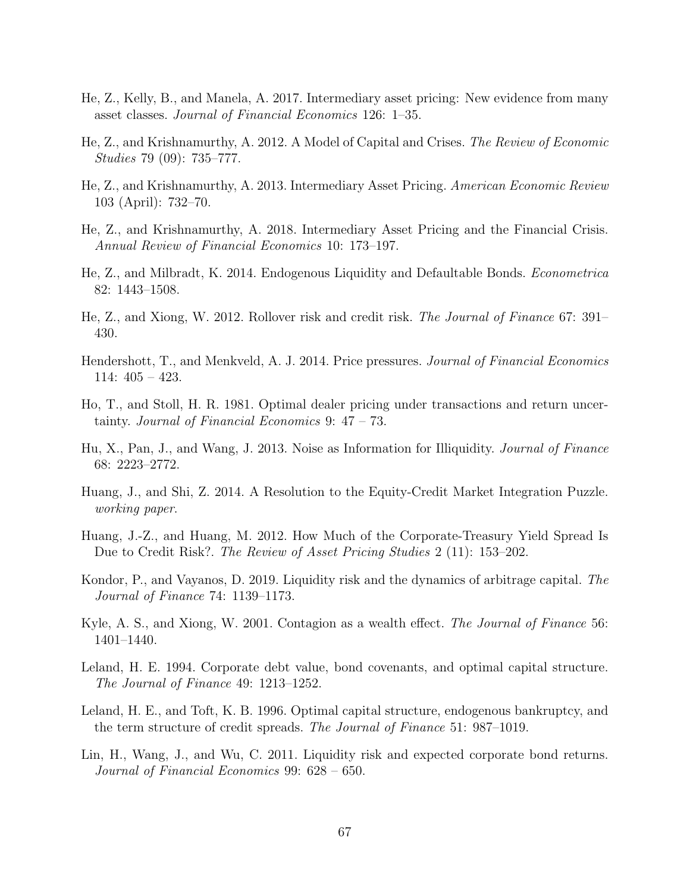He, Z., Kelly, B., and Manela, A. 2017. Intermediary asset pricing: New evidence from many asset classes. *Journal of Financial Economics* 126: 1–35.

He, Z., and Krishnamurthy, A. 2012. A Model of Capital and Crises. *The Review of Economic Studies* 79 (09): 735–777.

He, Z., and Krishnamurthy, A. 2013. Intermediary Asset Pricing. *American Economic Review* 103 (April): 732–70.

He, Z., and Krishnamurthy, A. 2018. Intermediary Asset Pricing and the Financial Crisis. *Annual Review of Financial Economics* 10: 173–197.

He, Z., and Milbradt, K. 2014. Endogenous Liquidity and Defaultable Bonds. *Econometrica* 82: 1443–1508.

He, Z., and Xiong, W. 2012. Rollover risk and credit risk. *The Journal of Finance* 67: 391–430.

Hendershott, T., and Menkveld, A. J. 2014. Price pressures. *Journal of Financial Economics* 114: 405 – 423.

Ho, T., and Stoll, H. R. 1981. Optimal dealer pricing under transactions and return uncertainty. *Journal of Financial Economics* 9: 47 – 73.

Hu, X., Pan, J., and Wang, J. 2013. Noise as Information for Illiquidity. *Journal of Finance* 68: 2223–2772.

Huang, J., and Shi, Z. 2014. A Resolution to the Equity-Credit Market Integration Puzzle. *working paper*.

Huang, J.-Z., and Huang, M. 2012. How Much of the Corporate-Treasury Yield Spread Is Due to Credit Risk?. *The Review of Asset Pricing Studies* 2 (11): 153–202.

Kondor, P., and Vayanos, D. 2019. Liquidity risk and the dynamics of arbitrage capital. *The Journal of Finance* 74: 1139–1173.

Kyle, A. S., and Xiong, W. 2001. Contagion as a wealth effect. *The Journal of Finance* 56: 1401–1440.

Leland, H. E. 1994. Corporate debt value, bond covenants, and optimal capital structure. *The Journal of Finance* 49: 1213–1252.

Leland, H. E., and Toft, K. B. 1996. Optimal capital structure, endogenous bankruptcy, and the term structure of credit spreads. *The Journal of Finance* 51: 987–1019.

Lin, H., Wang, J., and Wu, C. 2011. Liquidity risk and expected corporate bond returns. *Journal of Financial Economics* 99: 628 – 650.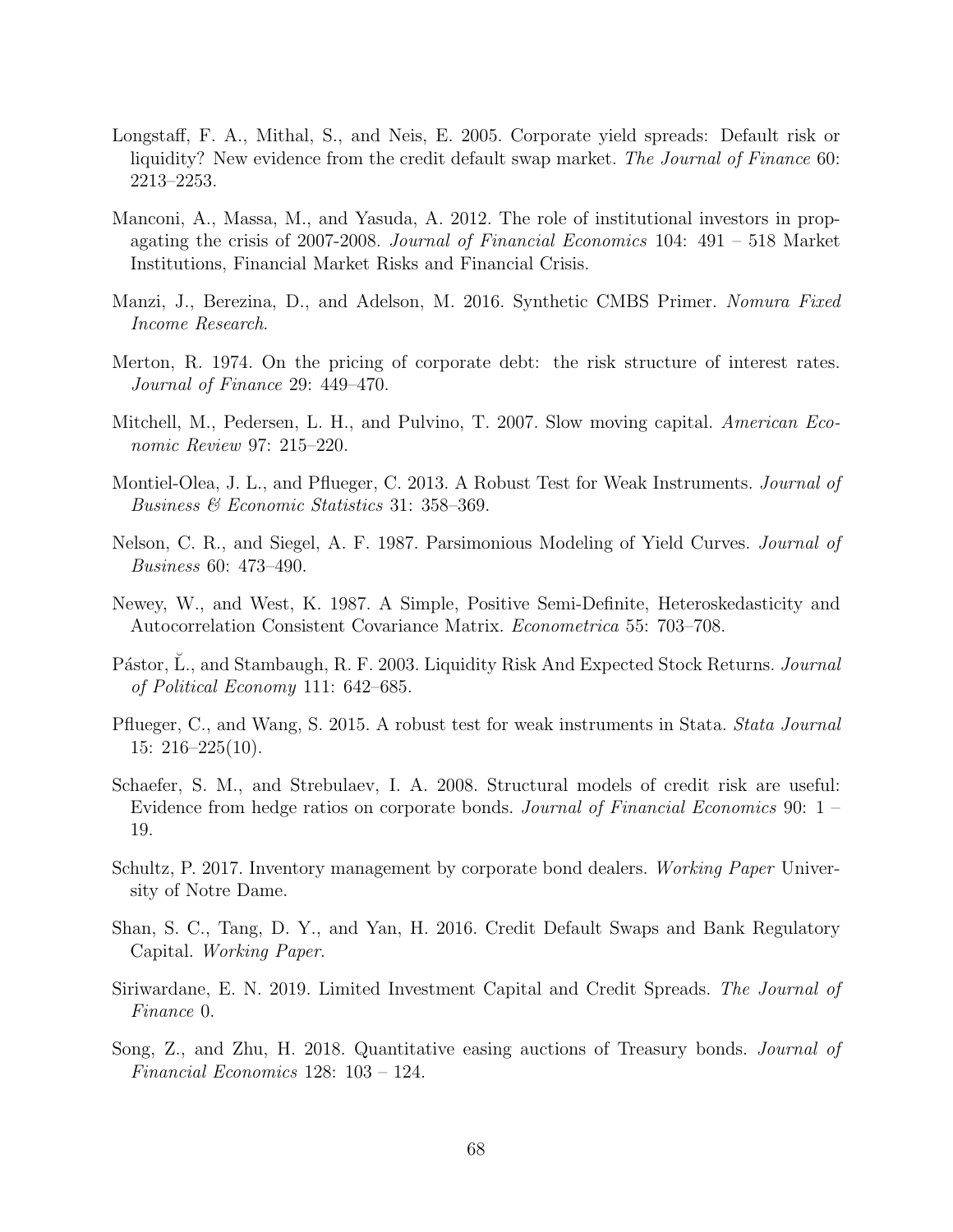Longstaff, F. A., Mithal, S., and Neis, E. 2005. Corporate yield spreads: Default risk or liquidity? New evidence from the credit default swap market. *The Journal of Finance* 60: 2213–2253.

Manconi, A., Massa, M., and Yasuda, A. 2012. The role of institutional investors in propagating the crisis of 2007-2008. *Journal of Financial Economics* 104: 491 – 518 Market Institutions, Financial Market Risks and Financial Crisis.

Manzi, J., Berezina, D., and Adelson, M. 2016. Synthetic CMBS Primer. *Nomura Fixed Income Research*.

Merton, R. 1974. On the pricing of corporate debt: the risk structure of interest rates. *Journal of Finance* 29: 449–470.

Mitchell, M., Pedersen, L. H., and Pulvino, T. 2007. Slow moving capital. *American Economic Review* 97: 215–220.

Montiel-Olea, J. L., and Pflueger, C. 2013. A Robust Test for Weak Instruments. *Journal of Business & Economic Statistics* 31: 358–369.

Nelson, C. R., and Siegel, A. F. 1987. Parsimonious Modeling of Yield Curves. *Journal of Business* 60: 473–490.

Newey, W., and West, K. 1987. A Simple, Positive Semi-Definite, Heteroskedasticity and Autocorrelation Consistent Covariance Matrix. *Econometrica* 55: 703–708.

Pástor, Ľ., and Stambaugh, R. F. 2003. Liquidity Risk And Expected Stock Returns. *Journal of Political Economy* 111: 642–685.

Pflueger, C., and Wang, S. 2015. A robust test for weak instruments in Stata. *Stata Journal* 15: 216–225(10).

Schaefer, S. M., and Strebulaev, I. A. 2008. Structural models of credit risk are useful: Evidence from hedge ratios on corporate bonds. *Journal of Financial Economics* 90: 1 – 19.

Schultz, P. 2017. Inventory management by corporate bond dealers. *Working Paper* University of Notre Dame.

Shan, S. C., Tang, D. Y., and Yan, H. 2016. Credit Default Swaps and Bank Regulatory Capital. *Working Paper*.

Siriwardane, E. N. 2019. Limited Investment Capital and Credit Spreads. *The Journal of Finance* 0.

Song, Z., and Zhu, H. 2018. Quantitative easing auctions of Treasury bonds. *Journal of Financial Economics* 128: 103 – 124.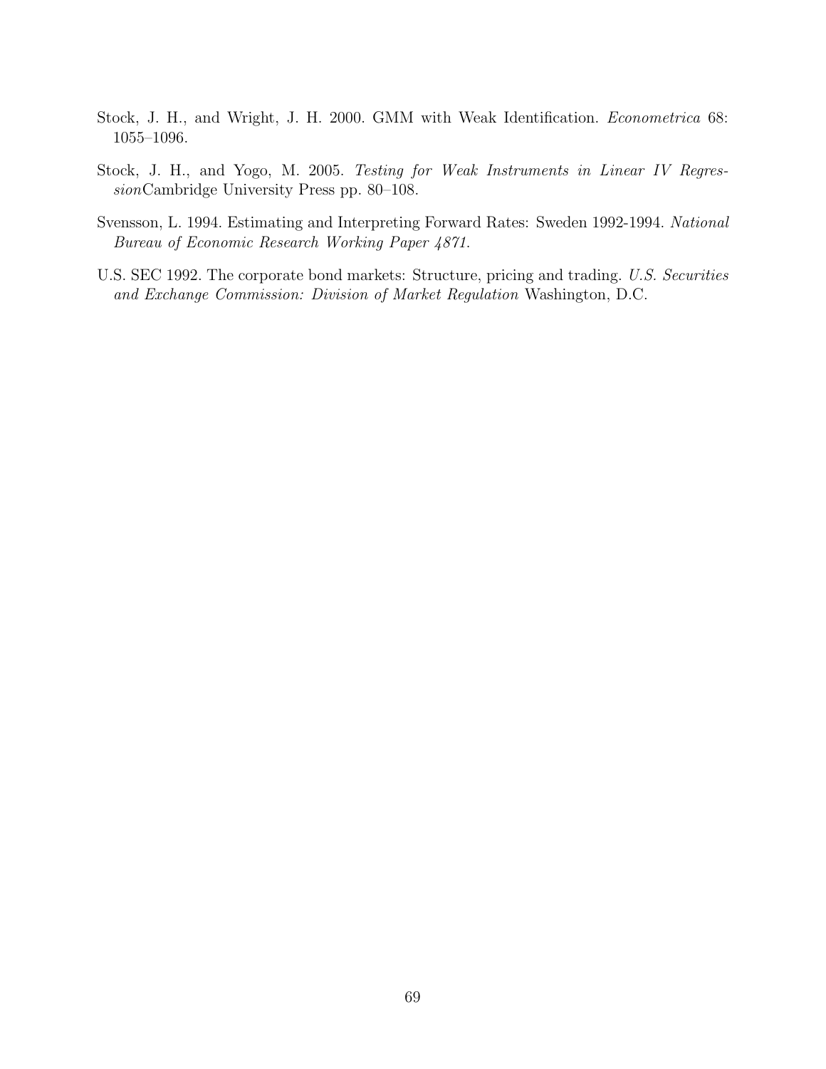Stock, J. H., and Wright, J. H. 2000. GMM with Weak Identification. *Econometrica* 68: 1055–1096.

Stock, J. H., and Yogo, M. 2005. *Testing for Weak Instruments in Linear IV Regression*Cambridge University Press pp. 80–108.

Svensson, L. 1994. Estimating and Interpreting Forward Rates: Sweden 1992-1994. *National Bureau of Economic Research Working Paper 4871.*

U.S. SEC 1992. The corporate bond markets: Structure, pricing and trading. *U.S. Securities and Exchange Commission: Division of Market Regulation* Washington, D.C.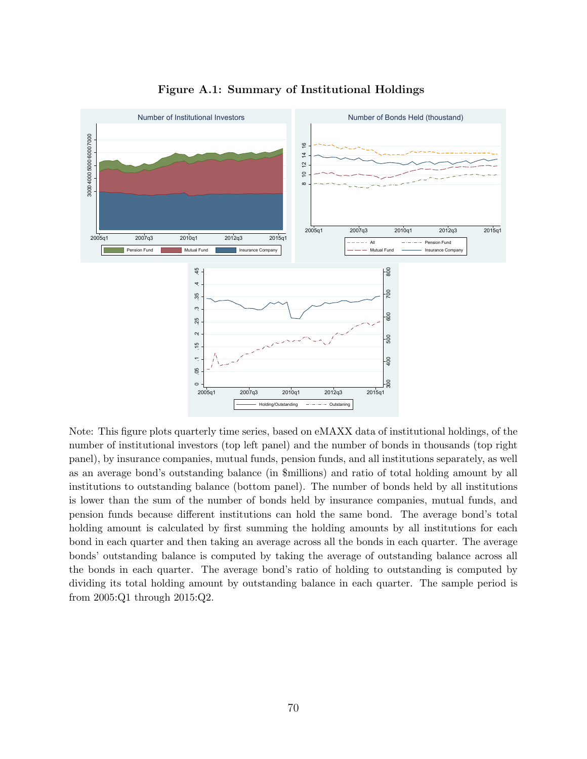**Figure A.1: Summary of Institutional Holdings**

Note: This figure plots quarterly time series, based on eMAXX data of institutional holdings, of the number of institutional investors (top left panel) and the number of bonds in thousands (top right panel), by insurance companies, mutual funds, pension funds, and all institutions separately, as well as an average bond's outstanding balance (in $millions) and ratio of total holding amount by all institutions to outstanding balance (bottom panel). The number of bonds held by all institutions is lower than the sum of the number of bonds held by insurance companies, mutual funds, and pension funds because different institutions can hold the same bond. The average bond's total holding amount is calculated by first summing the holding amounts by all institutions for each bond in each quarter and then taking an average across all the bonds in each quarter. The average bonds' outstanding balance is computed by taking the average of outstanding balance across all the bonds in each quarter. The average bond's ratio of holding to outstanding is computed by dividing its total holding amount by outstanding balance in each quarter. The sample period is from 2005:Q1 through 2015:Q2.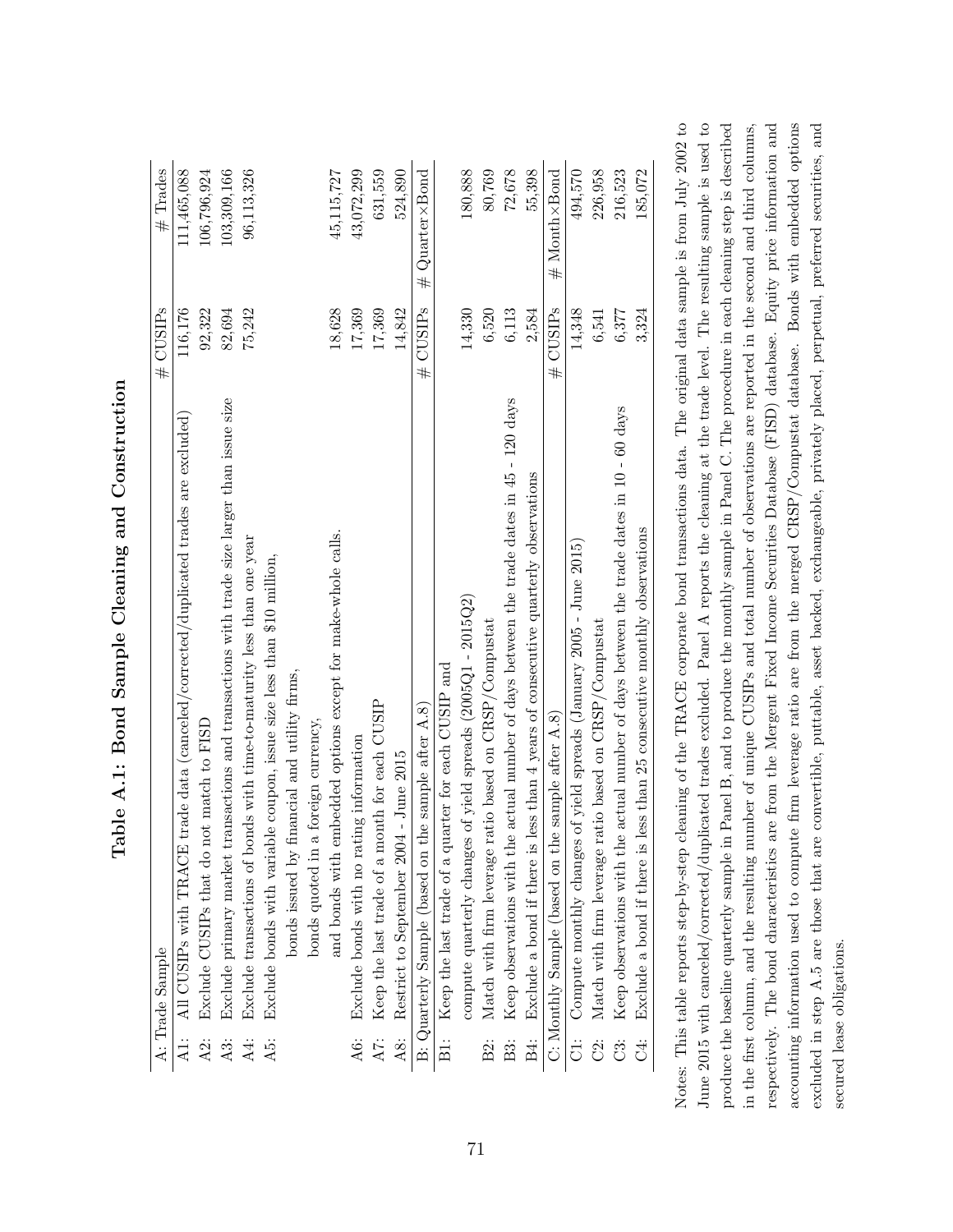**Table A.1: Bond Sample Cleaning and Construction**

| A: Trade Sample | # CUSIPs | # Trades |
|---|---|---|
| A1: All CUSIPs with TRACE trade data (canceled/corrected/duplicated trades are excluded) | 116,176 | 111,465,088 |
| A2: Exclude CUSIPs that do not match to FISD | 92,322 | 106,796,924 |
| A3: Exclude primary market transactions and transactions with trade size larger than issue size | 82,694 | 103,309,166 |
| A4: Exclude transactions of bonds with time-to-maturity less than one year | 75,242 | 96,113,326 |
| A5: Exclude bonds with variable coupon, issue size less than $10 million, bonds issued by financial and utility firms, bonds quoted in a foreign currency, and bonds with embedded options except for make-whole calls. | 18,628 | 45,115,727 |
| A6: Exclude bonds with no rating information | 17,369 | 43,072,299 |
| A7: Keep the last trade of a month for each CUSIP | 17,369 | 631,559 |
| A8: Restrict to September 2004 - June 2015 | 14,842 | 524,890 |
| **B: Quarterly Sample (based on the sample after A.8)** | **# CUSIPs** | **# Quarter×Bond** |
| B1: Keep the last trade of a quarter for each CUSIP and compute quarterly changes of yield spreads (2005Q1 - 2015Q2) | 14,330 | 180,888 |
| B2: Match with firm leverage ratio based on CRSP/Compustat | 6,520 | 80,769 |
| B3: Keep observations with the actual number of days between the trade dates in 45 - 120 days | 6,113 | 72,678 |
| B4: Exclude a bond if there is less than 4 years of consecutive quarterly observations | 2,584 | 55,398 |
| **C: Monthly Sample (based on the sample after A.8)** | **# CUSIPs** | **# Month×Bond** |
| C1: Compute monthly changes of yield spreads (January 2005 - June 2015) | 14,348 | 494,570 |
| C2: Match with firm leverage ratio based on CRSP/Compustat | 6,541 | 226,958 |
| C3: Keep observations with the actual number of days between the trade dates in 10 - 60 days | 6,377 | 216,523 |
| C4: Exclude a bond if there is less than 25 consecutive monthly observations | 3,324 | 185,072 |

Notes: This table reports step-by-step cleaning of the TRACE corporate bond transactions data. The original data sample is from July 2002 to June 2015 with canceled/corrected/duplicated trades excluded. Panel A reports the cleaning at the trade level. The resulting sample is used to produce the baseline quarterly sample in Panel B, and to produce the monthly sample in Panel C. The procedure in each cleaning step is described in the first column, and the resulting number of unique CUSIPs and total number of observations are reported in the second and third columns, respectively. The bond characteristics are from the Mergent Fixed Income Securities Database (FISD) database. Equity price information and accounting information used to compute firm leverage ratio are from the merged CRSP/Compustat database. Bonds with embedded options excluded in step A.5 are those that are convertible, puttable, asset backed, exchangeable, privately placed, perpetual, preferred securities, and secured lease obligations.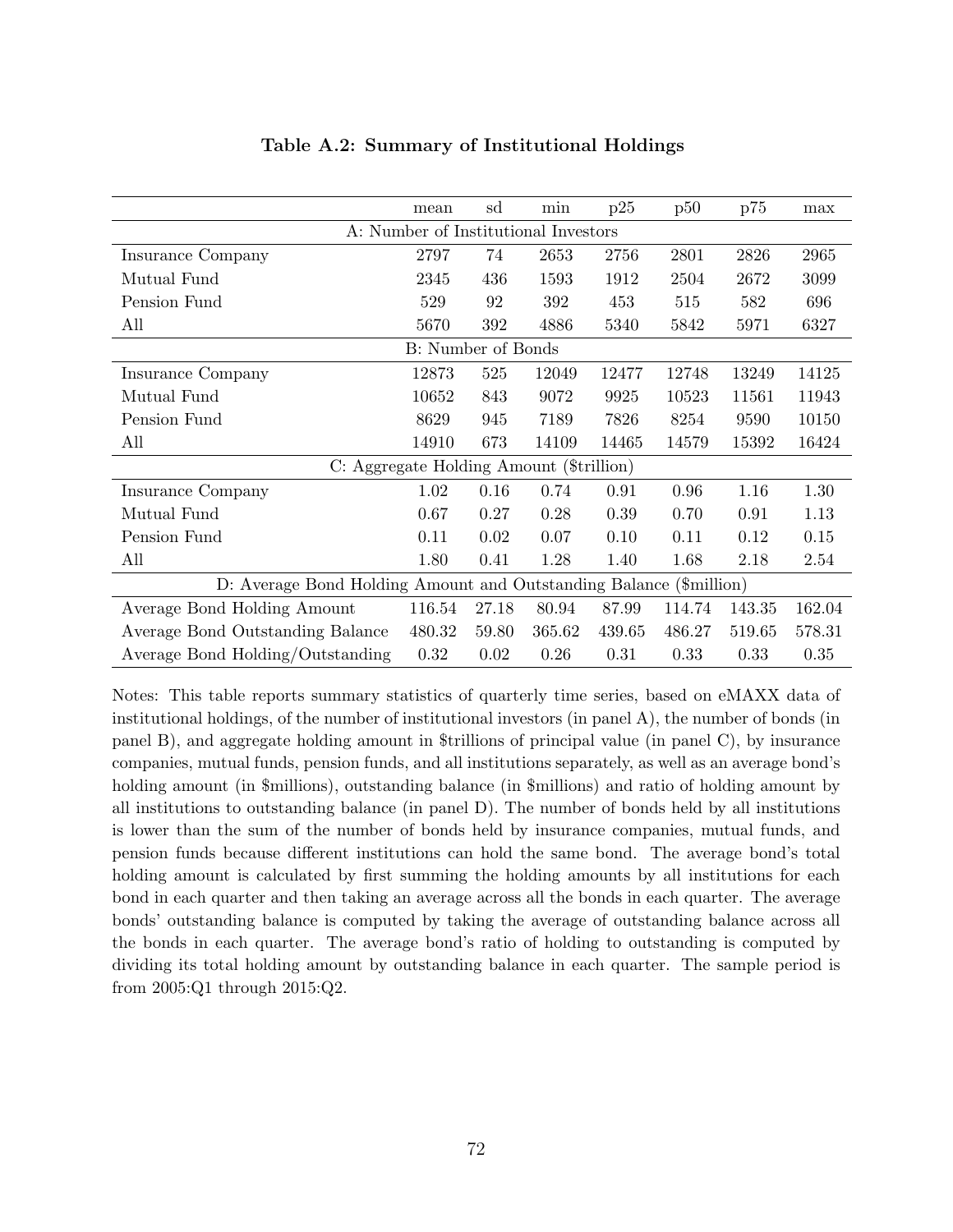**Table A.2: Summary of Institutional Holdings**

| | mean | sd | min | p25 | p50 | p75 | max |
|---|---|---|---|---|---|---|---|
| A: Number of Institutional Investors | | | | | | | |
| Insurance Company | 2797 | 74 | 2653 | 2756 | 2801 | 2826 | 2965 |
| Mutual Fund | 2345 | 436 | 1593 | 1912 | 2504 | 2672 | 3099 |
| Pension Fund | 529 | 92 | 392 | 453 | 515 | 582 | 696 |
| All | 5670 | 392 | 4886 | 5340 | 5842 | 5971 | 6327 |
| B: Number of Bonds | | | | | | | |
| Insurance Company | 12873 | 525 | 12049 | 12477 | 12748 | 13249 | 14125 |
| Mutual Fund | 10652 | 843 | 9072 | 9925 | 10523 | 11561 | 11943 |
| Pension Fund | 8629 | 945 | 7189 | 7826 | 8254 | 9590 | 10150 |
| All | 14910 | 673 | 14109 | 14465 | 14579 | 15392 | 16424 |
| C: Aggregate Holding Amount ($trillion) | | | | | | | |
| Insurance Company | 1.02 | 0.16 | 0.74 | 0.91 | 0.96 | 1.16 | 1.30 |
| Mutual Fund | 0.67 | 0.27 | 0.28 | 0.39 | 0.70 | 0.91 | 1.13 |
| Pension Fund | 0.11 | 0.02 | 0.07 | 0.10 | 0.11 | 0.12 | 0.15 |
| All | 1.80 | 0.41 | 1.28 | 1.40 | 1.68 | 2.18 | 2.54 |
| D: Average Bond Holding Amount and Outstanding Balance ($million) | | | | | | | |
| Average Bond Holding Amount | 116.54 | 27.18 | 80.94 | 87.99 | 114.74 | 143.35 | 162.04 |
| Average Bond Outstanding Balance | 480.32 | 59.80 | 365.62 | 439.65 | 486.27 | 519.65 | 578.31 |
| Average Bond Holding/Outstanding | 0.32 | 0.02 | 0.26 | 0.31 | 0.33 | 0.33 | 0.35 |

Notes: This table reports summary statistics of quarterly time series, based on eMAXX data of institutional holdings, of the number of institutional investors (in panel A), the number of bonds (in panel B), and aggregate holding amount in $trillions of principal value (in panel C), by insurance companies, mutual funds, pension funds, and all institutions separately, as well as an average bond's holding amount (in $millions), outstanding balance (in $millions) and ratio of holding amount by all institutions to outstanding balance (in panel D). The number of bonds held by all institutions is lower than the sum of the number of bonds held by insurance companies, mutual funds, and pension funds because different institutions can hold the same bond. The average bond's total holding amount is calculated by first summing the holding amounts by all institutions for each bond in each quarter and then taking an average across all the bonds in each quarter. The average bonds' outstanding balance is computed by taking the average of outstanding balance across all the bonds in each quarter. The average bond's ratio of holding to outstanding is computed by dividing its total holding amount by outstanding balance in each quarter. The sample period is from 2005:Q1 through 2015:Q2.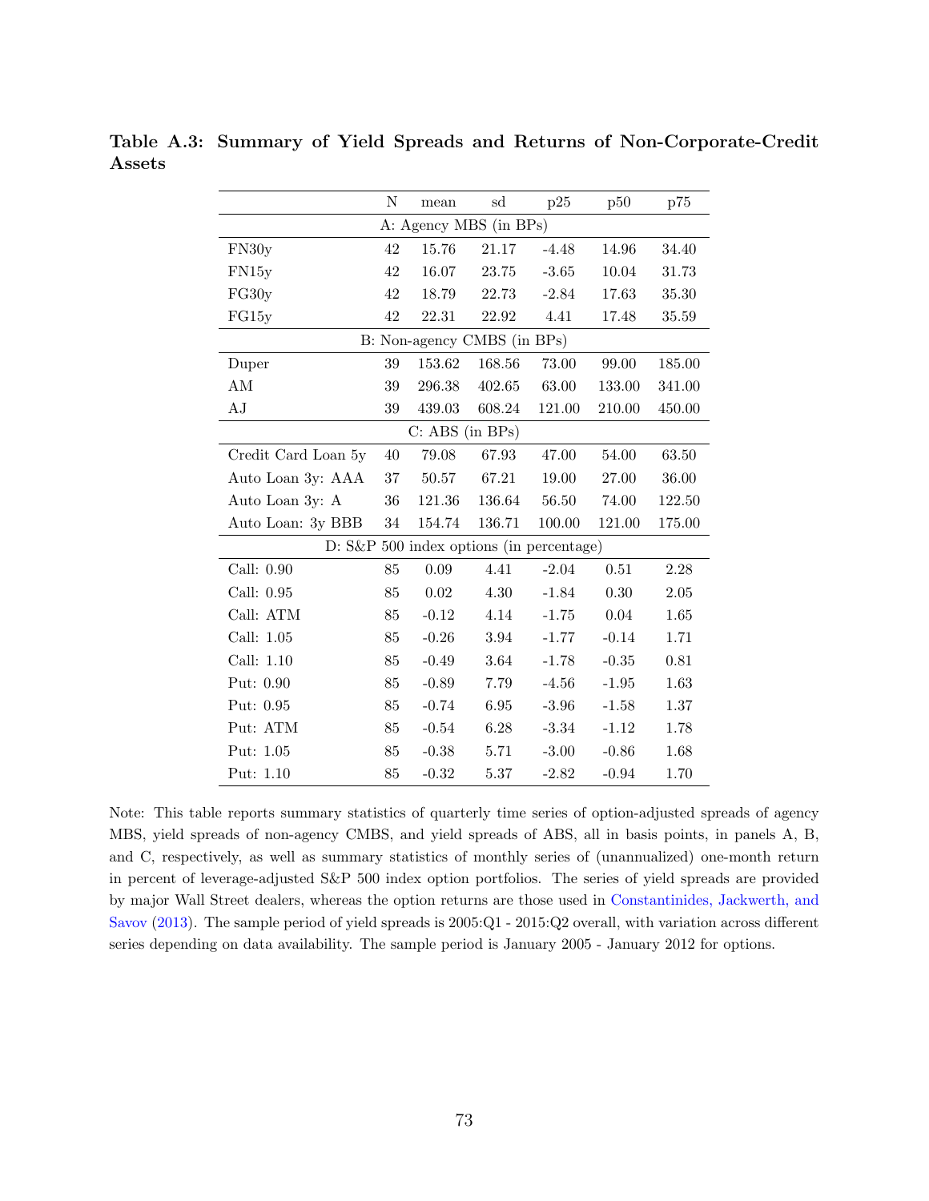**Table A.3: Summary of Yield Spreads and Returns of Non-Corporate-Credit Assets**

| | N | mean | sd | p25 | p50 | p75 |
|---|---|---|---|---|---|---|
| A: Agency MBS (in BPs) | | | | | | |
| FN30y | 42 | 15.76 | 21.17 | -4.48 | 14.96 | 34.40 |
| FN15y | 42 | 16.07 | 23.75 | -3.65 | 10.04 | 31.73 |
| FG30y | 42 | 18.79 | 22.73 | -2.84 | 17.63 | 35.30 |
| FG15y | 42 | 22.31 | 22.92 | 4.41 | 17.48 | 35.59 |
| B: Non-agency CMBS (in BPs) | | | | | | |
| Duper | 39 | 153.62 | 168.56 | 73.00 | 99.00 | 185.00 |
| AM | 39 | 296.38 | 402.65 | 63.00 | 133.00 | 341.00 |
| AJ | 39 | 439.03 | 608.24 | 121.00 | 210.00 | 450.00 |
| C: ABS (in BPs) | | | | | | |
| Credit Card Loan 5y | 40 | 79.08 | 67.93 | 47.00 | 54.00 | 63.50 |
| Auto Loan 3y: AAA | 37 | 50.57 | 67.21 | 19.00 | 27.00 | 36.00 |
| Auto Loan 3y: A | 36 | 121.36 | 136.64 | 56.50 | 74.00 | 122.50 |
| Auto Loan: 3y BBB | 34 | 154.74 | 136.71 | 100.00 | 121.00 | 175.00 |
| D: S&P 500 index options (in percentage) | | | | | | |
| Call: 0.90 | 85 | 0.09 | 4.41 | -2.04 | 0.51 | 2.28 |
| Call: 0.95 | 85 | 0.02 | 4.30 | -1.84 | 0.30 | 2.05 |
| Call: ATM | 85 | -0.12 | 4.14 | -1.75 | 0.04 | 1.65 |
| Call: 1.05 | 85 | -0.26 | 3.94 | -1.77 | -0.14 | 1.71 |
| Call: 1.10 | 85 | -0.49 | 3.64 | -1.78 | -0.35 | 0.81 |
| Put: 0.90 | 85 | -0.89 | 7.79 | -4.56 | -1.95 | 1.63 |
| Put: 0.95 | 85 | -0.74 | 6.95 | -3.96 | -1.58 | 1.37 |
| Put: ATM | 85 | -0.54 | 6.28 | -3.34 | -1.12 | 1.78 |
| Put: 1.05 | 85 | -0.38 | 5.71 | -3.00 | -0.86 | 1.68 |
| Put: 1.10 | 85 | -0.32 | 5.37 | -2.82 | -0.94 | 1.70 |

Note: This table reports summary statistics of quarterly time series of option-adjusted spreads of agency MBS, yield spreads of non-agency CMBS, and yield spreads of ABS, all in basis points, in panels A, B, and C, respectively, as well as summary statistics of monthly series of (unannualized) one-month return in percent of leverage-adjusted S&P 500 index option portfolios. The series of yield spreads are provided by major Wall Street dealers, whereas the option returns are those used in Constantinides, Jackwerth, and Savov (2013). The sample period of yield spreads is 2005:Q1 - 2015:Q2 overall, with variation across different series depending on data availability. The sample period is January 2005 - January 2012 for options.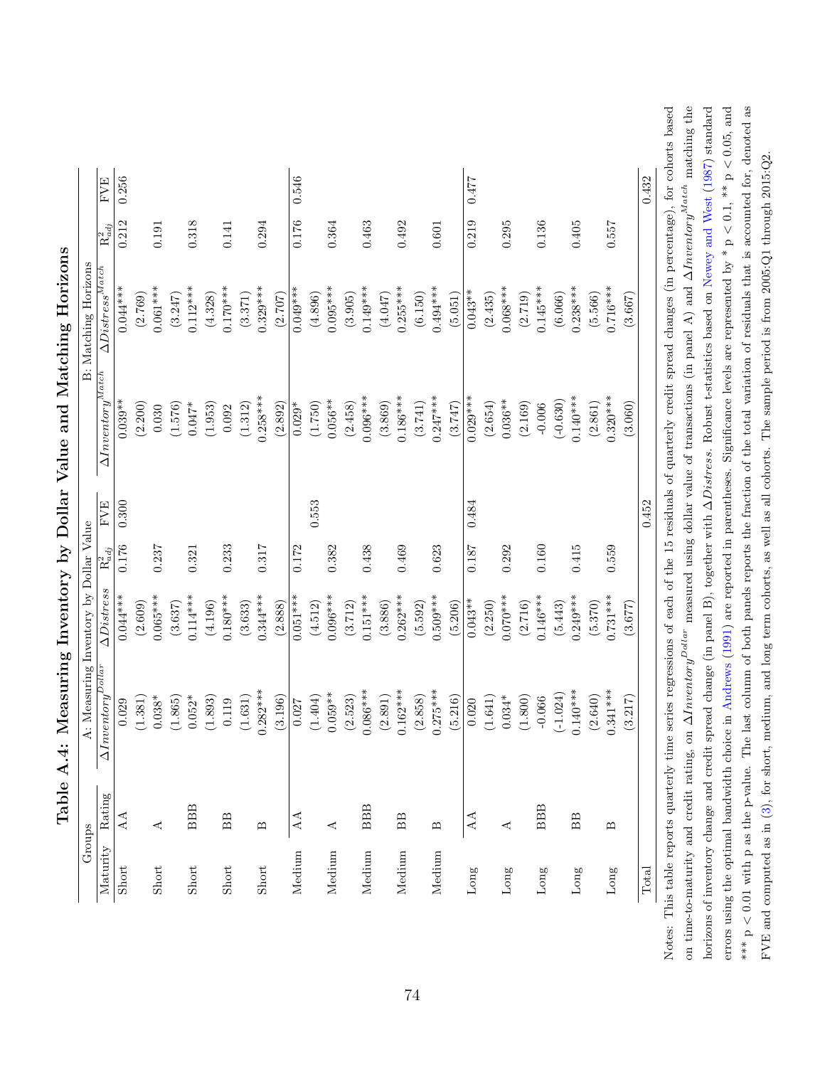# Table A.4: Measuring Inventory by Dollar Value and Matching Horizons

| Groups | | A: Measuring Inventory by Dollar Value | | | | B: Matching Horizons | | | |
|---|---|---|---|---|---|---|---|---|---|
| Maturity | Rating | $\Delta Inventory^{Dollar}$ | $\Delta Distress$ | $R^2_{adj}$ | FVE | $\Delta Inventory^{Match}$ | $\Delta Distress^{Match}$ | $R^2_{adj}$ | FVE |
| Short | AA | 0.029 | 0.044*** | 0.176 | 0.300 | 0.039** | 0.044*** | 0.212 | 0.256 |
| | | (1.381) | (2.609) | | | (2.200) | (2.769) | | |
| Short | A | 0.038* | 0.065*** | 0.237 | | 0.030 | 0.061*** | 0.191 | |
| | | (1.865) | (3.637) | | | (1.576) | (3.247) | | |
| Short | BBB | 0.052* | 0.114*** | 0.321 | | 0.047* | 0.112*** | 0.318 | |
| | | (1.893) | (4.196) | | | (1.953) | (4.328) | | |
| Short | BB | 0.119 | 0.180*** | 0.233 | | 0.092 | 0.170*** | 0.141 | |
| | | (1.631) | (3.633) | | | (1.312) | (3.371) | | |
| Short | B | 0.282*** | 0.344*** | 0.317 | | 0.258*** | 0.329*** | 0.294 | |
| | | (3.196) | (2.888) | | | (2.892) | (2.707) | | |
| Medium | AA | 0.027 | 0.051*** | 0.172 | 0.553 | 0.029* | 0.049*** | 0.176 | 0.546 |
| | | (1.404) | (4.512) | | | (1.750) | (4.896) | | |
| Medium | A | 0.059** | 0.096*** | 0.382 | | 0.056** | 0.095*** | 0.364 | |
| | | (2.523) | (3.712) | | | (2.458) | (3.905) | | |
| Medium | BBB | 0.086*** | 0.151*** | 0.438 | | 0.096*** | 0.149*** | 0.463 | |
| | | (2.891) | (3.886) | | | (3.869) | (4.047) | | |
| Medium | BB | 0.162*** | 0.262*** | 0.469 | | 0.186*** | 0.252*** | 0.492 | |
| | | (2.858) | (5.592) | | | (3.741) | (6.150) | | |
| Medium | B | 0.275*** | 0.509*** | 0.623 | | 0.247*** | 0.494*** | 0.601 | |
| | | (5.216) | (5.206) | | | (3.747) | (5.051) | | |
| Long | AA | 0.020 | 0.043** | 0.187 | 0.484 | 0.029*** | 0.043** | 0.219 | 0.477 |
| | | (1.641) | (2.250) | | | (2.654) | (2.435) | | |
| Long | A | 0.034* | 0.070*** | 0.292 | | 0.036** | 0.068*** | 0.295 | |
| | | (1.800) | (2.716) | | | (2.169) | (2.719) | | |
| Long | BBB | -0.066 | 0.146*** | 0.160 | | -0.006 | 0.145*** | 0.136 | |
| | | (-1.024) | (5.443) | | | (-0.630) | (6.066) | | |
| Long | BB | 0.140*** | 0.249*** | 0.415 | | 0.140*** | 0.238*** | 0.405 | |
| | | (2.640) | (5.370) | | | (2.861) | (5.566) | | |
| Long | B | 0.341*** | 0.731*** | 0.559 | | 0.320*** | 0.716*** | 0.557 | |
| | | (3.217) | (3.677) | | | (3.060) | (3.667) | | |
| Total | | | | | 0.452 | | | | 0.432 |

Notes: This table reports quarterly time series regressions of each of the 15 residuals of quarterly credit spread changes (in percentage), for cohorts based on time-to-maturity and credit rating, on $\Delta Inventory^{Dollar}$ measured using dollar value of transactions (in panel A) and $\Delta Inventory^{Match}$ matching the horizons of inventory change and credit spread change (in panel B), together with $\Delta Distress$. Robust t-statistics based on Newey and West (1987) standard errors using the optimal bandwidth choice in Andrews (1991) are reported in parentheses. Significance levels are represented by * p < 0.1, ** p < 0.05, and *** p < 0.01 with p as the p-value. The last column of both panels reports the fraction of the total variation of residuals that is accounted for, denoted as FVE and computed as in (3), for short, medium, and long term cohorts, as well as all cohorts. The sample period is from 2005:Q1 through 2015:Q2.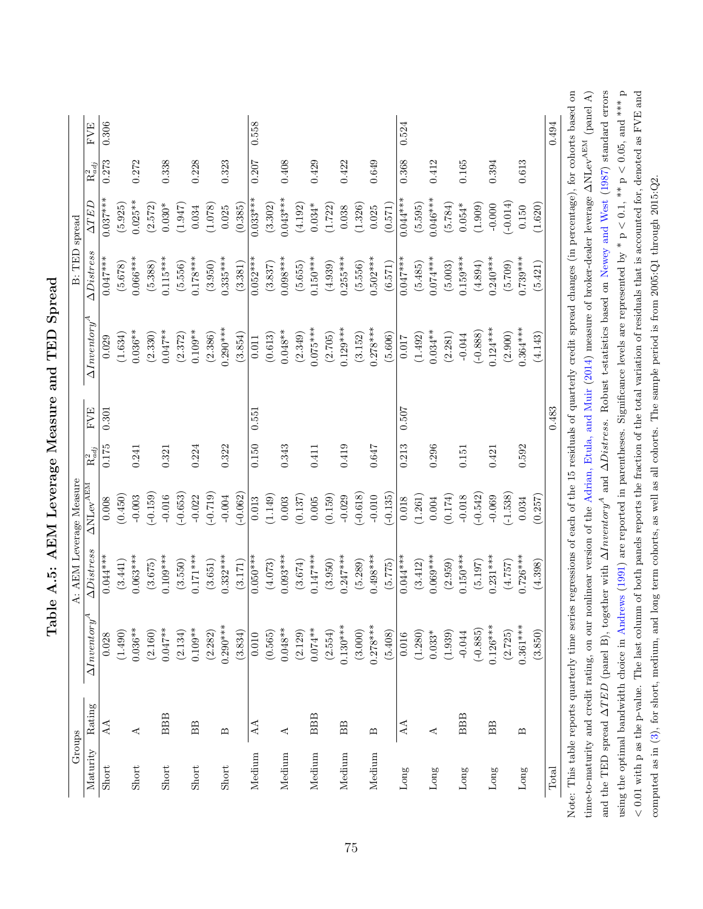# Table A.5: AEM Leverage Measure and TED Spread

| Groups | | A: AEM Leverage Measure | | | | | B: TED spread | | | | |
|---|---|---|---|---|---|---|---|---|---|---|---|
| Maturity | Rating | $\Delta Inventory^A$ | $\Delta Distress$ | $\Delta \text{NLev}^{\text{AEM}}$ | $R^2_{adj}$ | FVE | $\Delta Inventory^A$ | $\Delta Distress$ | $\Delta TED$ | $R^2_{adj}$ | FVE |
| Short | AA | 0.028 | 0.044*** | 0.008 | 0.175 | 0.301 | 0.029 | 0.047*** | 0.037*** | 0.273 | 0.306 |
| | | (1.490) | (3.441) | (0.450) | | | (1.634) | (5.678) | (5.925) | | |
| Short | A | 0.036** | 0.063*** | -0.003 | 0.241 | | 0.036** | 0.066*** | 0.025** | 0.272 | |
| | | (2.160) | (3.675) | (-0.159) | | | (2.330) | (5.388) | (2.572) | | |
| Short | BBB | 0.047** | 0.109*** | -0.016 | 0.321 | | 0.047** | 0.115*** | 0.030* | 0.338 | |
| | | (2.134) | (3.550) | (-0.653) | | | (2.372) | (5.556) | (1.947) | | |
| Short | BB | 0.109** | 0.171*** | -0.022 | 0.224 | | 0.109** | 0.178*** | 0.034 | 0.228 | |
| | | (2.282) | (3.651) | (-0.719) | | | (2.386) | (3.950) | (1.078) | | |
| Short | B | 0.290*** | 0.332*** | -0.004 | 0.322 | | 0.290*** | 0.335*** | 0.025 | 0.323 | |
| | | (3.834) | (3.171) | (-0.062) | | | (3.854) | (3.381) | (0.385) | | |
| Medium | AA | 0.010 | 0.050*** | 0.013 | 0.150 | 0.551 | 0.011 | 0.052*** | 0.033*** | 0.207 | 0.558 |
| | | (0.565) | (4.073) | (1.149) | | | (0.613) | (3.837) | (3.302) | | |
| Medium | A | 0.048** | 0.093*** | 0.003 | 0.343 | | 0.048** | 0.098*** | 0.043*** | 0.408 | |
| | | (2.129) | (3.674) | (0.137) | | | (2.349) | (5.655) | (4.192) | | |
| Medium | BBB | 0.074** | 0.147*** | 0.005 | 0.411 | | 0.075*** | 0.150*** | 0.034* | 0.429 | |
| | | (2.554) | (3.950) | (0.159) | | | (2.705) | (4.939) | (1.722) | | |
| Medium | BB | 0.130*** | 0.247*** | -0.029 | 0.419 | | 0.129*** | 0.255*** | 0.038 | 0.422 | |
| | | (3.000) | (5.289) | (-0.618) | | | (3.152) | (5.556) | (1.326) | | |
| Medium | B | 0.278*** | 0.498*** | -0.010 | 0.647 | | 0.278*** | 0.502*** | 0.025 | 0.649 | |
| | | (5.408) | (5.775) | (-0.135) | | | (5.606) | (6.571) | (0.571) | | |
| Long | AA | 0.016 | 0.044*** | 0.018 | 0.213 | 0.507 | 0.017 | 0.047*** | 0.044*** | 0.368 | 0.524 |
| | | (1.280) | (3.412) | (1.261) | | | (1.492) | (5.485) | (5.595) | | |
| Long | A | 0.033* | 0.069*** | 0.004 | 0.296 | | 0.034** | 0.074*** | 0.046*** | 0.412 | |
| | | (1.939) | (2.959) | (0.174) | | | (2.281) | (5.003) | (5.784) | | |
| Long | BBB | -0.044 | 0.150*** | -0.018 | 0.151 | | -0.044 | 0.159*** | 0.054* | 0.165 | |
| | | (-0.885) | (5.197) | (-0.542) | | | (-0.888) | (4.894) | (1.909) | | |
| Long | BB | 0.126*** | 0.231*** | -0.069 | 0.421 | | 0.124*** | 0.240*** | -0.000 | 0.394 | |
| | | (2.725) | (4.757) | (-1.538) | | | (2.900) | (5.709) | (-0.014) | | |
| Long | B | 0.361*** | 0.726*** | 0.034 | 0.592 | | 0.364*** | 0.739*** | 0.150 | 0.613 | |
| | | (3.850) | (4.398) | (0.257) | | | (4.143) | (5.421) | (1.620) | | |
| Total | | | | | | 0.483 | | | | | 0.494 |

Note: This table reports quarterly time series regressions of each of the 15 residuals of quarterly credit spread changes (in percentage), for cohorts based on time-to-maturity and credit rating, on our nonlinear version of the Adrian, Etula, and Muir (2014) measure of broker-dealer leverage $\Delta \text{NLev}^{\text{AEM}}$ (panel A) and the TED spread $\Delta TED$ (panel B), together with $\Delta Inventory^A$ and $\Delta Distress$. Robust t-statistics based on Newey and West (1987) standard errors using the optimal bandwidth choice in Andrews (1991) are reported in parentheses. Significance levels are represented by * $p < 0.1$, ** $p < 0.05$, and *** $p < 0.01$ with p as the p-value. The last column of both panels reports the fraction of the total variation of residuals that is accounted for, denoted as FVE and computed as in (3), for short, medium, and long term cohorts, as well as all cohorts. The sample period is from 2005:Q1 through 2015:Q2.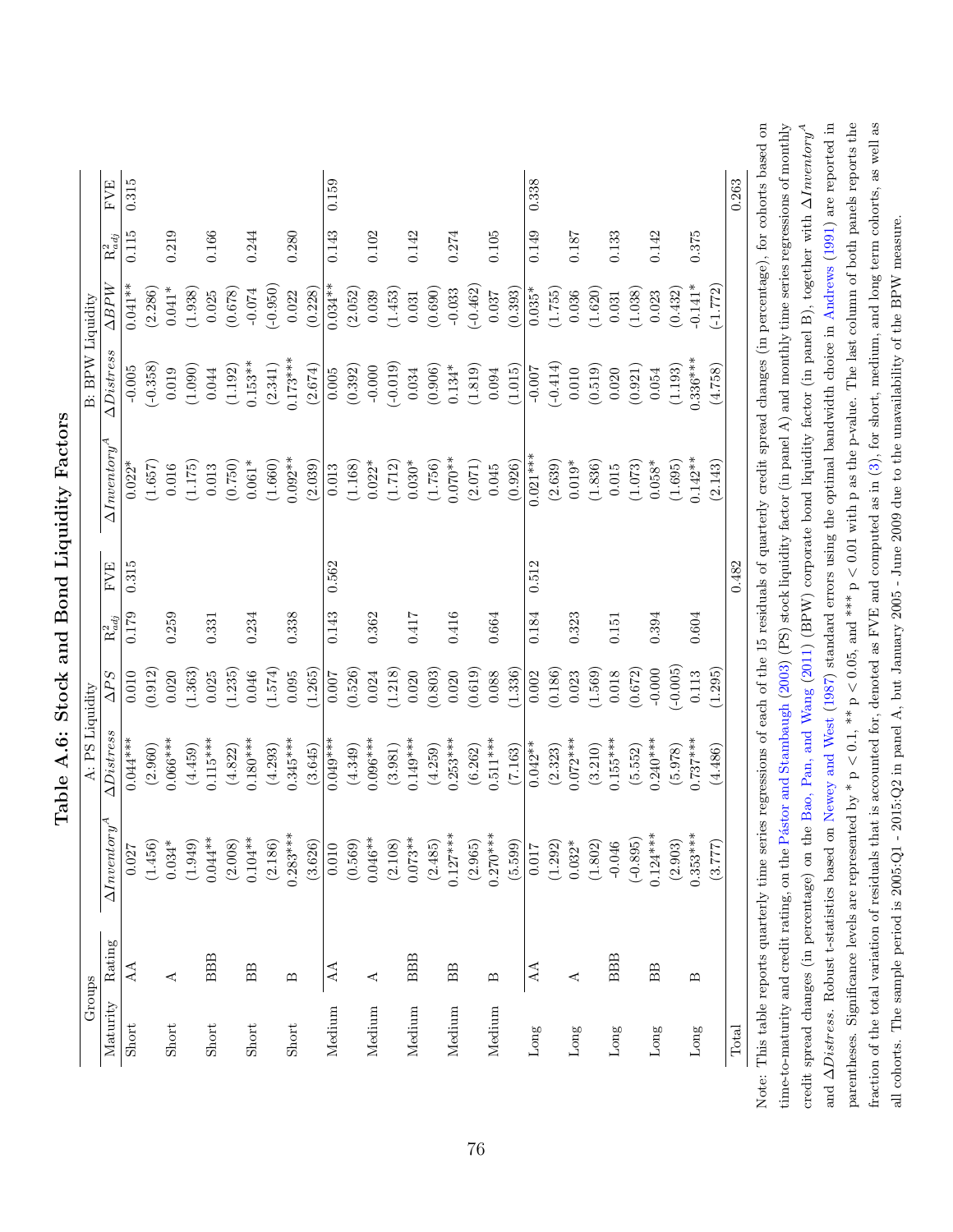# Table A.6: Stock and Bond Liquidity Factors

| Groups | | A: PS Liquidity | | | | | B: BPW Liquidity | | | | |
|---|---|---|---|---|---|---|---|---|---|---|---|
| Maturity | Rating | $\Delta Inventory^A$ | $\Delta Distress$ | $\Delta PS$ | $R^2_{adj}$ | FVE | $\Delta Inventory^A$ | $\Delta Distress$ | $\Delta BPW$ | $R^2_{adj}$ | FVE |
| Short | AA | 0.027 | 0.044*** | 0.010 | 0.179 | 0.315 | 0.022* | -0.005 | 0.041** | 0.115 | 0.315 |
| | | (1.456) | (2.960) | (0.912) | | | (1.657) | (-0.358) | (2.286) | | |
| Short | A | 0.034* | 0.066*** | 0.020 | 0.259 | | 0.016 | 0.019 | 0.041* | 0.219 | |
| | | (1.949) | (4.459) | (1.363) | | | (1.175) | (1.090) | (1.938) | | |
| Short | BBB | 0.044** | 0.115*** | 0.025 | 0.331 | | 0.013 | 0.044 | 0.025 | 0.166 | |
| | | (2.008) | (4.822) | (1.235) | | | (0.750) | (1.192) | (0.678) | | |
| Short | BB | 0.104** | 0.180*** | 0.046 | 0.234 | | 0.061* | 0.153** | -0.074 | 0.244 | |
| | | (2.186) | (4.293) | (1.574) | | | (1.660) | (2.341) | (-0.950) | | |
| Short | B | 0.283*** | 0.345*** | 0.095 | 0.338 | | 0.092** | 0.173*** | 0.022 | 0.280 | |
| | | (3.626) | (3.645) | (1.265) | | | (2.039) | (2.674) | (0.228) | | |
| Medium | AA | 0.010 | 0.049*** | 0.007 | 0.143 | 0.562 | 0.013 | 0.005 | 0.034** | 0.143 | 0.159 |
| | | (0.569) | (4.349) | (0.526) | | | (1.168) | (0.392) | (2.052) | | |
| Medium | A | 0.046** | 0.096*** | 0.024 | 0.362 | | 0.022* | -0.000 | 0.039 | 0.102 | |
| | | (2.108) | (3.981) | (1.218) | | | (1.712) | (-0.019) | (1.453) | | |
| Medium | BBB | 0.073** | 0.149*** | 0.020 | 0.417 | | 0.030* | 0.034 | 0.031 | 0.142 | |
| | | (2.485) | (4.259) | (0.803) | | | (1.756) | (0.906) | (0.690) | | |
| Medium | BB | 0.127*** | 0.253*** | 0.020 | 0.416 | | 0.070** | 0.134* | -0.033 | 0.274 | |
| | | (2.965) | (6.262) | (0.619) | | | (2.071) | (1.819) | (-0.462) | | |
| Medium | B | 0.270*** | 0.511*** | 0.088 | 0.664 | | 0.045 | 0.094 | 0.037 | 0.105 | |
| | | (5.599) | (7.163) | (1.336) | | | (0.926) | (1.015) | (0.393) | | |
| Long | AA | 0.017 | 0.042** | 0.002 | 0.184 | 0.512 | 0.021*** | -0.007 | 0.035* | 0.149 | 0.338 |
| | | (1.292) | (2.323) | (0.186) | | | (2.639) | (-0.414) | (1.755) | | |
| Long | A | 0.032* | 0.072*** | 0.023 | 0.323 | | 0.019* | 0.010 | 0.036 | 0.187 | |
| | | (1.802) | (3.210) | (1.569) | | | (1.836) | (0.519) | (1.620) | | |
| Long | BBB | -0.046 | 0.155*** | 0.018 | 0.151 | | 0.015 | 0.020 | 0.031 | 0.133 | |
| | | (-0.895) | (5.552) | (0.672) | | | (1.073) | (0.921) | (1.038) | | |
| Long | BB | 0.124*** | 0.240*** | -0.000 | 0.394 | | 0.058* | 0.054 | 0.023 | 0.142 | |
| | | (2.903) | (5.978) | (-0.005) | | | (1.695) | (1.193) | (0.432) | | |
| Long | B | 0.353*** | 0.737*** | 0.113 | 0.604 | | 0.142** | 0.336*** | -0.141* | 0.375 | |
| | | (3.777) | (4.486) | (1.295) | | | (2.143) | (4.758) | (-1.772) | | |
| Total | | | | | | 0.482 | | | | | 0.263 |

Note: This table reports quarterly time series regressions of each of the 15 residuals of quarterly credit spread changes (in percentage), for cohorts based on time-to-maturity and credit rating, on the Pástor and Stambaugh (2003) (PS) stock liquidity factor (in panel A) and monthly time series regressions of monthly credit spread changes (in percentage) on the Bao, Pan, and Wang (2011) (BPW) corporate bond liquidity factor (in panel B), together with $\Delta Inventory^A$ and $\Delta Distress$. Robust t-statistics based on Newey and West (1987) standard errors using the optimal bandwidth choice in Andrews (1991) are reported in parentheses. Significance levels are represented by * $p < 0.1$, ** $p < 0.05$, and *** $p < 0.01$ with p as the p-value. The last column of both panels reports the fraction of the total variation of residuals that is accounted for, denoted as FVE and computed as in (3), for short, medium, and long term cohorts, as well as all cohorts. The sample period is 2005:Q1 - 2015:Q2 in panel A, but January 2005 - June 2009 due to the unavailability of the BPW measure.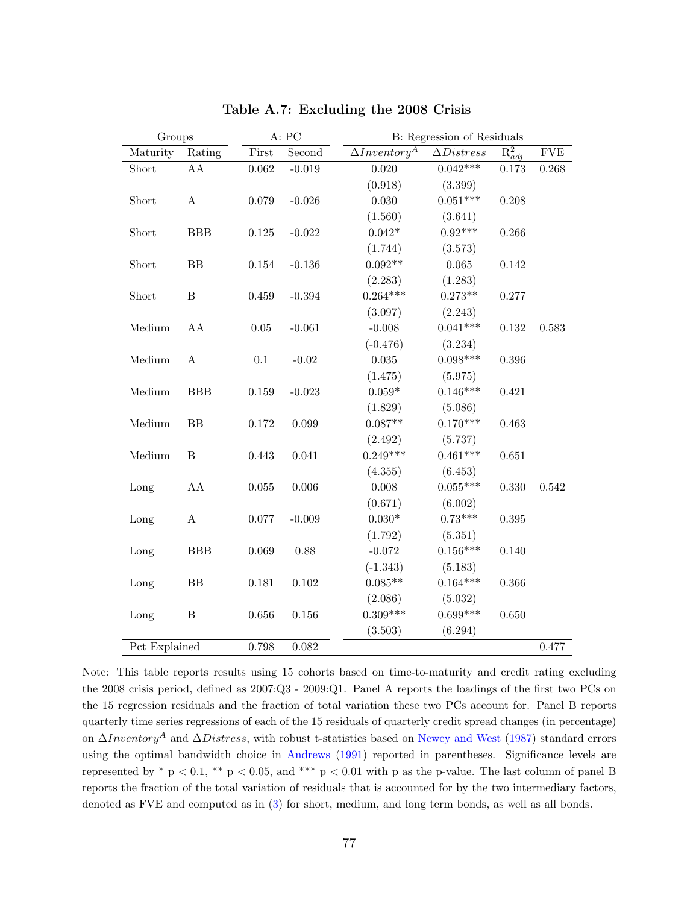# Table A.7: Excluding the 2008 Crisis

| Groups | | A: PC | | B: Regression of Residuals | | | |
|---|---|---|---|---|---|---|---|
| Maturity | Rating | First | Second | $\Delta Inventory^A$ | $\Delta Distress$ | $R^2_{adj}$ | FVE |
| Short | AA | 0.062 | -0.019 | 0.020 | 0.042*** | 0.173 | 0.268 |
| | | | | (0.918) | (3.399) | | |
| Short | A | 0.079 | -0.026 | 0.030 | 0.051*** | 0.208 | |
| | | | | (1.560) | (3.641) | | |
| Short | BBB | 0.125 | -0.022 | 0.042* | 0.92*** | 0.266 | |
| | | | | (1.744) | (3.573) | | |
| Short | BB | 0.154 | -0.136 | 0.092** | 0.065 | 0.142 | |
| | | | | (2.283) | (1.283) | | |
| Short | B | 0.459 | -0.394 | 0.264*** | 0.273** | 0.277 | |
| | | | | (3.097) | (2.243) | | |
| Medium | AA | 0.05 | -0.061 | -0.008 | 0.041*** | 0.132 | 0.583 |
| | | | | (-0.476) | (3.234) | | |
| Medium | A | 0.1 | -0.02 | 0.035 | 0.098*** | 0.396 | |
| | | | | (1.475) | (5.975) | | |
| Medium | BBB | 0.159 | -0.023 | 0.059* | 0.146*** | 0.421 | |
| | | | | (1.829) | (5.086) | | |
| Medium | BB | 0.172 | 0.099 | 0.087** | 0.170*** | 0.463 | |
| | | | | (2.492) | (5.737) | | |
| Medium | B | 0.443 | 0.041 | 0.249*** | 0.461*** | 0.651 | |
| | | | | (4.355) | (6.453) | | |
| Long | AA | 0.055 | 0.006 | 0.008 | 0.055*** | 0.330 | 0.542 |
| | | | | (0.671) | (6.002) | | |
| Long | A | 0.077 | -0.009 | 0.030* | 0.73*** | 0.395 | |
| | | | | (1.792) | (5.351) | | |
| Long | BBB | 0.069 | 0.88 | -0.072 | 0.156*** | 0.140 | |
| | | | | (-1.343) | (5.183) | | |
| Long | BB | 0.181 | 0.102 | 0.085** | 0.164*** | 0.366 | |
| | | | | (2.086) | (5.032) | | |
| Long | B | 0.656 | 0.156 | 0.309*** | 0.699*** | 0.650 | |
| | | | | (3.503) | (6.294) | | |
| Pct Explained | | 0.798 | 0.082 | | | | 0.477 |

Note: This table reports results using 15 cohorts based on time-to-maturity and credit rating excluding the 2008 crisis period, defined as 2007:Q3 - 2009:Q1. Panel A reports the loadings of the first two PCs on the 15 regression residuals and the fraction of total variation these two PCs account for. Panel B reports quarterly time series regressions of each of the 15 residuals of quarterly credit spread changes (in percentage) on $\Delta Inventory^A$ and $\Delta Distress$, with robust t-statistics based on Newey and West (1987) standard errors using the optimal bandwidth choice in Andrews (1991) reported in parentheses. Significance levels are represented by * $p < 0.1$, ** $p < 0.05$, and *** $p < 0.01$ with p as the p-value. The last column of panel B reports the fraction of the total variation of residuals that is accounted for by the two intermediary factors, denoted as FVE and computed as in (3) for short, medium, and long term bonds, as well as all bonds.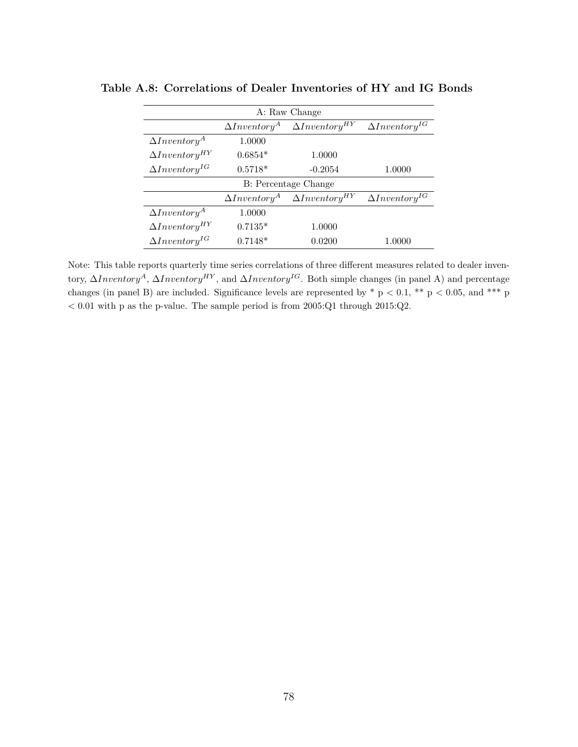**Table A.8: Correlations of Dealer Inventories of HY and IG Bonds**

| A: Raw Change | | | |
|---|---|---|---|
| | $\Delta Inventory^{A}$ | $\Delta Inventory^{HY}$ | $\Delta Inventory^{IG}$ |
| $\Delta Inventory^{A}$ | 1.0000 | | |
| $\Delta Inventory^{HY}$ | 0.6854* | 1.0000 | |
| $\Delta Inventory^{IG}$ | 0.5718* | -0.2054 | 1.0000 |
| **B: Percentage Change** | | | |
| | $\Delta Inventory^{A}$ | $\Delta Inventory^{HY}$ | $\Delta Inventory^{IG}$ |
| $\Delta Inventory^{A}$ | 1.0000 | | |
| $\Delta Inventory^{HY}$ | 0.7135* | 1.0000 | |
| $\Delta Inventory^{IG}$ | 0.7148* | 0.0200 | 1.0000 |

Note: This table reports quarterly time series correlations of three different measures related to dealer inventory, $\Delta Inventory^{A}$, $\Delta Inventory^{HY}$, and $\Delta Inventory^{IG}$. Both simple changes (in panel A) and percentage changes (in panel B) are included. Significance levels are represented by * $p < 0.1$, ** $p < 0.05$, and *** $p < 0.01$ with p as the p-value. The sample period is from 2005:Q1 through 2015:Q2.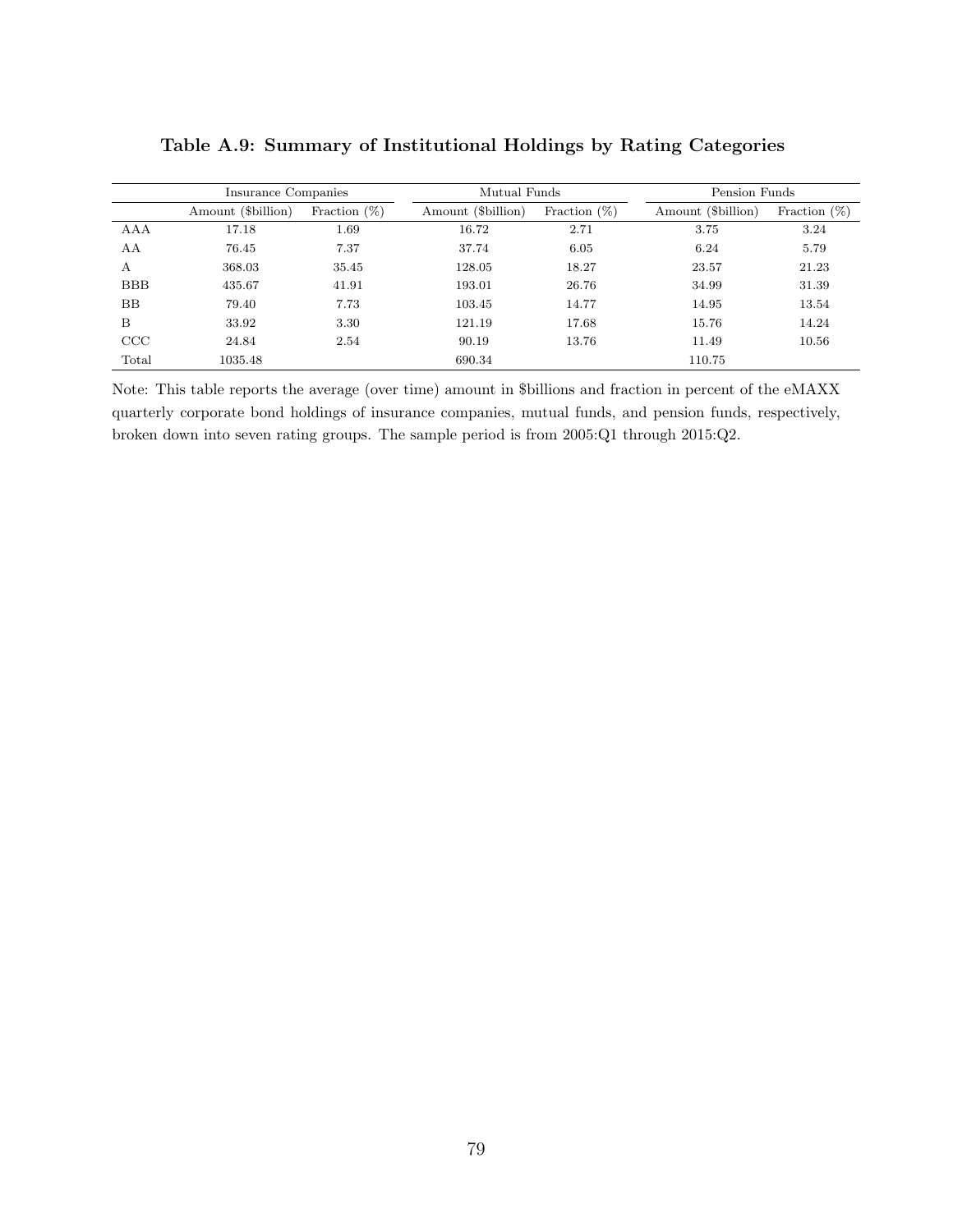**Table A.9: Summary of Institutional Holdings by Rating Categories**

| | Insurance Companies | | Mutual Funds | | Pension Funds | |
|---|---|---|---|---|---|---|
| | Amount ($billion) | Fraction (%) | Amount ($billion) | Fraction (%) | Amount ($billion) | Fraction (%) |
| AAA | 17.18 | 1.69 | 16.72 | 2.71 | 3.75 | 3.24 |
| AA | 76.45 | 7.37 | 37.74 | 6.05 | 6.24 | 5.79 |
| A | 368.03 | 35.45 | 128.05 | 18.27 | 23.57 | 21.23 |
| BBB | 435.67 | 41.91 | 193.01 | 26.76 | 34.99 | 31.39 |
| BB | 79.40 | 7.73 | 103.45 | 14.77 | 14.95 | 13.54 |
| B | 33.92 | 3.30 | 121.19 | 17.68 | 15.76 | 14.24 |
| CCC | 24.84 | 2.54 | 90.19 | 13.76 | 11.49 | 10.56 |
| Total | 1035.48 | | 690.34 | | 110.75 | |

Note: This table reports the average (over time) amount in $billions and fraction in percent of the eMAXX quarterly corporate bond holdings of insurance companies, mutual funds, and pension funds, respectively, broken down into seven rating groups. The sample period is from 2005:Q1 through 2015:Q2.